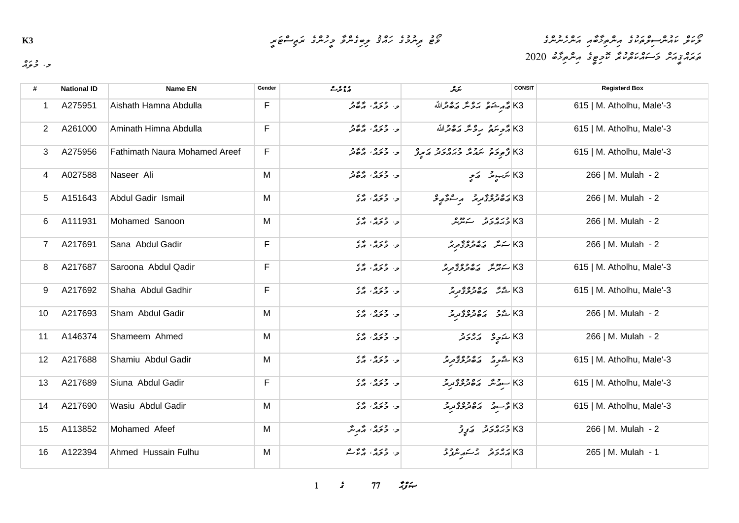# ވޯޓު ދިނުމުގެ ހައްޤު ލިބިގެންވާ މީހުންގެ ރަޖިސްޓަރީ

ލޯކަލް ކައުންސިލްތަކުގެ އިންތިޚާބާއި އަންހެނުންގެ ތަރައްޤީއަށް މަސައްކަތްކުރާ ކޮމިޓީގެ އިންތިޚާބު 2020

K3

މ. މުލައް

| # | National ID | Name EN | Gender | ދާއިރާ | ނަން | CONSIT | Registerd Box |
|---|---|---|---|---|---|---|---|
| 1 | A275951 | Aishath Hamna Abdulla | F | މ. މުލައް، އާބާދު | އާއިޝަތު ހަމްނާ އަބްދުﷲ | K3 | 615 \| M. Atholhu, Male'-3 |
| 2 | A261000 | Aminath Himna Abdulla | F | މ. މުލައް، އާބާދު | އާމިނަތު ހިމްނާ އަބްދުﷲ | K3 | 615 \| M. Atholhu, Male'-3 |
| 3 | A275956 | Fathimath Naura Mohamed Areef | F | މ. މުލައް، އާބާދު | ފާތިމަތު ނައުރާ މުހައްމަދު އަރީފު | K3 | 615 \| M. Atholhu, Male'-3 |
| 4 | A027588 | Naseer Ali | M | މ. މުލައް، އާބާދު | ނަސީރު އަލި | K3 | 266 \| M. Mulah - 2 |
| 5 | A151643 | Abdul Gadir Ismail | M | މ. މުލައް، އާގެ | އަބްދުލްގާދިރު އިސްމާއީލް | K3 | 266 \| M. Mulah - 2 |
| 6 | A111931 | Mohamed Sanoon | M | މ. މުލައް، އާގެ | މުހައްމަދު ސަނޫން | K3 | 266 \| M. Mulah - 2 |
| 7 | A217691 | Sana Abdul Gadir | F | މ. މުލައް، އާގެ | ސަނާ އަބްދުލްގާދިރު | K3 | 266 \| M. Mulah - 2 |
| 8 | A217687 | Saroona Abdul Qadir | F | މ. މުލައް، އާގެ | ސަރޫނާ އަބްދުލްގާދިރު | K3 | 615 \| M. Atholhu, Male'-3 |
| 9 | A217692 | Shaha Abdul Gadhir | F | މ. މުލައް، އާގެ | ޝާހާ އަބްދުލްގާދިރު | K3 | 615 \| M. Atholhu, Male'-3 |
| 10 | A217693 | Sham Abdul Gadir | M | މ. މުލައް، އާގެ | ޝާމް އަބްދުލްގާދިރު | K3 | 266 \| M. Mulah - 2 |
| 11 | A146374 | Shameem Ahmed | M | މ. މުލައް، އާގެ | ޝަމީމް އަހްމަދު | K3 | 266 \| M. Mulah - 2 |
| 12 | A217688 | Shamiu Abdul Gadir | M | މ. މުލައް، އާގެ | ޝާމިއު އަބްދުލްގާދިރު | K3 | 615 \| M. Atholhu, Male'-3 |
| 13 | A217689 | Siuna Abdul Gadir | F | މ. މުލައް، އާގެ | ސިއުނާ އަބްދުލްގާދިރު | K3 | 615 \| M. Atholhu, Male'-3 |
| 14 | A217690 | Wasiu Abdul Gadir | M | މ. މުލައް، އާގެ | ވާސިއު އަބްދުލްގާދިރު | K3 | 615 \| M. Atholhu, Male'-3 |
| 15 | A113852 | Mohamed Afeef | M | މ. މުލައް، އާއިނާ | މުހައްމަދު އަފީފު | K3 | 266 \| M. Mulah - 2 |
| 16 | A122394 | Ahmed Hussain Fulhu | M | މ. މުލައް، އާޒާސް | އަހްމަދު ހުސައިންފުޅު | K3 | 265 \| M. Mulah - 1 |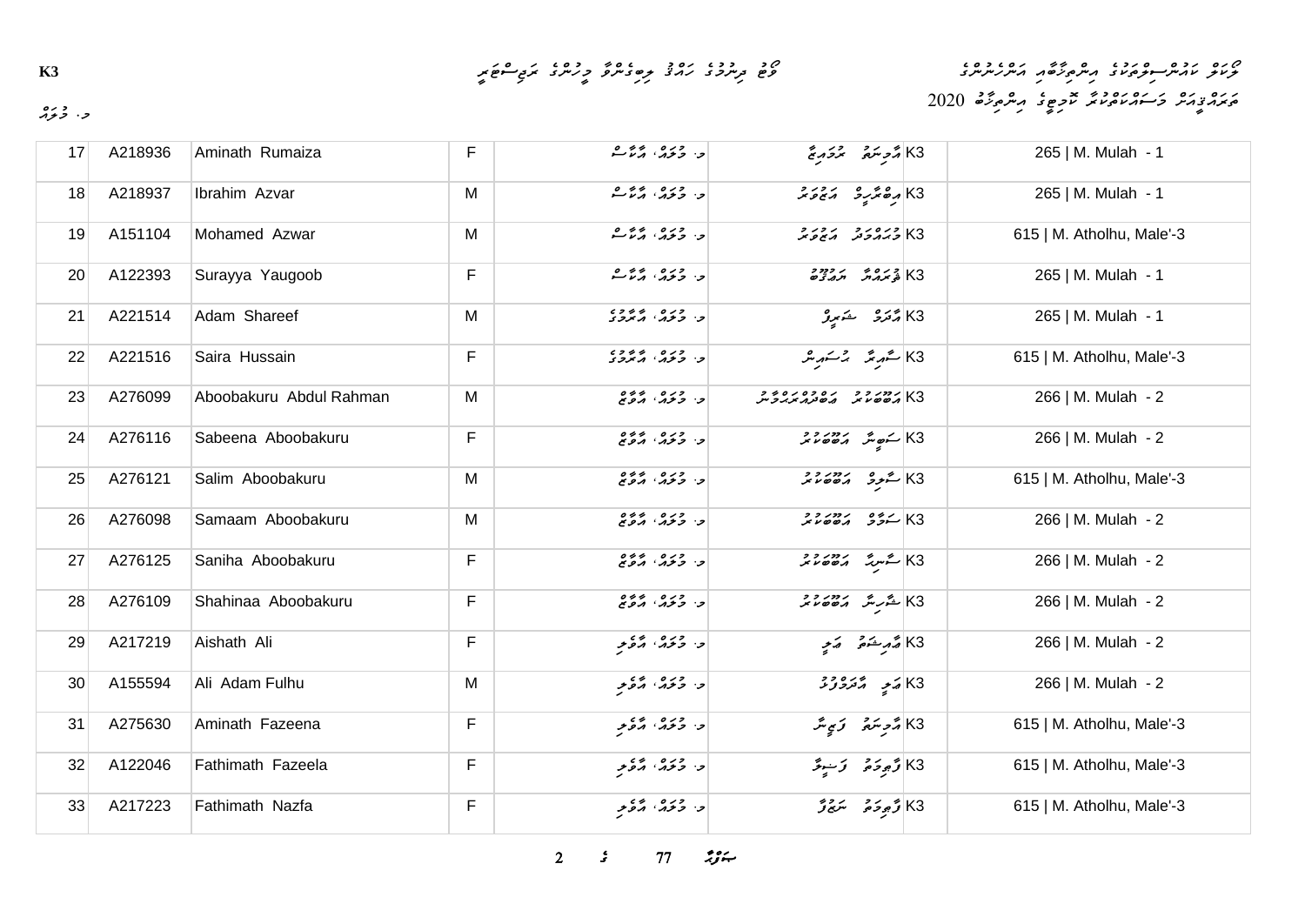| 17 | A218936 | Aminath Rumaiza | F | و· وُمَرْهُ، مُرَّمَّە | K3 مُرْحِ سَرَةِ مُرْحَدِيمَ | 265 \| M. Mulah - 1 |
|---|---|---|---|---|---|---|
| 18 | A218937 | Ibrahim Azvar | M | و· وُمَرْهُ، مُرَّمَّە | K3 مِرْھُتَرِیْرْ مَرْجُوَیْرْ | 265 \| M. Mulah - 1 |
| 19 | A151104 | Mohamed Azwar | M | و· وُمَرْهُ، مُرَّمَّە | K3 وُبَرْمُرْدَتْرُ مَرْجُوَیْرْ | 615 \| M. Atholhu, Male'-3 |
| 20 | A122393 | Surayya Yaugoob | F | و· وُمَرْهُ، مُرَّمَّە | K3 ثُرَمْرُمْرُ مَرْمُتُرُھُ | 265 \| M. Mulah - 1 |
| 21 | A221514 | Adam Shareef | M | و· وُمَرْهُ، مُرْمُرْوُرُ | K3 مُرْتَرُوْ شَمَمِرُوْ | 265 \| M. Mulah - 1 |
| 22 | A221516 | Saira Hussain | F | و· وُمَرْهُ، مُرْمُرْوُرُ | K3 سُمِرْمُرُ بُرْسَمْرِمْرُ | 615 \| M. Atholhu, Male'-3 |
| 23 | A276099 | Aboobakuru Abdul Rahman | M | و· وُمَرْهُ، مُرْمُرْجُ | K3 مَرْھُرُھُمُرُ مَرْھُمْرُمُرُمُرْمُرْجُرُسُ | 266 \| M. Mulah - 2 |
| 24 | A276116 | Sabeena Aboobakuru | F | و· وُمَرْهُ، مُرْمُرْجُ | K3 سَمُومَرْ مَرْھُرُھُمُرُ | 266 \| M. Mulah - 2 |
| 25 | A276121 | Salim Aboobakuru | M | و· وُمَرْهُ، مُرْمُرْجُ | K3 سُمُرُوْ مَرْھُرُھُمُرُ | 615 \| M. Atholhu, Male'-3 |
| 26 | A276098 | Samaam Aboobakuru | M | و· وُمَرْهُ، مُرْمُرْجُ | K3 سَمُوْ مَرْھُرُھُمُرُ | 266 \| M. Mulah - 2 |
| 27 | A276125 | Saniha Aboobakuru | F | و· وُمَرْهُ، مُرْمُرْجُ | K3 سُمْرِرُ مَرْھُرُھُمُرُ | 266 \| M. Mulah - 2 |
| 28 | A276109 | Shahinaa Aboobakuru | F | و· وُمَرْهُ، مُرْمُرْجُ | K3 شُرِمَرُ مَرْھُرُھُمُرُ | 266 \| M. Mulah - 2 |
| 29 | A217219 | Aishath Ali | F | و· وُمَرْهُ، مُرْمُرْمُرْ | K3 مُرِمِشَوْ مَرْمُ | 266 \| M. Mulah - 2 |
| 30 | A155594 | Ali Adam Fulhu | M | و· وُمَرْهُ، مُرْمُرْمُرْ | K3 مَرْمُ مُرْتَرُوْثُرُ | 266 \| M. Mulah - 2 |
| 31 | A275630 | Aminath Fazeena | F | و· وُمَرْهُ، مُرْمُرْمُرْ | K3 مُرْحِسَرُوْ وَمِمْرُ | 615 \| M. Atholhu, Male'-3 |
| 32 | A122046 | Fathimath Fazeela | F | و· وُمَرْهُ، مُرْمُرْمُرْ | K3 وُّمِوَرُوْ وَسِمُوْ | 615 \| M. Atholhu, Male'-3 |
| 33 | A217223 | Fathimath Nazfa | F | و· وُمَرْهُ، مُرْمُرْمُرْ | K3 وُّمِوَرُوْ سَرَجُرُ | 615 \| M. Atholhu, Male'-3 |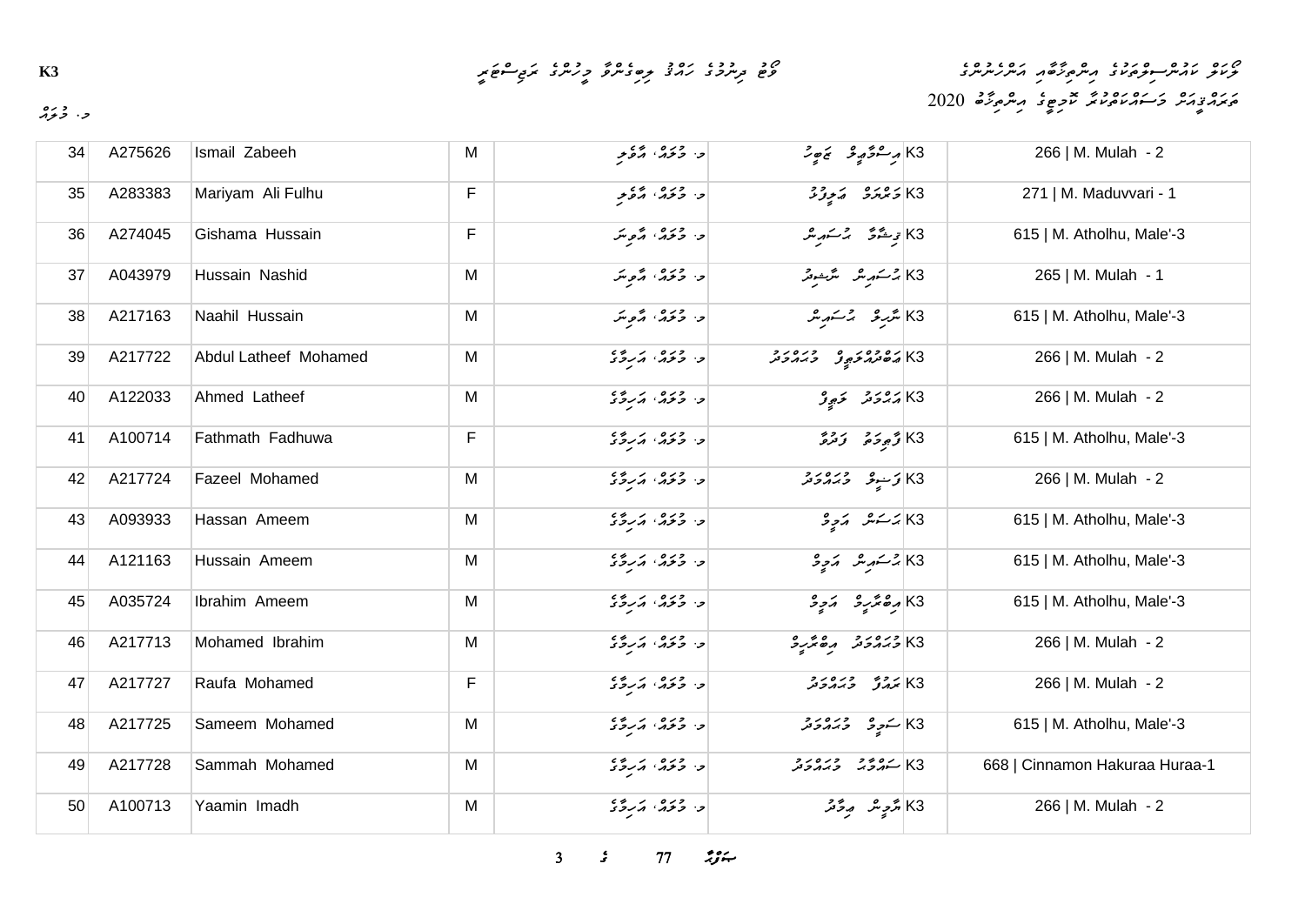| 34 | A275626 | Ismail Zabeeh | M | د. ورور، مەگۇم | K3 مِرْسْتَوَّمِرِ وَ سَمَرِّرْ | 266 \| M. Mulah - 2 |
|---|---|---|---|---|---|---|
| 35 | A283383 | Mariyam Ali Fulhu | F | د. ورور، مەگۇم | K3 دَ بَرْمَرْدْ مَرَمِرْ تَرْ | 271 \| M. Maduvvari - 1 |
| 36 | A274045 | Gishama Hussain | F | د. ورور، مەگوش | K3 تِي شَدَّة بُرْسَمَرِ شَ | 615 \| M. Atholhu, Male'-3 |
| 37 | A043979 | Hussain Nashid | M | د. ورور، مەگوش | K3 بُرْسَمَرِ شَ سَرَّشِونَرْ | 265 \| M. Mulah - 1 |
| 38 | A217163 | Naahil Hussain | M | د. ورور، مەگوش | K3 سَرَّبِرِ وَ بُرْسَمَرِ شَ | 615 \| M. Atholhu, Male'-3 |
| 39 | A217722 | Abdul Latheef Mohamed | M | د. ورور، مەرىۋى | K3 مَرْھَ تَرْمَرْ مَوْرِ وْ دِ بَرْمَرْ دَ تَرْ | 266 \| M. Mulah - 2 |
| 40 | A122033 | Ahmed Latheef | M | د. ورور، مەرىۋى | K3 مَرْبَرْ دَ تَرْ مَوْرِ وْ | 266 \| M. Mulah - 2 |
| 41 | A100714 | Fathmath Fadhuwa | F | د. ورور، مەرىۋى | K3 وَّبِوَدَهْ وَ تَرْمَّ | 615 \| M. Atholhu, Male'-3 |
| 42 | A217724 | Fazeel Mohamed | M | د. ورور، مەرىۋى | K3 وَ سِوِ وْ دِ بَرْمَرْ دَ تَرْ | 266 \| M. Mulah - 2 |
| 43 | A093933 | Hassan Ameem | M | د. ورور، مەرىۋى | K3 بَرْسَسْ مَرِ وْ | 615 \| M. Atholhu, Male'-3 |
| 44 | A121163 | Hussain Ameem | M | د. ورور، مەرىۋى | K3 بُرْسَمَرِ شَ مَرِ وْ | 615 \| M. Atholhu, Male'-3 |
| 45 | A035724 | Ibrahim Ameem | M | د. ورور، مەرىۋى | K3 مِرْھَ بَرْرِ وْ مَرِ وْ | 615 \| M. Atholhu, Male'-3 |
| 46 | A217713 | Mohamed Ibrahim | M | د. ورور، مەرىۋى | K3 دِ بَرْمَرْ دَ تَرْ مِرْھَ بَرْرِ وْ | 266 \| M. Mulah - 2 |
| 47 | A217727 | Raufa Mohamed | F | د. ورور، مەرىۋى | K3 بَرْمَرْ وَّ دِ بَرْمَرْ دَ تَرْ | 266 \| M. Mulah - 2 |
| 48 | A217725 | Sameem Mohamed | M | د. ورور، مەرىۋى | K3 سَوِ وْ دِ بَرْمَرْ دَ تَرْ | 615 \| M. Atholhu, Male'-3 |
| 49 | A217728 | Sammah Mohamed | M | د. ورور، مەرىۋى | K3 سَرْمَرْ وَّ بَرْ دِ بَرْمَرْ دَ تَرْ | 668 \| Cinnamon Hakuraa Huraa-1 |
| 50 | A100713 | Yaamin Imadh | M | د. ورور، مەرىۋى | K3 مَّرِ شَ مِرَّ تَرْ | 266 \| M. Mulah - 2 |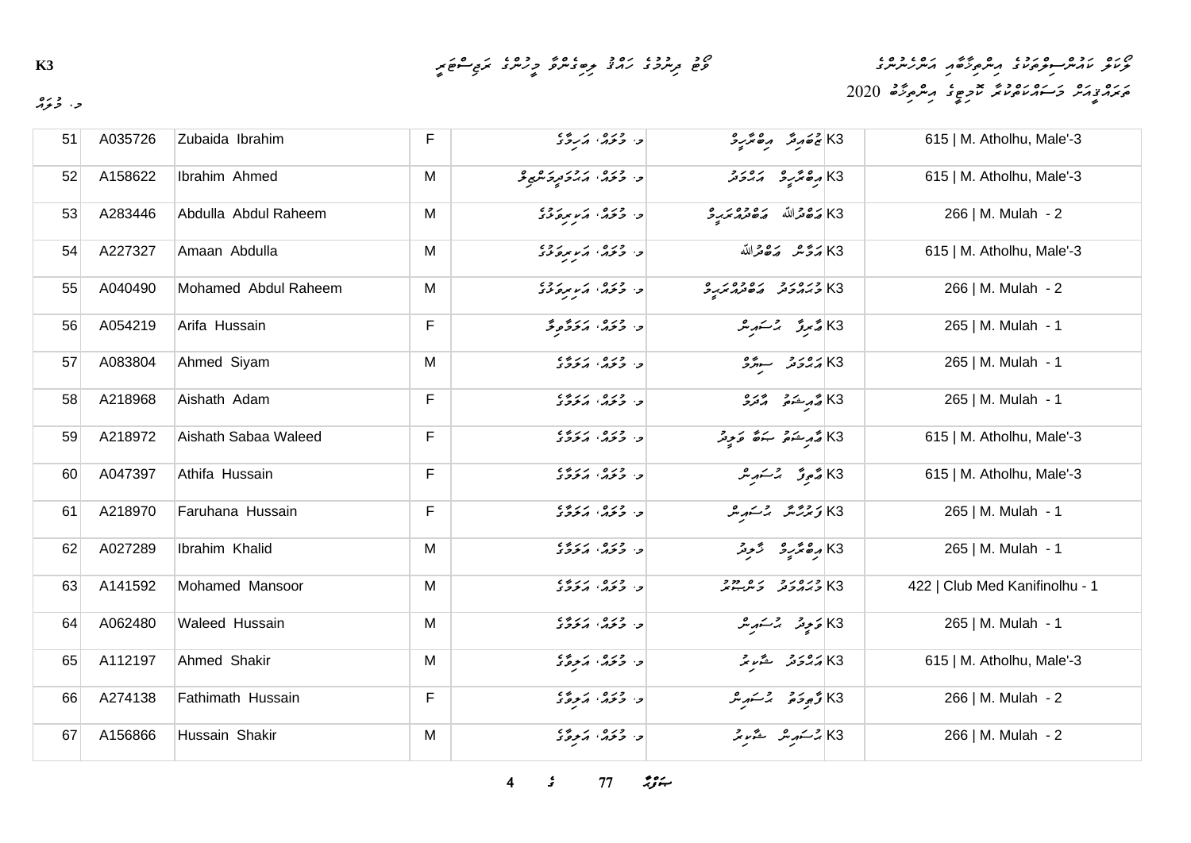| 51 | A035726 | Zubaida Ibrahim | F | ދ. މުލައް، އަރިމާގެ | K3 ޒުބައިދާ އިބްރާހީމް | 615 \| M. Atholhu, Male'-3 |
|---|---|---|---|---|---|---|
| 52 | A158622 | Ibrahim Ahmed | M | ދ. މުލައް، އައުމަތީމަންޒިލް | K3 އިބްރާހީމް އަހުމަދު | 615 \| M. Atholhu, Male'-3 |
| 53 | A283446 | Abdulla Abdul Raheem | M | ދ. މުލައް، އަލިރިވަގެ | K3 އަބްދުﷲ އަބްދުއްރަޙީމް | 266 \| M. Mulah - 2 |
| 54 | A227327 | Amaan Abdulla | M | ދ. މުލައް، އަލިރިވަގެ | K3 އަމާން އަބްދުﷲ | 615 \| M. Atholhu, Male'-3 |
| 55 | A040490 | Mohamed Abdul Raheem | M | ދ. މުލައް، އަލިރިވަގެ | K3 މުހައްމަދު އަބްދުއްރަޙީމް | 266 \| M. Mulah - 2 |
| 56 | A054219 | Arifa Hussain | F | ދ. މުލައް، އަމަމާވިލާ | K3 އާރިފާ ހުސައިން | 265 \| M. Mulah - 1 |
| 57 | A083804 | Ahmed Siyam | M | ދ. މުލައް، އަމަވާގެ | K3 އަހުމަދު ސިޔާމް | 265 \| M. Mulah - 1 |
| 58 | A218968 | Aishath Adam | F | ދ. މުލައް، އަމަވާގެ | K3 އާއިޝަތު އާދަމް | 265 \| M. Mulah - 1 |
| 59 | A218972 | Aishath Sabaa Waleed | F | ދ. މުލައް، އަމަވާގެ | K3 އާއިޝަތު ސަބާ ވަލީދު | 615 \| M. Atholhu, Male'-3 |
| 60 | A047397 | Athifa Hussain | F | ދ. މުލައް، އަމަވާގެ | K3 އާތިފާ ހުސައިން | 615 \| M. Atholhu, Male'-3 |
| 61 | A218970 | Faruhana Hussain | F | ދ. މުލައް، އަމަވާގެ | K3 ފަރުހާނާ ހުސައިން | 265 \| M. Mulah - 1 |
| 62 | A027289 | Ibrahim Khalid | M | ދ. މުލައް، އަމަވާގެ | K3 އިބްރާހީމް ޚާލިދު | 265 \| M. Mulah - 1 |
| 63 | A141592 | Mohamed Mansoor | M | ދ. މުލައް، އަމަވާގެ | K3 މުހައްމަދު މަންސޫރު | 422 \| Club Med Kanifinolhu - 1 |
| 64 | A062480 | Waleed Hussain | M | ދ. މުލައް، އަމަވާގެ | K3 ވަލީދު ހުސައިން | 265 \| M. Mulah - 1 |
| 65 | A112197 | Ahmed Shakir | M | ދ. މުލައް، އަލިވާގެ | K3 އަހުމަދު ޝާކިރު | 615 \| M. Atholhu, Male'-3 |
| 66 | A274138 | Fathimath Hussain | F | ދ. މުލައް، އަލިވާގެ | K3 ފާތިމަތު ހުސައިން | 266 \| M. Mulah - 2 |
| 67 | A156866 | Hussain Shakir | M | ދ. މުލައް، އަލިވާގެ | K3 ހުސައިން ޝާކިރު | 266 \| M. Mulah - 2 |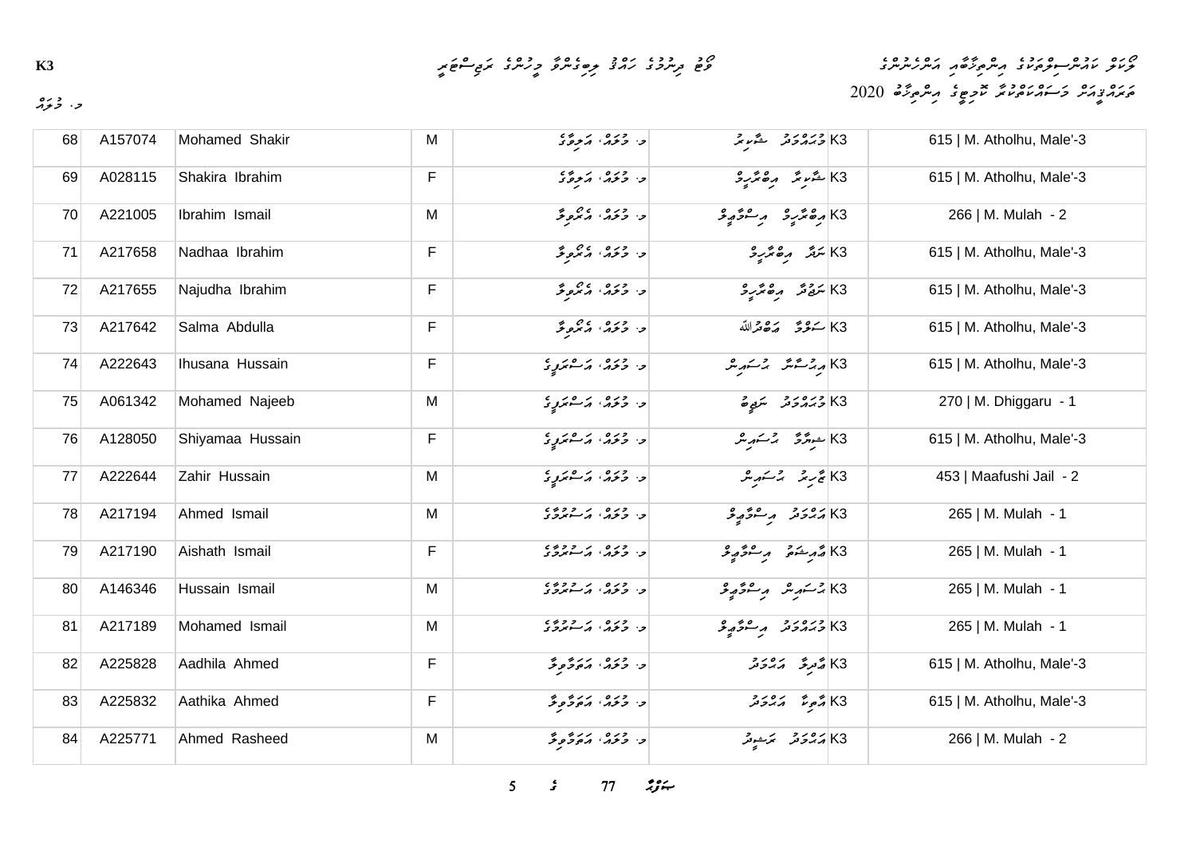| 68 | A157074 | Mohamed Shakir | M | د. ގ.ގ.ހ، އަލިވާގު | K3 ޝާކިރު ... | 615 \| M. Atholhu, Male'-3 |
|---|---|---|---|---|---|---|
| 69 | A028115 | Shakira Ibrahim | F | ... | K3 ... | 615 \| M. Atholhu, Male'-3 |
| 70 | A221005 | Ibrahim Ismail | M | ... | K3 ... | 266 \| M. Mulah - 2 |
| 71 | A217658 | Nadhaa Ibrahim | F | ... | K3 ... | 615 \| M. Atholhu, Male'-3 |
| 72 | A217655 | Najudha Ibrahim | F | ... | K3 ... | 615 \| M. Atholhu, Male'-3 |
| 73 | A217642 | Salma Abdulla | F | ... | K3 ... | 615 \| M. Atholhu, Male'-3 |
| 74 | A222643 | Ihusana Hussain | F | ... | K3 ... | 615 \| M. Atholhu, Male'-3 |
| 75 | A061342 | Mohamed Najeeb | M | ... | K3 ... | 270 \| M. Dhiggaru - 1 |
| 76 | A128050 | Shiyamaa Hussain | F | ... | K3 ... | 615 \| M. Atholhu, Male'-3 |
| 77 | A222644 | Zahir Hussain | M | ... | K3 ... | 453 \| Maafushi Jail - 2 |
| 78 | A217194 | Ahmed Ismail | M | ... | K3 ... | 265 \| M. Mulah - 1 |
| 79 | A217190 | Aishath Ismail | F | ... | K3 ... | 265 \| M. Mulah - 1 |
| 80 | A146346 | Hussain Ismail | M | ... | K3 ... | 265 \| M. Mulah - 1 |
| 81 | A217189 | Mohamed Ismail | M | ... | K3 ... | 265 \| M. Mulah - 1 |
| 82 | A225828 | Aadhila Ahmed | F | ... | K3 ... | 615 \| M. Atholhu, Male'-3 |
| 83 | A225832 | Aathika Ahmed | F | ... | K3 ... | 615 \| M. Atholhu, Male'-3 |
| 84 | A225771 | Ahmed Rasheed | M | ... | K3 ... | 266 \| M. Mulah - 2 |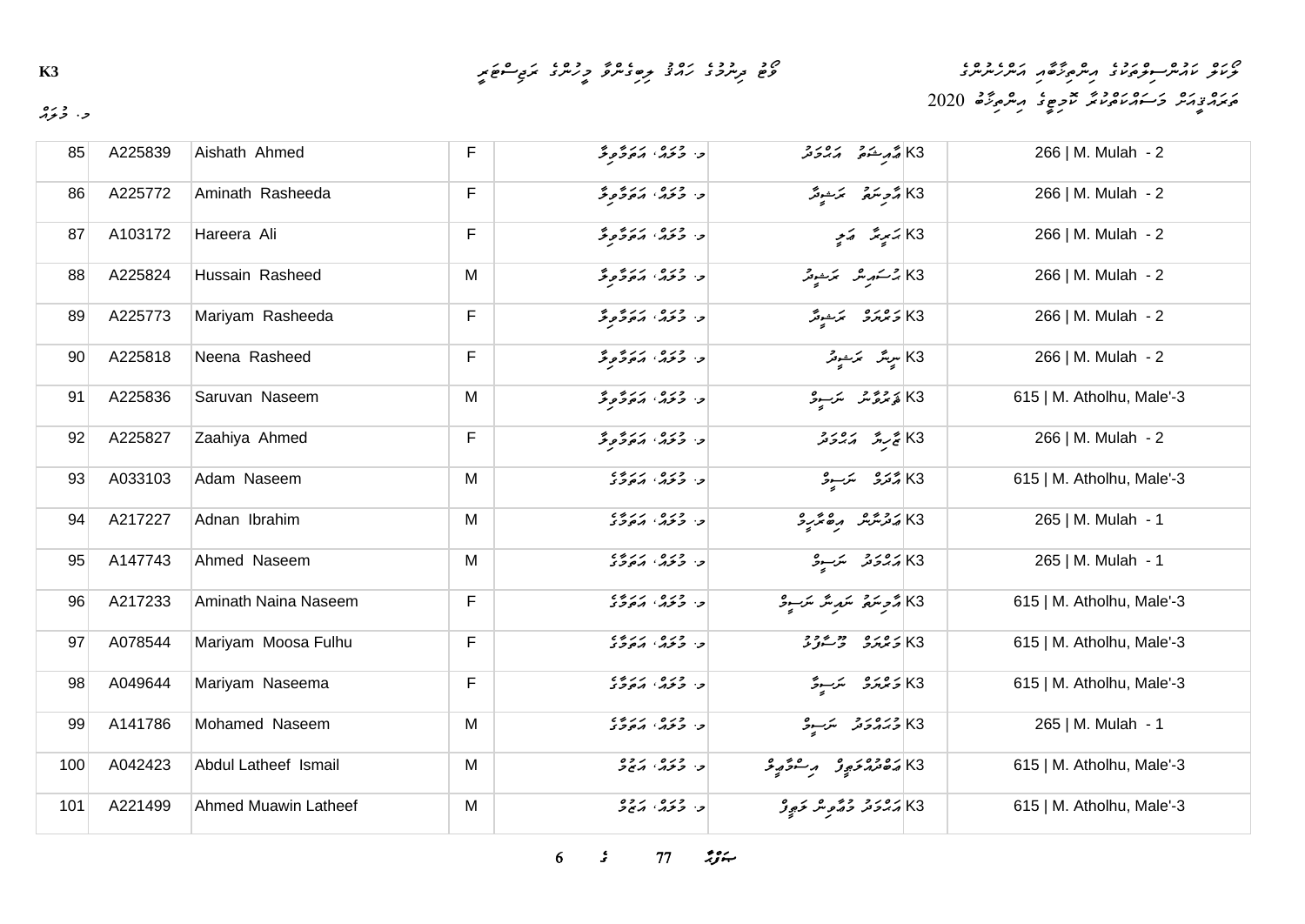| 85 | A225839 | Aishath Ahmed | F | و· وُكَرُهُ، مَهُوَّمُوِكَّ | K3 مَّەرِشَمَّ مَدْدَمَر | 266 \| M. Mulah - 2 |
|---|---|---|---|---|---|---|
| 86 | A225772 | Aminath Rasheeda | F | و· وُكَرُهُ، مَهُوَّمُوِكَّ | K3 مَّحِسَمَ بَرَشِيمَّ | 266 \| M. Mulah - 2 |
| 87 | A103172 | Hareera Ali | F | و· وُكَرُهُ، مَهُوَّمُوِكَّ | K3 بَرِيمَّ مَمِ | 266 \| M. Mulah - 2 |
| 88 | A225824 | Hussain Rasheed | M | و· وُكَرُهُ، مَهُوَّمُوِكَّ | K3 بُرْسَمَرِسْ بَرَشِيمَّ | 266 \| M. Mulah - 2 |
| 89 | A225773 | Mariyam Rasheeda | F | و· وُكَرُهُ، مَهُوَّمُوِكَّ | K3 وَيُرْمَرُ بَرَشِيمَّ | 266 \| M. Mulah - 2 |
| 90 | A225818 | Neena Rasheed | F | و· وُكَرُهُ، مَهُوَّمُوِكَّ | K3 سِرِسَّ بَرَشِيمَّ | 266 \| M. Mulah - 2 |
| 91 | A225836 | Saruvan Naseem | M | و· وُكَرُهُ، مَهُوَّمُوِكَّ | K3 تَرْدَّوَّسْ سَرَسِرُ | 615 \| M. Atholhu, Male'-3 |
| 92 | A225827 | Zaahiya Ahmed | F | و· وُكَرُهُ، مَهُوَّمُوِكَّ | K3 تَجَرِيمَّ مَدْدَمَر | 266 \| M. Mulah - 2 |
| 93 | A033103 | Adam Naseem | M | و· وُكَرُهُ، مَهُوَّدُ | K3 مَّتَرُو سَرَسِرُ | 615 \| M. Atholhu, Male'-3 |
| 94 | A217227 | Adnan Ibrahim | M | و· وُكَرُهُ، مَهُوَّدُ | K3 مَتَرْسَّرْسْ مِرْهَمَّرِدُ | 265 \| M. Mulah - 1 |
| 95 | A147743 | Ahmed Naseem | M | و· وُكَرُهُ، مَهُوَّدُ | K3 مَدْدَمَر سَرَسِرُ | 265 \| M. Mulah - 1 |
| 96 | A217233 | Aminath Naina Naseem | F | و· وُكَرُهُ، مَهُوَّدُ | K3 مَّحِسَمَ سَمَرِسَّ سَرَسِرُ | 615 \| M. Atholhu, Male'-3 |
| 97 | A078544 | Mariyam Moosa Fulhu | F | و· وُكَرُهُ، مَهُوَّدُ | K3 وَيُرْمَرُ دُرْسَّوْرُ | 615 \| M. Atholhu, Male'-3 |
| 98 | A049644 | Mariyam Naseema | F | و· وُكَرُهُ، مَهُوَّدُ | K3 وَيُرْمَرُ سَرَسِرَّ | 615 \| M. Atholhu, Male'-3 |
| 99 | A141786 | Mohamed Naseem | M | و· وُكَرُهُ، مَهُوَّدُ | K3 وُبَرُمْدُوَمَر سَرَسِرُ | 265 \| M. Mulah - 1 |
| 100 | A042423 | Abdul Latheef Ismail | M | و· وُكَرُهُ، مَرْجُو | K3 مَهْتَرْمُرْجَوِرُ مِرْسُوَّمِرِدُ | 615 \| M. Atholhu, Male'-3 |
| 101 | A221499 | Ahmed Muawin Latheef | M | و· وُكَرُهُ، مَرْجُو | K3 مَدْدَمَر وَمَّومِسْ جَوِرُ | 615 \| M. Atholhu, Male'-3 |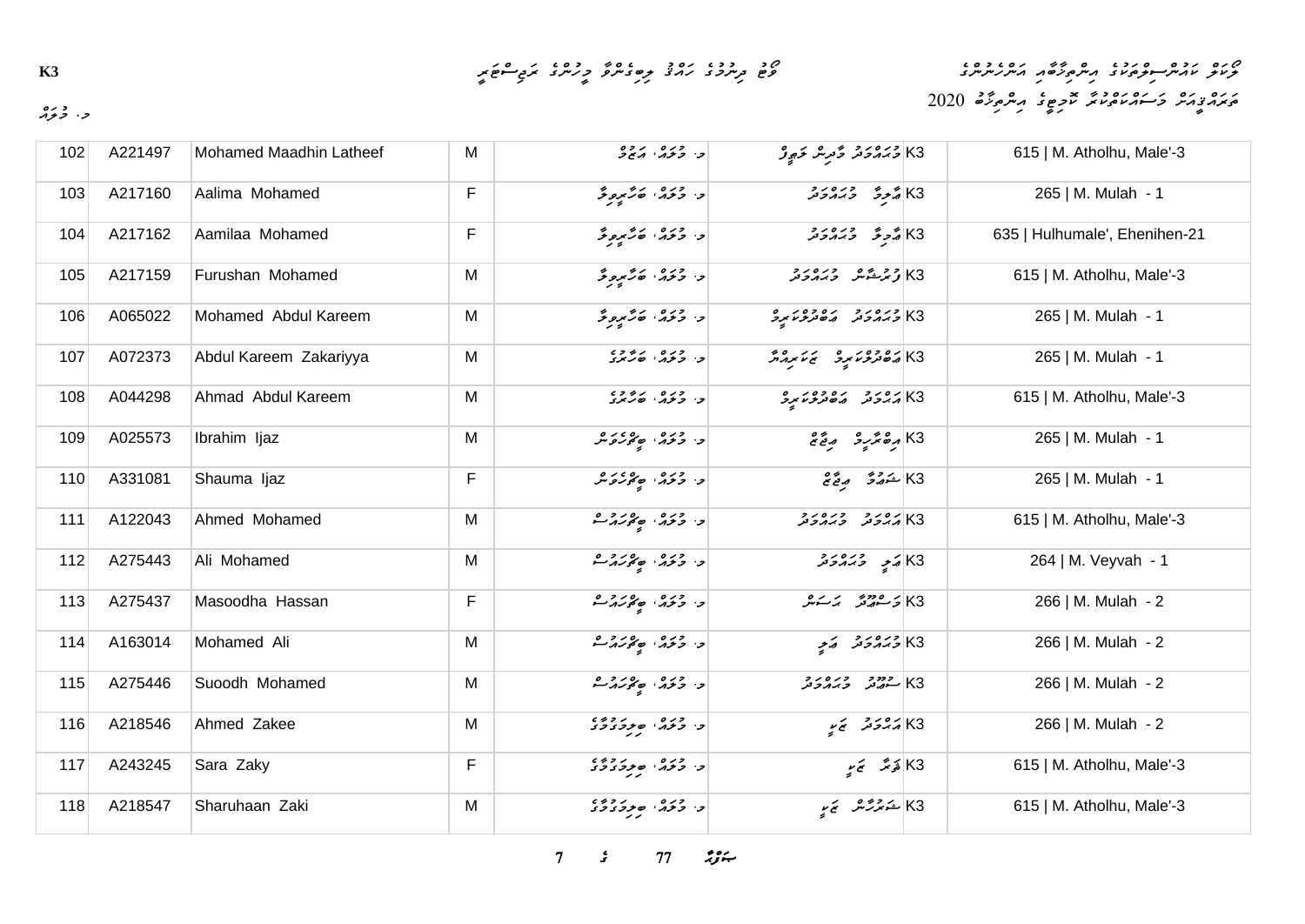| 102 | A221497 | Mohamed Maadhin Latheef | M | م. މުލައް، އަޖުވާ | K3 މުހައްމަދު މާދިން ލަތީފް | 615 \| M. Atholhu, Male'-3 |
|---|---|---|---|---|---|---|
| 103 | A217160 | Aalima Mohamed | F | މ. މުލައް، ބަހާރުވިލާ | K3 އާލިމާ މުހައްމަދު | 265 \| M. Mulah - 1 |
| 104 | A217162 | Aamilaa Mohamed | F | މ. މުލައް، ބަހާރުވިލާ | K3 އާމިލާ މުހައްމަދު | 635 \| Hulhumale', Ehenihen-21 |
| 105 | A217159 | Furushan Mohamed | M | މ. މުލައް، ބަހާރުވިލާ | K3 ފުރުޝާން މުހައްމަދު | 615 \| M. Atholhu, Male'-3 |
| 106 | A065022 | Mohamed Abdul Kareem | M | މ. މުލައް، ބަހާރުވިލާ | K3 މުހައްމަދު އަބްދުލްކަރީމް | 265 \| M. Mulah - 1 |
| 107 | A072373 | Abdul Kareem Zakariyya | M | މ. މުލައް، ބަހާރުގެ | K3 އަބްދުލްކަރީމް ޒަކަރިއްޔާ | 265 \| M. Mulah - 1 |
| 108 | A044298 | Ahmad Abdul Kareem | M | މ. މުލައް، ބަހާރުގެ | K3 އަޙްމަދު އަބްދުލްކަރީމް | 615 \| M. Atholhu, Male'-3 |
| 109 | A025573 | Ibrahim Ijaz | M | މ. މުލައް، ބީޗްހައުސް | K3 އިބްރާހީމް އިޖާޒް | 265 \| M. Mulah - 1 |
| 110 | A331081 | Shauma Ijaz | F | މ. މުލައް، ބީޗްހައުސް | K3 ޝައުމާ އިޖާޒް | 265 \| M. Mulah - 1 |
| 111 | A122043 | Ahmed Mohamed | M | މ. މުލައް، ބީޗްހައުސް | K3 އަޙްމަދު މުހައްމަދު | 615 \| M. Atholhu, Male'-3 |
| 112 | A275443 | Ali Mohamed | M | މ. މުލައް، ބީޗްހައުސް | K3 އަލި މުހައްމަދު | 264 \| M. Veyvah - 1 |
| 113 | A275437 | Masoodha Hassan | F | މ. މުލައް، ބީޗްހައުސް | K3 މަސްޢޫދާ ހަސަން | 266 \| M. Mulah - 2 |
| 114 | A163014 | Mohamed Ali | M | މ. މުލައް، ބީޗްހައުސް | K3 މުހައްމަދު އަލި | 266 \| M. Mulah - 2 |
| 115 | A275446 | Suoodh Mohamed | M | މ. މުލައް، ބީޗްހައުސް | K3 ސުޢޫދު މުހައްމަދު | 266 \| M. Mulah - 2 |
| 116 | A218546 | Ahmed Zakee | M | މ. މުލައް، ބިލިމަގުމާގެ | K3 އަޙްމަދު ޒަކީ | 266 \| M. Mulah - 2 |
| 117 | A243245 | Sara Zaky | F | މ. މުލައް، ބިލިމަގުމާގެ | K3 ސާރާ ޒަކީ | 615 \| M. Atholhu, Male'-3 |
| 118 | A218547 | Sharuhaan Zaki | M | މ. މުލައް، ބިލިމަގުމާގެ | K3 ޝަރުހާން ޒަކީ | 615 \| M. Atholhu, Male'-3 |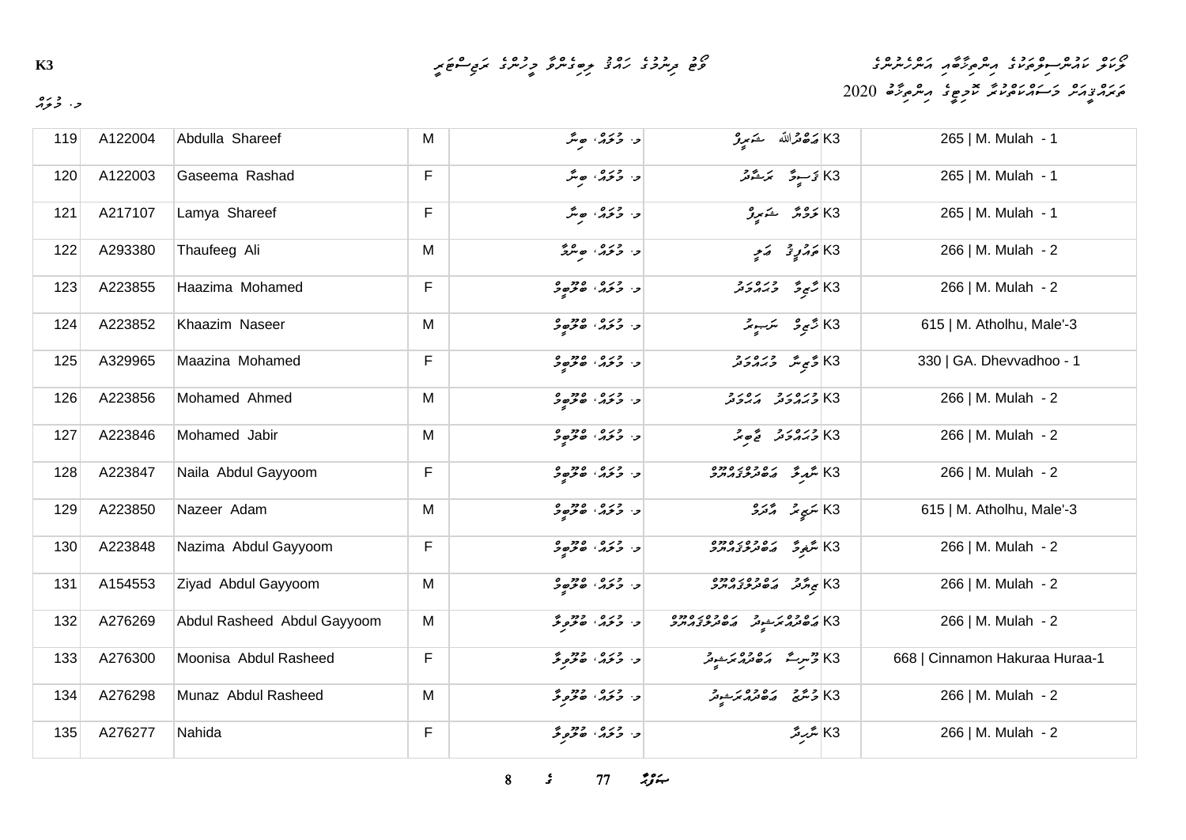| 119 | A122004 | Abdulla Shareef | M | د. ﺩُﺣَﺮُ، ﺻِﺘَﺮ | K3 ﺍَﺭَﻫْﺪُﺍﻟﻠَّﻪ ﺷَﺮِﻳْﻒ | 265 \| M. Mulah - 1 |
|---|---|---|---|---|---|---|
| 120 | A122003 | Gaseema Rashad | F | د. ﺩُﺣَﺮُ، ﺻِﺘَﺮ | K3 ﻗَﺴِﻴْﻤَﺎ ﺭَﺷَﺎﺩ | 265 \| M. Mulah - 1 |
| 121 | A217107 | Lamya Shareef | F | د. ﺩُﺣَﺮُ، ﺻِﺘَﺮ | K3 ﻟَﺎﻣْﻴَﺎ ﺷَﺮِﻳْﻒ | 265 \| M. Mulah - 1 |
| 122 | A293380 | Thaufeeg Ali | M | د. ﺩُﺣَﺮُ، ﺻِﺘَﺮ | K3 ﺗَﻮْﻓِﻴْﻖ ﻋَﻠِﻲ | 266 \| M. Mulah - 2 |
| 123 | A223855 | Haazima Mohamed | F | د. ﺩُﺣَﺮُ، ﺻِﻤَﺎﻧ | K3 ﺣَﺎﺯِﻣَﺎ ﻣُﺤَﻤَّﺪ | 266 \| M. Mulah - 2 |
| 124 | A223852 | Khaazim Naseer | M | د. ﺩُﺣَﺮُ، ﺻِﻤَﺎﻧ | K3 ﺧَﺎﺯِﻡ ﻧَﺼِﻴْﺮ | 615 \| M. Atholhu, Male'-3 |
| 125 | A329965 | Maazina Mohamed | F | د. ﺩُﺣَﺮُ، ﺻِﻤَﺎﻧ | K3 ﻣَﺎﺯِﻧَﺎ ﻣُﺤَﻤَّﺪ | 330 \| GA. Dhevvadhoo - 1 |
| 126 | A223856 | Mohamed Ahmed | M | د. ﺩُﺣَﺮُ، ﺻِﻤَﺎﻧ | K3 ﻣُﺤَﻤَّﺪ ﺍَﺣْﻤَﺪ | 266 \| M. Mulah - 2 |
| 127 | A223846 | Mohamed Jabir | M | د. ﺩُﺣَﺮُ، ﺻِﻤَﺎﻧ | K3 ﻣُﺤَﻤَّﺪ ﺟَﺎﺑِﺮ | 266 \| M. Mulah - 2 |
| 128 | A223847 | Naila Abdul Gayyoom | F | د. ﺩُﺣَﺮُ، ﺻِﻤَﺎﻧ | K3 ﻧَﺎﺋِﻠَﺎ ﺍَﺑْﺪُﻝ ﻗَﻴُّﻮْﻡ | 266 \| M. Mulah - 2 |
| 129 | A223850 | Nazeer Adam | M | د. ﺩُﺣَﺮُ، ﺻِﻤَﺎﻧ | K3 ﻧَﺬِﻳْﺮ ﺁﺩَﻡ | 615 \| M. Atholhu, Male'-3 |
| 130 | A223848 | Nazima Abdul Gayyoom | F | د. ﺩُﺣَﺮُ، ﺻِﻤَﺎﻧ | K3 ﻧَﺎﻇِﻤَﺎ ﺍَﺑْﺪُﻝ ﻗَﻴُّﻮْﻡ | 266 \| M. Mulah - 2 |
| 131 | A154553 | Ziyad Abdul Gayyoom | M | د. ﺩُﺣَﺮُ، ﺻِﻤَﺎﻧ | K3 ﺯِﻳَﺎﺩ ﺍَﺑْﺪُﻝ ﻗَﻴُّﻮْﻡ | 266 \| M. Mulah - 2 |
| 132 | A276269 | Abdul Rasheed Abdul Gayyoom | M | د. ﺩُﺣَﺮُ، ﺻِﻤَﺎﻭَ | K3 ﺍَﺑْﺪُﻝ ﺭَﺷِﻴْﺪ ﺍَﺑْﺪُﻝ ﻗَﻴُّﻮْﻡ | 266 \| M. Mulah - 2 |
| 133 | A276300 | Moonisa Abdul Rasheed | F | د. ﺩُﺣَﺮُ، ﺻِﻤَﺎﻭَ | K3 ﻣُﻮْﻧِﺴَﺎ ﺍَﺑْﺪُﻝ ﺭَﺷِﻴْﺪ | 668 \| Cinnamon Hakuraa Huraa-1 |
| 134 | A276298 | Munaz Abdul Rasheed | M | د. ﺩُﺣَﺮُ، ﺻِﻤَﺎﻭَ | K3 ﻣُﻨَﺎﺯ ﺍَﺑْﺪُﻝ ﺭَﺷِﻴْﺪ | 266 \| M. Mulah - 2 |
| 135 | A276277 | Nahida | F | د. ﺩُﺣَﺮُ، ﺻِﻤَﺎﻭَ | K3 ﻧَﺎﻫِﺪَﺍ | 266 \| M. Mulah - 2 |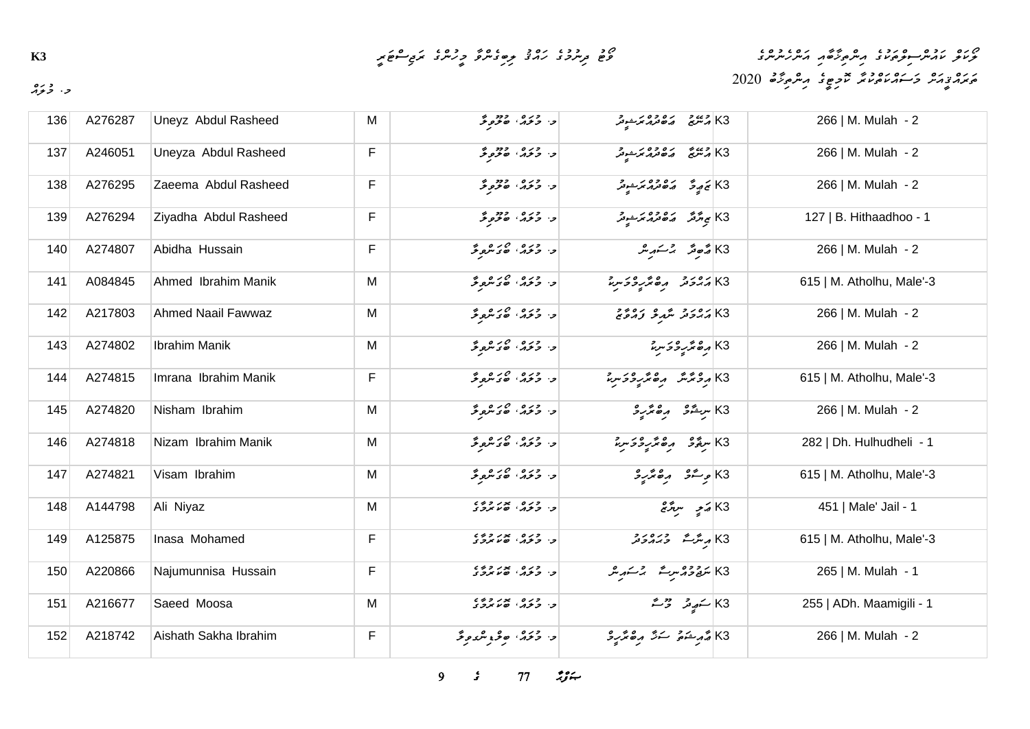| 136 | A276287 | Uneyz Abdul Rasheed | M | د. ورده، ھدوگ | K3 مرسم مەھەرمەترىشوتر | 266 \| M. Mulah - 2 |
|---|---|---|---|---|---|---|
| 137 | A246051 | Uneyza Abdul Rasheed | F | د. ورده، ھدوگ | K3 مرسم مەھەرمەترىشوتر | 266 \| M. Mulah - 2 |
| 138 | A276295 | Zaeema Abdul Rasheed | F | د. ورده، ھدوگ | K3 ىمەدگ مەھەرمەترىشوتر | 266 \| M. Mulah - 2 |
| 139 | A276294 | Ziyadha Abdul Rasheed | F | د. ورده، ھدوگ | K3 بېرگتر مەھەرمەترىشوتر | 127 \| B. Hithaadhoo - 1 |
| 140 | A274807 | Abidha Hussain | F | د. ورده، ھەرسرەگ | K3 مەھەتر برسەمەسر | 266 \| M. Mulah - 2 |
| 141 | A084845 | Ahmed Ibrahim Manik | M | د. ورده، ھەرسرەگ | K3 مەبرەتر مەھەمگەر ۋەسرە | 615 \| M. Atholhu, Male'-3 |
| 142 | A217803 | Ahmed Naail Fawwaz | M | د. ورده، ھەرسرەگ | K3 مەبرەتر سگەرى زەرەم | 266 \| M. Mulah - 2 |
| 143 | A274802 | Ibrahim Manik | M | د. ورده، ھەرسرەگ | K3 مەھەمگەر ۋەسرە | 266 \| M. Mulah - 2 |
| 144 | A274815 | Imrana Ibrahim Manik | F | د. ورده، ھەرسرەگ | K3 مەۋىرىتر مەھەمگەر ۋەسرە | 615 \| M. Atholhu, Male'-3 |
| 145 | A274820 | Nisham Ibrahim | M | د. ورده، ھەرسرەگ | K3 سرىشگو مەھەمگەرى | 266 \| M. Mulah - 2 |
| 146 | A274818 | Nizam Ibrahim Manik | M | د. ورده، ھەرسرەگ | K3 سرىگو مەھەمگەر ۋەسرە | 282 \| Dh. Hulhudheli - 1 |
| 147 | A274821 | Visam Ibrahim | M | د. ورده، ھەرسرەگ | K3 وسگو مەھەمگەرى | 615 \| M. Atholhu, Male'-3 |
| 148 | A144798 | Ali Niyaz | M | د. ورده، ھەمروە | K3 مەنو سرگى | 451 \| Male' Jail - 1 |
| 149 | A125875 | Inasa Mohamed | F | د. ورده، ھەمروە | K3 مەنرسگ ۋىرەۋىر | 615 \| M. Atholhu, Male'-3 |
| 150 | A220866 | Najumunnisa Hussain | F | د. ورده، ھەمروە | K3 سرەۋەسرىگ برسەمەسر | 265 \| M. Mulah - 1 |
| 151 | A216677 | Saeed Moosa | M | د. ورده، ھەمروە | K3 سەھەتر ۋسگ | 255 \| ADh. Maamigili - 1 |
| 152 | A218742 | Aishath Sakha Ibrahim | F | د. ورده، ھوروسرەوگ | K3 مەمرىشەمۇ سەگ مەھەمگەرى | 266 \| M. Mulah - 2 |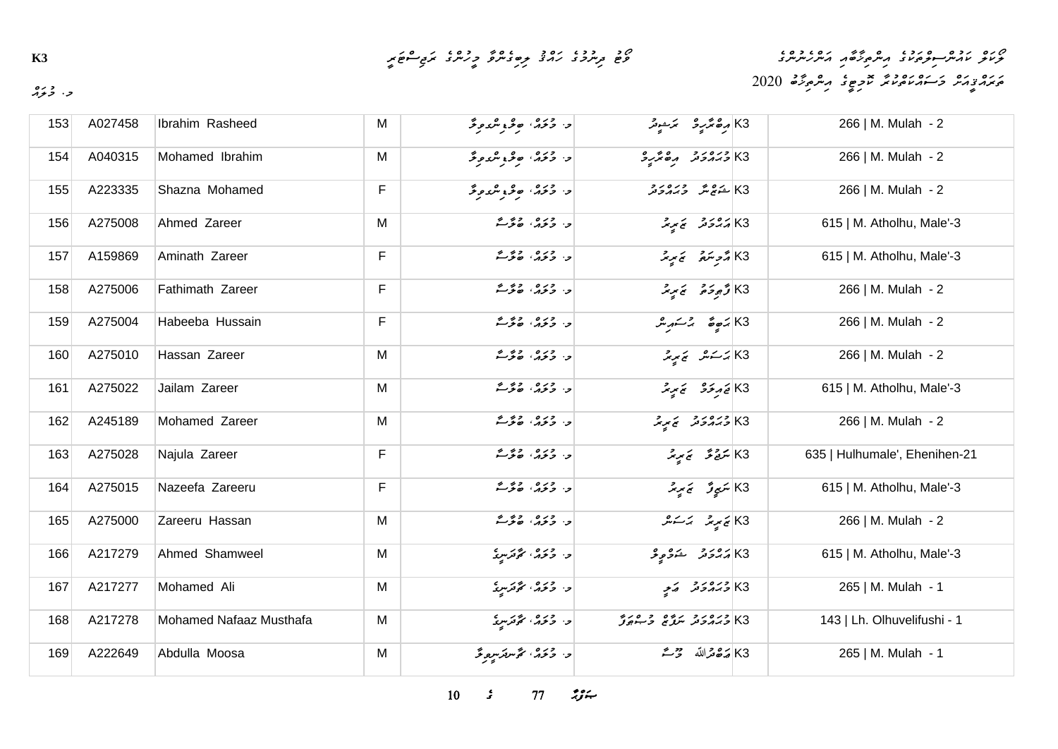| 153 | A027458 | Ibrahim Rasheed | M | د· ذكرة، ھِتْرِ سُرْدِ تُرُ | K3 رەترىر تىشىر | 266 \| M. Mulah - 2 |
|---|---|---|---|---|---|---|
| 154 | A040315 | Mohamed Ibrahim | M | د· ذكرة، ھِتْرِ سُرْدِ تُرُ | K3 دىرەرد مەھرىر | 266 \| M. Mulah - 2 |
| 155 | A223335 | Shazna Mohamed | F | د· ذكرة، ھِتْرِ سُرْدِ تُرُ | K3 شەقىش دىرەرد | 266 \| M. Mulah - 2 |
| 156 | A275008 | Ahmed Zareer | M | د· ذكرة، ھۇڭ | K3 مەرد ئىرىر | 615 \| M. Atholhu, Male'-3 |
| 157 | A159869 | Aminath Zareer | F | د· ذكرة، ھۇڭ | K3 مۇسىھ ئىرىر | 615 \| M. Atholhu, Male'-3 |
| 158 | A275006 | Fathimath Zareer | F | د· ذكرة، ھۇڭ | K3 ۋەدە ئىرىر | 266 \| M. Mulah - 2 |
| 159 | A275004 | Habeeba Hussain | F | د· ذكرة، ھۇڭ | K3 ئەھ ئىسكەرش | 266 \| M. Mulah - 2 |
| 160 | A275010 | Hassan Zareer | M | د· ذكرة، ھۇڭ | K3 ئەسەش ئىرىر | 266 \| M. Mulah - 2 |
| 161 | A275022 | Jailam Zareer | M | د· ذكرة، ھۇڭ | K3 ئەرىۋ ئىرىر | 615 \| M. Atholhu, Male'-3 |
| 162 | A245189 | Mohamed Zareer | M | د· ذكرة، ھۇڭ | K3 دىرەرد ئىرىر | 266 \| M. Mulah - 2 |
| 163 | A275028 | Najula Zareer | F | د· ذكرة، ھۇڭ | K3 سرقۇ ئىرىر | 635 \| Hulhumale', Ehenihen-21 |
| 164 | A275015 | Nazeefa Zareeru | F | د· ذكرة، ھۇڭ | K3 سرىۋ ئىرىر | 615 \| M. Atholhu, Male'-3 |
| 165 | A275000 | Zareeru Hassan | M | د· ذكرة، ھۇڭ | K3 ئىرىر ئەسەش | 266 \| M. Mulah - 2 |
| 166 | A217279 | Ahmed Shamweel | M | د· ذكرة، ھۇترسرى | K3 مەرد شەۋوۋ | 615 \| M. Atholhu, Male'-3 |
| 167 | A217277 | Mohamed Ali | M | د· ذكرة، ھۇترسرى | K3 دىرەرد مەر | 265 \| M. Mulah - 1 |
| 168 | A217278 | Mohamed Nafaaz Musthafa | M | د· ذكرة، ھۇترسرى | K3 دىرەرد سرۇچ دەبەۋ | 143 \| Lh. Olhuvelifushi - 1 |
| 169 | A222649 | Abdulla Moosa | M | د· ذكرة، ھۇسرىرسرىۋ | K3 مەھىراللە دىگ | 265 \| M. Mulah - 1 |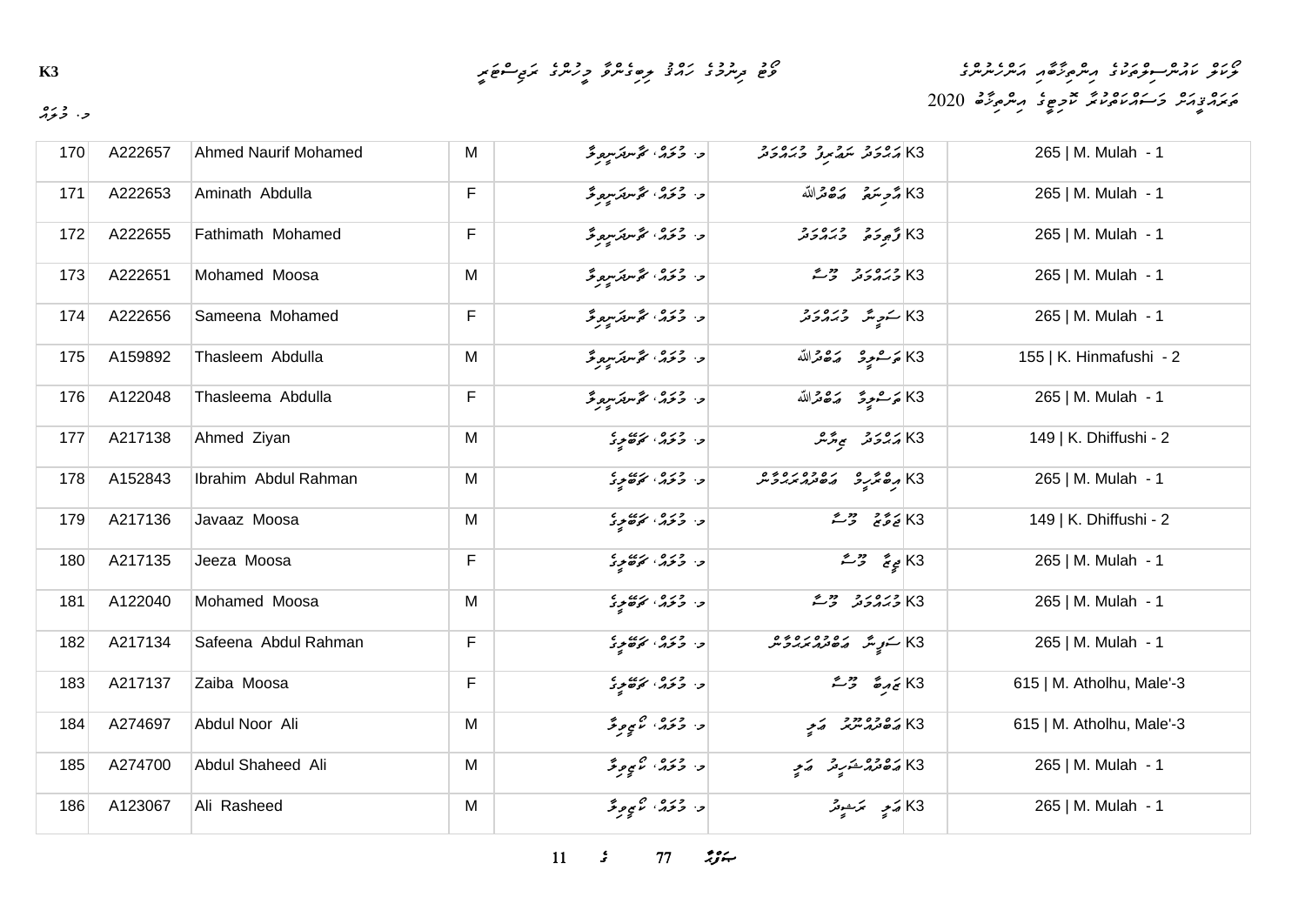| 170 | A222657 | Ahmed Naurif Mohamed | M | ދ. މުލައް، ގާސްދަރާވިލާ | K3 އަހުމަދު ނައުރިފު މުހައްމަދު | 265 \| M. Mulah - 1 |
|---|---|---|---|---|---|---|
| 171 | A222653 | Aminath Abdulla | F | ދ. މުލައް، ގާސްދަރާވިލާ | K3 އާމިނަތު އަބްދުﷲ | 265 \| M. Mulah - 1 |
| 172 | A222655 | Fathimath Mohamed | F | ދ. މުލައް، ގާސްދަރާވިލާ | K3 ފާތިމަތު މުހައްމަދު | 265 \| M. Mulah - 1 |
| 173 | A222651 | Mohamed Moosa | M | ދ. މުލައް، ގާސްދަރާވިލާ | K3 މުހައްމަދު މޫސާ | 265 \| M. Mulah - 1 |
| 174 | A222656 | Sameena Mohamed | F | ދ. މުލައް، ގާސްދަރާވިލާ | K3 ސަމީނާ މުހައްމަދު | 265 \| M. Mulah - 1 |
| 175 | A159892 | Thasleem Abdulla | M | ދ. މުލައް، ގާސްދަރާވިލާ | K3 ތަސްލީމް އަބްދުﷲ | 155 \| K. Hinmafushi - 2 |
| 176 | A122048 | Thasleema Abdulla | F | ދ. މުލައް، ގާސްދަރާވިލާ | K3 ތަސްލީމާ އަބްދުﷲ | 265 \| M. Mulah - 1 |
| 177 | A217138 | Ahmed Ziyan | M | ދ. މުލައް، ކަބާބީގެ | K3 އަހުމަދު ޒިޔާން | 149 \| K. Dhiffushi - 2 |
| 178 | A152843 | Ibrahim Abdul Rahman | M | ދ. މުލައް، ކަބާބީގެ | K3 އިބްރާހީމް އަބްދުއްރަހްމާން | 265 \| M. Mulah - 1 |
| 179 | A217136 | Javaaz Moosa | M | ދ. މުލައް، ކަބާބީގެ | K3 ޖަވާޒް މޫސާ | 149 \| K. Dhiffushi - 2 |
| 180 | A217135 | Jeeza Moosa | F | ދ. މުލައް، ކަބާބީގެ | K3 ޖީޒާ މޫސާ | 265 \| M. Mulah - 1 |
| 181 | A122040 | Mohamed Moosa | M | ދ. މުލައް، ކަބާބީގެ | K3 މުހައްމަދު މޫސާ | 265 \| M. Mulah - 1 |
| 182 | A217134 | Safeena Abdul Rahman | F | ދ. މުލައް، ކަބާބީގެ | K3 ސަފީނާ އަބްދުއްރަހްމާން | 265 \| M. Mulah - 1 |
| 183 | A217137 | Zaiba Moosa | F | ދ. މުލައް، ކަބާބީގެ | K3 ޒައިބާ މޫސާ | 615 \| M. Atholhu, Male'-3 |
| 184 | A274697 | Abdul Noor Ali | M | ދ. މުލައް، ކޮކިވިލާ | K3 އަބްދުއްނޫރު އަލި | 615 \| M. Atholhu, Male'-3 |
| 185 | A274700 | Abdul Shaheed Ali | M | ދ. މުލައް، ކޮކިވިލާ | K3 އަބްދުއްޝަހީދު އަލި | 265 \| M. Mulah - 1 |
| 186 | A123067 | Ali Rasheed | M | ދ. މުލައް، ކޮކިވިލާ | K3 އަލި ރަޝީދު | 265 \| M. Mulah - 1 |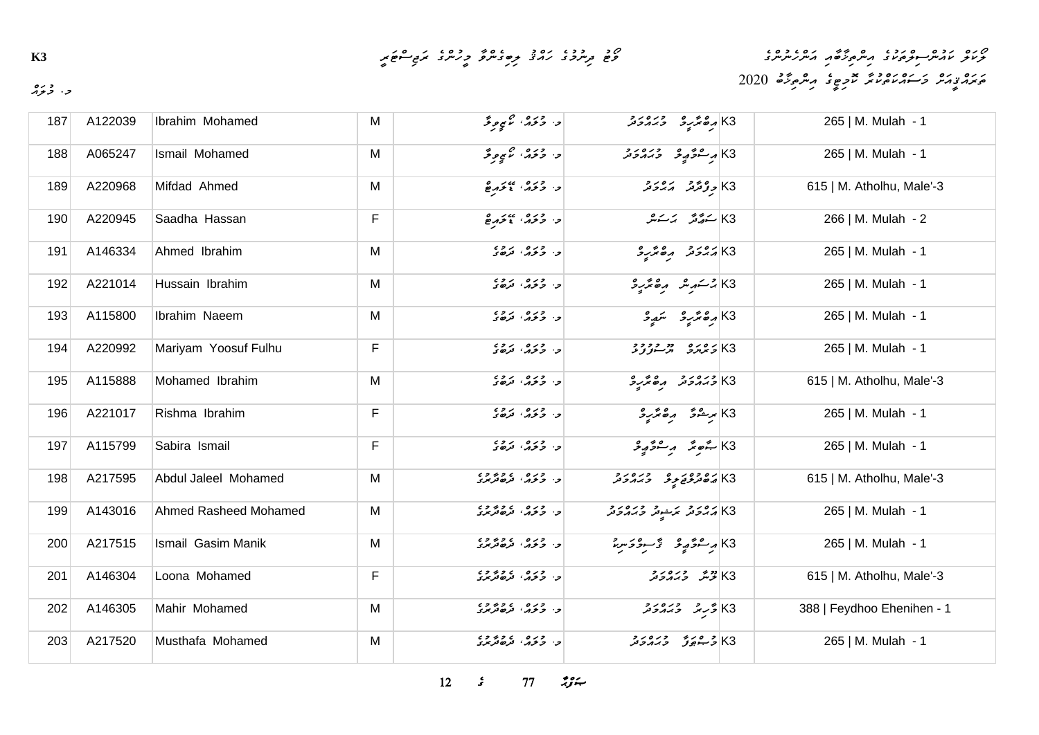| 187 | A122039 | Ibrahim Mohamed | M | ﺩ. ﺩﻭﺭﻫ، ﻣﺎﺗﺠﻮﻓﺮ | K3 ﺭﻩﻣﺮﻳﻮ ﻭﻳﺮﻩﻭﻭ | 265 \| M. Mulah - 1 |
|---|---|---|---|---|---|---|
| 188 | A065247 | Ismail Mohamed | M | ﺩ. ﺩﻭﺭﻫ، ﻣﺎﺗﺠﻮﻓﺮ | K3 ﺭﺳﺎﺭﺭﻭ ﻭﻳﺮﻩﻭﻭ | 265 \| M. Mulah - 1 |
| 189 | A220968 | Mifdad Ahmed | M | ﺩ. ﺩﻭﺭﻫ، ﻣﺎﺗﺠﺮﺭﻩ | K3 ﺩﻭﻭﺭﻭ ﺭﺭﻭﻭ | 615 \| M. Atholhu, Male'-3 |
| 190 | A220945 | Saadha Hassan | F | ﺩ. ﺩﻭﺭﻫ، ﻣﺎﺗﺠﺮﺭﻩ | K3 ﺳﺮﺭﺭ ﺭﺳﺮﺭ | 266 \| M. Mulah - 2 |
| 191 | A146334 | Ahmed Ibrahim | M | ﺩ. ﺩﻭﺭﻫ، ﻭﺭﻩﺭ | K3 ﺭﺭﻭﻭ ﺭﻩﻣﺮﻳﻮ | 265 \| M. Mulah - 1 |
| 192 | A221014 | Hussain Ibrahim | M | ﺩ. ﺩﻭﺭﻫ، ﻭﺭﻩﺭ | K3 ﺭﺳﻮﺭﺭ ﺭﻩﻣﺮﻳﻮ | 265 \| M. Mulah - 1 |
| 193 | A115800 | Ibrahim Naeem | M | ﺩ. ﺩﻭﺭﻫ، ﻭﺭﻩﺭ | K3 ﺭﻩﻣﺮﻳﻮ ﺳﺮﻳﻮ | 265 \| M. Mulah - 1 |
| 194 | A220992 | Mariyam Yoosuf Fulhu | F | ﺩ. ﺩﻭﺭﻫ، ﻭﺭﻩﺭ | K3 ﻭﺭﺭﺭ ﺭﺭﺭﺭﺭ | 265 \| M. Mulah - 1 |
| 195 | A115888 | Mohamed Ibrahim | M | ﺩ. ﺩﻭﺭﻫ، ﻭﺭﻩﺭ | K3 ﻭﻳﺮﻩﻭﻭ ﺭﻩﻣﺮﻳﻮ | 615 \| M. Atholhu, Male'-3 |
| 196 | A221017 | Rishma Ibrahim | F | ﺩ. ﺩﻭﺭﻫ، ﻭﺭﻩﺭ | K3 ﺭﺭﺷﻮﺭ ﺭﻩﻣﺮﻳﻮ | 265 \| M. Mulah - 1 |
| 197 | A115799 | Sabira Ismail | F | ﺩ. ﺩﻭﺭﻫ، ﻭﺭﻩﺭ | K3 ﺳﺮﻭﺭ ﺭﺳﺎﺭﺭﻭ | 265 \| M. Mulah - 1 |
| 198 | A217595 | Abdul Jaleel Mohamed | M | ﺩ. ﺩﻭﺭﻫ، ﻭﺭﻩﻭﺭﻭﺭ | K3 ﺭﻩﻭﺭﻭﺭﻭﻭ ﻭﻳﺮﻩﻭﻭ | 615 \| M. Atholhu, Male'-3 |
| 199 | A143016 | Ahmed Rasheed Mohamed | M | ﺩ. ﺩﻭﺭﻫ، ﻭﺭﻩﻭﺭﻭﺭ | K3 ﺭﺭﻭﻭ ﺭﺭﺷﻮﺭ ﻭﻳﺮﻩﻭﻭ | 265 \| M. Mulah - 1 |
| 200 | A217515 | Ismail Gasim Manik | M | ﺩ. ﺩﻭﺭﻫ، ﻭﺭﻩﻭﺭﻭﺭ | K3 ﺭﺳﺎﺭﺭﻭ ﺭﺳﺮﻭﺭﺳﺮﺭ | 265 \| M. Mulah - 1 |
| 201 | A146304 | Loona Mohamed | F | ﺩ. ﺩﻭﺭﻫ، ﻭﺭﻩﻭﺭﻭﺭ | K3 ﺭﺭ ﻭﻳﺮﻩﻭﻭ | 615 \| M. Atholhu, Male'-3 |
| 202 | A146305 | Mahir Mohamed | M | ﺩ. ﺩﻭﺭﻫ، ﻭﺭﻩﻭﺭﻭﺭ | K3 ﺭﺭﺭ ﻭﻳﺮﻩﻭﻭ | 388 \| Feydhoo Ehenihen - 1 |
| 203 | A217520 | Musthafa Mohamed | M | ﺩ. ﺩﻭﺭﻫ، ﻭﺭﻩﻭﺭﻭﺭ | K3 ﻭﺳﺮﻭﺭ ﻭﻳﺮﻩﻭﻭ | 265 \| M. Mulah - 1 |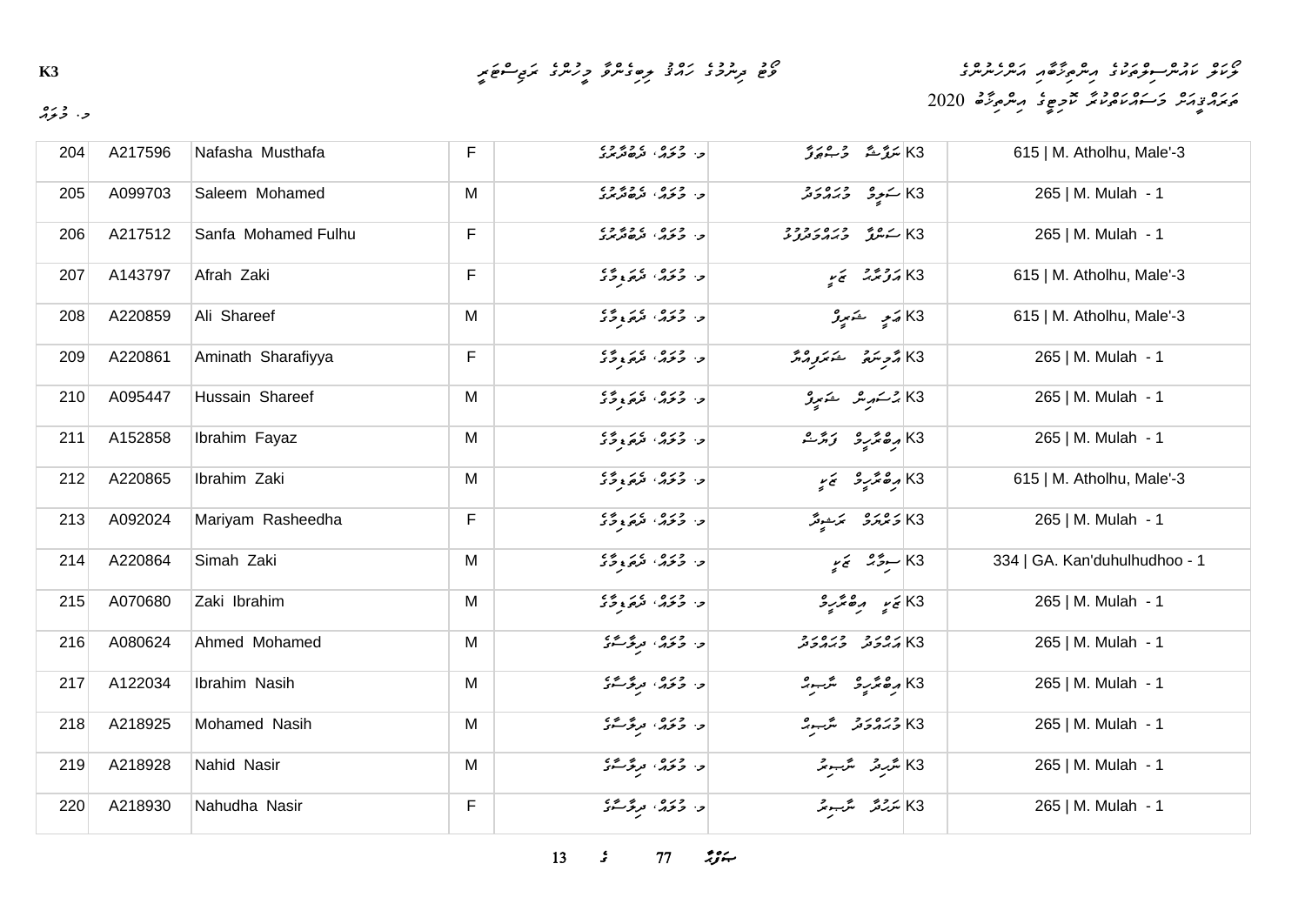| 204 | A217596 | Nafasha Musthafa | F | د. دُدَمُ، دُرەَدَرىرى | K3 سَرَدٌ شَدَّ دُ سْتَهِ وَّ | 615 \| M. Atholhu, Male'-3 |
|---|---|---|---|---|---|---|
| 205 | A099703 | Saleem Mohamed | M | د. دُدَمُ، دُرەَدَرىرى | K3 سَوِوُ دُرَرُدَدُ | 265 \| M. Mulah - 1 |
| 206 | A217512 | Sanfa Mohamed Fulhu | F | د. دُدَمُ، دُرەَدَرىرى | K3 سَسْرَّ دُرَرُدَدُوُ | 265 \| M. Mulah - 1 |
| 207 | A143797 | Afrah Zaki | F | د. دُدَمُ، دُرَهِ دُّدَ | K3 مَرُ بُرُ کَی | 615 \| M. Atholhu, Male'-3 |
| 208 | A220859 | Ali Shareef | M | د. دُدَمُ، دُرَهِ دُّدَ | K3 مَرِ شَمِرُ | 615 \| M. Atholhu, Male'-3 |
| 209 | A220861 | Aminath Sharafiyya | F | د. دُدَمُ، دُرَهِ دُّدَ | K3 مُّحِسَمُ شَمَرَ وِمُّ | 265 \| M. Mulah - 1 |
| 210 | A095447 | Hussain Shareef | M | د. دُدَمُ، دُرَهِ دُّدَ | K3 بُرُسَهِرِ شَ سَمِرُ | 265 \| M. Mulah - 1 |
| 211 | A152858 | Ibrahim Fayaz | M | د. دُدَمُ، دُرَهِ دُّدَ | K3 مِرْهُ مُرْرِدُ وَمَرْ شْ | 265 \| M. Mulah - 1 |
| 212 | A220865 | Ibrahim Zaki | M | د. دُدَمُ، دُرَهِ دُّدَ | K3 مِرْهُ مُرْرِدُ کَی | 615 \| M. Atholhu, Male'-3 |
| 213 | A092024 | Mariyam Rasheedha | F | د. دُدَمُ، دُرَهِ دُّدَ | K3 وَ بْرَمَرُ بَرَشِيدُ | 265 \| M. Mulah - 1 |
| 214 | A220864 | Simah Zaki | M | د. دُدَمُ، دُرَهِ دُّدَ | K3 سِرُّرُ کَی | 334 \| GA. Kan'duhulhudhoo - 1 |
| 215 | A070680 | Zaki Ibrahim | M | د. دُدَمُ، دُرَهِ دُّدَ | K3 کَی مِرْهُ مُرْرِدُ | 265 \| M. Mulah - 1 |
| 216 | A080624 | Ahmed Mohamed | M | د. دُدَمُ، مِرُّ سَّدَ | K3 مَرْدَدَ دُرَرُدَدُ | 265 \| M. Mulah - 1 |
| 217 | A122034 | Ibrahim Nasih | M | د. دُدَمُ، مِرُّ سَّدَ | K3 مِرْهُ مُرْرِدُ مُرْسِرُ | 265 \| M. Mulah - 1 |
| 218 | A218925 | Mohamed Nasih | M | د. دُدَمُ، مِرُّ سَّدَ | K3 دُرَرُدَدُ مُرْسِرُ | 265 \| M. Mulah - 1 |
| 219 | A218928 | Nahid Nasir | M | د. دُدَمُ، مِرُّ سَّدَ | K3 مُرْرِدُ مُرْسِدُ | 265 \| M. Mulah - 1 |
| 220 | A218930 | Nahudha Nasir | F | د. دُدَمُ، مِرُّ سَّدَ | K3 سَرُدُرُ مُرْسِدُ | 265 \| M. Mulah - 1 |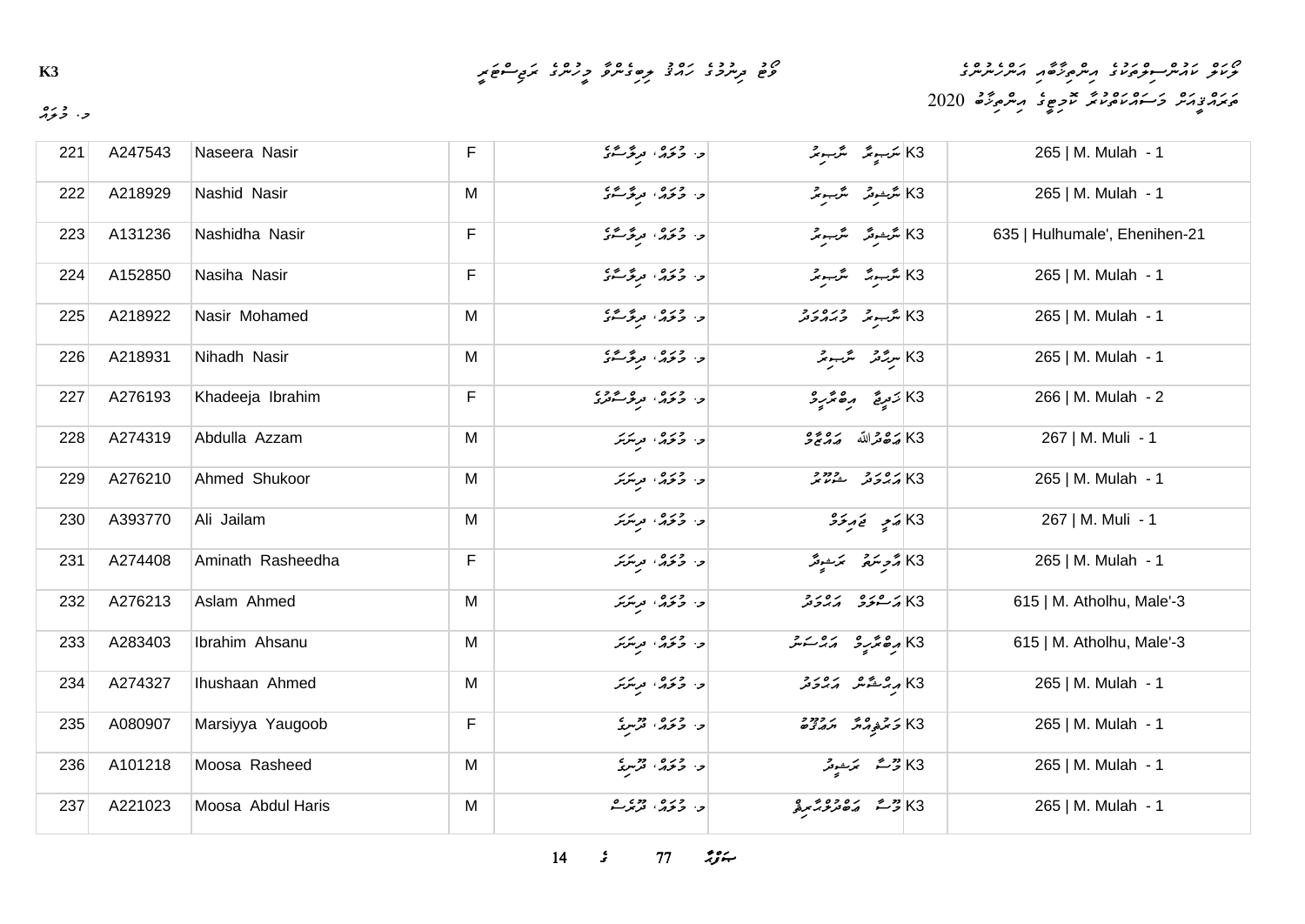| 221 | A247543 | Naseera Nasir | F | د. ڈگرہ، مرگرگ | K3 سَرَسِیرَ سَرَسِیرَ | 265 \| M. Mulah - 1 |
|---|---|---|---|---|---|---|
| 222 | A218929 | Nashid Nasir | M | د. ڈگرہ، مرگرگ | K3 سَرَشِیرَ سَرَسِیرَ | 265 \| M. Mulah - 1 |
| 223 | A131236 | Nashidha Nasir | F | د. ڈگرہ، مرگرگ | K3 سَرَشِیرَ سَرَسِیرَ | 635 \| Hulhumale', Ehenihen-21 |
| 224 | A152850 | Nasiha Nasir | F | د. ڈگرہ، مرگرگ | K3 سَرَسِیرَ سَرَسِیرَ | 265 \| M. Mulah - 1 |
| 225 | A218922 | Nasir Mohamed | M | د. ڈگرہ، مرگرگ | K3 سَرَسِیرَ وَرَہُوَدَ | 265 \| M. Mulah - 1 |
| 226 | A218931 | Nihadh Nasir | M | د. ڈگرہ، مرگرگ | K3 سِرَّدُ سَرَسِیرَ | 265 \| M. Mulah - 1 |
| 227 | A276193 | Khadeeja Ibrahim | F | د. ڈگرہ، مرگرگدری | K3 زَمِرِیجَ رِہِ بِرَبِرِ | 266 \| M. Mulah - 2 |
| 228 | A274319 | Abdulla Azzam | M | د. ڈگرہ، مرسرر | K3 رَہُ رُاللہ رَہُ رُو | 267 \| M. Muli - 1 |
| 229 | A276210 | Ahmed Shukoor | M | د. ڈگرہ، مرسرر | K3 رَہُوَدَ شُہُوُرُ | 265 \| M. Mulah - 1 |
| 230 | A393770 | Ali Jailam | M | د. ڈگرہ، مرسرر | K3 رَمِہِ جَرِہَرَ | 267 \| M. Muli - 1 |
| 231 | A274408 | Aminath Rasheedha | F | د. ڈگرہ، مرسرر | K3 رَّدِ سَرَ بَرَشِیرَ | 265 \| M. Mulah - 1 |
| 232 | A276213 | Aslam Ahmed | M | د. ڈگرہ، مرسرر | K3 رَسْرَہُ رَہُوَدَ | 615 \| M. Atholhu, Male'-3 |
| 233 | A283403 | Ibrahim Ahsanu | M | د. ڈگرہ، مرسرر | K3 رِہِ بِرَبِرِ رَہُ سَرَ | 615 \| M. Atholhu, Male'-3 |
| 234 | A274327 | Ihushaan Ahmed | M | د. ڈگرہ، مرسرر | K3 رِہُ شَرَ رَہُوَدَ | 265 \| M. Mulah - 1 |
| 235 | A080907 | Marsiyya Yaugoob | F | د. ڈگرہ، ترسری | K3 وَرَسِرِرَّ رَرَہُوُ | 265 \| M. Mulah - 1 |
| 236 | A101218 | Moosa Rasheed | M | د. ڈگرہ، ترسری | K3 دُسَرَ بَرَشِیرَ | 265 \| M. Mulah - 1 |
| 237 | A221023 | Moosa Abdul Haris | M | د. ڈگرہ، ترسرے | K3 دُسَرَ رَہُ دُرُورَ بِرِ | 265 \| M. Mulah - 1 |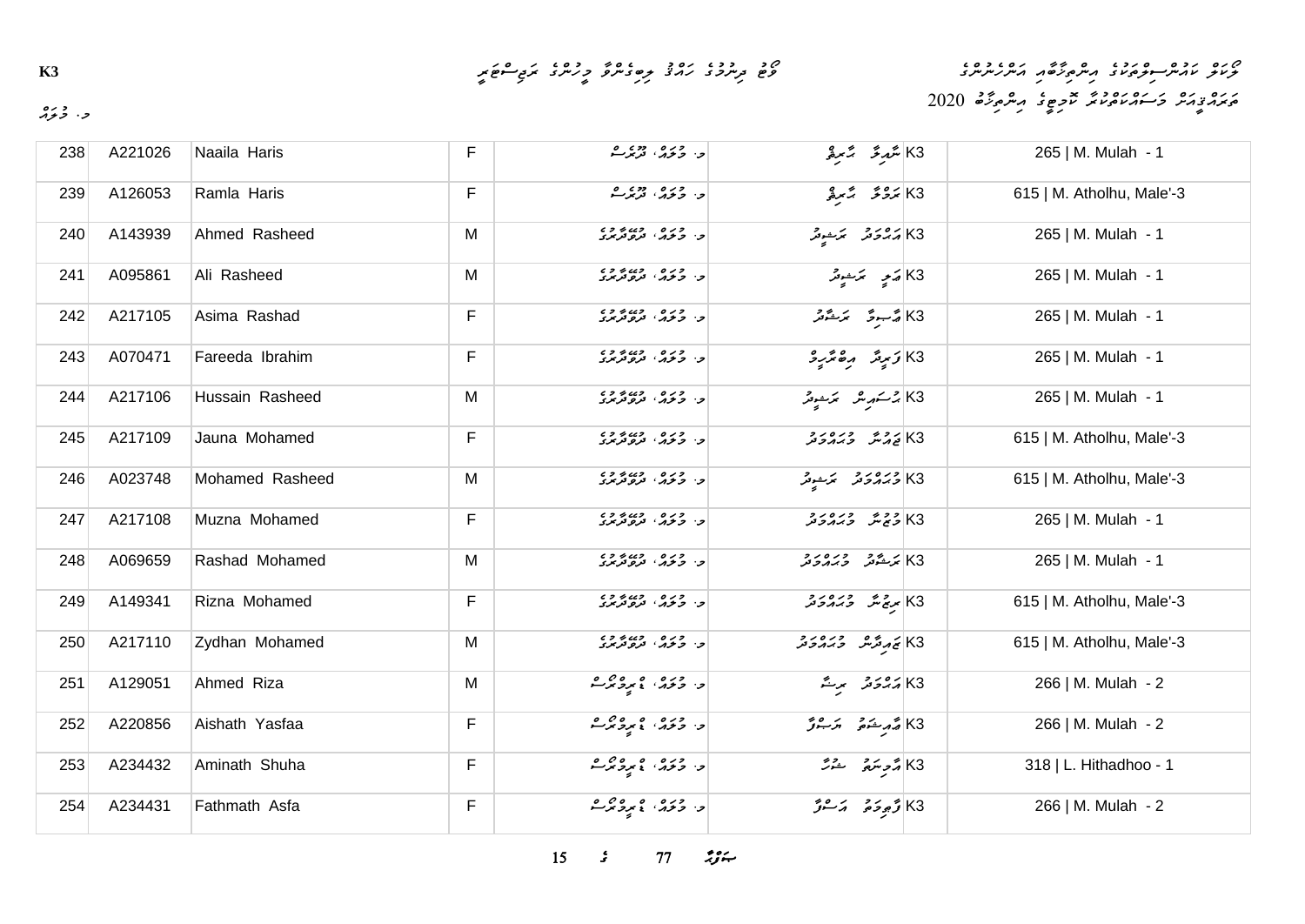| 238 | A221026 | Naaila Haris | F | د. ڈڈړ، ترتیرے | K3 سَّمِرِ تَرَ بَرَّسِرِ | 265 \| M. Mulah - 1 |
|---|---|---|---|---|---|---|
| 239 | A126053 | Ramla Haris | F | د. ڈڈړ، ترتیرے | K3 بَرْدْ تَرَ بَرَّسِرِ | 615 \| M. Atholhu, Male'-3 |
| 240 | A143939 | Ahmed Rasheed | M | د. ڈڈړ، ترتیرتربری | K3 مَرْدَوَ تَرَ بَرَسُوِتْر | 265 \| M. Mulah - 1 |
| 241 | A095861 | Ali Rasheed | M | د. ڈڈړ، ترتیرتربری | K3 مَرِ بَرَسُوِتْر | 265 \| M. Mulah - 1 |
| 242 | A217105 | Asima Rashad | F | د. ڈڈړ، ترتیرتربری | K3 مَّسِرَ بَرَشُوتْر | 265 \| M. Mulah - 1 |
| 243 | A070471 | Fareeda Ibrahim | F | د. ڈڈړ، ترتیرتربری | K3 وَبِرِتَر رِهِ تَرُبِرِ | 265 \| M. Mulah - 1 |
| 244 | A217106 | Hussain Rasheed | M | د. ڈڈړ، ترتیرتربری | K3 بْرُسَوَرِ سُر بَرَسُوِتْر | 265 \| M. Mulah - 1 |
| 245 | A217109 | Jauna Mohamed | F | د. ڈڈړ، ترتیرتربری | K3 يَرَوْسُر وَرَرُوَرْ | 615 \| M. Atholhu, Male'-3 |
| 246 | A023748 | Mohamed Rasheed | M | د. ڈڈړ، ترتیرتربری | K3 وَرَرُوَرْ بَرَسُوِتْر | 615 \| M. Atholhu, Male'-3 |
| 247 | A217108 | Muzna Mohamed | F | د. ڈڈړ، ترتیرتربری | K3 وَجْ سُر وَرَرُوَرْ | 265 \| M. Mulah - 1 |
| 248 | A069659 | Rashad Mohamed | M | د. ڈڈړ، ترتیرتربری | K3 بَرَشُوتْر وَرَرُوَرْ | 265 \| M. Mulah - 1 |
| 249 | A149341 | Rizna Mohamed | F | د. ڈڈړ، ترتیرتربری | K3 بِرِجْ سُر وَرَرُوَرْ | 615 \| M. Atholhu, Male'-3 |
| 250 | A217110 | Zydhan Mohamed | M | د. ڈڈړ، ترتیرتربری | K3 يَرِتَرْسُر وَرَرُوَرْ | 615 \| M. Atholhu, Male'-3 |
| 251 | A129051 | Ahmed Riza | M | د. ڈڈړ، ٤ بِرِوِ تَرْسَ | K3 مَرْدَوَ تَرَ بِرِسَّ | 266 \| M. Mulah - 2 |
| 252 | A220856 | Aishath Yasfaa | F | د. ڈڈړ، ٤ بِرِوِ تَرْسَ | K3 مَّرِسْتَوْ مَرَسْوَّ | 266 \| M. Mulah - 2 |
| 253 | A234432 | Aminath Shuha | F | د. ڈڈړ، ٤ بِرِوِ تَرْسَ | K3 مَّرِ سَرَوْ شُرَّ | 318 \| L. Hithadhoo - 1 |
| 254 | A234431 | Fathmath Asfa | F | د. ڈڈړ، ٤ بِرِوِ تَرْسَ | K3 وَّجِرَوْ مَرَسْوَّ | 266 \| M. Mulah - 2 |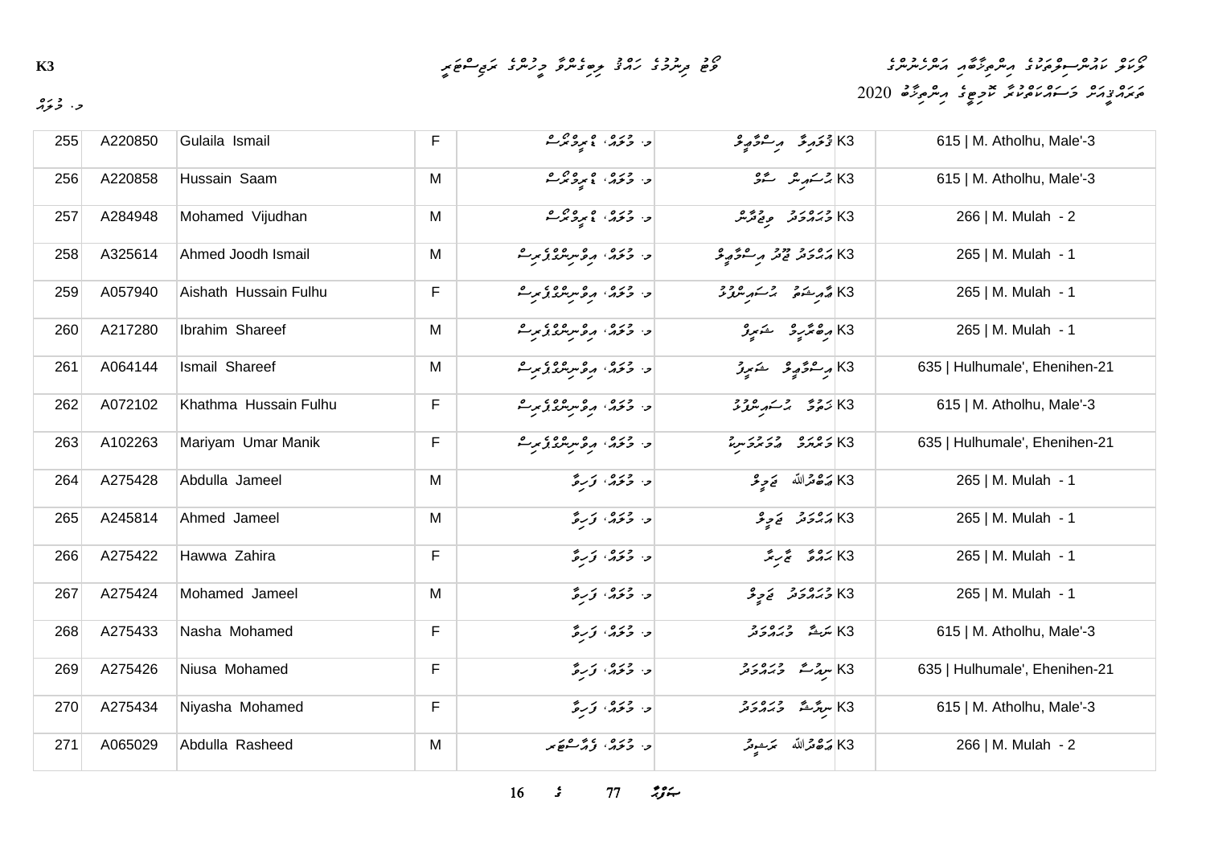| 255 | A220850 | Gulaila Ismail | F | د· ۇۈۋ، ءُ برِ ۋ ترى | K3 ۇۈرتۇ رىشۇرپۇ | 615 \| M. Atholhu, Male'-3 |
|---|---|---|---|---|---|---|
| 256 | A220858 | Hussain Saam | M | د· ۇۈۋ، ءُ برِ ۋ ترى | K3 بڑسەر بىر سۇۋ | 615 \| M. Atholhu, Male'-3 |
| 257 | A284948 | Mohamed Vijudhan | M | د· ۇۈۋ، ءُ برِ ۋ ترى | K3 ۋىرەۋىر وِقۇترىر | 266 \| M. Mulah - 2 |
| 258 | A325614 | Ahmed Joodh Ismail | M | د· ۇۈۋ، مرۋسرسرى ئۇيرىسە | K3 مەركىر قۇقر مرسۇگەپۇ | 265 \| M. Mulah - 1 |
| 259 | A057940 | Aishath Hussain Fulhu | F | د· ۇۈۋ، مرۋسرسرى ئۇيرىسە | K3 مەرىشەۋ برسەرسرۇتر | 265 \| M. Mulah - 1 |
| 260 | A217280 | Ibrahim Shareef | M | د· ۇۈۋ، مرۋسرسرى ئۇيرىسە | K3 مرھەمرپۇ شەمرۇ | 265 \| M. Mulah - 1 |
| 261 | A064144 | Ismail Shareef | M | د· ۇۈۋ، مرۋسرسرى ئۇيرىسە | K3 مرسۇگەپۇ شەمرۇ | 635 \| Hulhumale', Ehenihen-21 |
| 262 | A072102 | Khathma Hussain Fulhu | F | د· ۇۈۋ، مرۋسرسرى ئۇيرىسە | K3 ئەۋۇ برسەرسرۇتر | 615 \| M. Atholhu, Male'-3 |
| 263 | A102263 | Mariyam Umar Manik | F | د· ۇۈۋ، مرۋسرسرى ئۇيرىسە | K3 ۋىمرۋ مەۋىرۋىرىد | 635 \| Hulhumale', Ehenihen-21 |
| 264 | A275428 | Abdulla Jameel | M | د· ۇۈۋ، ۋرىۇ | K3 مەھىراللە ئەچۇ | 265 \| M. Mulah - 1 |
| 265 | A245814 | Ahmed Jameel | M | د· ۇۈۋ، ۋرىۇ | K3 مەركىر ئەچۇ | 265 \| M. Mulah - 1 |
| 266 | A275422 | Hawwa Zahira | F | د· ۇۈۋ، ۋرىۇ | K3 ئەمۇ ئجرىگ | 265 \| M. Mulah - 1 |
| 267 | A275424 | Mohamed Jameel | M | د· ۇۈۋ، ۋرىۇ | K3 ۋىرەۋىر ئەچۇ | 265 \| M. Mulah - 1 |
| 268 | A275433 | Nasha Mohamed | F | د· ۇۈۋ، ۋرىۇ | K3 ئىرشۇ ۋىرەۋىر | 615 \| M. Atholhu, Male'-3 |
| 269 | A275426 | Niusa Mohamed | F | د· ۇۈۋ، ۋرىۇ | K3 سرمۇسە ۋىرەۋىر | 635 \| Hulhumale', Ehenihen-21 |
| 270 | A275434 | Niyasha Mohamed | F | د· ۇۈۋ، ۋرىۇ | K3 سرۇشۇ ۋىرەۋىر | 615 \| M. Atholhu, Male'-3 |
| 271 | A065029 | Abdulla Rasheed | M | د· ۇۈۋ، ۋىرسىقىر | K3 مەھىراللە ئىرشوتر | 266 \| M. Mulah - 2 |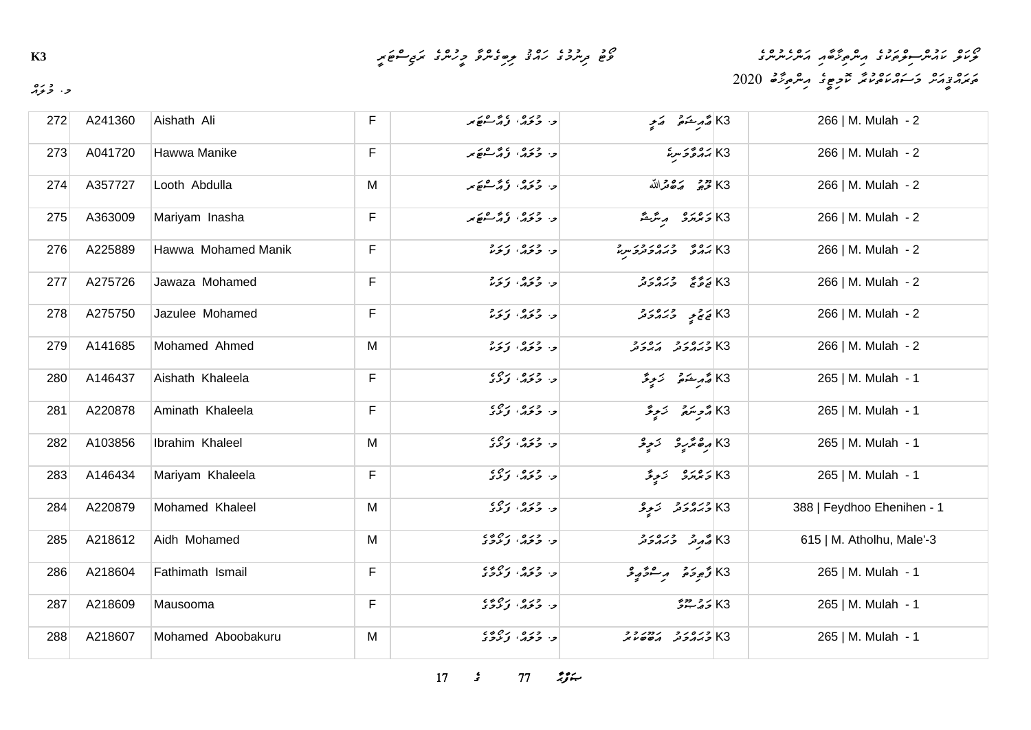| 272 | A241360 | Aishath Ali | F | د. دُوَرُ، وُرُسْعَمَ | K3 مُرِسَوْ مَرِ | 266 \| M. Mulah - 2 |
|---|---|---|---|---|---|---|
| 273 | A041720 | Hawwa Manike | F | د. دُوَرُ، وُرُسْعَمَ | K3 بَرْمُوَسِرَ | 266 \| M. Mulah - 2 |
| 274 | A357727 | Looth Abdulla | M | د. دُوَرُ، وُرُسْعَمَ | K3 ترُمُ مَرَهْ قَرْاللّه | 266 \| M. Mulah - 2 |
| 275 | A363009 | Mariyam Inasha | F | د. دُوَرُ، وُرُسْعَمَ | K3 وَمُرْمَرْدُ مِسَّشَ | 266 \| M. Mulah - 2 |
| 276 | A225889 | Hawwa Mohamed Manik | F | د. دُوَرُ، وَتَرَ | K3 بَرْمُوَّ وَبَرْمُرُونَرُوَسِرْ | 266 \| M. Mulah - 2 |
| 277 | A275726 | Jawaza Mohamed | F | د. دُوَرُ، وَتَرَ | K3 نَوَّجَ وَبَرْمُرُونَرُ | 266 \| M. Mulah - 2 |
| 278 | A275750 | Jazulee Mohamed | F | د. دُوَرُ، وَتَرَ | K3 نَجْمِ وَبَرْمُرُونَرُ | 266 \| M. Mulah - 2 |
| 279 | A141685 | Mohamed Ahmed | M | د. دُوَرُ، وَتَرَ | K3 وَبَرْمُرُونَرُ مَرْدُونَرُ | 266 \| M. Mulah - 2 |
| 280 | A146437 | Aishath Khaleela | F | د. دُوَرُ، وَتْرَ | K3 مُرِسَوْ رَمِوِّ | 265 \| M. Mulah - 1 |
| 281 | A220878 | Aminath Khaleela | F | د. دُوَرُ، وَتْرَ | K3 مُرْسَرْ رَمِوِّ | 265 \| M. Mulah - 1 |
| 282 | A103856 | Ibrahim Khaleel | M | د. دُوَرُ، وَتْرَ | K3 مِرْهُمَّرِوْ رَمِوْ | 265 \| M. Mulah - 1 |
| 283 | A146434 | Mariyam Khaleela | F | د. دُوَرُ، وَتْرَ | K3 وَمُرْمَرْدُ رَمِوِّ | 265 \| M. Mulah - 1 |
| 284 | A220879 | Mohamed Khaleel | M | د. دُوَرُ، وَتْرَ | K3 وَبَرْمُرُونَرُ رَمِوْ | 388 \| Feydhoo Ehenihen - 1 |
| 285 | A218612 | Aidh Mohamed | M | د. دُوَرُ، وَتَرَّسَ | K3 مُرِتْرُ وَبَرْمُرُونَرُ | 615 \| M. Atholhu, Male'-3 |
| 286 | A218604 | Fathimath Ismail | F | د. دُوَرُ، وَتَرَّسَ | K3 وَّجِوَمُ مِسْتَوَّمِوْ | 265 \| M. Mulah - 1 |
| 287 | A218609 | Mausooma | F | د. دُوَرُ، وَتَرَّسَ | K3 وَرُسْرْتُ | 265 \| M. Mulah - 1 |
| 288 | A218607 | Mohamed Aboobakuru | M | د. دُوَرُ، وَتَرَّسَ | K3 وَبَرْمُرُونَرُ مَرْهَّهَ مَرْ | 265 \| M. Mulah - 1 |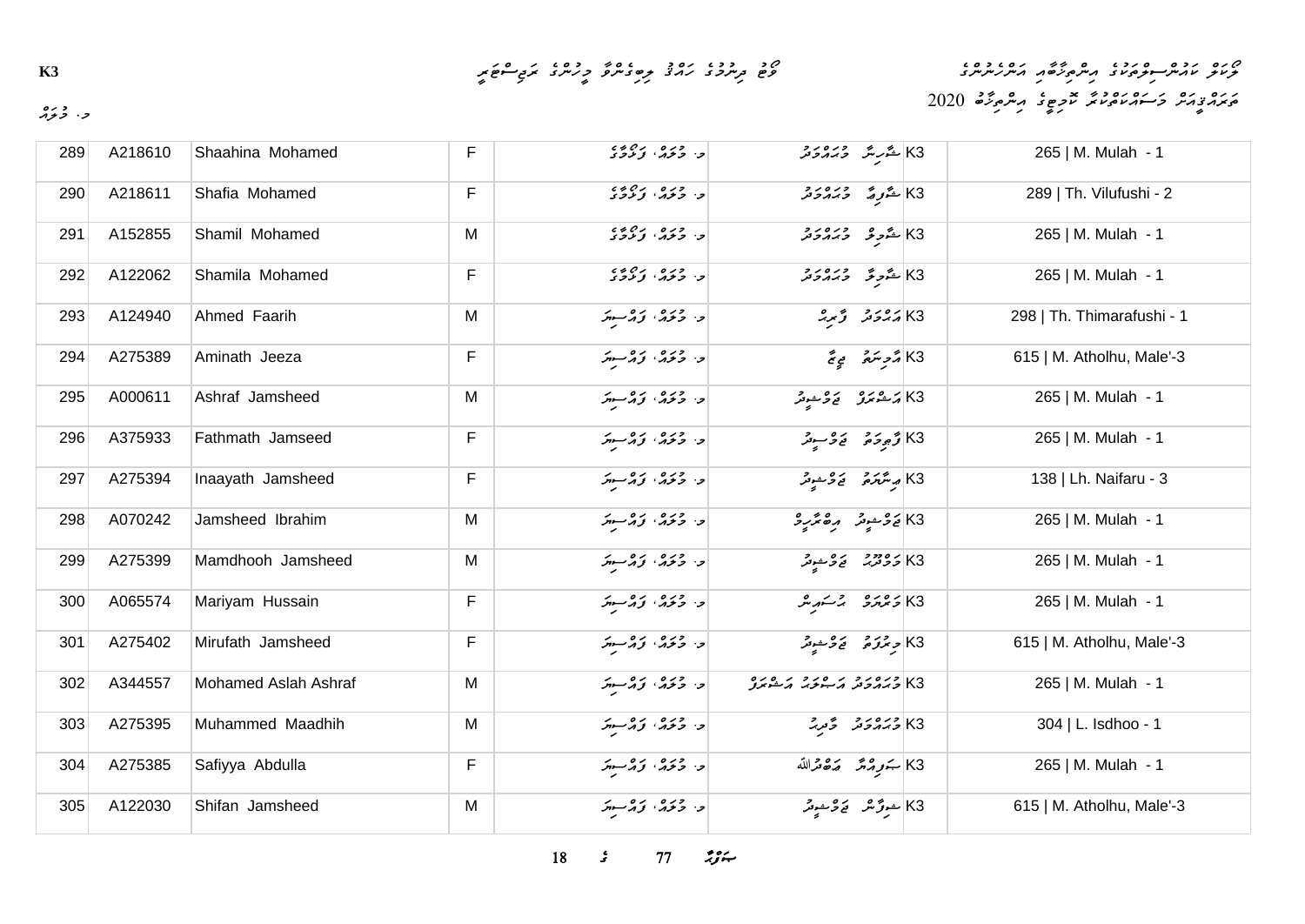| 289 | A218610 | Shaahina Mohamed | F | د. دُدَه، وَدُدَّ | K3 شَّرِسَّ دِرَہْ دِر | 265 \| M. Mulah - 1 |
|---|---|---|---|---|---|---|
| 290 | A218611 | Shafia Mohamed | F | د. دُدَه، وَدُدَّ | K3 شَّورِ دِرَه دِر | 289 \| Th. Vilufushi - 2 |
| 291 | A152855 | Shamil Mohamed | M | د. دُدَه، وَدُدَّ | K3 شَّوِدُ دِرَه دِر | 265 \| M. Mulah - 1 |
| 292 | A122062 | Shamila Mohamed | F | د. دُدَه، وَدُدَّ | K3 شَّوِدَّ دِرَه دِر | 265 \| M. Mulah - 1 |
| 293 | A124940 | Ahmed Faarih | M | د. دُدَه، وَرُسِعَ | K3 رَرُدَدُ وَّمِرُ | 298 \| Th. Thimarafushi - 1 |
| 294 | A275389 | Aminath Jeeza | F | د. دُدَه، وَرُسِعَ | K3 رَّحِسَعَ يِجَّ | 615 \| M. Atholhu, Male'-3 |
| 295 | A000611 | Ashraf Jamsheed | M | د. دُدَه، وَرُسِعَ | K3 رَشْعَرُ يَرُشِيِدُ | 265 \| M. Mulah - 1 |
| 296 | A375933 | Fathmath Jamseed | F | د. دُدَه، وَرُسِعَ | K3 وَّجِوحَ يَرُسِيِدُ | 265 \| M. Mulah - 1 |
| 297 | A275394 | Inaayath Jamsheed | F | د. دُدَه، وَرُسِعَ | K3 رِسَّرَمَ يَرُشِيِدُ | 138 \| Lh. Naifaru - 3 |
| 298 | A070242 | Jamsheed Ibrahim | M | د. دُدَه، وَرُسِعَ | K3 يَرُشِيِدُ رِھِمَّرِدُ | 265 \| M. Mulah - 1 |
| 299 | A275399 | Mamdhooh Jamsheed | M | د. دُدَه، وَرُسِعَ | K3 رَدُدِدُ يَرُشِيِدُ | 265 \| M. Mulah - 1 |
| 300 | A065574 | Mariyam Hussain | F | د. دُدَه، وَرُسِعَ | K3 دَعْعَرُ رُسَهرِسْ | 265 \| M. Mulah - 1 |
| 301 | A275402 | Mirufath Jamsheed | F | د. دُدَه، وَرُسِعَ | K3 وِعْرَدُ يَرُشِيِدُ | 615 \| M. Atholhu, Male'-3 |
| 302 | A344557 | Mohamed Aslah Ashraf | M | د. دُدَه، وَرُسِعَ | K3 دِرَه دِر رَسُوَرُ رَشْعَرُ | 265 \| M. Mulah - 1 |
| 303 | A275395 | Muhammed Maadhih | M | د. دُدَه، وَرُسِعَ | K3 دِرَه دِر دَّمِرُ | 304 \| L. Isdhoo - 1 |
| 304 | A275385 | Safiyya Abdulla | F | د. دُدَه، وَرُسِعَ | K3 سَوِرُمَّ رَھْعَرُاللّه | 265 \| M. Mulah - 1 |
| 305 | A122030 | Shifan Jamsheed | M | د. دُدَه، وَرُسِعَ | K3 شِوَّسْ يَرُشِيِدُ | 615 \| M. Atholhu, Male'-3 |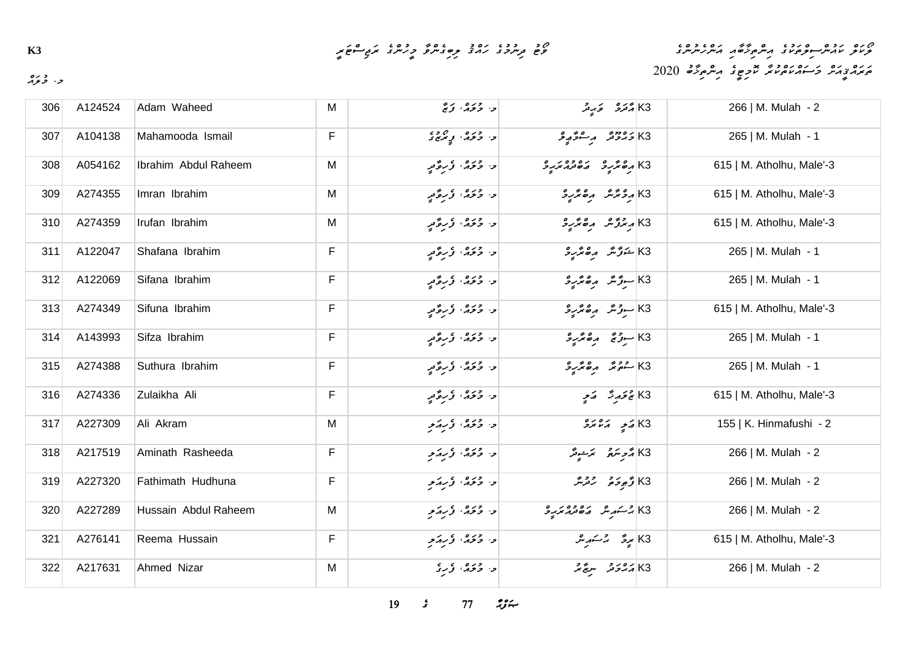| 306 | A124524 | Adam Waheed | M | د· ذرىخ، ىَحٌّ | K3 ﺍﻡﺍﺩ ﻭﺍﺡﻱﺩ | 266 \| M. Mulah - 2 |
|---|---|---|---|---|---|---|
| 307 | A104138 | Mahamooda Ismail | F | د· ذرىخ، وِىرىج | K3 | 265 \| M. Mulah - 1 |
| 308 | A054162 | Ibrahim Abdul Raheem | M | د· ذرىخ، ذرِوحَمِر | K3 | 615 \| M. Atholhu, Male'-3 |
| 309 | A274355 | Imran Ibrahim | M | د· ذرىخ، ذرِوحَمِر | K3 | 615 \| M. Atholhu, Male'-3 |
| 310 | A274359 | Irufan Ibrahim | M | د· ذرىخ، ذرِوحَمِر | K3 | 615 \| M. Atholhu, Male'-3 |
| 311 | A122047 | Shafana Ibrahim | F | د· ذرىخ، ذرِوحَمِر | K3 | 265 \| M. Mulah - 1 |
| 312 | A122069 | Sifana Ibrahim | F | د· ذرىخ، ذرِوحَمِر | K3 | 265 \| M. Mulah - 1 |
| 313 | A274349 | Sifuna Ibrahim | F | د· ذرىخ، ذرِوحَمِر | K3 | 615 \| M. Atholhu, Male'-3 |
| 314 | A143993 | Sifza Ibrahim | F | د· ذرىخ، ذرِوحَمِر | K3 | 265 \| M. Mulah - 1 |
| 315 | A274388 | Suthura Ibrahim | F | د· ذرىخ، ذرِوحَمِر | K3 | 265 \| M. Mulah - 1 |
| 316 | A274336 | Zulaikha Ali | F | د· ذرىخ، ذرِوحَمِر | K3 | 615 \| M. Atholhu, Male'-3 |
| 317 | A227309 | Ali Akram | M | د· ذرىخ، ذرِمَرَمِ | K3 | 155 \| K. Hinmafushi - 2 |
| 318 | A217519 | Aminath Rasheeda | F | د· ذرىخ، ذرِمَرَمِ | K3 | 266 \| M. Mulah - 2 |
| 319 | A227320 | Fathimath Hudhuna | F | د· ذرىخ، ذرِمَرَمِ | K3 | 266 \| M. Mulah - 2 |
| 320 | A227289 | Hussain Abdul Raheem | M | د· ذرىخ، ذرِمَرَمِ | K3 | 266 \| M. Mulah - 2 |
| 321 | A276141 | Reema Hussain | F | د· ذرىخ، ذرِمَرَمِ | K3 | 615 \| M. Atholhu, Male'-3 |
| 322 | A217631 | Ahmed Nizar | M | د· ذرىخ، ذرِى | K3 | 266 \| M. Mulah - 2 |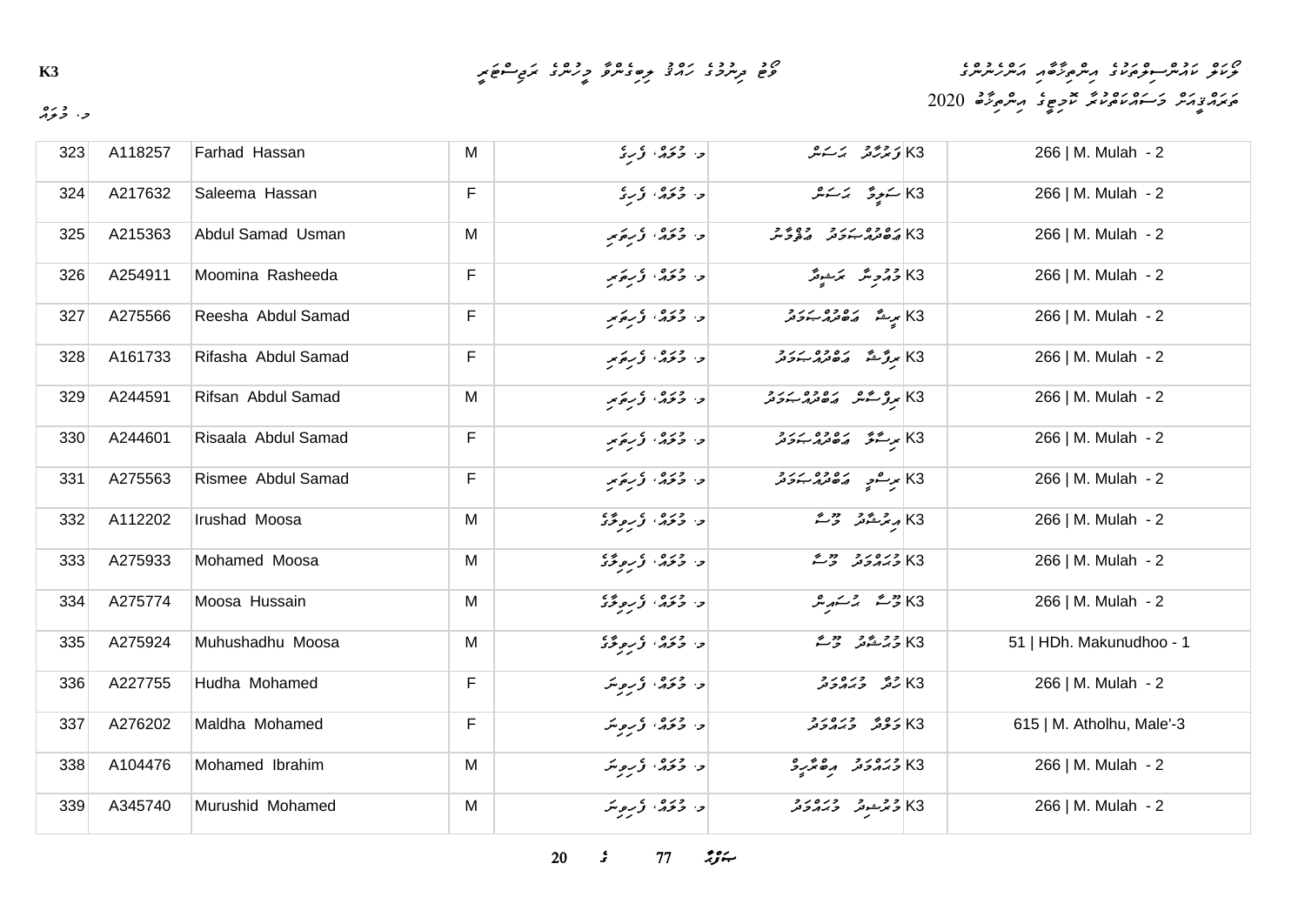| 323 | A118257 | Farhad Hassan | M | د· ۇقەر، ۋرى | K3 ۆترژنر برسەنر | 266 \| M. Mulah - 2 |
|---|---|---|---|---|---|---|
| 324 | A217632 | Saleema Hassan | F | د· ۇقەر، ۋرى | K3 سەبوگە برسەنر | 266 \| M. Mulah - 2 |
| 325 | A215363 | Abdul Samad Usman | M | د· ۇقەر، ۋرەتمر | K3 مەھەرمەسەر مۇۋىر | 266 \| M. Mulah - 2 |
| 326 | A254911 | Moomina Rasheeda | F | د· ۇقەر، ۋرەتمر | K3 ۇمۇىر ترشوتر | 266 \| M. Mulah - 2 |
| 327 | A275566 | Reesha Abdul Samad | F | د· ۇقەر، ۋرەتمر | K3 بېرىشە مەھەرمەسەر | 266 \| M. Mulah - 2 |
| 328 | A161733 | Rifasha Abdul Samad | F | د· ۇقەر، ۋرەتمر | K3 بىرۇشە مەھەرمەسەر | 266 \| M. Mulah - 2 |
| 329 | A244591 | Rifsan Abdul Samad | M | د· ۇقەر، ۋرەتمر | K3 بىرۇشەر مەھەرمەسەر | 266 \| M. Mulah - 2 |
| 330 | A244601 | Risaala Abdul Samad | F | د· ۇقەر، ۋرەتمر | K3 بىرشۇ مەھەرمەسەر | 266 \| M. Mulah - 2 |
| 331 | A275563 | Rismee Abdul Samad | F | د· ۇقەر، ۋرەتمر | K3 بىرشى مەھەرمەسەر | 266 \| M. Mulah - 2 |
| 332 | A112202 | Irushad Moosa | M | د· ۇقەر، ۋرەۋى | K3 مەبرىشەر ۇش | 266 \| M. Mulah - 2 |
| 333 | A275933 | Mohamed Moosa | M | د· ۇقەر، ۋرەۋى | K3 ۇرەر ۇش | 266 \| M. Mulah - 2 |
| 334 | A275774 | Moosa Hussain | M | د· ۇقەر، ۋرەۋى | K3 ۇش برسەبر | 266 \| M. Mulah - 2 |
| 335 | A275924 | Muhushadhu Moosa | M | د· ۇقەر، ۋرەۋى | K3 ۇرشەر ۇش | 51 \| HDh. Makunudhoo - 1 |
| 336 | A227755 | Hudha Mohamed | F | د· ۇقەر، ۋرەتر | K3 رتر ۇرەر | 266 \| M. Mulah - 2 |
| 337 | A276202 | Maldha Mohamed | F | د· ۇقەر، ۋرەتر | K3 ۇۋتر ۇرەر | 615 \| M. Atholhu, Male'-3 |
| 338 | A104476 | Mohamed Ibrahim | M | د· ۇقەر، ۋرەتر | K3 ۇرەر مەھترىۋ | 266 \| M. Mulah - 2 |
| 339 | A345740 | Murushid Mohamed | M | د· ۇقەر، ۋرەتر | K3 ۇبرشوتر ۇرەر | 266 \| M. Mulah - 2 |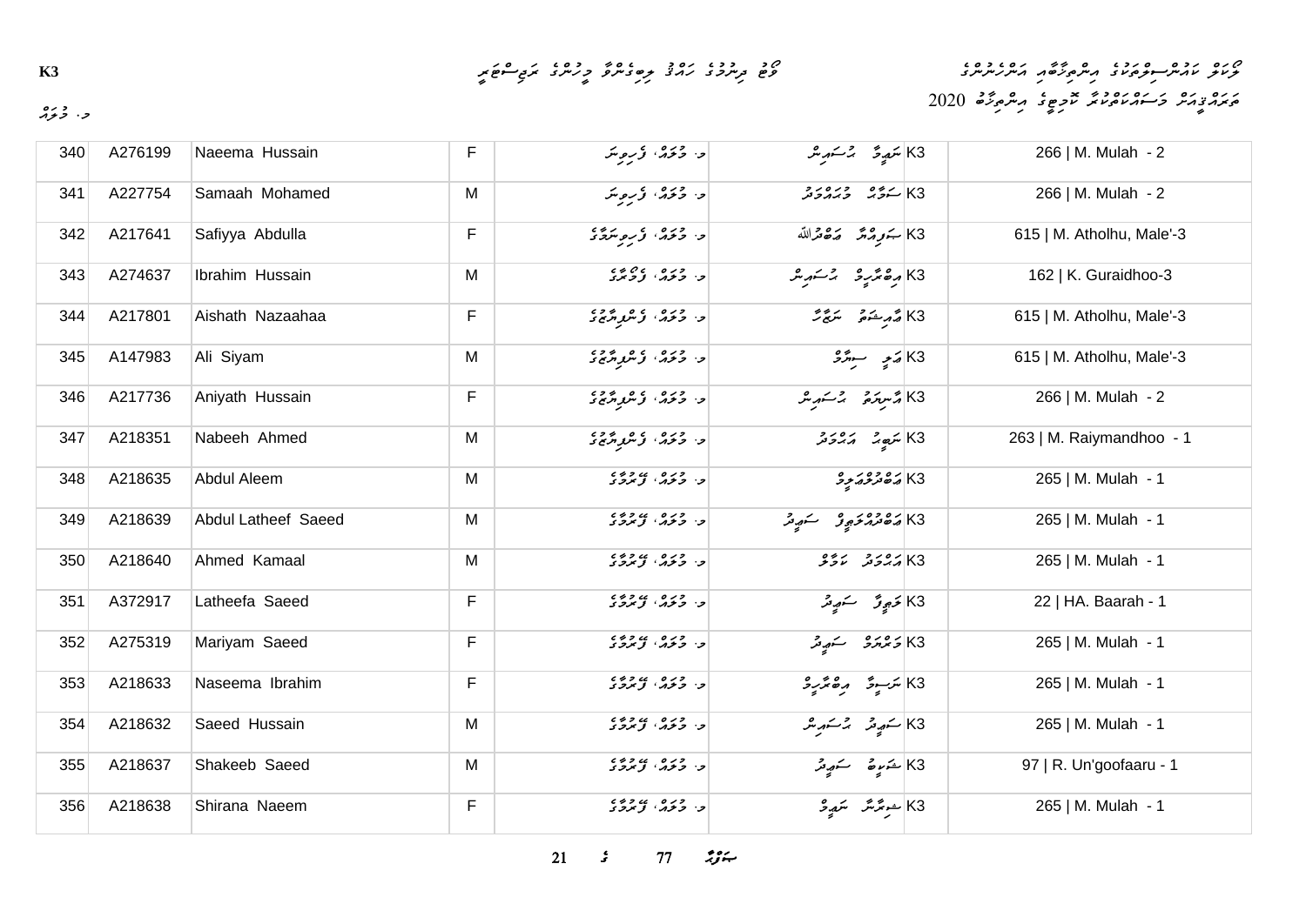| 340 | A276199 | Naeema Hussain | F | د· وُوَرُ، وُرِوِسَ | K3 سَمِيدٌ بُرْسَمَرِسْ | 266 \| M. Mulah - 2 |
|---|---|---|---|---|---|---|
| 341 | A227754 | Samaah Mohamed | M | د· وُوَرُ، وُرِوِسَ | K3 سَرَدُّ وَبَرْمُرْدَرْ | 266 \| M. Mulah - 2 |
| 342 | A217641 | Safiyya Abdulla | F | د· وُوَرُ، وُرِوِسَرَدُّ | K3 سَوِرْدُ رَدَّهُ مَرَاللّه | 615 \| M. Atholhu, Male'-3 |
| 343 | A274637 | Ibrahim Hussain | M | د· وُوَرُ، وُوِيرُ | K3 رِهْتَرِرْدُ بُرْسَمَرِسْ | 162 \| K. Guraidhoo-3 |
| 344 | A217801 | Aishath Nazaahaa | F | د· وُوَرُ، وُسْرِدَسْدَ | K3 مُّرِسْتَوُ سَرَدُّ | 615 \| M. Atholhu, Male'-3 |
| 345 | A147983 | Ali Siyam | M | د· وُوَرُ، وُسْرِدَسْدَ | K3 مَرِ سِرْدُّ | 615 \| M. Atholhu, Male'-3 |
| 346 | A217736 | Aniyath Hussain | F | د· وُوَرُ، وُسْرِدَسْدَ | K3 مُّسِرْرَوُ بُرْسَمَرِسْ | 266 \| M. Mulah - 2 |
| 347 | A218351 | Nabeeh Ahmed | M | د· وُوَرُ، وُسْرِدَسْدَ | K3 سَهِدْ مَرْدَرْ | 263 \| M. Raiymandhoo - 1 |
| 348 | A218635 | Abdul Aleem | M | د· وُوَرُ، وُسْرُدَ | K3 مَرْهُ مُرْوُمَرِدْ | 265 \| M. Mulah - 1 |
| 349 | A218639 | Abdul Latheef Saeed | M | د· وُوَرُ، وُسْرُدَ | K3 مَرْهُ مُرْوُرَدِوْ سَمِيدْ | 265 \| M. Mulah - 1 |
| 350 | A218640 | Ahmed Kamaal | M | د· وُوَرُ، وُسْرُدَ | K3 مَرْدَرْ رَدَّوْ | 265 \| M. Mulah - 1 |
| 351 | A372917 | Latheefa Saeed | F | د· وُوَرُ، وُسْرُدَ | K3 كَهِوُ سَمِيدْ | 22 \| HA. Baarah - 1 |
| 352 | A275319 | Mariyam Saeed | F | د· وُوَرُ، وُسْرُدَ | K3 دَمْرَدْ سَمِيدْ | 265 \| M. Mulah - 1 |
| 353 | A218633 | Naseema Ibrahim | F | د· وُوَرُ، وُسْرُدَ | K3 سَرِسِدٌ رِهْتَرِرْدُ | 265 \| M. Mulah - 1 |
| 354 | A218632 | Saeed Hussain | M | د· وُوَرُ، وُسْرُدَ | K3 سَمِيدْ بُرْسَمَرِسْ | 265 \| M. Mulah - 1 |
| 355 | A218637 | Shakeeb Saeed | M | د· وُوَرُ، وُسْرُدَ | K3 شَرِرْدُ سَمِيدْ | 97 \| R. Un'goofaaru - 1 |
| 356 | A218638 | Shirana Naeem | F | د· وُوَرُ، وُسْرُدَ | K3 شِرَسَرْ سَمِيدْ | 265 \| M. Mulah - 1 |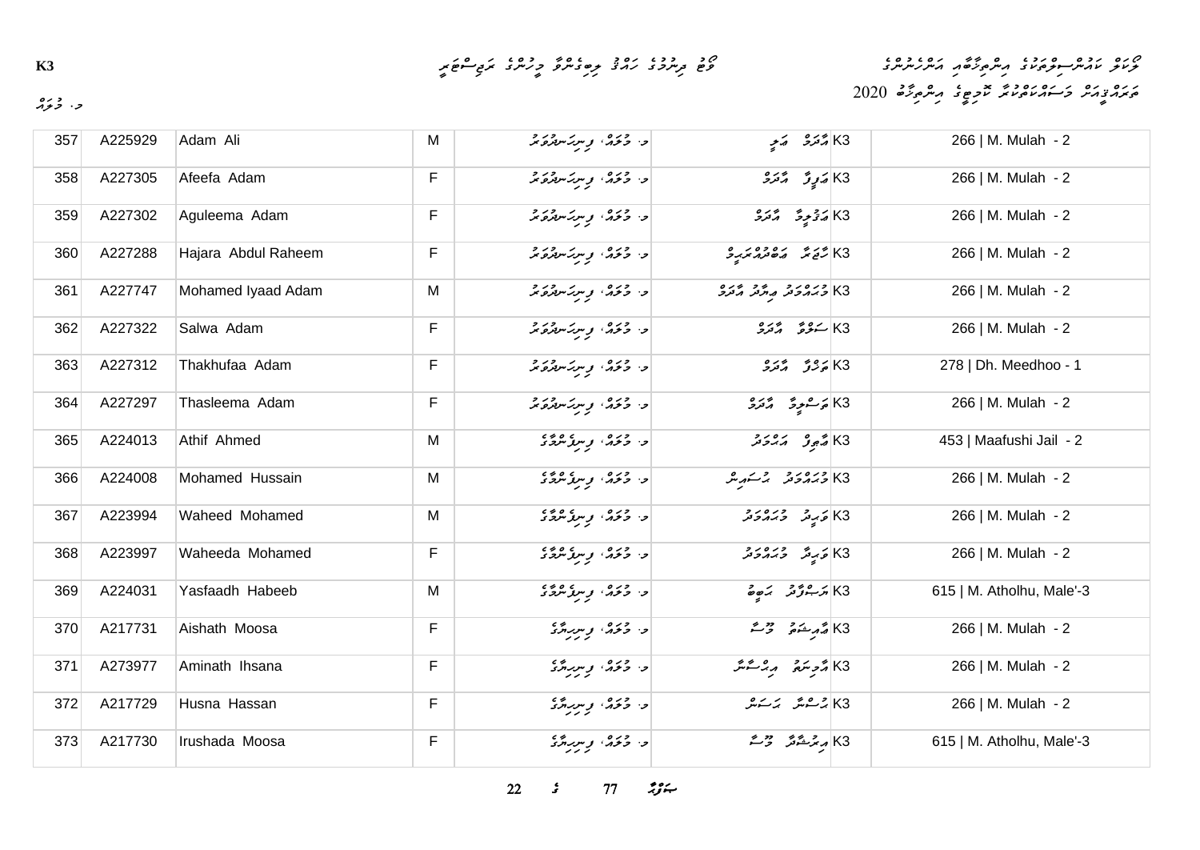| 357 | A225929 | Adam Ali | M | د. ۇكەڭ، ۋىسرَسْرُوَىُر | K3 ﺃَﻧَﺮُﻭ ﺃَﻣِ | 266 \| M. Mulah - 2 |
|---|---|---|---|---|---|---|
| 358 | A227305 | Afeefa Adam | F | د. ۇكەڭ، ۋىسرَسْرُوَىُر | K3 ﺃَﺭِﻭٌ ﺃَﺭَﺭُ | 266 \| M. Mulah - 2 |
| 359 | A227302 | Aguleema Adam | F | د. ۇكەڭ، ۋىسرَسْرُوَىُر | K3 ﺃَﺭْﻭِﺭ ﺃَﺭَﺭُ | 266 \| M. Mulah - 2 |
| 360 | A227288 | Hajara Abdul Raheem | F | د. ۇكەڭ، ۋىسرَسْرُوَىُر | K3 ﺭَﺝَﺭ ﺃَﻫِﺭُﺭ ﺭَﺭِﺭ | 266 \| M. Mulah - 2 |
| 361 | A227747 | Mohamed Iyaad Adam | M | د. ۇكەڭ، ۋىسرَسْرُوَىُر | K3 ﺩَﺭَﻫُﺭ ﺃِﺭَﺭُ ﺃَﺭَﺭُ | 266 \| M. Mulah - 2 |
| 362 | A227322 | Salwa Adam | F | د. ۇكەڭ، ۋىسرَسْرُوَىُر | K3 ﺳَﺭْﺭ ﺃَﺭَﺭُ | 266 \| M. Mulah - 2 |
| 363 | A227312 | Thakhufaa Adam | F | د. ۇكەڭ، ۋىسرَسْرُوَىُر | K3 ﺭَﺭُﺭ ﺃَﺭَﺭُ | 278 \| Dh. Meedhoo - 1 |
| 364 | A227297 | Thasleema Adam | F | د. ۇكەڭ، ۋىسرَسْرُوَىُر | K3 ﺭَﺳْﺭِﺭ ﺃَﺭَﺭُ | 266 \| M. Mulah - 2 |
| 365 | A224013 | Athif Ahmed | M | د. ۇكەڭ، ۋىسۇسْرُدۇ | K3 ﺃَﺭِﺭ ﺃَﺭْﺭُﺭ | 453 \| Maafushi Jail - 2 |
| 366 | A224008 | Mohamed Hussain | M | د. ۇكەڭ، ۋىسۇسْرُدۇ | K3 ﺩَﺭَﻫُﺭ ﺭُﺳَﺭِﺭ | 266 \| M. Mulah - 2 |
| 367 | A223994 | Waheed Mohamed | M | د. ۇكەڭ، ۋىسۇسْرُدۇ | K3 ﺭَﺭِﺭ ﺩَﺭَﻫُﺭ | 266 \| M. Mulah - 2 |
| 368 | A223997 | Waheeda Mohamed | F | د. ۇكەڭ، ۋىسۇسْرُدۇ | K3 ﺭَﺭِﺭ ﺩَﺭَﻫُﺭ | 266 \| M. Mulah - 2 |
| 369 | A224031 | Yasfaadh Habeeb | M | د. ۇكەڭ، ۋىسۇسْرُدۇ | K3 ﺭَﺳْﺭَﺭ ﺭَﺭِﺭ | 615 \| M. Atholhu, Male'-3 |
| 370 | A217731 | Aishath Moosa | F | د. ۇكەڭ، ۋىسرىرۇ | K3 ﺃَﺭِﺳَﺭ ﺭُﺳ | 266 \| M. Mulah - 2 |
| 371 | A273977 | Aminath Ihsana | F | د. ۇكەڭ، ۋىسرىرۇ | K3 ﺃَﺭِﺭَﺭ ﺃِﺭْﺳَﺭ | 266 \| M. Mulah - 2 |
| 372 | A217729 | Husna Hassan | F | د. ۇكەڭ، ۋىسرىرۇ | K3 ﺭُﺳْﺭ ﺭَﺳَﺭ | 266 \| M. Mulah - 2 |
| 373 | A217730 | Irushada Moosa | F | د. ۇكەڭ، ۋىسرىرۇ | K3 ﺃِﺭُﺳَﺭ ﺭُﺳ | 615 \| M. Atholhu, Male'-3 |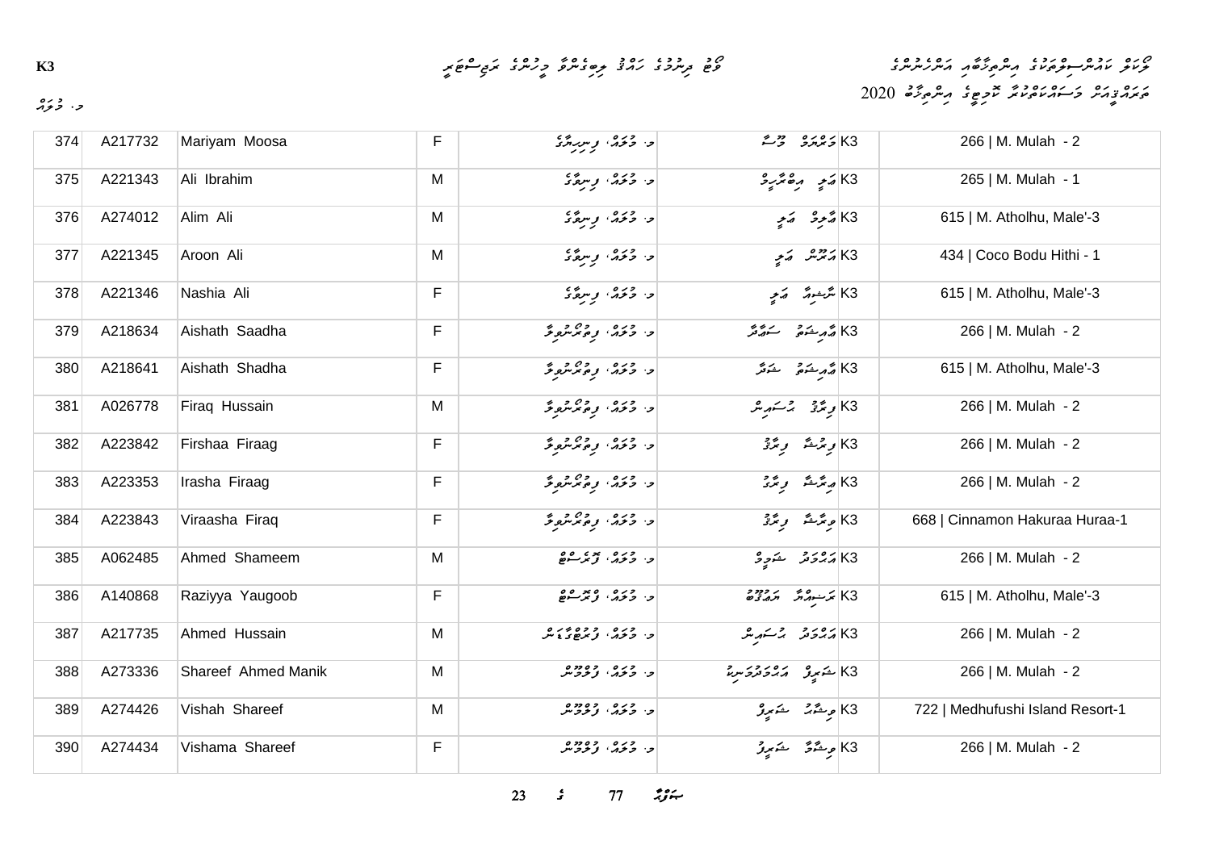| 374 | A217732 | Mariyam Moosa | F | ދ. މުލައް، ވިނިދިރީގެ | K3 މަރިޔަމް މޫސާ | 266 \| M. Mulah - 2 |
|---|---|---|---|---|---|---|
| 375 | A221343 | Ali Ibrahim | M | ދ. މުލައް، ވިނިވާގެ | K3 އަލި އިބްރާހީމް | 265 \| M. Mulah - 1 |
| 376 | A274012 | Alim Ali | M | ދ. މުލައް، ވިނިވާގެ | K3 އާލިމް އަލި | 615 \| M. Atholhu, Male'-3 |
| 377 | A221345 | Aroon Ali | M | ދ. މުލައް، ވިނިވާގެ | K3 އަރޫން އަލި | 434 \| Coco Bodu Hithi - 1 |
| 378 | A221346 | Nashia Ali | F | ދ. މުލައް، ވިނިވާގެ | K3 ނާޝިއާ އަލި | 615 \| M. Atholhu, Male'-3 |
| 379 | A218634 | Aishath Saadha | F | ދ. މުލައް، ވިލުފުށްހުވާ | K3 އާއިޝަތު ސައުދާ | 266 \| M. Mulah - 2 |
| 380 | A218641 | Aishath Shadha | F | ދ. މުލައް، ވިލުފުށްހުވާ | K3 އާއިޝަތު ޝަދާ | 615 \| M. Atholhu, Male'-3 |
| 381 | A026778 | Firaq Hussain | M | ދ. މުލައް، ވިލުފުށްހުވާ | K3 ފިރާގު ހުސައިން | 266 \| M. Mulah - 2 |
| 382 | A223842 | Firshaa Firaag | F | ދ. މުލައް، ވިލުފުށްހުވާ | K3 ފިރްޝާ ފިރާގު | 266 \| M. Mulah - 2 |
| 383 | A223353 | Irasha Firaag | F | ދ. މުލައް، ވިލުފުށްހުވާ | K3 އިރާޝާ ފިރާގު | 266 \| M. Mulah - 2 |
| 384 | A223843 | Viraasha Firaq | F | ދ. މުލައް، ވިލުފުށްހުވާ | K3 ވިރާޝާ ފިރާގު | 668 \| Cinnamon Hakuraa Huraa-1 |
| 385 | A062485 | Ahmed Shameem | M | ދ. މުލައް، ވޭރުސްޓް | K3 އަޙްމަދު ޝަމީމް | 266 \| M. Mulah - 2 |
| 386 | A140868 | Raziyya Yaugoob | F | ދ. މުލައް، ވޭރުސްޓް | K3 ރަޒިއްޔާ ޔައުޤޫބު | 615 \| M. Atholhu, Male'-3 |
| 387 | A217735 | Ahmed Hussain | M | ދ. މުލައް، ވުރެޒްގޭން | K3 އަޙްމަދު ހުސައިން | 266 \| M. Mulah - 2 |
| 388 | A273336 | Shareef Ahmed Manik | M | ދ. މުލައް، ވުލުމީން | K3 ޝަރީފު އަޙްމަދުމަނިކު | 266 \| M. Mulah - 2 |
| 389 | A274426 | Vishah Shareef | M | ދ. މުލައް، ވުލުމީން | K3 ވިޝާހް ޝަރީފު | 722 \| Medhufushi Island Resort-1 |
| 390 | A274434 | Vishama Shareef | F | ދ. މުލައް، ވުލުމީން | K3 ވިޝާމާ ޝަރީފު | 266 \| M. Mulah - 2 |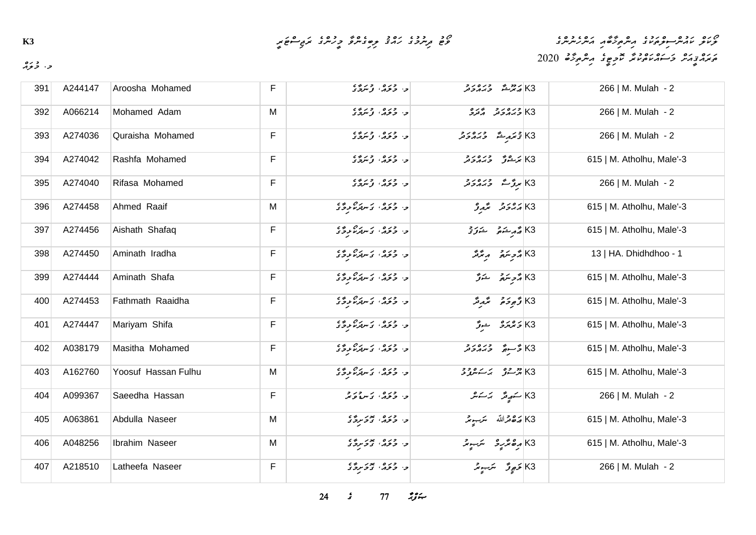| 391 | A244147 | Aroosha Mohamed | F | و· وتحدة، ومنعونى | K3 مَعْرَشَہ وَيَرْدُونَر | 266 \| M. Mulah - 2 |
|---|---|---|---|---|---|---|
| 392 | A066214 | Mohamed Adam | M | و· وتحدة، ومنعونى | K3 وَيَرْدُونَر مُرْتَرَوْ | 266 \| M. Mulah - 2 |
| 393 | A274036 | Quraisha Mohamed | F | و· وتحدة، ومنعونى | K3 فَتَعَدِيشَہ وَيَرْدُونَر | 266 \| M. Mulah - 2 |
| 394 | A274042 | Rashfa Mohamed | F | و· وتحدة، ومنعونى | K3 بَرَشْوَرَ وَيَرْدُونَر | 615 \| M. Atholhu, Male'-3 |
| 395 | A274040 | Rifasa Mohamed | F | و· وتحدة، ومنعونى | K3 بِرِوَّتَ وَيَرْدُونَر | 266 \| M. Mulah - 2 |
| 396 | A274458 | Ahmed Raaif | M | و· وتحدة، وَسِعَرُهُ وِدَّى | K3 مَرْدُونَر مُحَمِّدُ | 615 \| M. Atholhu, Male'-3 |
| 397 | A274456 | Aishath Shafaq | F | و· وتحدة، وَسِعَرُهُ وِدَّى | K3 مَّدِيشَمُو شَدَرَتَى | 615 \| M. Atholhu, Male'-3 |
| 398 | A274450 | Aminath Iradha | F | و· وتحدة، وَسِعَرُهُ وِدَّى | K3 مُرْحِسَمُو مِرْمَّدَ | 13 \| HA. Dhidhdhoo - 1 |
| 399 | A274444 | Aminath Shafa | F | و· وتحدة، وَسِعَرُهُ وِدَّى | K3 مُرْحِسَمُو شَدَرَّ | 615 \| M. Atholhu, Male'-3 |
| 400 | A274453 | Fathmath Raaidha | F | و· وتحدة، وَسِعَرُهُ وِدَّى | K3 تُوْجِرْدَمُو مُحَمَّدُ | 615 \| M. Atholhu, Male'-3 |
| 401 | A274447 | Mariyam Shifa | F | و· وتحدة، وَسِعَرُهُ وِدَّى | K3 وَمَمَرْدُو شِرَّرَ | 615 \| M. Atholhu, Male'-3 |
| 402 | A038179 | Masitha Mohamed | F | و· وتحدة، وَسِعَرُهُ وِدَّى | K3 وَّسِعِهِ وَيَرْدُونَر | 615 \| M. Atholhu, Male'-3 |
| 403 | A162760 | Yoosuf Hassan Fulhu | M | و· وتحدة، وَسِعَرُهُ وِدَّى | K3 مَرْسُمُو بَرْسَمَسْرُوْوُ | 615 \| M. Atholhu, Male'-3 |
| 404 | A099367 | Saeedha Hassan | F | و· وتحدة، وَسِعَرُهُ | K3 سَمَهِيدَ بَرْسَمَسْرُ | 266 \| M. Mulah - 2 |
| 405 | A063861 | Abdulla Naseer | M | و· وتحدة، وَوَسِرِدَّى | K3 مَرْكَاهْقَرْاللّه سَرَسِيدُ | 615 \| M. Atholhu, Male'-3 |
| 406 | A048256 | Ibrahim Naseer | M | و· وتحدة، وَوَسِرِدَّى | K3 مِرْهُمُرْبِرْدُو سَرَسِيدُ | 615 \| M. Atholhu, Male'-3 |
| 407 | A218510 | Latheefa Naseer | F | و· وتحدة، وَوَسِرِدَّى | K3 تَرَمُّوِرْ سَرَسِيدُ | 266 \| M. Mulah - 2 |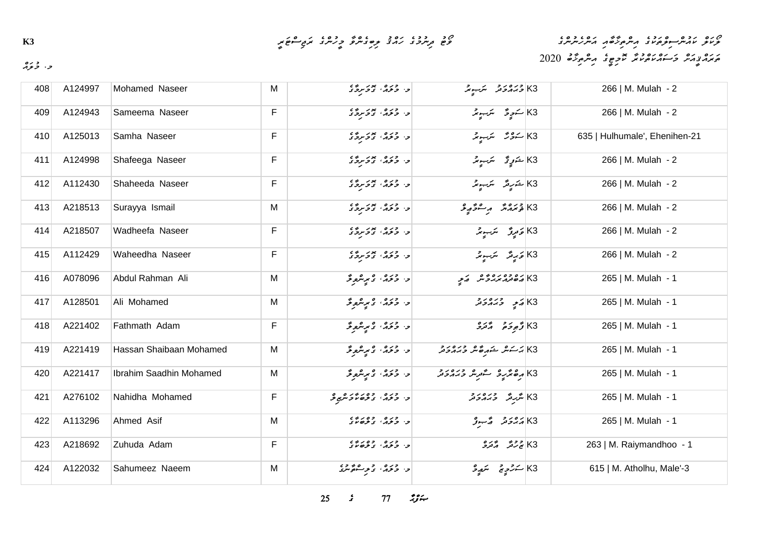| 408 | A124997 | Mohamed Naseer | M | د. دُنَرُ، بُرَدَ سِرْدَّى | K3 دُبَرُدْدَنْدْ سَرَسِيِرْ | 266 \| M. Mulah - 2 |
|---|---|---|---|---|---|---|
| 409 | A124943 | Sameema Naseer | F | د. دُنَرُ، بُرَدَ سِرْدَّى | K3 سَدِرَّ سَرَسِيِرْ | 266 \| M. Mulah - 2 |
| 410 | A125013 | Samha Naseer | F | د. دُنَرُ، بُرَدَ سِرْدَّى | K3 سَدْرَ سَرَسِيِرْ | 635 \| Hulhumale', Ehenihen-21 |
| 411 | A124998 | Shafeega Naseer | F | د. دُنَرُ، بُرَدَ سِرْدَّى | K3 شَرِيَّ سَرَسِيِرْ | 266 \| M. Mulah - 2 |
| 412 | A112430 | Shaheeda Naseer | F | د. دُنَرُ، بُرَدَ سِرْدَّى | K3 شَرِيرَّ سَرَسِيِرْ | 266 \| M. Mulah - 2 |
| 413 | A218513 | Surayya Ismail | M | د. دُنَرُ، بُرَدَ سِرْدَّى | K3 ثُبَرْدَرَّ مِرْسْدَّمِرْ | 266 \| M. Mulah - 2 |
| 414 | A218507 | Wadheefa Naseer | F | د. دُنَرُ، بُرَدَ سِرْدَّى | K3 دَمِرِدَّ سَرَسِيِرْ | 266 \| M. Mulah - 2 |
| 415 | A112429 | Waheedha Naseer | F | د. دُنَرُ، بُرَدَ سِرْدَّى | K3 دَرِيرَّ سَرَسِيِرْ | 266 \| M. Mulah - 2 |
| 416 | A078096 | Abdul Rahman Ali | M | د. دُنَرُ، دُبِرِسْهِدَّ | K3 مَدْهَرْدُبَرْدَّسْ مَرِ | 265 \| M. Mulah - 1 |
| 417 | A128501 | Ali Mohamed | M | د. دُنَرُ، دُبِرِسْهِدَّ | K3 مَرِ دُبَرُدْدَنْدْ | 265 \| M. Mulah - 1 |
| 418 | A221402 | Fathmath Adam | F | د. دُنَرُ، دُبِرِسْهِدَّ | K3 دُّبَرِدَرْ مُدَّرَدْ | 265 \| M. Mulah - 1 |
| 419 | A221419 | Hassan Shaibaan Mohamed | M | د. دُنَرُ، دُبِرِسْهِدَّ | K3 بَرَسَدْ شَمِرْهَّسْ دُبَرُدْدَنْدْ | 265 \| M. Mulah - 1 |
| 420 | A221417 | Ibrahim Saadhin Mohamed | M | د. دُنَرُ، دُبِرِسْهِدَّ | K3 مِرْهَدَّرِدْ سَّدَّرِسْ دُبَرُدْدَنْدْ | 265 \| M. Mulah - 1 |
| 421 | A276102 | Nahidha Mohamed | F | د. دُنَرُ، دُدْهَ دَّدَسْهِدَّ | K3 سَّرِرَّ دُبَرُدْدَنْدْ | 265 \| M. Mulah - 1 |
| 422 | A113296 | Ahmed Asif | M | د. دُنَرُ، دُدْهَ دَّى | K3 مَدْدَنْدْ مُّسِدْ | 265 \| M. Mulah - 1 |
| 423 | A218692 | Zuhuda Adam | F | د. دُنَرُ، دُدْهَ دَّى | K3 جُرْدَّ مُدَّرَدْ | 263 \| M. Raiymandhoo - 1 |
| 424 | A122032 | Sahumeez Naeem | M | د. دُنَرُ، دُدِسْدُّسْدَ | K3 سَرُدِجْ سَمِرْدْ | 615 \| M. Atholhu, Male'-3 |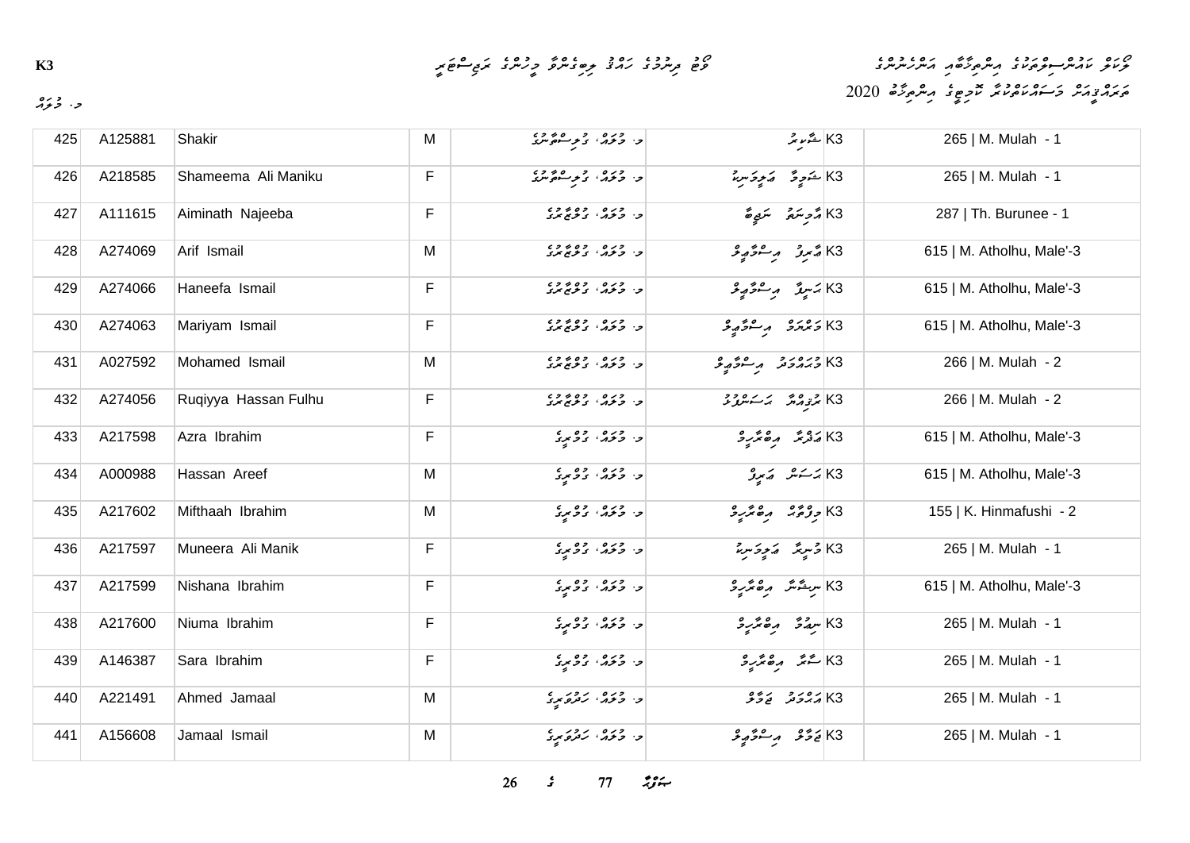| 425 | A125881 | Shakir | M | د. ޗުޅަމް، ގުލިސްތާނުގޭ | K3 ޝާކިރު | 265 \| M. Mulah - 1 |
|---|---|---|---|---|---|---|
| 426 | A218585 | Shameema Ali Maniku | F | د. ޗުޅަމް، ގުލިސްތާނުގޭ | K3 ޝަމީމާ ޢަލިމަނިކު | 265 \| M. Mulah - 1 |
| 427 | A111615 | Aiminath Najeeba | F | د. ޗުޅަމް، ގުލްޒާރުގެ | K3 އާމިނަތު ނަޖީބާ | 287 \| Th. Burunee - 1 |
| 428 | A274069 | Arif Ismail | M | د. ޗުޅަމް، ގުލްޒާރުގެ | K3 އާރިފު އިސްމާޢީލު | 615 \| M. Atholhu, Male'-3 |
| 429 | A274066 | Haneefa Ismail | F | د. ޗުޅަމް، ގުލްޒާރުގެ | K3 ހަނީފާ އިސްމާޢީލު | 615 \| M. Atholhu, Male'-3 |
| 430 | A274063 | Mariyam Ismail | F | د. ޗުޅަމް، ގުލްޒާރުގެ | K3 މަރިޔަމް އިސްމާޢީލު | 615 \| M. Atholhu, Male'-3 |
| 431 | A027592 | Mohamed Ismail | M | د. ޗުޅަމް، ގުލްޒާރުގެ | K3 މުހައްމަދު އިސްމާޢީލު | 266 \| M. Mulah - 2 |
| 432 | A274056 | Ruqiyya Hassan Fulhu | F | د. ޗުޅަމް، ގުލްޒާރުގެ | K3 ރުޤިއްޔާ ހަސަންފުޅު | 266 \| M. Mulah - 2 |
| 433 | A217598 | Azra Ibrahim | F | د. ޗުޅަމް، ގުލްރީގެ | K3 އަޒްރާ އިބްރާހީމް | 615 \| M. Atholhu, Male'-3 |
| 434 | A000988 | Hassan Areef | M | د. ޗުޅަމް، ގުލްރީގެ | K3 ހަސަން އަރީފު | 615 \| M. Atholhu, Male'-3 |
| 435 | A217602 | Mifthaah Ibrahim | M | د. ޗުޅަމް، ގުލްރީގެ | K3 މިފްތާހު އިބްރާހީމް | 155 \| K. Hinmafushi - 2 |
| 436 | A217597 | Muneera Ali Manik | F | د. ޗުޅަމް، ގުލްރީގެ | K3 މުނީރާ ޢަލިމަނިކު | 265 \| M. Mulah - 1 |
| 437 | A217599 | Nishana Ibrahim | F | د. ޗުޅަމް، ގުލްރީގެ | K3 ނިޝާނާ އިބްރާހީމް | 615 \| M. Atholhu, Male'-3 |
| 438 | A217600 | Niuma Ibrahim | F | د. ޗުޅަމް، ގުލްރީގެ | K3 ނިޢުމާ އިބްރާހީމް | 265 \| M. Mulah - 1 |
| 439 | A146387 | Sara Ibrahim | F | د. ޗުޅަމް، ގުލްރީގެ | K3 ސާރާ އިބްރާހީމް | 265 \| M. Mulah - 1 |
| 440 | A221491 | Ahmed Jamaal | M | د. ޗުޅަމް، ހަދުވަރީގެ | K3 އަހުމަދު ޖަމާލު | 265 \| M. Mulah - 1 |
| 441 | A156608 | Jamaal Ismail | M | د. ޗުޅަމް، ހަދުވަރީގެ | K3 ޖަމާލު އިސްމާޢީލު | 265 \| M. Mulah - 1 |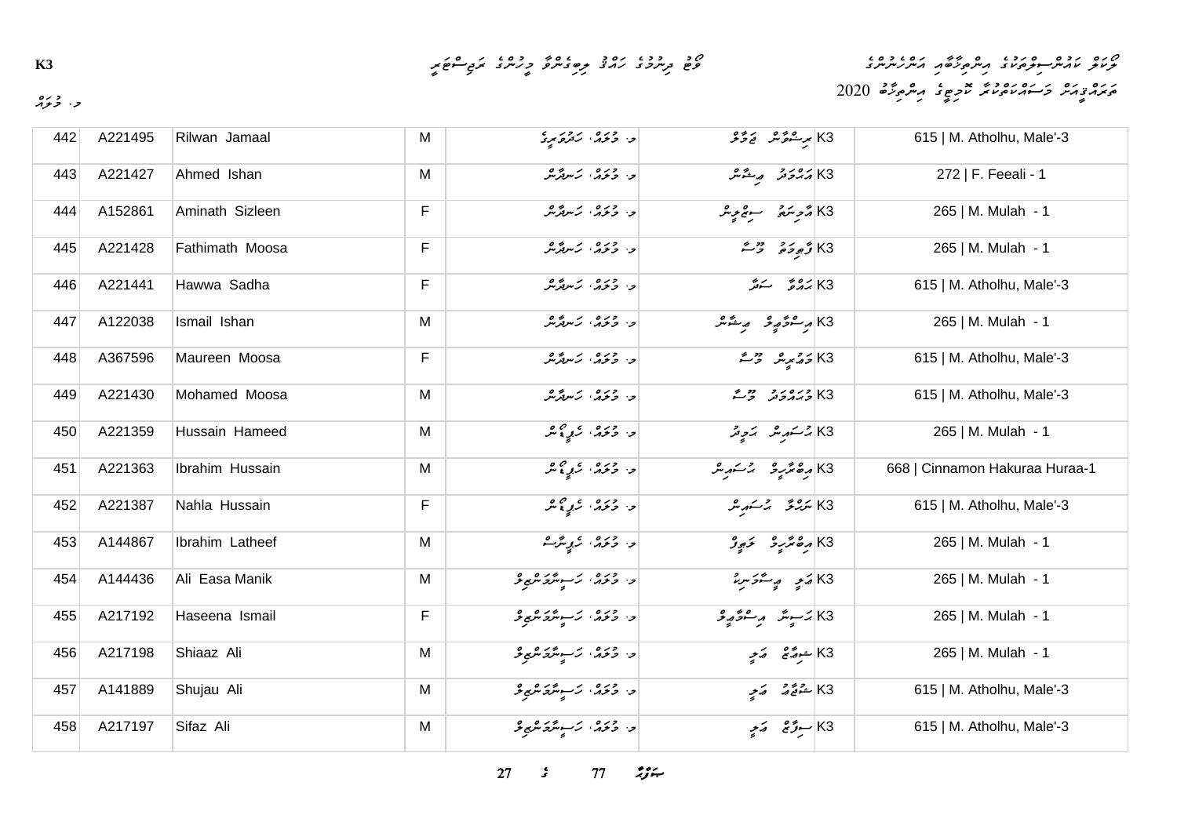| 442 | A221495 | Rilwan Jamaal | M | و· وتحەرى، ئەقرىقرىمۇ | K3 برِڪۇش ئەڭۇ | 615 \| M. Atholhu, Male'-3 |
|---|---|---|---|---|---|---|
| 443 | A221427 | Ahmed Ishan | M | و· وتحەرى، ئەسرىترىش | K3 ئەبرى قىرىشقۇش | 272 \| F. Feeali - 1 |
| 444 | A152861 | Aminath Sizleen | F | و· وتحەرى، ئەسرىترىش | K3 ئەجرىتمۇ سوچويش | 265 \| M. Mulah - 1 |
| 445 | A221428 | Fathimath Moosa | F | و· وتحەرى، ئەسرىترىش | K3 ۋەجەۋە دىشە | 265 \| M. Mulah - 1 |
| 446 | A221441 | Hawwa Sadha | F | و· وتحەرى، ئەسرىترىش | K3 بەرەۋ سەقر | 615 \| M. Atholhu, Male'-3 |
| 447 | A122038 | Ismail Ishan | M | و· وتحەرى، ئەسرىترىش | K3 مرسۇمۇ مرشقش | 265 \| M. Mulah - 1 |
| 448 | A367596 | Maureen Moosa | F | و· وتحەرى، ئەسرىترىش | K3 ۋەمرىش دىشە | 615 \| M. Atholhu, Male'-3 |
| 449 | A221430 | Mohamed Moosa | M | و· وتحەرى، ئەسرىترىش | K3 ۋىرەۋىر دىشە | 615 \| M. Atholhu, Male'-3 |
| 450 | A221359 | Hussain Hameed | M | و· وتحەرى، ئىرىپىش | K3 برىسەمرىش بەرىتر | 265 \| M. Mulah - 1 |
| 451 | A221363 | Ibrahim Hussain | M | و· وتحەرى، ئىرىپىش | K3 مرەمرىۋ برىسەمرىش | 668 \| Cinnamon Hakuraa Huraa-1 |
| 452 | A221387 | Nahla Hussain | F | و· وتحەرى، ئىرىپىش | K3 ئىرىۋ برىسەمرىش | 615 \| M. Atholhu, Male'-3 |
| 453 | A144867 | Ibrahim Latheef | M | و· وتحەرى، ئىرىتىرشە | K3 مرەمرىۋ ئەمرۇ | 265 \| M. Mulah - 1 |
| 454 | A144436 | Ali Easa Manik | M | و· وتحەرى، ئەسرىقرىشرىۋ | K3 ئەمر مرشقەسرى | 265 \| M. Mulah - 1 |
| 455 | A217192 | Haseena Ismail | F | و· وتحەرى، ئەسرىقرىشرىۋ | K3 بەسرىش مرسۇمۇ | 265 \| M. Mulah - 1 |
| 456 | A217198 | Shiaaz Ali | M | و· وتحەرى، ئەسرىقرىشرىۋ | K3 شەمەرى ئەمر | 265 \| M. Mulah - 1 |
| 457 | A141889 | Shujau Ali | M | و· وتحەرى، ئەسرىقرىشرىۋ | K3 شەقەمە ئەمر | 615 \| M. Atholhu, Male'-3 |
| 458 | A217197 | Sifaz Ali | M | و· وتحەرى، ئەسرىقرىشرىۋ | K3 سوۋى ئەمر | 615 \| M. Atholhu, Male'-3 |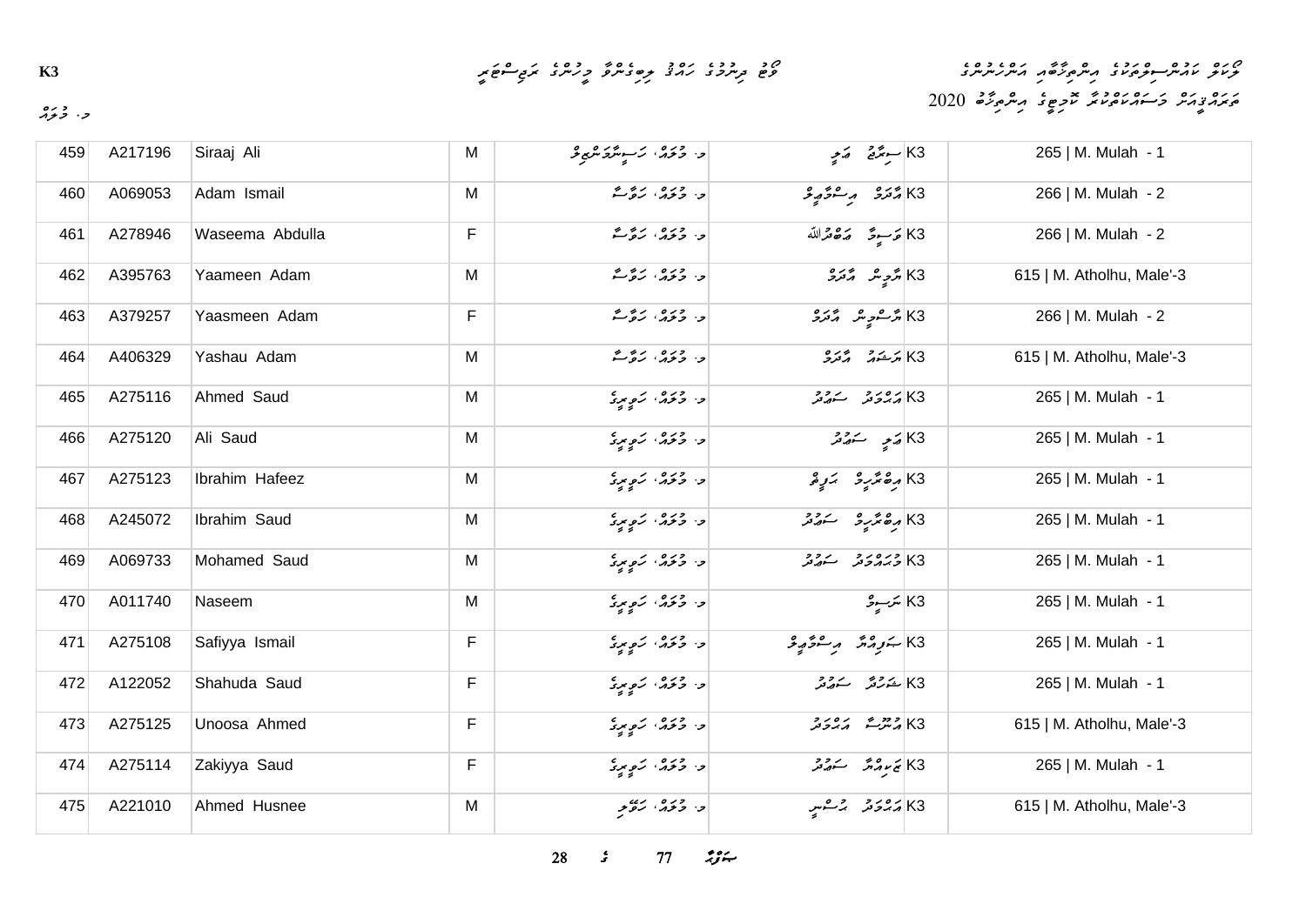| 459 | A217196 | Siraaj Ali | M | و. وُدَهْ، رَسِيتَرَدَسْمِرْ | K3 سِيرَّجْ رَمَحِ | 265 \| M. Mulah - 1 |
|---|---|---|---|---|---|---|
| 460 | A069053 | Adam Ismail | M | و. وُدَهْ، رَوْسَ | K3 رَدَرَدْ رِسْوَرُمِرْ | 266 \| M. Mulah - 2 |
| 461 | A278946 | Waseema Abdulla | F | و. وُدَهْ، رَوْسَ | K3 ءَسِوَّ رَهْ قْرَاللّهُ | 266 \| M. Mulah - 2 |
| 462 | A395763 | Yaameen Adam | M | و. وُدَهْ، رَوْسَ | K3 تَرُوِرْ رُتَرَدْ | 615 \| M. Atholhu, Male'-3 |
| 463 | A379257 | Yaasmeen Adam | F | و. وُدَهْ، رَوْسَ | K3 تَرُسْوِرْ رُتَرَدْ | 266 \| M. Mulah - 2 |
| 464 | A406329 | Yashau Adam | M | و. وُدَهْ، رَوْسَ | K3 تَرَشَهْ رُتَرَدْ | 615 \| M. Atholhu, Male'-3 |
| 465 | A275116 | Ahmed Saud | M | و. وُدَهْ، رَوِمِرِدْ | K3 رَبْرُدَتْرْ سَهْرُتْرْ | 265 \| M. Mulah - 1 |
| 466 | A275120 | Ali Saud | M | و. وُدَهْ، رَوِمِرِدْ | K3 رَمَحِ سَهْرُتْرْ | 265 \| M. Mulah - 1 |
| 467 | A275123 | Ibrahim Hafeez | M | و. وُدَهْ، رَوِمِرِدْ | K3 رِهْ تَرُرِدْ بَرِحْ | 265 \| M. Mulah - 1 |
| 468 | A245072 | Ibrahim Saud | M | و. وُدَهْ، رَوِمِرِدْ | K3 رِهْ تَرُرِدْ سَهْرُتْرْ | 265 \| M. Mulah - 1 |
| 469 | A069733 | Mohamed Saud | M | و. وُدَهْ، رَوِمِرِدْ | K3 وُبَرُرُدَتْرْ سَهْرُتْرْ | 265 \| M. Mulah - 1 |
| 470 | A011740 | Naseem | M | و. وُدَهْ، رَوِمِرِدْ | K3 سَرَسِوْ | 265 \| M. Mulah - 1 |
| 471 | A275108 | Safiyya Ismail | F | و. وُدَهْ، رَوِمِرِدْ | K3 سَوِرْمَرْ رِسْوَرُمِرْ | 265 \| M. Mulah - 1 |
| 472 | A122052 | Shahuda Saud | F | و. وُدَهْ، رَوِمِرِدْ | K3 شَرُتَرْ سَهْرُتْرْ | 265 \| M. Mulah - 1 |
| 473 | A275125 | Unoosa Ahmed | F | و. وُدَهْ، رَوِمِرِدْ | K3 رُسْرَسَ رَبْرُدَتْرْ | 615 \| M. Atholhu, Male'-3 |
| 474 | A275114 | Zakiyya Saud | F | و. وُدَهْ، رَوِمِرِدْ | K3 يَمِرْمَرْ سَهْرُتْرْ | 265 \| M. Mulah - 1 |
| 475 | A221010 | Ahmed Husnee | M | و. وُدَهْ، رَوْمِ | K3 رَبْرُدَتْرْ بُرْسْمِرْ | 615 \| M. Atholhu, Male'-3 |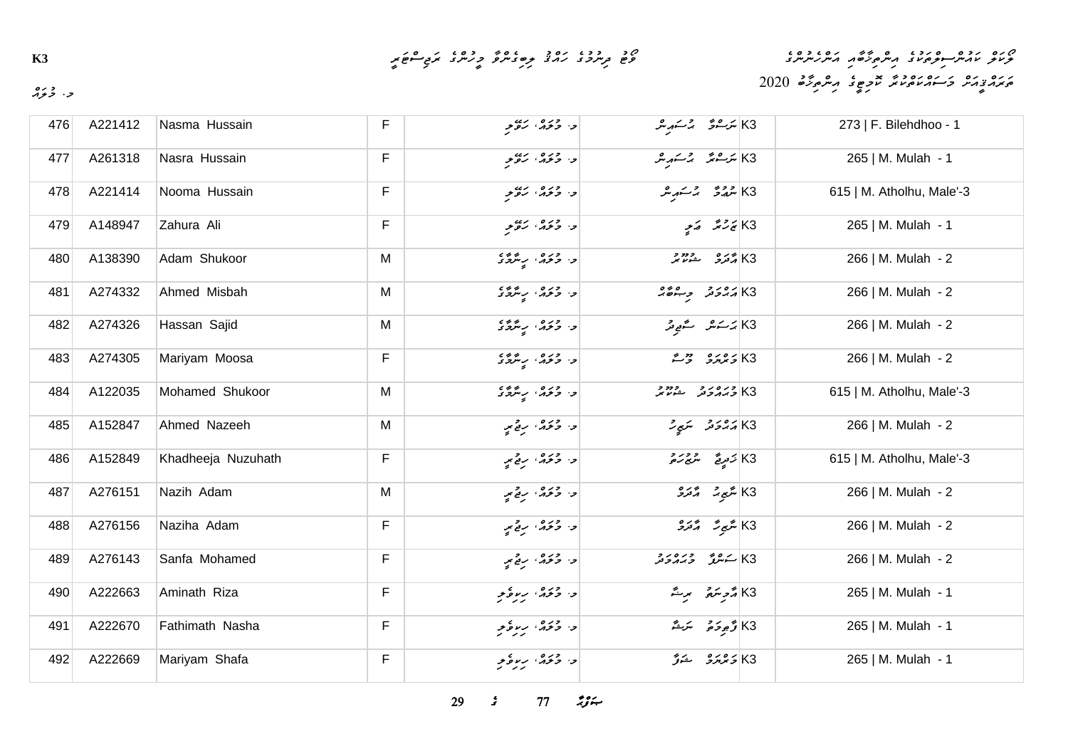| 476 | A221412 | Nasma Hussain | F | د. وُدَمُ، رَبِّمُو | K3 سَرَسْدَرَّ بُرْسَمَرِ سَرْ | 273 \| F. Bilehdhoo - 1 |
|---|---|---|---|---|---|---|
| 477 | A261318 | Nasra Hussain | F | د. وُدَمُ، رَبِّمُو | K3 سَرَسْدَرَّ بُرْسَمَرِ سَرْ | 265 \| M. Mulah - 1 |
| 478 | A221414 | Nooma Hussain | F | د. وُدَمُ، رَبِّمُو | K3 سُرَدُّ بُرْسَمَرِ سَرْ | 615 \| M. Atholhu, Male'-3 |
| 479 | A148947 | Zahura Ali | F | د. وُدَمُ، رَبِّمُو | K3 نَحْرُ بَرُّ مَرَمِ | 265 \| M. Mulah - 1 |
| 480 | A138390 | Adam Shukoor | M | د. وُدَمُ، رِسُرَّدٌّ | K3 مُرَّدَّ شُرْمُرَّ | 266 \| M. Mulah - 2 |
| 481 | A274332 | Ahmed Misbah | M | د. وُدَمُ، رِسُرَّدٌّ | K3 مَرْدَرَدَ وِسْعَصَرْ | 266 \| M. Mulah - 2 |
| 482 | A274326 | Hassan Sajid | M | د. وُدَمُ، رِسُرَّدٌّ | K3 بَرَسَدْ سَمْوِقَرْ | 266 \| M. Mulah - 2 |
| 483 | A274305 | Mariyam Moosa | F | د. وُدَمُ، رِسُرَّدٌّ | K3 دَبَرْبَرَدَ دُرْسَّ | 266 \| M. Mulah - 2 |
| 484 | A122035 | Mohamed Shukoor | M | د. وُدَمُ، رِسُرَّدٌّ | K3 دِرَرْدَدَرْ شُرْمُرَّ | 615 \| M. Atholhu, Male'-3 |
| 485 | A152847 | Ahmed Nazeeh | M | د. وُدَمُ، رِيْمِر | K3 مَرْدَرَدَ سَمِيرُ | 266 \| M. Mulah - 2 |
| 486 | A152849 | Khadheeja Nuzuhath | F | د. وُدَمُ، رِيْمِر | K3 زَمِرِيَّ سْرَبِّرْدُ | 615 \| M. Atholhu, Male'-3 |
| 487 | A276151 | Nazih Adam | M | د. وُدَمُ، رِيْمِر | K3 سَمِّرِ مَرَّدَّ | 266 \| M. Mulah - 2 |
| 488 | A276156 | Naziha Adam | F | د. وُدَمُ، رِيْمِر | K3 سَمِّرَ مَرَّدَّ | 266 \| M. Mulah - 2 |
| 489 | A276143 | Sanfa Mohamed | F | د. وُدَمُ، رِيْمِر | K3 سَسْرَدُّ دِرَرْدَدَرْ | 266 \| M. Mulah - 2 |
| 490 | A222663 | Aminath Riza | F | د. وُدَمُ، رِرِدَوْد | K3 مَرَّجِرَسَمُ بِرِسْرُ | 265 \| M. Mulah - 1 |
| 491 | A222670 | Fathimath Nasha | F | د. وُدَمُ، رِرِدَوْد | K3 زَّجِرَدُوُ سَرَشَدُّ | 265 \| M. Mulah - 1 |
| 492 | A222669 | Mariyam Shafa | F | د. وُدَمُ، رِرِدَوْد | K3 دَبَرْبَرَدَ شَدَّرُ | 265 \| M. Mulah - 1 |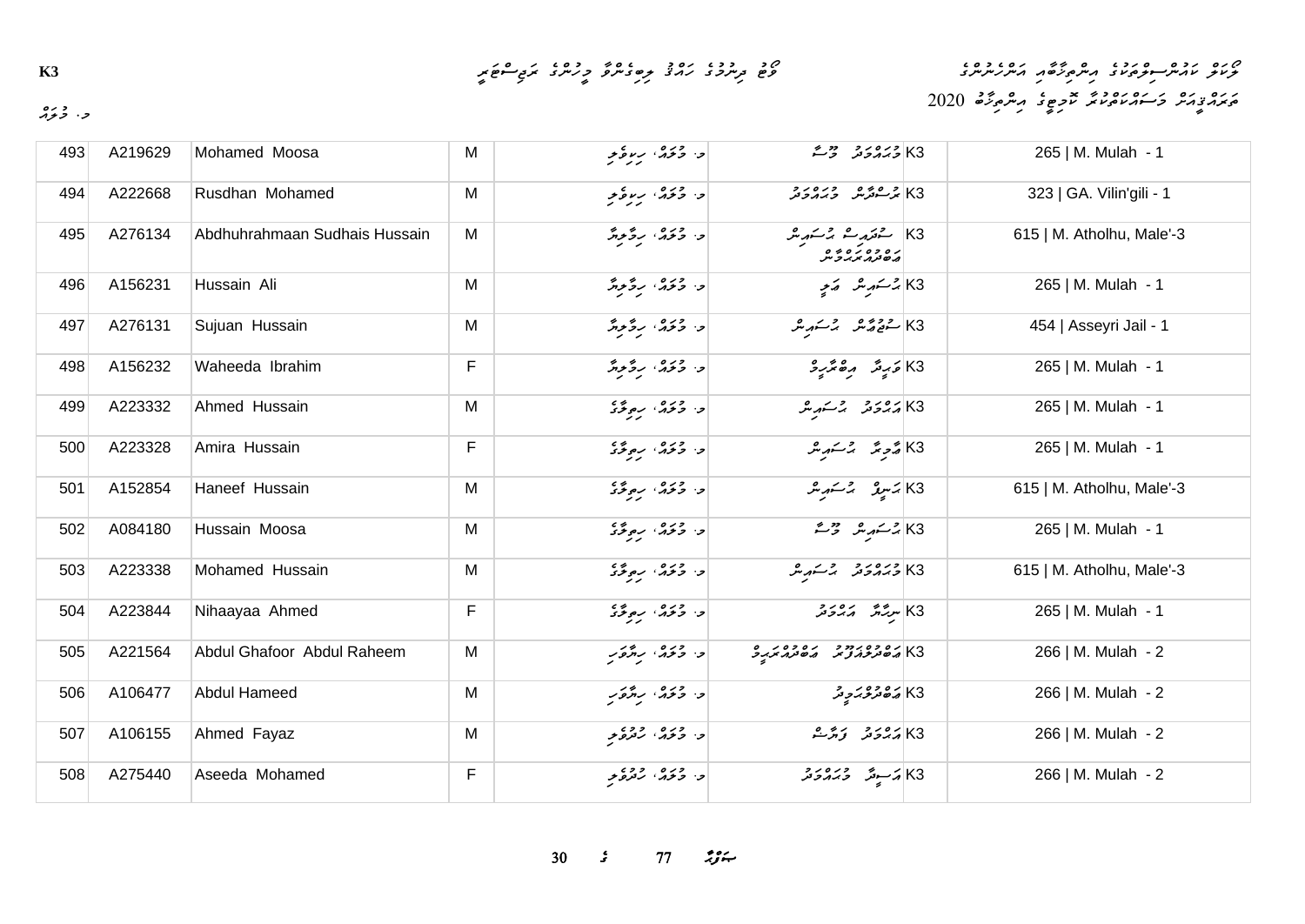| 493 | A219629 | Mohamed Moosa | M | و· ژوگه، رروگو | K3 وُبَرْدُوَتْرُ وُسَّہُ | 265 \| M. Mulah - 1 |
|---|---|---|---|---|---|---|
| 494 | A222668 | Rusdhan Mohamed | M | و· ژوگه، رروگو | K3 بُرُسْتُرْسُ وُبَرْدُوَتْرُ | 323 \| GA. Vilin'gili - 1 |
| 495 | A276134 | Abdhuhrahmaan Sudhais Hussain | M | و· ژوگه، روِّورُ | K3 سُتَرَرِسْ بُرُسَہَرِسْ رَهْوُرُبَرُدُوَسْ | 615 \| M. Atholhu, Male'-3 |
| 496 | A156231 | Hussain Ali | M | و· ژوگه، روِّورُ | K3 بُرُسَہَرِسْ رَجِ | 265 \| M. Mulah - 1 |
| 497 | A276131 | Sujuan Hussain | M | و· ژوگه، روِّورُ | K3 سُوُرُسْ بُرُسَہَرِسْ | 454 \| Asseyri Jail - 1 |
| 498 | A156232 | Waheeda Ibrahim | F | و· ژوگه، روِّورُ | K3 وَرِیْرُ رِهُبَرُرِیْوُ | 265 \| M. Mulah - 1 |
| 499 | A223332 | Ahmed Hussain | M | و· ژوگه، رحوُّیَ | K3 رَبُرُوَتْرُ بُرُسَہَرِسْ | 265 \| M. Mulah - 1 |
| 500 | A223328 | Amira Hussain | F | و· ژوگه، رحوُّیَ | K3 رُوِبُرُ بُرُسَہَرِسْ | 265 \| M. Mulah - 1 |
| 501 | A152854 | Haneef Hussain | M | و· ژوگه، رحوُّیَ | K3 بَرِسِرُ بُرُسَہَرِسْ | 615 \| M. Atholhu, Male'-3 |
| 502 | A084180 | Hussain Moosa | M | و· ژوگه، رحوُّیَ | K3 بُرُسَہَرِسْ وُسَّہُ | 265 \| M. Mulah - 1 |
| 503 | A223338 | Mohamed Hussain | M | و· ژوگه، رحوُّیَ | K3 وُبَرْدُوَتْرُ بُرُسَہَرِسْ | 615 \| M. Atholhu, Male'-3 |
| 504 | A223844 | Nihaayaa Ahmed | F | و· ژوگه، رحوُّیَ | K3 سِرَّبُرُ رَبُرُوَتْرُ | 265 \| M. Mulah - 1 |
| 505 | A221564 | Abdul Ghafoor Abdul Raheem | M | و· ژوگه، رحرَّوَر | K3 رَهْوُرُوْرُوُرُ رَهْوُرُبَرِوُ | 266 \| M. Mulah - 2 |
| 506 | A106477 | Abdul Hameed | M | و· ژوگه، رحرَّوَر | K3 رَهْوُرُوُبَرَوِتْرُ | 266 \| M. Mulah - 2 |
| 507 | A106155 | Ahmed Fayaz | M | و· ژوگه، رُتْرُوَّو | K3 رَبُرُوَتْرُ وَرُّسْ | 266 \| M. Mulah - 2 |
| 508 | A275440 | Aseeda Mohamed | F | و· ژوگه، رُتْرُوَّو | K3 رَسِیْرُ وُبَرْدُوَتْرُ | 266 \| M. Mulah - 2 |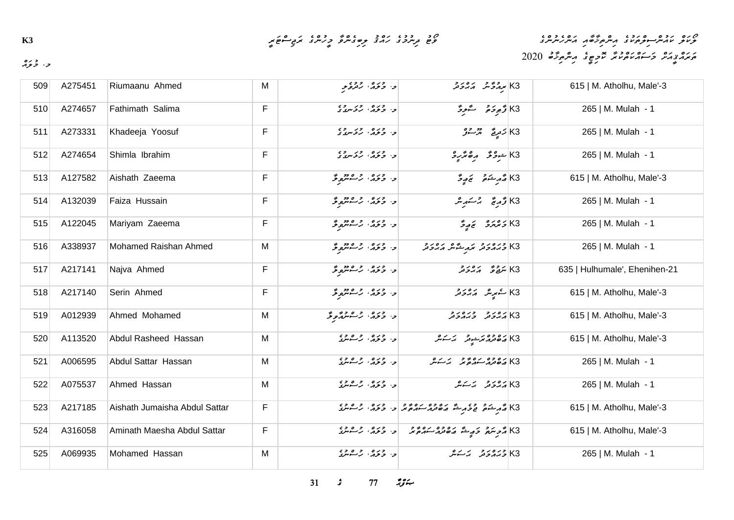| 509 | A275451 | Riumaanu Ahmed | M | د. وڅوړ، رووگو | K3 بروڅش پرورو | 615 \| M. Atholhu, Male'-3 |
|---|---|---|---|---|---|---|
| 510 | A274657 | Fathimath Salima | F | د. وڅوړ، رڅسرۍ | K3 ژوپوځ ستوځ | 265 \| M. Mulah - 1 |
| 511 | A273331 | Khadeeja Yoosuf | F | د. وڅوړ، رڅسرۍ | K3 زمرقح ترسو | 265 \| M. Mulah - 1 |
| 512 | A274654 | Shimla Ibrahim | F | د. وڅوړ، رڅسرۍ | K3 شوونځ رەټرېږ | 265 \| M. Mulah - 1 |
| 513 | A127582 | Aishath Zaeema | F | د. وڅوړ، رسومو ځ | K3 ړرشوځ ځمرځ | 615 \| M. Atholhu, Male'-3 |
| 514 | A132039 | Faiza Hussain | F | د. وڅوړ، رسومو ځ | K3 ژریځ برسر ش | 265 \| M. Mulah - 1 |
| 515 | A122045 | Mariyam Zaeema | F | د. وڅوړ، رسومو ځ | K3 ومرو ځمرځ | 265 \| M. Mulah - 1 |
| 516 | A338937 | Mohamed Raishan Ahmed | M | د. وڅوړ، رسومو ځ | K3 وبرودو برمرشش پرورو | 265 \| M. Mulah - 1 |
| 517 | A217141 | Najva Ahmed | F | د. وڅوړ، رسومو ځ | K3 سرقو پرورو | 635 \| Hulhumale', Ehenihen-21 |
| 518 | A217140 | Serin Ahmed | F | د. وڅوړ، رسومو ځ | K3 سویر پرورو | 615 \| M. Atholhu, Male'-3 |
| 519 | A012939 | Ahmed Mohamed | M | د. وڅوړ، رسوموځ | K3 پرورو وبرورو | 615 \| M. Atholhu, Male'-3 |
| 520 | A113520 | Abdul Rasheed Hassan | M | د. وڅوړ، رسوس | K3 پرەترور برشوتر برسر | 615 \| M. Atholhu, Male'-3 |
| 521 | A006595 | Abdul Sattar Hassan | M | د. وڅوړ، رسوس | K3 پرەترو سرووځ برسر | 265 \| M. Mulah - 1 |
| 522 | A075537 | Ahmed Hassan | M | د. وڅوړ، رسوس | K3 پرورو برسر | 265 \| M. Mulah - 1 |
| 523 | A217185 | Aishath Jumaisha Abdul Sattar | F | د. وڅوړ، رسوس | K3 ړرشوځ قوړرشځ پرەترو سرووځ | 615 \| M. Atholhu, Male'-3 |
| 524 | A316058 | Aminath Maesha Abdul Sattar | F | د. وڅوړ، رسوس | K3 ړوسرځ ورشځ پرەترو سرووځ | 615 \| M. Atholhu, Male'-3 |
| 525 | A069935 | Mohamed Hassan | M | د. وڅوړ، رسوس | K3 وبرورو برسر | 265 \| M. Mulah - 1 |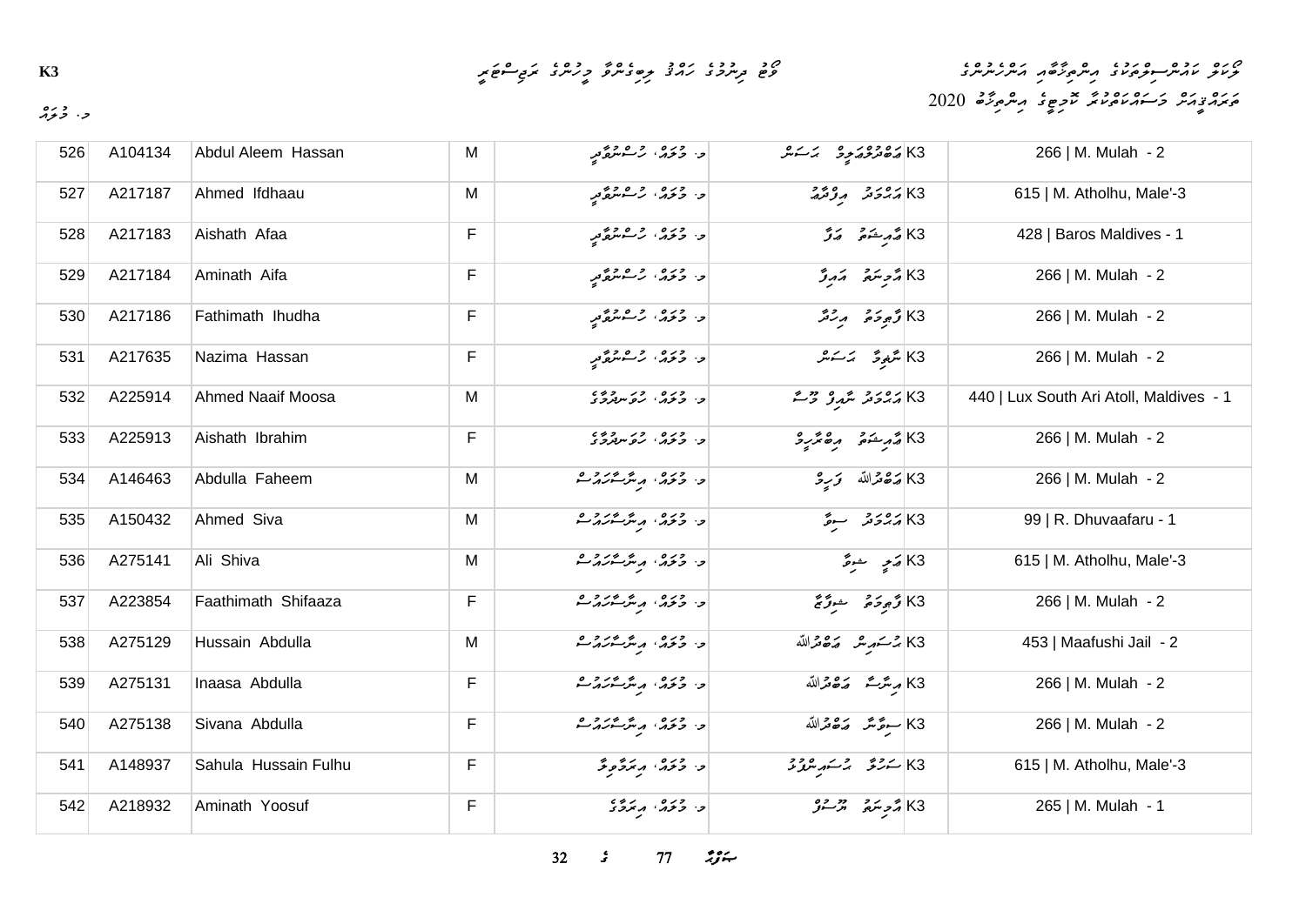| 526 | A104134 | Abdul Aleem Hassan | M | د. ވެވެ، ރ.ސ ނާޑް | K3 ޢަބްދުލްޢަލީމް ހަސަން | 266 \| M. Mulah - 2 |
|---|---|---|---|---|---|---|
| 527 | A217187 | Ahmed Ifdhaau | M | د. ވެވެ، ރ.ސ ނާޑް | K3 އަޙްމަދު އިފްދާއު | 615 \| M. Atholhu, Male'-3 |
| 528 | A217183 | Aishath Afaa | F | د. ވެވެ، ރ.ސ ނާޑް | K3 އައިޝަތު އަފާ | 428 \| Baros Maldives - 1 |
| 529 | A217184 | Aminath Aifa | F | د. ވެވެ، ރ.ސ ނާޑް | K3 އާމިނަތު އައިފާ | 266 \| M. Mulah - 2 |
| 530 | A217186 | Fathimath Ihudha | F | د. ވެވެ، ރ.ސ ނާޑް | K3 ފާތިމަތު އިހުދާ | 266 \| M. Mulah - 2 |
| 531 | A217635 | Nazima Hassan | F | د. ވެވެ، ރ.ސ ނާޑް | K3 ނާޒިމާ ހަސަން | 266 \| M. Mulah - 2 |
| 532 | A225914 | Ahmed Naaif Moosa | M | د. ވެވެ، ރ.ވ.ސ ތ.ވ.ގ | K3 އަޙްމަދު ނާއިފް މޫސާ | 440 \| Lux South Ari Atoll, Maldives - 1 |
| 533 | A225913 | Aishath Ibrahim | F | د. ވެވެ، ރ.ވ.ސ ތ.ވ.ގ | K3 އައިޝަތު އިބްރާހީމް | 266 \| M. Mulah - 2 |
| 534 | A146463 | Abdulla Faheem | M | د. ވެވެ، އިންސާނާގެ | K3 ޢަބްދުﷲ ފަހީމް | 266 \| M. Mulah - 2 |
| 535 | A150432 | Ahmed Siva | M | د. ވެވެ، އިންސާނާގެ | K3 އަޙްމަދު ސިވާ | 99 \| R. Dhuvaafaru - 1 |
| 536 | A275141 | Ali Shiva | M | د. ވެވެ، އިންސާނާގެ | K3 އަލި ޝިވާ | 615 \| M. Atholhu, Male'-3 |
| 537 | A223854 | Faathimath Shifaaza | F | د. ވެވެ، އިންސާނާގެ | K3 ފާތިމަތު ޝިފާޒާ | 266 \| M. Mulah - 2 |
| 538 | A275129 | Hussain Abdulla | M | د. ވެވެ، އިންސާނާގެ | K3 ހުސައިން ޢަބްދުﷲ | 453 \| Maafushi Jail - 2 |
| 539 | A275131 | Inaasa Abdulla | F | د. ވެވެ، އިންސާނާގެ | K3 އިނާސާ ޢަބްދުﷲ | 266 \| M. Mulah - 2 |
| 540 | A275138 | Sivana Abdulla | F | د. ވެވެ، އިންސާނާގެ | K3 ސިވާނާ ޢަބްދުﷲ | 266 \| M. Mulah - 2 |
| 541 | A148937 | Sahula Hussain Fulhu | F | د. ވެވެ، އިރުމާވިލާ | K3 ސަހުލާ ހުސައިންފުޅު | 615 \| M. Atholhu, Male'-3 |
| 542 | A218932 | Aminath Yoosuf | F | د. ވެވެ، އިރުމާގެ | K3 އާމިނަތު ޔޫސުފް | 265 \| M. Mulah - 1 |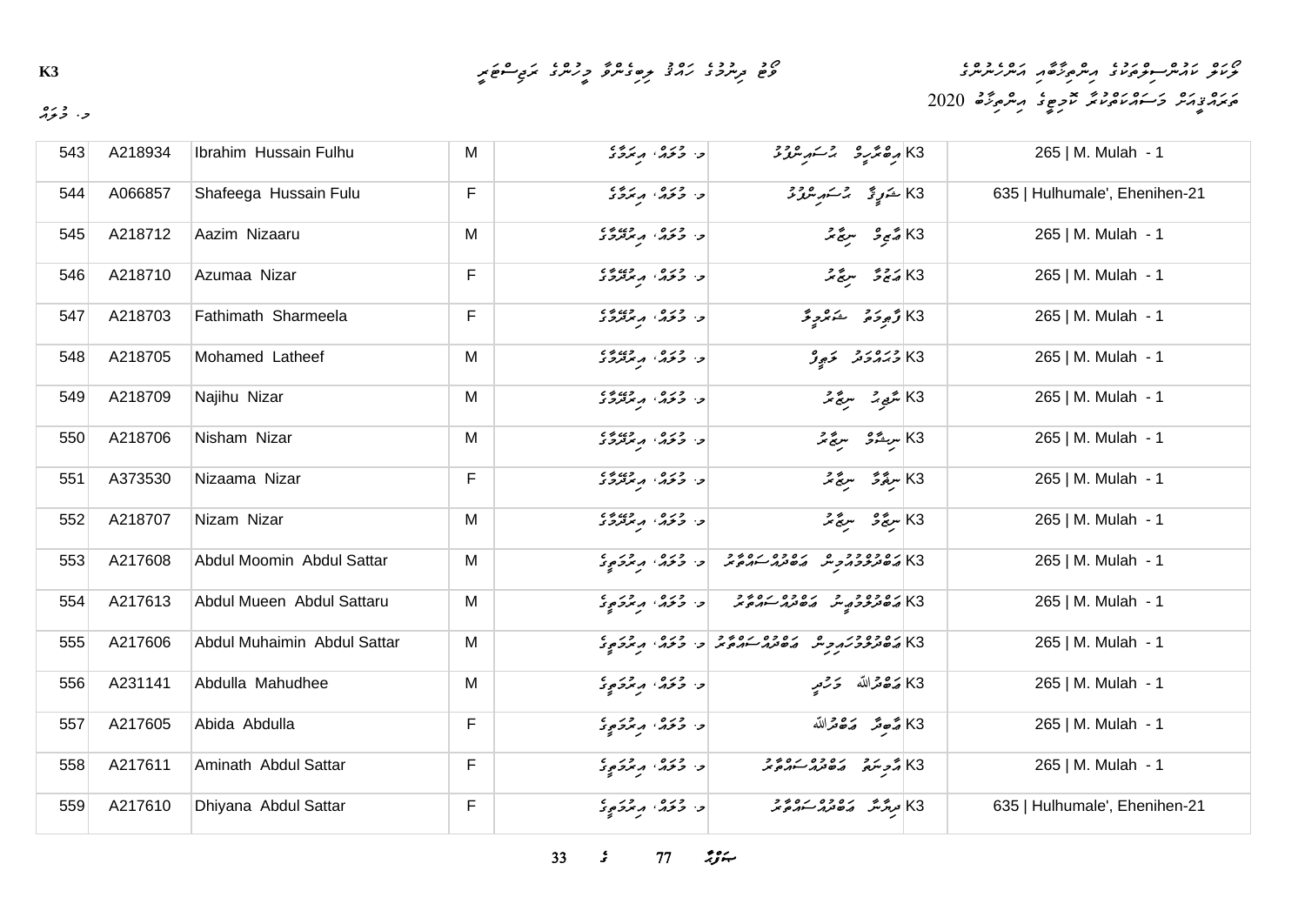| 543 | A218934 | Ibrahim Hussain Fulhu | M | د. دُدَه، مِتَرَدَّدَ | K3 رِهْتَرِ فِ بِرْسَهِ رِسْرُوْ | 265 \| M. Mulah - 1 |
|---|---|---|---|---|---|---|
| 544 | A066857 | Shafeega Hussain Fulu | F | د. دُدَه، مِتَرَدَّدَ | K3 شَرِيَّ بِرْسَهِرِ سِرُوْ | 635 \| Hulhumale', Ehenihen-21 |
| 545 | A218712 | Aazim Nizaaru | M | د. دُدَه، مِسْرُدَّدَ | K3 مَّجِرْ سِيَّ بَرْ | 265 \| M. Mulah - 1 |
| 546 | A218710 | Azumaa Nizar | F | د. دُدَه، مِسْرُدَّدَ | K3 مَجَّرَّ سِيَّ بَرْ | 265 \| M. Mulah - 1 |
| 547 | A218703 | Fathimath Sharmeela | F | د. دُدَه، مِسْرُدَّدَ | K3 زَّجِ دَمْ شَمَرْ دِرَّ | 265 \| M. Mulah - 1 |
| 548 | A218705 | Mohamed Latheef | M | د. دُدَه، مِسْرُدَّدَ | K3 دِيَرْ دَمْرَ دَجِوْ | 265 \| M. Mulah - 1 |
| 549 | A218709 | Najihu Nizar | M | د. دُدَه، مِسْرُدَّدَ | K3 سَّجِرْ سِيَّ بَرْ | 265 \| M. Mulah - 1 |
| 550 | A218706 | Nisham Nizar | M | د. دُدَه، مِسْرُدَّدَ | K3 سِشَّوْ سِيَّ بَرْ | 265 \| M. Mulah - 1 |
| 551 | A373530 | Nizaama Nizar | F | د. دُدَه، مِسْرُدَّدَ | K3 سِيَّجَّ سِيَّ بَرْ | 265 \| M. Mulah - 1 |
| 552 | A218707 | Nizam Nizar | M | د. دُدَه، مِسْرُدَّدَ | K3 سِيَّوْ سِيَّ بَرْ | 265 \| M. Mulah - 1 |
| 553 | A217608 | Abdul Moomin Abdul Sattar | M | د. دُدَه، مِسْرُدَّدِيَّ | K3 مَهْ مْرُوْ دَّمْ دِسْ مَهْ مْرُمْ سَمَّرُمْ بَرْ | 265 \| M. Mulah - 1 |
| 554 | A217613 | Abdul Mueen Abdul Sattaru | M | د. دُدَه، مِسْرُدَّدِيَّ | K3 مَهْ مْرُوْ دَمِرْ مَهْ مْرُمْ سَمَّرُمْ بَرْ | 265 \| M. Mulah - 1 |
| 555 | A217606 | Abdul Muhaimin Abdul Sattar | M | د. دُدَه، مِسْرُدَّدِيَّ | K3 مَهْ مْرُوْ دَمَرِ دِسْ مَهْ مْرُمْ سَمَّرُمْ بَرْ | 265 \| M. Mulah - 1 |
| 556 | A231141 | Abdulla Mahudhee | M | د. دُدَه، مِسْرُدَّدِيَّ | K3 مَهْ قْرَاللّه دَرْتِرِ | 265 \| M. Mulah - 1 |
| 557 | A217605 | Abida Abdulla | F | د. دُدَه، مِسْرُدَّدِيَّ | K3 مَّهِتَرْ مَهْ قْرَاللّه | 265 \| M. Mulah - 1 |
| 558 | A217611 | Aminath Abdul Sattar | F | د. دُدَه، مِسْرُدَّدِيَّ | K3 مَّجِسَمْ مَهْ مْرُمْ سَمَّرُمْ بَرْ | 265 \| M. Mulah - 1 |
| 559 | A217610 | Dhiyana Abdul Sattar | F | د. دُدَه، مِسْرُدَّدِيَّ | K3 مِرْمَرْسْ مَهْ مْرُمْ سَمَّرُمْ بَرْ | 635 \| Hulhumale', Ehenihen-21 |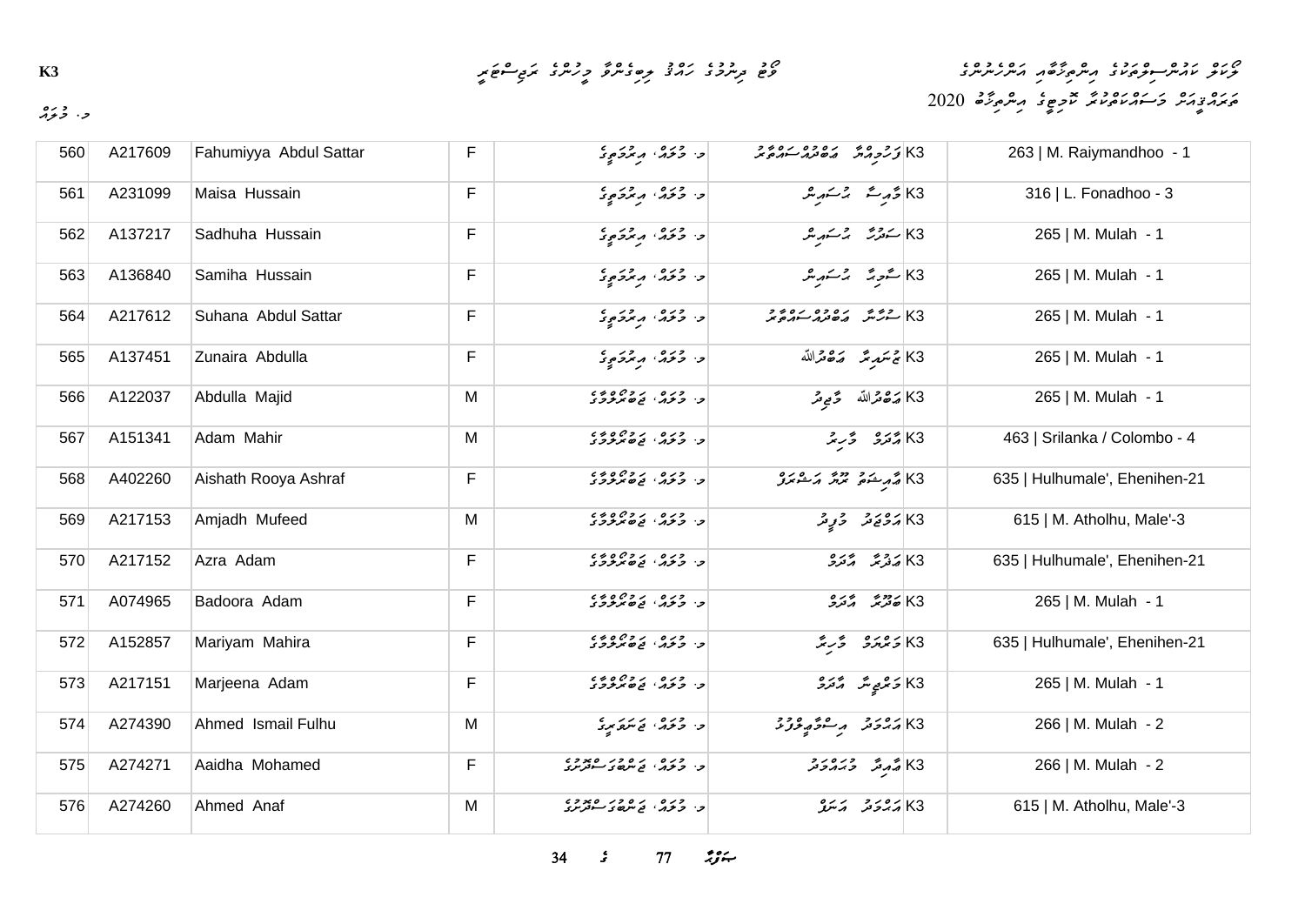ޕާޑަވެ ކައުންސިލްތަކުގެ އިންތިޚާބު އަށް ކެންޑިޑޭޓުން ހުށަހަޅާ ފޯމު K3
ތާރީޚު: 2020 ވަނަ އަހަރު މާލޭ ކައުންސިލްގެ ވޯޓުލާ ލިސްޓު

މ. މުލައް

| | | | | | | | |
|---|---|---|---|---|---|---|---|
| 560 | A217609 | Fahumiyya Abdul Sattar | F | މ. މުލައް، އިރުމަތީގެ | ފަހުމިއްޔާ އަބްދުލްސައްތާރު | K3 | 263 \| M. Raiymandhoo - 1 |
| 561 | A231099 | Maisa Hussain | F | މ. މުލައް، އިރުމަތީގެ | މާއިސާ ހުސައިން | K3 | 316 \| L. Fonadhoo - 3 |
| 562 | A137217 | Sadhuha Hussain | F | މ. މުލައް، އިރުމަތީގެ | ސަދުހާ ހުސައިން | K3 | 265 \| M. Mulah - 1 |
| 563 | A136840 | Samiha Hussain | F | މ. މުލައް، އިރުމަތީގެ | ސަމީހާ ހުސައިން | K3 | 265 \| M. Mulah - 1 |
| 564 | A217612 | Suhana Abdul Sattar | F | މ. މުލައް، އިރުމަތީގެ | ސުހާނާ އަބްދުލްސައްތާރު | K3 | 265 \| M. Mulah - 1 |
| 565 | A137451 | Zunaira Abdulla | F | މ. މުލައް، އިރުމަތީގެ | ޒުނައިރާ އަބްދުﷲ | K3 | 265 \| M. Mulah - 1 |
| 566 | A122037 | Abdulla Majid | M | މ. މުލައް، ޖަބުރުވާގެ | އަބްދުﷲ މާޖިދު | K3 | 265 \| M. Mulah - 1 |
| 567 | A151341 | Adam Mahir | M | މ. މުލައް، ޖަބުރުވާގެ | އާދަމް މާހިރު | K3 | 463 \| Srilanka / Colombo - 4 |
| 568 | A402260 | Aishath Rooya Ashraf | F | މ. މުލައް، ޖަބުރުވާގެ | އާއިޝަތު ރޫޔާ އަޝްރަފް | K3 | 635 \| Hulhumale', Ehenihen-21 |
| 569 | A217153 | Amjadh Mufeed | M | މ. މުލައް، ޖަބުރުވާގެ | އަމްޖަދު މުފީދު | K3 | 615 \| M. Atholhu, Male'-3 |
| 570 | A217152 | Azra Adam | F | މ. މުލައް، ޖަބުރުވާގެ | އަޒްރާ އާދަމް | K3 | 635 \| Hulhumale', Ehenihen-21 |
| 571 | A074965 | Badoora Adam | F | މ. މުލައް، ޖަބުރުވާގެ | ބަދޫރާ އާދަމް | K3 | 265 \| M. Mulah - 1 |
| 572 | A152857 | Mariyam Mahira | F | މ. މުލައް، ޖަބުރުވާގެ | މަރިޔަމް މާހިރާ | K3 | 635 \| Hulhumale', Ehenihen-21 |
| 573 | A217151 | Marjeena Adam | F | މ. މުލައް، ޖަބުރުވާގެ | މަރްޖީނާ އާދަމް | K3 | 265 \| M. Mulah - 1 |
| 574 | A274390 | Ahmed Ismail Fulhu | M | މ. މުލައް، ޖަނަވަރީގެ | އަހުމަދު އިސްމާއިލްފުޅު | K3 | 266 \| M. Mulah - 2 |
| 575 | A274271 | Aaidha Mohamed | F | މ. މުލައް، ޖަނބުގަސްދޮށުގެ | އާއިދާ މުހައްމަދު | K3 | 266 \| M. Mulah - 2 |
| 576 | A274260 | Ahmed Anaf | M | މ. މުލައް، ޖަނބުގަސްދޮށުގެ | އަހުމަދު އަނަފް | K3 | 615 \| M. Atholhu, Male'-3 |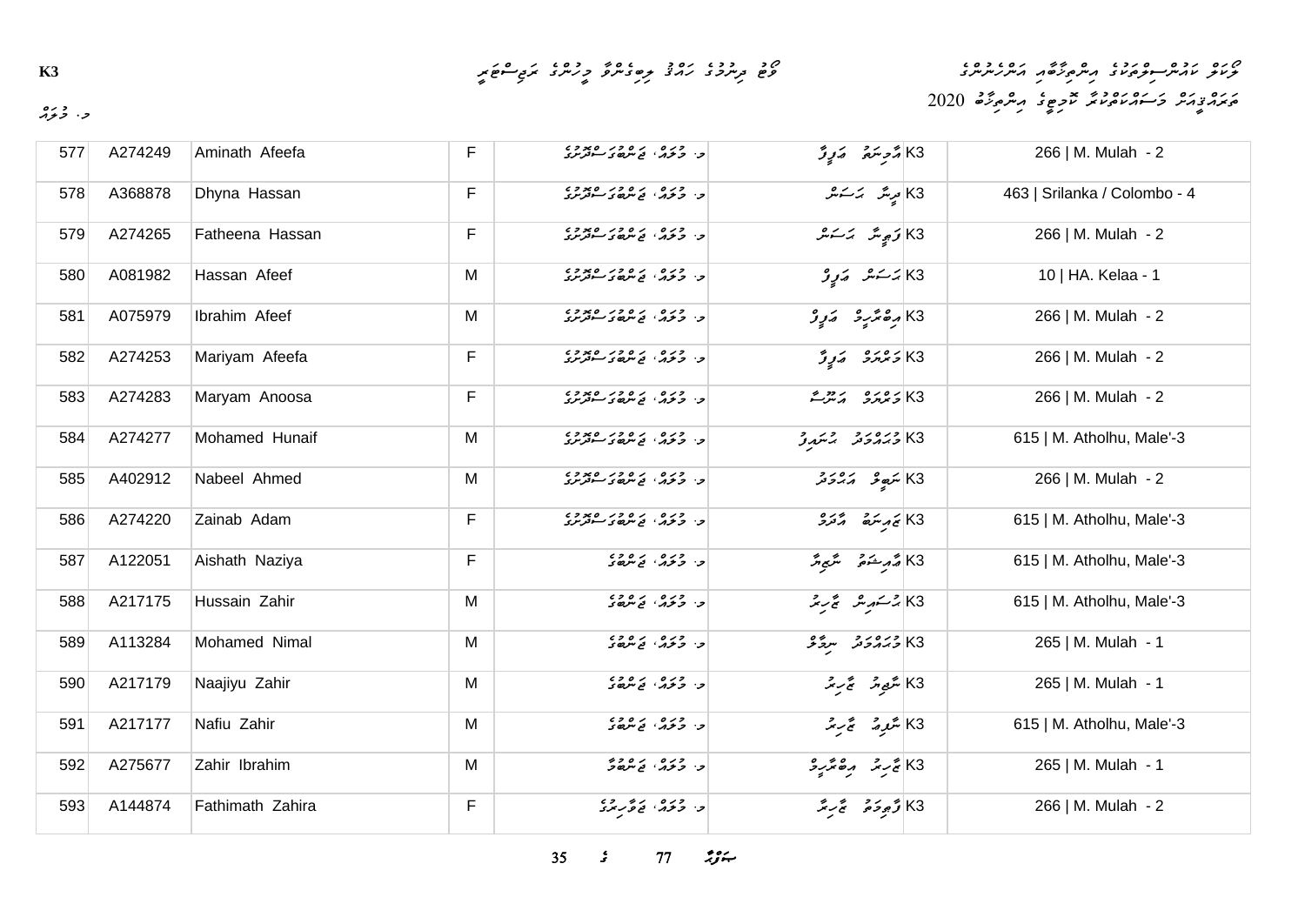| 577 | A274249 | Aminath Afeefa | F | د· وَدَه، فَسْعَ ذَ مَسْعَدَ | K3 مُحْرِسَمَةْ مَرْبِرَّ | 266 \| M. Mulah - 2 |
|---|---|---|---|---|---|---|
| 578 | A368878 | Dhyna Hassan | F | د· وَدَه، فَسْعَ ذَ مَسْعَدَ | K3 مِرِسَّرَ بَرَسَرْ | 463 \| Srilanka / Colombo - 4 |
| 579 | A274265 | Fatheena Hassan | F | د· وَدَه، فَسْعَ ذَ مَسْعَدَ | K3 وَمِحِسَّرَ بَرَسَرْ | 266 \| M. Mulah - 2 |
| 580 | A081982 | Hassan Afeef | M | د· وَدَه، فَسْعَ ذَ مَسْعَدَ | K3 بَرَسَرْ مَرْبِرْ | 10 \| HA. Kelaa - 1 |
| 581 | A075979 | Ibrahim Afeef | M | د· وَدَه، فَسْعَ ذَ مَسْعَدَ | K3 مِرْهَمَّرِدْ مَرْبِرْ | 266 \| M. Mulah - 2 |
| 582 | A274253 | Mariyam Afeefa | F | د· وَدَه، فَسْعَ ذَ مَسْعَدَ | K3 وَبَرْبَرْ مَرْبِرَّ | 266 \| M. Mulah - 2 |
| 583 | A274283 | Maryam Anoosa | F | د· وَدَه، فَسْعَ ذَ مَسْعَدَ | K3 وَبَرْبَرْ مَسْرُسَّ | 266 \| M. Mulah - 2 |
| 584 | A274277 | Mohamed Hunaif | M | د· وَدَه، فَسْعَ ذَ مَسْعَدَ | K3 وَبَرْمَرْدَرْ بَرْسَرِدْ | 615 \| M. Atholhu, Male'-3 |
| 585 | A402912 | Nabeel Ahmed | M | د· وَدَه، فَسْعَ ذَ مَسْعَدَ | K3 سَمِرْدْ مَرْدَرْ | 266 \| M. Mulah - 2 |
| 586 | A274220 | Zainab Adam | F | د· وَدَه، فَسْعَ ذَ مَسْعَدَ | K3 تَمِرْسَمَ مَرْتَرْدْ | 615 \| M. Atholhu, Male'-3 |
| 587 | A122051 | Aishath Naziya | F | د· وَدَه، فَسْعَ ذَ | K3 مَرْمِسْتَمْ سَّرْبِرَّ | 615 \| M. Atholhu, Male'-3 |
| 588 | A217175 | Hussain Zahir | M | د· وَدَه، فَسْعَ ذَ | K3 بَرْسَمِرْسْ تَرْبِرْ | 615 \| M. Atholhu, Male'-3 |
| 589 | A113284 | Mohamed Nimal | M | د· وَدَه، فَسْعَ ذَ | K3 وَبَرْمَرْدَرْ سِرْدَّرْ | 265 \| M. Mulah - 1 |
| 590 | A217179 | Naajiyu Zahir | M | د· وَدَه، فَسْعَ ذَ | K3 سَّرْبِرْ تَرْبِرْ | 265 \| M. Mulah - 1 |
| 591 | A217177 | Nafiu Zahir | M | د· وَدَه، فَسْعَ ذَ | K3 سَّرْبِرْ تَرْبِرْ | 615 \| M. Atholhu, Male'-3 |
| 592 | A275677 | Zahir Ibrahim | M | د· وَدَه، فَسْعَ ذَ | K3 تَرْبِرْ مِرْهَمَّرِدْ | 265 \| M. Mulah - 1 |
| 593 | A144874 | Fathimath Zahira | F | د· وَدَه، فَوَّرْبَرْ | K3 وَّمِرْدَمْ تَرْبِرَّ | 266 \| M. Mulah - 2 |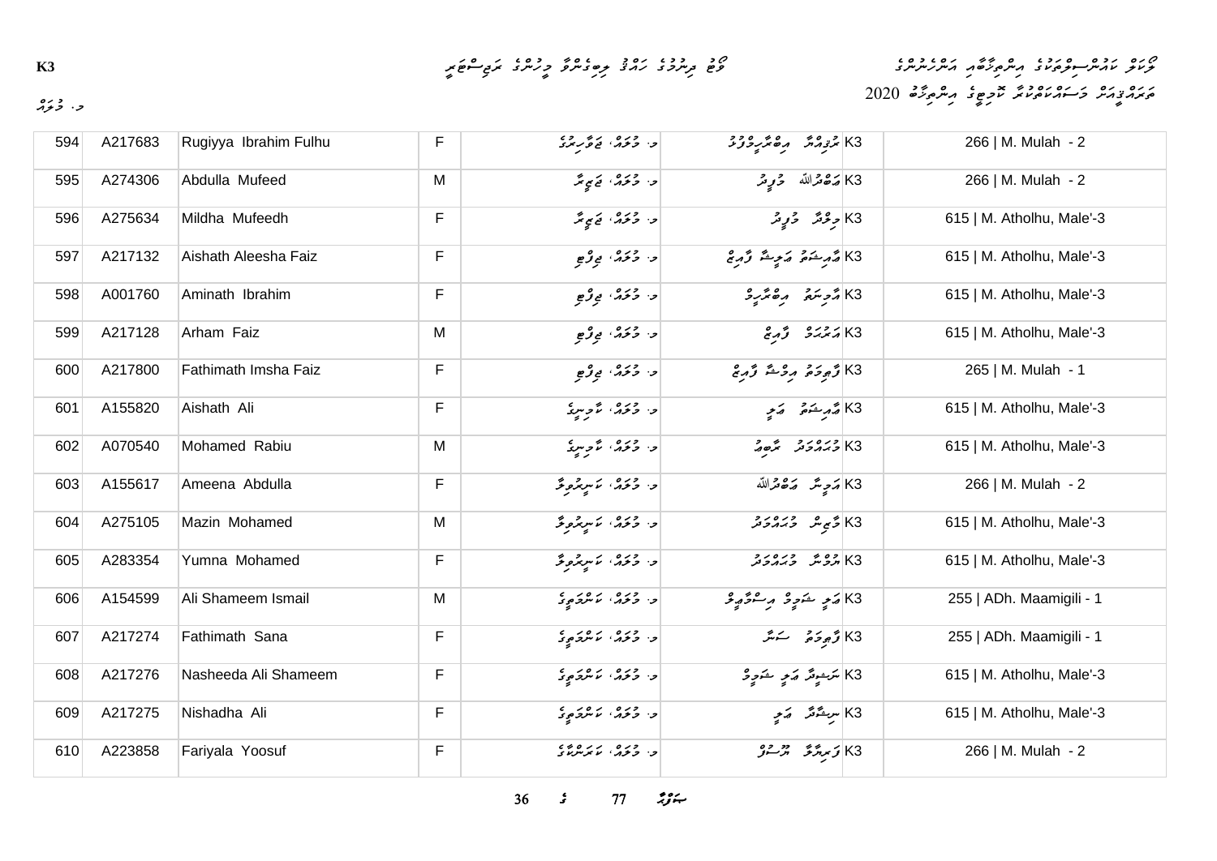| 594 | A217683 | Rugiyya Ibrahim Fulhu | F | د. ورَوْ، يَوَّبِرُ | K3 برُتِهْرُ رِهْتَرِيرُوْرُ | 266 \| M. Mulah - 2 |
|---|---|---|---|---|---|---|
| 595 | A274306 | Abdulla Mufeed | M | د. ورَوْ، يَوِيرُ | K3 رَهْ قَرْاللّه وُرِتَرُ | 266 \| M. Mulah - 2 |
| 596 | A275634 | Mildha Mufeedh | F | د. ورَوْ، يَوِيرُ | K3 وِوْتَرُ وُرِتَرُ | 615 \| M. Atholhu, Male'-3 |
| 597 | A217132 | Aishath Aleesha Faiz | F | د. ورَوْ، يوِرُحِ | K3 مَّمِشَمْ مَرِشَّ وَّمِعْ | 615 \| M. Atholhu, Male'-3 |
| 598 | A001760 | Aminath Ibrahim | F | د. ورَوْ، يوِرُحِ | K3 مُرِسَمْ رِهْتَرِيوْ | 615 \| M. Atholhu, Male'-3 |
| 599 | A217128 | Arham Faiz | M | د. ورَوْ، يوِرُحِ | K3 مَرْمَرُوْ وَّمِعْ | 615 \| M. Atholhu, Male'-3 |
| 600 | A217800 | Fathimath Imsha Faiz | F | د. ورَوْ، يوِرُحِ | K3 وَّجِوَمْ مِرْشَّ وَّمِعْ | 265 \| M. Mulah - 1 |
| 601 | A155820 | Aishath Ali | F | د. ورَوْ، ئاوِسِرَ | K3 مَّمِشَمْ مَرِ | 615 \| M. Atholhu, Male'-3 |
| 602 | A070540 | Mohamed Rabiu | M | د. ورَوْ، ئاوِسِرَ | K3 وَبَرُمْ وَتَرْ بُرْهِمْ | 615 \| M. Atholhu, Male'-3 |
| 603 | A155617 | Ameena Abdulla | F | د. ورَوْ، ئاسِرِبْرُوِرُ | K3 مَرِسَّ مَهْ قَرْاللّه | 266 \| M. Mulah - 2 |
| 604 | A275105 | Mazin Mohamed | M | د. ورَوْ، ئاسِرِبْرُوِرُ | K3 وَّمِسْ وَبَرُمْ وَتَرْ | 615 \| M. Atholhu, Male'-3 |
| 605 | A283354 | Yumna Mohamed | F | د. ورَوْ، ئاسِرِبْرُوِرُ | K3 مَرُوْسُ وَبَرُمْ وَتَرْ | 615 \| M. Atholhu, Male'-3 |
| 606 | A154599 | Ali Shameem Ismail | M | د. ورَوْ، ئاسْرُوِرُ | K3 مَرِ شَوِرْ مِرْسُوَّمِرُ | 255 \| ADh. Maamigili - 1 |
| 607 | A217274 | Fathimath Sana | F | د. ورَوْ، ئاسْرُوِرُ | K3 وَّجِوَمْ سَسَّ | 255 \| ADh. Maamigili - 1 |
| 608 | A217276 | Nasheeda Ali Shameem | F | د. ورَوْ، ئاسْرُوِرُ | K3 سَرَشِيتَرُ مَرِ شَوِرْ | 615 \| M. Atholhu, Male'-3 |
| 609 | A217275 | Nishadha Ali | F | د. ورَوْ، ئاسْرُوِرُ | K3 سِرِشَّتَرُ مَرِ | 615 \| M. Atholhu, Male'-3 |
| 610 | A223858 | Fariyala Yoosuf | F | د. ورَوْ، ئاسَرَسْرُ | K3 وَبِرِدَّوَّ بُرْسُوْ | 266 \| M. Mulah - 2 |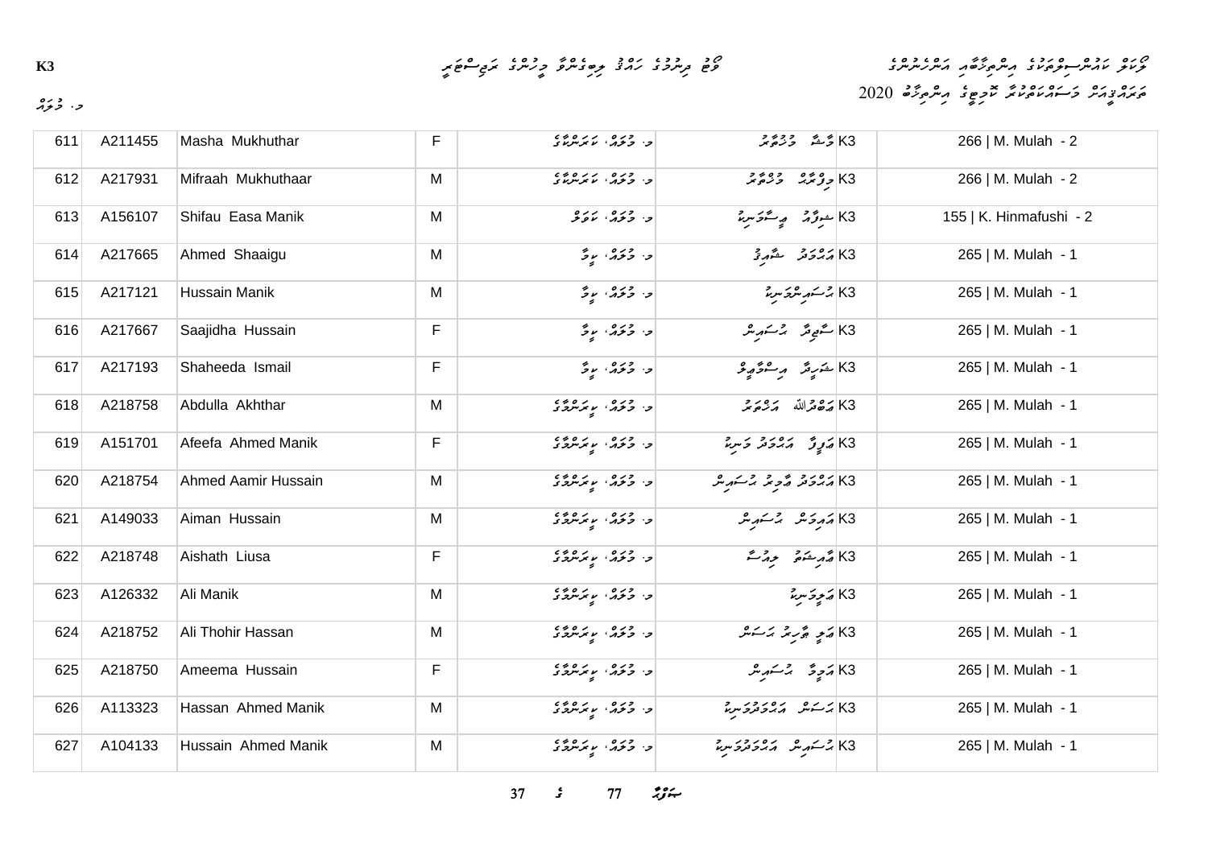| 611 | A211455 | Masha Mukhuthar | F | ވ. މުލައް، ކަރަންކާގެ | K3 މާޝާ މުހުތާރު | 266 \| M. Mulah - 2 |
|---|---|---|---|---|---|---|
| 612 | A217931 | Mifraah Mukhuthaar | M | ވ. މުލައް، ކަރަންކާގެ | K3 މިފްރާހް މުހުތާރު | 266 \| M. Mulah - 2 |
| 613 | A156107 | Shifau Easa Manik | M | ވ. މުލައް، ކަމަލް | K3 ޝިފާއު ޢީސާމަނިކު | 155 \| K. Hinmafushi - 2 |
| 614 | A217665 | Ahmed Shaaigu | M | ވ. މުލައް، ނިމާ | K3 އަހްމަދު ޝާއިގު | 265 \| M. Mulah - 1 |
| 615 | A217121 | Hussain Manik | M | ވ. މުލައް، ނިމާ | K3 ހުސައިންމަނިކު | 265 \| M. Mulah - 1 |
| 616 | A217667 | Saajidha Hussain | F | ވ. މުލައް، ނިމާ | K3 ސާޖިދާ ހުސައިން | 265 \| M. Mulah - 1 |
| 617 | A217193 | Shaheeda Ismail | F | ވ. މުލައް، ނިމާ | K3 ޝަހީދާ އިސްމާއީލް | 265 \| M. Mulah - 1 |
| 618 | A218758 | Abdulla Akhthar | M | ވ. މުލައް، ނިރަންމާގެ | K3 އަބްދުﷲ އަޚްތަރު | 265 \| M. Mulah - 1 |
| 619 | A151701 | Afeefa Ahmed Manik | F | ވ. މުލައް، ނިރަންމާގެ | K3 އަފީފާ އަހްމަދު މަނިކު | 265 \| M. Mulah - 1 |
| 620 | A218754 | Ahmed Aamir Hussain | M | ވ. މުލައް، ނިރަންމާގެ | K3 އަހްމަދު އާމިރު ހުސައިން | 265 \| M. Mulah - 1 |
| 621 | A149033 | Aiman Hussain | M | ވ. މުލައް، ނިރަންމާގެ | K3 އައިމަން ހުސައިން | 265 \| M. Mulah - 1 |
| 622 | A218748 | Aishath Liusa | F | ވ. މުލައް، ނިރަންމާގެ | K3 އާއިޝަތު ލިއުސާ | 265 \| M. Mulah - 1 |
| 623 | A126332 | Ali Manik | M | ވ. މުލައް، ނިރަންމާގެ | K3 އަލިމަނިކު | 265 \| M. Mulah - 1 |
| 624 | A218752 | Ali Thohir Hassan | M | ވ. މުލައް، ނިރަންމާގެ | K3 އަލި ޠާހިރު ހަސަން | 265 \| M. Mulah - 1 |
| 625 | A218750 | Ameema Hussain | F | ވ. މުލައް، ނިރަންމާގެ | K3 އަމީމާ ހުސައިން | 265 \| M. Mulah - 1 |
| 626 | A113323 | Hassan Ahmed Manik | M | ވ. މުލައް، ނިރަންމާގެ | K3 ހަސަން އަހްމަދުމަނިކު | 265 \| M. Mulah - 1 |
| 627 | A104133 | Hussain Ahmed Manik | M | ވ. މުލައް، ނިރަންމާގެ | K3 ހުސައިން އަހްމަދުމަނިކު | 265 \| M. Mulah - 1 |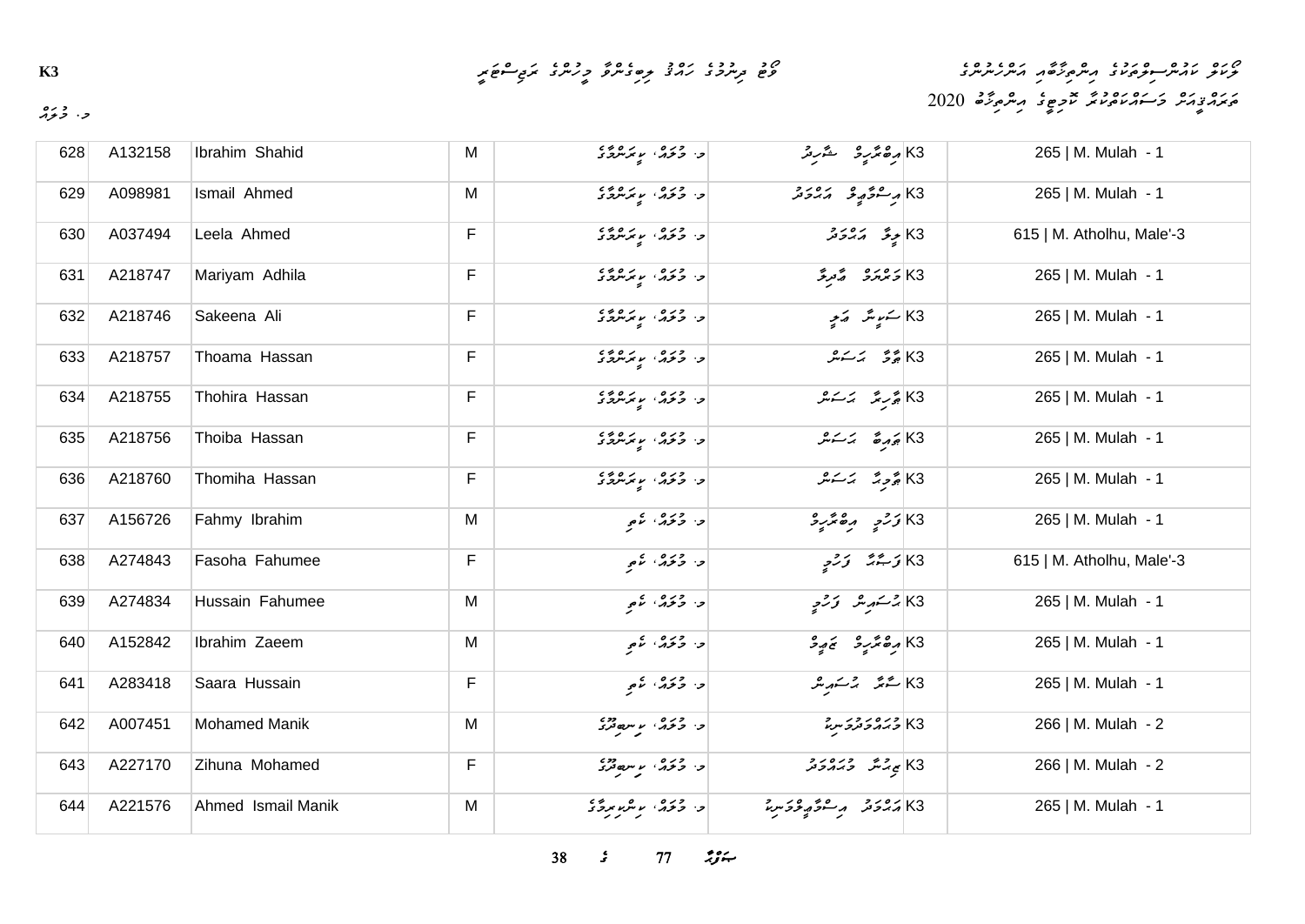| 628 | A132158 | Ibrahim Shahid | M | د. ڈکرہ، برپرسرچری | K3 ابراہیم شاہد | 265 \| M. Mulah - 1 |
|---|---|---|---|---|---|---|
| 629 | A098981 | Ismail Ahmed | M | د. ڈکرہ، برپرسرچری | K3 اسماعیل احمد | 265 \| M. Mulah - 1 |
| 630 | A037494 | Leela Ahmed | F | د. ڈکرہ، برپرسرچری | K3 لیلا احمد | 615 \| M. Atholhu, Male'-3 |
| 631 | A218747 | Mariyam Adhila | F | د. ڈکرہ، برپرسرچری | K3 مریم عادلہ | 265 \| M. Mulah - 1 |
| 632 | A218746 | Sakeena Ali | F | د. ڈکرہ، برپرسرچری | K3 سکینہ علی | 265 \| M. Mulah - 1 |
| 633 | A218757 | Thoama Hassan | F | د. ڈکرہ، برپرسرچری | K3 توما حسن | 265 \| M. Mulah - 1 |
| 634 | A218755 | Thohira Hassan | F | د. ڈکرہ، برپرسرچری | K3 طاہرہ حسن | 265 \| M. Mulah - 1 |
| 635 | A218756 | Thoiba Hassan | F | د. ڈکرہ، برپرسرچری | K3 طیبہ حسن | 265 \| M. Mulah - 1 |
| 636 | A218760 | Thomiha Hassan | F | د. ڈکرہ، برپرسرچری | K3 توميہا حسن | 265 \| M. Mulah - 1 |
| 637 | A156726 | Fahmy Ibrahim | M | د. ڈکرہ، ئامِ | K3 فہمی ابراہیم | 265 \| M. Mulah - 1 |
| 638 | A274843 | Fasoha Fahumee | F | د. ڈکرہ، ئامِ | K3 فصحہ فہمی | 615 \| M. Atholhu, Male'-3 |
| 639 | A274834 | Hussain Fahumee | M | د. ڈکرہ، ئامِ | K3 حسین فہمی | 265 \| M. Mulah - 1 |
| 640 | A152842 | Ibrahim Zaeem | M | د. ڈکرہ، ئامِ | K3 ابراہیم زعیم | 265 \| M. Mulah - 1 |
| 641 | A283418 | Saara Hussain | F | د. ڈکرہ، ئامِ | K3 سارہ حسین | 265 \| M. Mulah - 1 |
| 642 | A007451 | Mohamed Manik | M | د. ڈکرہ، برسھرری | K3 محمد مانک | 266 \| M. Mulah - 2 |
| 643 | A227170 | Zihuna Mohamed | F | د. ڈکرہ، برسھرری | K3 زہونا محمد | 266 \| M. Mulah - 2 |
| 644 | A221576 | Ahmed Ismail Manik | M | د. ڈکرہ، برسربرگری | K3 احمد اسماعیل مانک | 265 \| M. Mulah - 1 |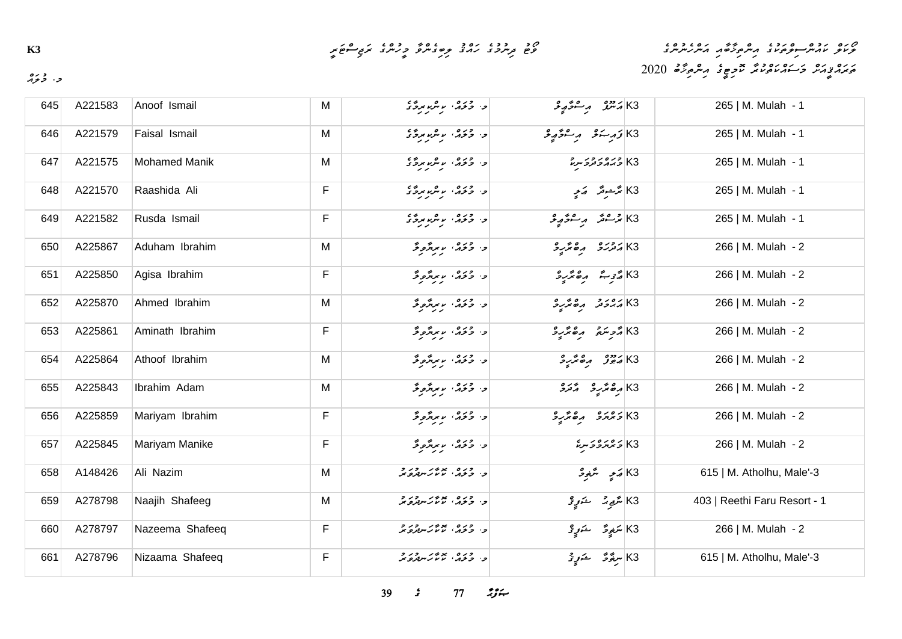| 645 | A221583 | Anoof Ismail | M | د. وُتَوْ، بِرْسْ بِرِدَّدْ | K3 مَسُرْ مِرْ سُرُّهُ مِهْ | 265 \| M. Mulah - 1 |
|---|---|---|---|---|---|---|
| 646 | A221579 | Faisal Ismail | M | د. وُتَوْ، بِرْسْ بِرِدَّدْ | K3 وَمِسَوْ مِرْ سُرُّهُ مِهْ | 265 \| M. Mulah - 1 |
| 647 | A221575 | Mohamed Manik | M | د. وُتَوْ، بِرْسْ بِرِدَّدْ | K3 وُبَرْ دَوْرْ دَسِرْ | 265 \| M. Mulah - 1 |
| 648 | A221570 | Raashida Ali | F | د. وُتَوْ، بِرْسْ بِرِدَّدْ | K3 بَرْشِمُرْ رَمِ | 265 \| M. Mulah - 1 |
| 649 | A221582 | Rusda Ismail | F | د. وُتَوْ، بِرْسْ بِرِدَّدْ | K3 بَرْسُمُرْ مِرْ سُرُّهُ مِهْ | 265 \| M. Mulah - 1 |
| 650 | A225867 | Aduham Ibrahim | M | د. وُتَوْ، بِرِمُرْوِدَّ | K3 مَرْتَرْدْ مِرْ صُرْبِرْدْ | 266 \| M. Mulah - 2 |
| 651 | A225850 | Agisa Ibrahim | F | د. وُتَوْ، بِرِمُرْوِدَّ | K3 مُرْيِسَّ مِرْ صُرْبِرْدْ | 266 \| M. Mulah - 2 |
| 652 | A225870 | Ahmed Ibrahim | M | د. وُتَوْ، بِرِمُرْوِدَّ | K3 مَرْدَرْدْ مِرْ صُرْبِرْدْ | 266 \| M. Mulah - 2 |
| 653 | A225861 | Aminath Ibrahim | F | د. وُتَوْ، بِرِمُرْوِدَّ | K3 مُرْحِسَرْ مِرْ صُرْبِرْدْ | 266 \| M. Mulah - 2 |
| 654 | A225864 | Athoof Ibrahim | M | د. وُتَوْ، بِرِمُرْوِدَّ | K3 مَرْدْ مِرْ صُرْبِرْدْ | 266 \| M. Mulah - 2 |
| 655 | A225843 | Ibrahim Adam | M | د. وُتَوْ، بِرِمُرْوِدَّ | K3 مِرْ صُرْبِرْدْ مُرْتَرْدْ | 266 \| M. Mulah - 2 |
| 656 | A225859 | Mariyam Ibrahim | F | د. وُتَوْ، بِرِمُرْوِدَّ | K3 دَبْرَرْدْ مِرْ صُرْبِرْدْ | 266 \| M. Mulah - 2 |
| 657 | A225845 | Mariyam Manike | F | د. وُتَوْ، بِرِمُرْوِدَّ | K3 دَبْرَرْدْ دَسِرْ | 266 \| M. Mulah - 2 |
| 658 | A148426 | Ali Nazim | M | د. وُتَوْ، بِرْبِرْ سِرْدَرْ | K3 مَرِ سُرْبُرْدْ | 615 \| M. Atholhu, Male'-3 |
| 659 | A278798 | Naajih Shafeeg | M | د. وُتَوْ، بِرْبِرْ سِرْدَرْ | K3 سُرْبِرْ شَرْدِرْ | 403 \| Reethi Faru Resort - 1 |
| 660 | A278797 | Nazeema Shafeeq | F | د. وُتَوْ، بِرْبِرْ سِرْدَرْ | K3 سَرْبِرْ شَرْدِرْ | 266 \| M. Mulah - 2 |
| 661 | A278796 | Nizaama Shafeeq | F | د. وُتَوْ، بِرْبِرْ سِرْدَرْ | K3 سِرْبُرْ شَرْدِرْ | 615 \| M. Atholhu, Male'-3 |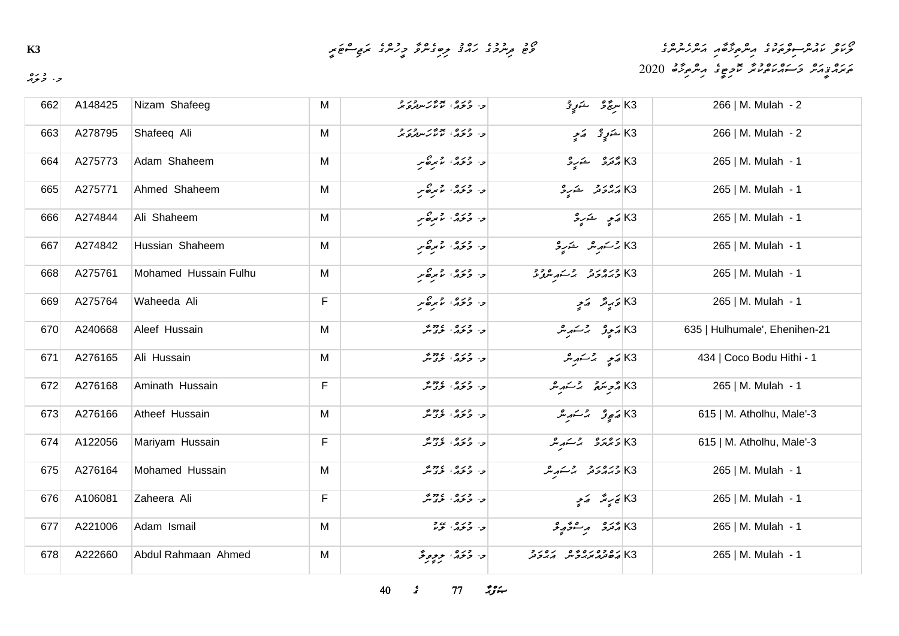| 662 | A148425 | Nizam Shafeeg | M | و· وُوَهُ، ޓޫޓޫރަސްދުވަރު | K3 سِتَّرْ شَرِرْ | 266 \| M. Mulah - 2 |
|---|---|---|---|---|---|---|
| 663 | A278795 | Shafeeq Ali | M | و· وُوَهُ، ޓޫޓޫރަސްދުވަރު | K3 شَرِيْر رَمِ | 266 \| M. Mulah - 2 |
| 664 | A275773 | Adam Shaheem | M | و· وُوَهُ، ނިރުބާރ | K3 مُرْتَرْدُ شَرِرُ | 265 \| M. Mulah - 1 |
| 665 | A275771 | Ahmed Shaheem | M | و· وُوَهُ، ނިރުބާރ | K3 رَرْدُوْرْ شَرِرُ | 265 \| M. Mulah - 1 |
| 666 | A274844 | Ali Shaheem | M | و· وُوَهُ، ނިރުބާރ | K3 رَمِ شَرِرُ | 265 \| M. Mulah - 1 |
| 667 | A274842 | Hussian Shaheem | M | و· وُوَهُ، ނިރުބާރ | K3 بُرْسَمِرْ شَرِرُ | 265 \| M. Mulah - 1 |
| 668 | A275761 | Mohamed Hussain Fulhu | M | و· وُوَهُ، ނިރުބާރ | K3 وُرَرْدُوْرْ بُرْسَمِرْشْرُوْ | 265 \| M. Mulah - 1 |
| 669 | A275764 | Waheeda Ali | F | و· وُوَهُ، ނިރުބާރ | K3 وَرِيْرُ رَمِ | 265 \| M. Mulah - 1 |
| 670 | A240668 | Aleef Hussain | M | و· وُوَهُ، ޖެހުން | K3 رَمِوْ بُرْسَمِرْ | 635 \| Hulhumale', Ehenihen-21 |
| 671 | A276165 | Ali Hussain | M | و· وُوَهُ، ޖެހުން | K3 رَمِ بُرْسَمِرْ | 434 \| Coco Bodu Hithi - 1 |
| 672 | A276168 | Aminath Hussain | F | و· وُوَهُ، ޖެހުން | K3 مُرْحِسَرْ بُرْسَمِرْ | 265 \| M. Mulah - 1 |
| 673 | A276166 | Atheef Hussain | M | و· وُوَهُ، ޖެހުން | K3 رَمِوْ بُرْسَمِرْ | 615 \| M. Atholhu, Male'-3 |
| 674 | A122056 | Mariyam Hussain | F | و· وُوَهُ، ޖެހުން | K3 وَمْرُرُوْ بُرْسَمِرْ | 615 \| M. Atholhu, Male'-3 |
| 675 | A276164 | Mohamed Hussain | M | و· وُوَهُ، ޖެހުން | K3 وُرَرْدُوْرْ بُرْسَمِرْ | 265 \| M. Mulah - 1 |
| 676 | A106081 | Zaheera Ali | F | و· وُوَهُ، ޖެހުން | K3 نَرِيْرُ رَمِ | 265 \| M. Mulah - 1 |
| 677 | A221006 | Adam Ismail | M | و· وُوَهُ، ދަރު | K3 مُرْتَرْدُ رِسْوَرُوْ | 265 \| M. Mulah - 1 |
| 678 | A222660 | Abdul Rahmaan Ahmed | M | و· وُوَهُ، ވިލުވިލާ | K3 رَهُرْدُرُرْ رَرْدُوْرْ | 265 \| M. Mulah - 1 |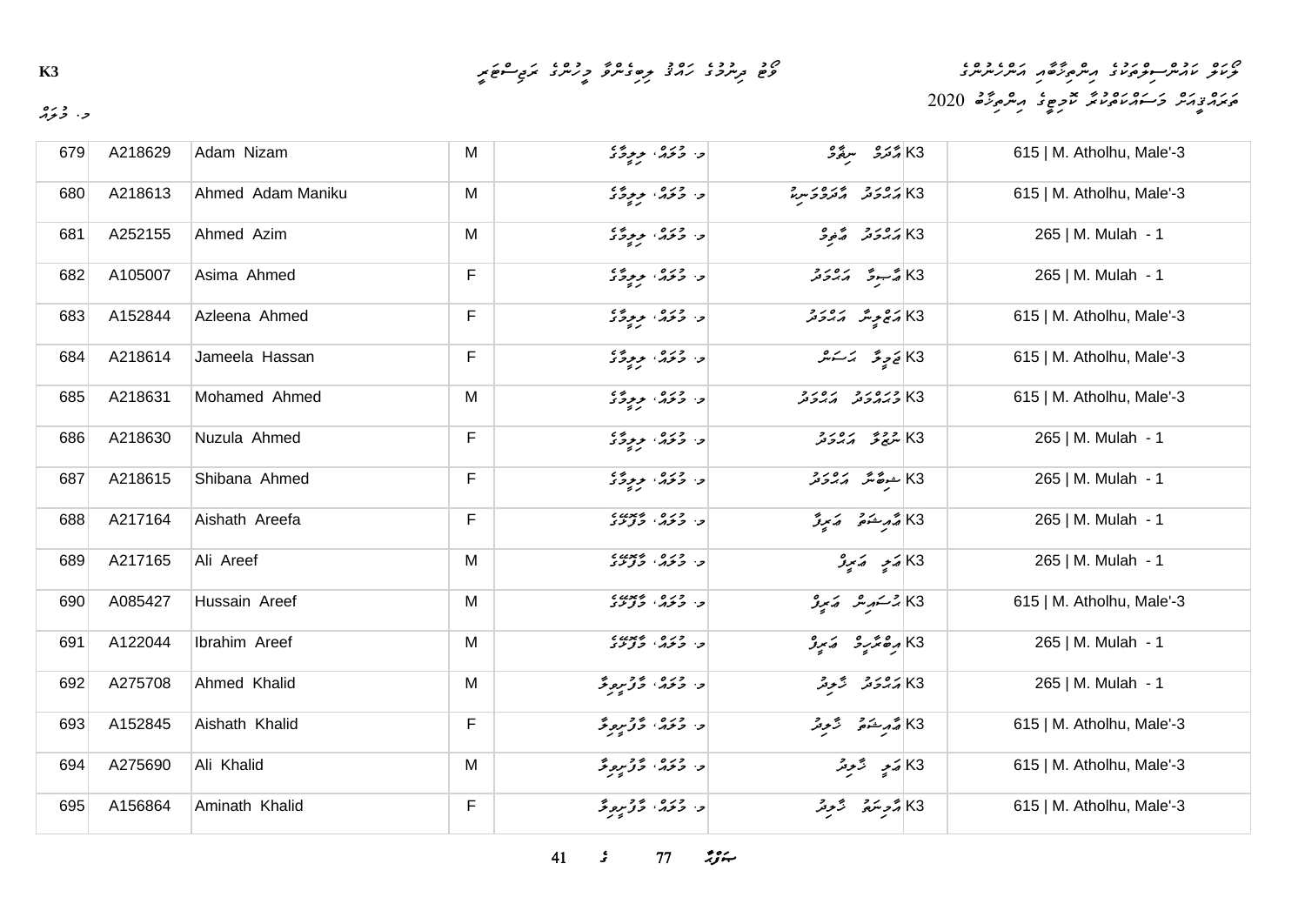| 679 | A218629 | Adam Nizam | M | د· ژئوتر، ووڈگی | K3 مُحَمَّدُ سِعَّةُ | 615 \| M. Atholhu, Male'-3 |
|---|---|---|---|---|---|---|
| 680 | A218613 | Ahmed Adam Maniku | M | د· ژئوتر، ووڈگی | K3 مَحْمَدُ مُحَمَّدَوَسِعِ | 615 \| M. Atholhu, Male'-3 |
| 681 | A252155 | Ahmed Azim | M | د· ژئوتر، ووڈگی | K3 مَحْمَدُ مُحَمَّدُ | 265 \| M. Mulah - 1 |
| 682 | A105007 | Asima Ahmed | F | د· ژئوتر، ووڈگی | K3 مُسِيَّ مَحْمَدُ | 265 \| M. Mulah - 1 |
| 683 | A152844 | Azleena Ahmed | F | د· ژئوتر، ووڈگی | K3 مَجْوِيسَ مَحْمَدُ | 615 \| M. Atholhu, Male'-3 |
| 684 | A218614 | Jameela Hassan | F | د· ژئوتر، ووڈگی | K3 فَجِيَّ بَرَسَسَ | 615 \| M. Atholhu, Male'-3 |
| 685 | A218631 | Mohamed Ahmed | M | د· ژئوتر، ووڈگی | K3 وَبَرَهُودَ مَحْمَدُ | 615 \| M. Atholhu, Male'-3 |
| 686 | A218630 | Nuzula Ahmed | F | د· ژئوتر، ووڈگی | K3 سَرَجَوَ مَحْمَدُ | 265 \| M. Mulah - 1 |
| 687 | A218615 | Shibana Ahmed | F | د· ژئوتر، ووڈگی | K3 شِوَهِسَ مَحْمَدُ | 265 \| M. Mulah - 1 |
| 688 | A217164 | Aishath Areefa | F | د· ژئوتر، ژئوتری | K3 مُحَمَّدَ مَحِيَّ | 265 \| M. Mulah - 1 |
| 689 | A217165 | Ali Areef | M | د· ژئوتر، ژئوتری | K3 مَحِ مَحِيُوَ | 265 \| M. Mulah - 1 |
| 690 | A085427 | Hussain Areef | M | د· ژئوتر، ژئوتری | K3 بَرَسَهُرِسَ مَحِيُوَ | 615 \| M. Atholhu, Male'-3 |
| 691 | A122044 | Ibrahim Areef | M | د· ژئوتر، ژئوتری | K3 مِرهُمَّرِدُ مَحِيُوَ | 265 \| M. Mulah - 1 |
| 692 | A275708 | Ahmed Khalid | M | د· ژئوتر، ژئوتریوگ | K3 مَحْمَدُ تَمِيدُ | 265 \| M. Mulah - 1 |
| 693 | A152845 | Aishath Khalid | F | د· ژئوتر، ژئوتریوگ | K3 مُحَمَّدَ تَمِيدُ | 615 \| M. Atholhu, Male'-3 |
| 694 | A275690 | Ali Khalid | M | د· ژئوتر، ژئوتریوگ | K3 مَحِ تَمِيدُ | 615 \| M. Atholhu, Male'-3 |
| 695 | A156864 | Aminath Khalid | F | د· ژئوتر، ژئوتریوگ | K3 مُحَمَّدَ تَمِيدُ | 615 \| M. Atholhu, Male'-3 |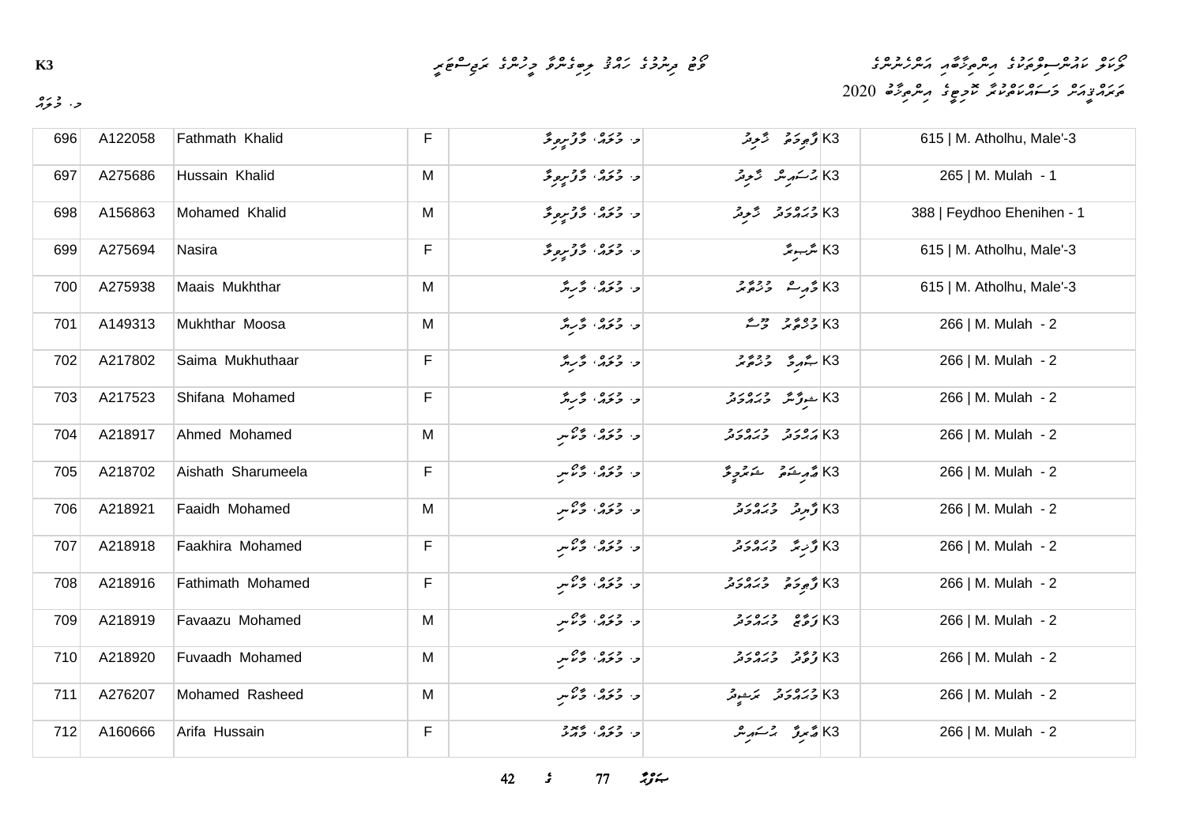| 696 | A122058 | Fathmath Khalid | F | د. دُوَدُ، دُوَّرِودُ | K3 تَرْجِوحَة تَرْجِعْ | 615 \| M. Atholhu, Male'-3 |
|---|---|---|---|---|---|---|
| 697 | A275686 | Hussain Khalid | M | د. دُوَدُ، دُوَّرِودُ | K3 بُرْسَمْرِ شَرْ تَرْجِعْ | 265 \| M. Mulah - 1 |
| 698 | A156863 | Mohamed Khalid | M | د. دُوَدُ، دُوَّرِودُ | K3 دُبَرْمُرْدُ تَرْجِعْ | 388 \| Feydhoo Ehenihen - 1 |
| 699 | A275694 | Nasira | F | د. دُوَدُ، دُوَّرِودُ | K3 سُرَبِّرْ | 615 \| M. Atholhu, Male'-3 |
| 700 | A275938 | Maais Mukhthar | M | د. دُوَدُ، دُرِيَّرْ | K3 دُرْسُ دُرْمُوُرْ | 615 \| M. Atholhu, Male'-3 |
| 701 | A149313 | Mukhthar Moosa | M | د. دُوَدُ، دُرِيَّرْ | K3 دُرْمُوُرْ دُرْسُ | 266 \| M. Mulah - 2 |
| 702 | A217802 | Saima Mukhuthaar | F | د. دُوَدُ، دُرِيَّرْ | K3 سُمَرِدُ دُرْمُوُرْ | 266 \| M. Mulah - 2 |
| 703 | A217523 | Shifana Mohamed | F | د. دُوَدُ، دُرِيَّرْ | K3 شِوَتَرْ دُبَرْمُرْدُ | 266 \| M. Mulah - 2 |
| 704 | A218917 | Ahmed Mohamed | M | د. دُوَدُ، دُرْسِ | K3 مُرْدُرْدُ دُبَرْمُرْدُ | 266 \| M. Mulah - 2 |
| 705 | A218702 | Aishath Sharumeela | F | د. دُوَدُ، دُرْسِ | K3 مُرْمِشَوْ شَتَرْدُدُ | 266 \| M. Mulah - 2 |
| 706 | A218921 | Faaidh Mohamed | M | د. دُوَدُ، دُرْسِ | K3 تَرْمِدُ دُبَرْمُرْدُ | 266 \| M. Mulah - 2 |
| 707 | A218918 | Faakhira Mohamed | F | د. دُوَدُ، دُرْسِ | K3 تَرْرِيَّرْ دُبَرْمُرْدُ | 266 \| M. Mulah - 2 |
| 708 | A218916 | Fathimath Mohamed | F | د. دُوَدُ، دُرْسِ | K3 تَرْجِوحَة دُبَرْمُرْدُ | 266 \| M. Mulah - 2 |
| 709 | A218919 | Favaazu Mohamed | M | د. دُوَدُ، دُرْسِ | K3 تَرَدُّ دُبَرْمُرْدُ | 266 \| M. Mulah - 2 |
| 710 | A218920 | Fuvaadh Mohamed | M | د. دُوَدُ، دُرْسِ | K3 تُرَدُّرْ دُبَرْمُرْدُ | 266 \| M. Mulah - 2 |
| 711 | A276207 | Mohamed Rasheed | M | د. دُوَدُ، دُرْسِ | K3 دُبَرْمُرْدُ بَرْشِيْدُ | 266 \| M. Mulah - 2 |
| 712 | A160666 | Arifa Hussain | F | د. دُوَدُ، دُرْدُ | K3 مُرْبِرُّ بُرْسَمْرِ شَرْ | 266 \| M. Mulah - 2 |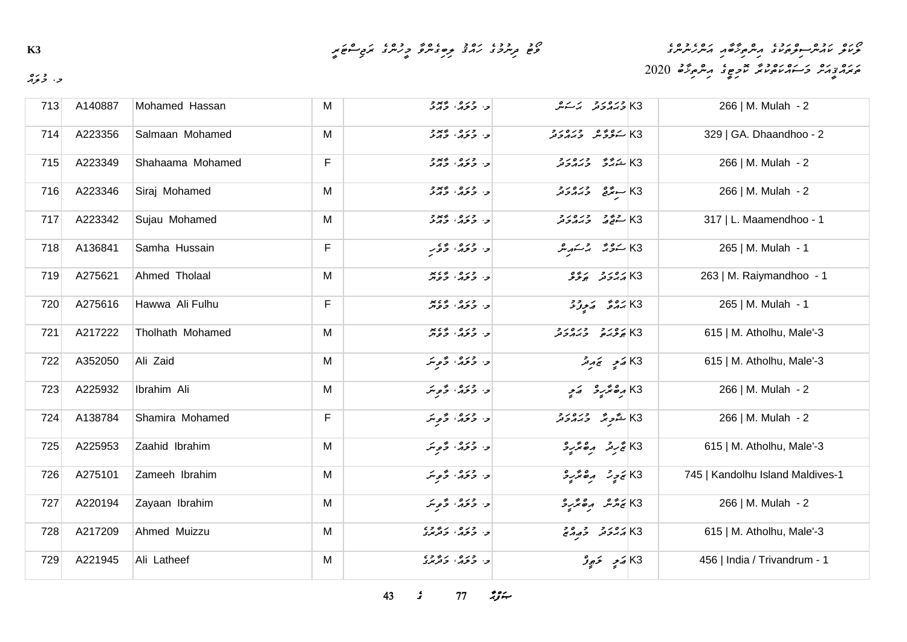| 713 | A140887 | Mohamed Hassan | M | د. ژوَرُه، ژَرْرُ | K3 وُبَرْدُوَتْرُ بَرَسَسْر | 266 \| M. Mulah - 2 |
|---|---|---|---|---|---|---|
| 714 | A223356 | Salmaan Mohamed | M | د. ژوَرُه، ژَرْرُ | K3 سَوْرُّسْ وُبَرْدُوَتْرُ | 329 \| GA. Dhaandhoo - 2 |
| 715 | A223349 | Shahaama Mohamed | F | د. ژوَرُه، ژَرْرُ | K3 شَرَرُّ وُبَرْدُوَتْرُ | 266 \| M. Mulah - 2 |
| 716 | A223346 | Siraj Mohamed | M | د. ژوَرُه، ژَرْرُ | K3 سِبَرُّجْ وُبَرْدُوَتْرُ | 266 \| M. Mulah - 2 |
| 717 | A223342 | Sujau Mohamed | M | د. ژوَرُه، ژَرْرُ | K3 سُجَوُ وُبَرْدُوَتْرُ | 317 \| L. Maamendhoo - 1 |
| 718 | A136841 | Samha Hussain | F | د. ژوَرُه، ژَژُرِ | K3 سَوْرُّ بُرْسَہِرِسْر | 265 \| M. Mulah - 1 |
| 719 | A275621 | Ahmed Tholaal | M | د. ژوَرُه، ژَژُسْر | K3 ہَبْرُدَتْرُ ہُوَّرُوْ | 263 \| M. Raiymandhoo - 1 |
| 720 | A275616 | Hawwa Ali Fulhu | F | د. ژوَرُه، ژَژُسْر | K3 بَہْرُوَّ ہَبْرُوُّرُ | 265 \| M. Mulah - 1 |
| 721 | A217222 | Tholhath Mohamed | M | د. ژوَرُه، ژَژُسْر | K3 ہُوْرُبَرْہُ وُبَرْدُوَتْرُ | 615 \| M. Atholhu, Male'-3 |
| 722 | A352050 | Ali Zaid | M | د. ژوَرُه، ژَوِسَر | K3 ہَبِ ہَہِرُدْ | 615 \| M. Atholhu, Male'-3 |
| 723 | A225932 | Ibrahim Ali | M | د. ژوَرُه، ژَوِسَر | K3 ہِرُھَیْرِرُوْ ہَبِ | 266 \| M. Mulah - 2 |
| 724 | A138784 | Shamira Mohamed | F | د. ژوَرُه، ژَوِسَر | K3 شَّوِبَرُّ وُبَرْدُوَتْرُ | 266 \| M. Mulah - 2 |
| 725 | A225953 | Zaahid Ibrahim | M | د. ژوَرُه، ژَوِسَر | K3 ہُّرِتْرُ ہِرُھَیْرِرُوْ | 615 \| M. Atholhu, Male'-3 |
| 726 | A275101 | Zameeh Ibrahim | M | د. ژوَرُه، ژَوِسَر | K3 ہَوِرُ ہِرُھَیْرِرُوْ | 745 \| Kandolhu Island Maldives-1 |
| 727 | A220194 | Zayaan Ibrahim | M | د. ژوَرُه، ژَوِسَر | K3 ہَہَرُّسْر ہِرُھَیْرِرُوْ | 266 \| M. Mulah - 2 |
| 728 | A217209 | Ahmed Muizzu | M | د. ژوَرُه، ژَتَرْبَرُ | K3 ہَبْرُدَتْرُ وُہِرُہُ | 615 \| M. Atholhu, Male'-3 |
| 729 | A221945 | Ali Latheef | M | د. ژوَرُه، ژَتَرْبَرُ | K3 ہَبِ ہَہِوُ | 456 \| India / Trivandrum - 1 |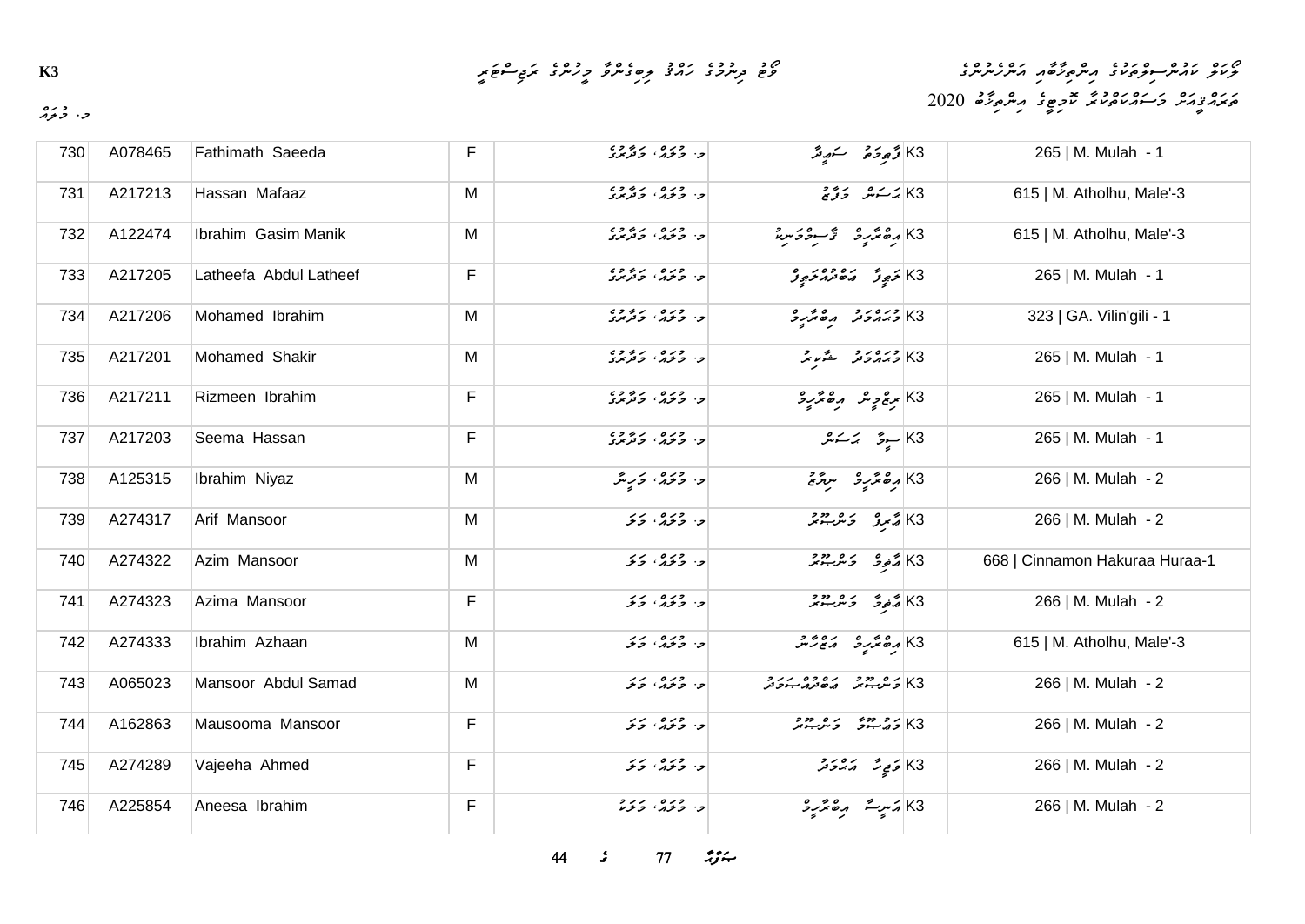| 730 | A078465 | Fathimath Saeeda | F | د. ونوه، ونوبو | K3 وَّجِوحَمْ سَهِيمَّر | 265 \| M. Mulah - 1 |
|---|---|---|---|---|---|---|
| 731 | A217213 | Hassan Mafaaz | M | د. ونوه، ونوبو | K3 بَرَسَنَرْ وَوَّجْ | 615 \| M. Atholhu, Male'-3 |
| 732 | A122474 | Ibrahim Gasim Manik | M | د. ونوه، ونوبو | K3 مِرْهُ بَمَرِ وُ تَوْسِوْوَسِرْ | 615 \| M. Atholhu, Male'-3 |
| 733 | A217205 | Latheefa Abdul Latheef | F | د. ونوه، ونوبو | K3 كَجِوتَرْ مَرْهُ مَرْهُ مَرْجِوتْ | 265 \| M. Mulah - 1 |
| 734 | A217206 | Mohamed Ibrahim | M | د. ونوه، ونوبو | K3 وَبَرْمَرْوَتَرْ مِرْهُ بَمَرِ وُ | 323 \| GA. Vilin'gili - 1 |
| 735 | A217201 | Mohamed Shakir | M | د. ونوه، ونوبو | K3 وَبَرْمَرْوَتَرْ شَرْمَرْ | 265 \| M. Mulah - 1 |
| 736 | A217211 | Rizmeen Ibrahim | F | د. ونوه، ونوبو | K3 بِرْجْ وِيْرْ مِرْهُ بَمَرِ وُ | 265 \| M. Mulah - 1 |
| 737 | A217203 | Seema Hassan | F | د. ونوه، ونوبو | K3 سِرَّ بَرَسَنَرْ | 265 \| M. Mulah - 1 |
| 738 | A125315 | Ibrahim Niyaz | M | د. ونوه، وَرِسَّرْ | K3 مِرْهُ بَمَرِ وُ سِرَّجْ | 266 \| M. Mulah - 2 |
| 739 | A274317 | Arif Mansoor | M | د. ونوه، وَوَ | K3 مَرْبِوْ وَسْرِبْرْ | 266 \| M. Mulah - 2 |
| 740 | A274322 | Azim Mansoor | M | د. ونوه، وَوَ | K3 مَّهُوْ وَسْرِبْرْ | 668 \| Cinnamon Hakuraa Huraa-1 |
| 741 | A274323 | Azima Mansoor | F | د. ونوه، وَوَ | K3 مَّهُوَّ وَسْرِبْرْ | 266 \| M. Mulah - 2 |
| 742 | A274333 | Ibrahim Azhaan | M | د. ونوه، وَوَ | K3 مِرْهُ بَمَرِ وُ مَرَجْ رَّسْرْ | 615 \| M. Atholhu, Male'-3 |
| 743 | A065023 | Mansoor Abdul Samad | M | د. ونوه، وَوَ | K3 وَسْرِبْرْ مَرْهُ مَرْهُ سَوَوَرْ | 266 \| M. Mulah - 2 |
| 744 | A162863 | Mausooma Mansoor | F | د. ونوه، وَوَ | K3 وَمْ سِرْوَ وَسْرِبْرْ | 266 \| M. Mulah - 2 |
| 745 | A274289 | Vajeeha Ahmed | F | د. ونوه، وَوَ | K3 وَجِرَّ مَرْوَرْ | 266 \| M. Mulah - 2 |
| 746 | A225854 | Aneesa Ibrahim | F | د. ونوه، وَوَمْ | K3 مَسِرِسَّ مِرْهُ بَمَرِ وُ | 266 \| M. Mulah - 2 |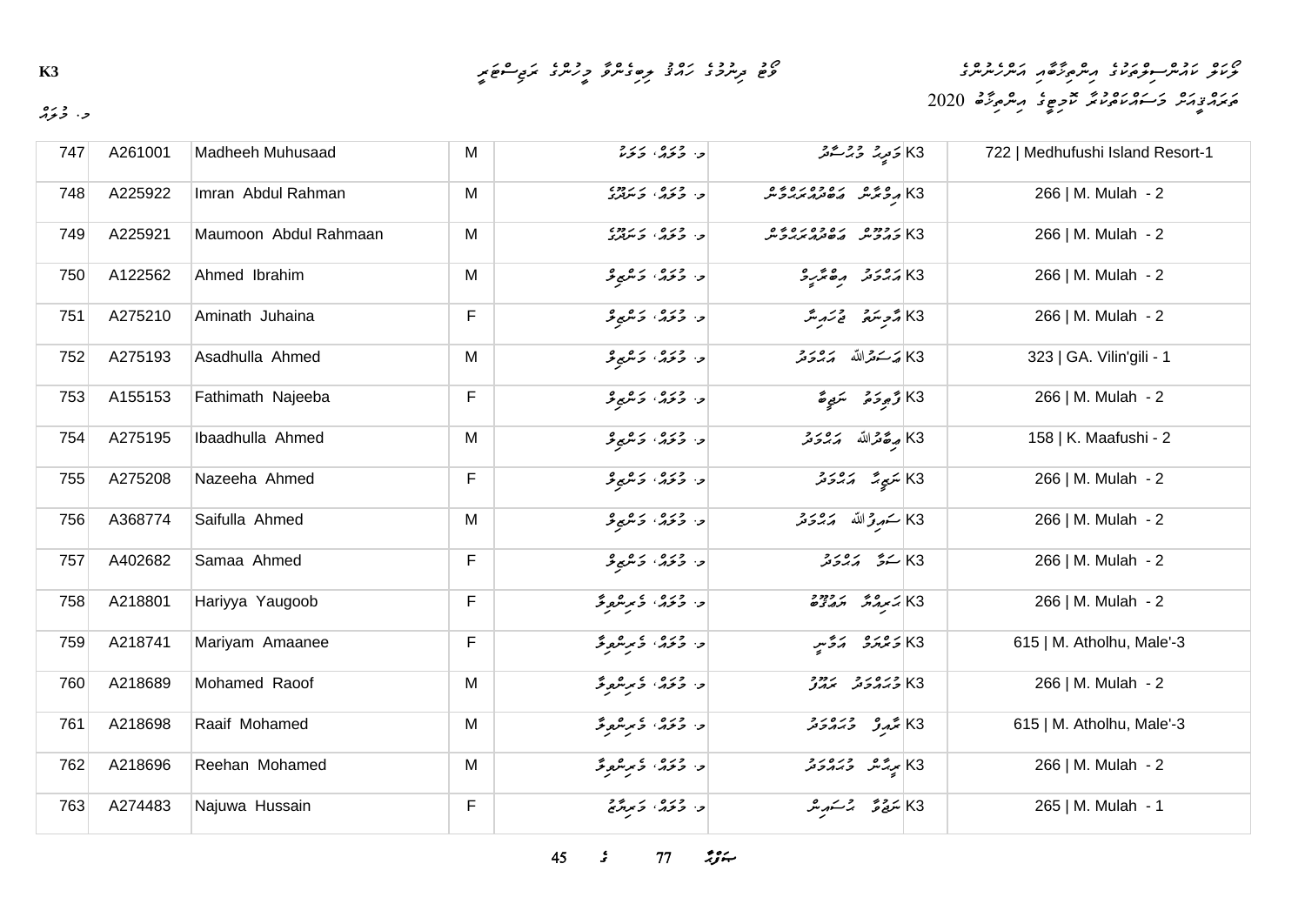| 747 | A261001 | Madheeh Muhusaad | M | د. ۇخەر، ئەنزە | K3 ئەمەرىر ئەرگەنچ | 722 \| Medhufushi Island Resort-1 |
|---|---|---|---|---|---|---|
| 748 | A225922 | Imran Abdul Rahman | M | د. ۇخەر، ئەنزىرى | K3 مەرئىرىگە مەھەرمەرگەنگە | 266 \| M. Mulah - 2 |
| 749 | A225921 | Maumoon Abdul Rahmaan | M | د. ۇخەر، ئەنزىرى | K3 ئەرجىر مەھەرمەرگەنگە | 266 \| M. Mulah - 2 |
| 750 | A122562 | Ahmed Ibrahim | M | د. ۇخەر، ئەنترىغ | K3 مەرجەنر مەھترىرى | 266 \| M. Mulah - 2 |
| 751 | A275210 | Aminath Juhaina | F | د. ۇخەر، ئەنترىغ | K3 مەجرىتىر قىزىمىگە | 266 \| M. Mulah - 2 |
| 752 | A275193 | Asadhulla Ahmed | M | د. ۇخەر، ئەنترىغ | K3 مەسەنراللە مەرجەنر | 323 \| GA. Vilin'gili - 1 |
| 753 | A155153 | Fathimath Najeeba | F | د. ۇخەر، ئەنترىغ | K3 ۇمجەنرى سىنىھ | 266 \| M. Mulah - 2 |
| 754 | A275195 | Ibaadhulla Ahmed | M | د. ۇخەر، ئەنترىغ | K3 مەھىراللە مەرجەنر | 158 \| K. Maafushi - 2 |
| 755 | A275208 | Nazeeha Ahmed | F | د. ۇخەر، ئەنترىغ | K3 ئىرىپر مەرجەنر | 266 \| M. Mulah - 2 |
| 756 | A368774 | Saifulla Ahmed | M | د. ۇخەر، ئەنترىغ | K3 سەرۇاللە مەرجەنر | 266 \| M. Mulah - 2 |
| 757 | A402682 | Samaa Ahmed | F | د. ۇخەر، ئەنترىغ | K3 سەۋ مەرجەنر | 266 \| M. Mulah - 2 |
| 758 | A218801 | Hariyya Yaugoob | F | د. ۇخەر، ئەبرىئرىگ | K3 ئەبرىمىگ مەمرىقە | 266 \| M. Mulah - 2 |
| 759 | A218741 | Mariyam Amaanee | F | د. ۇخەر، ئەبرىئرىگ | K3 ئەنگەنرى مەگىپ | 615 \| M. Atholhu, Male'-3 |
| 760 | A218689 | Mohamed Raoof | M | د. ۇخەر، ئەبرىئرىگ | K3 ئەبرەئەنر ئىرمۇ | 266 \| M. Mulah - 2 |
| 761 | A218698 | Raaif Mohamed | M | د. ۇخەر، ئەبرىئرىگ | K3 ئىگمەۋ ئەبرەئەنر | 615 \| M. Atholhu, Male'-3 |
| 762 | A218696 | Reehan Mohamed | M | د. ۇخەر، ئەبرىئرىگ | K3 ئىرىگىر ئەبرەئەنر | 266 \| M. Mulah - 2 |
| 763 | A274483 | Najuwa Hussain | F | د. ۇخەر، ئەبرىئرى | K3 ئىرقەگ بەرسەمرىر | 265 \| M. Mulah - 1 |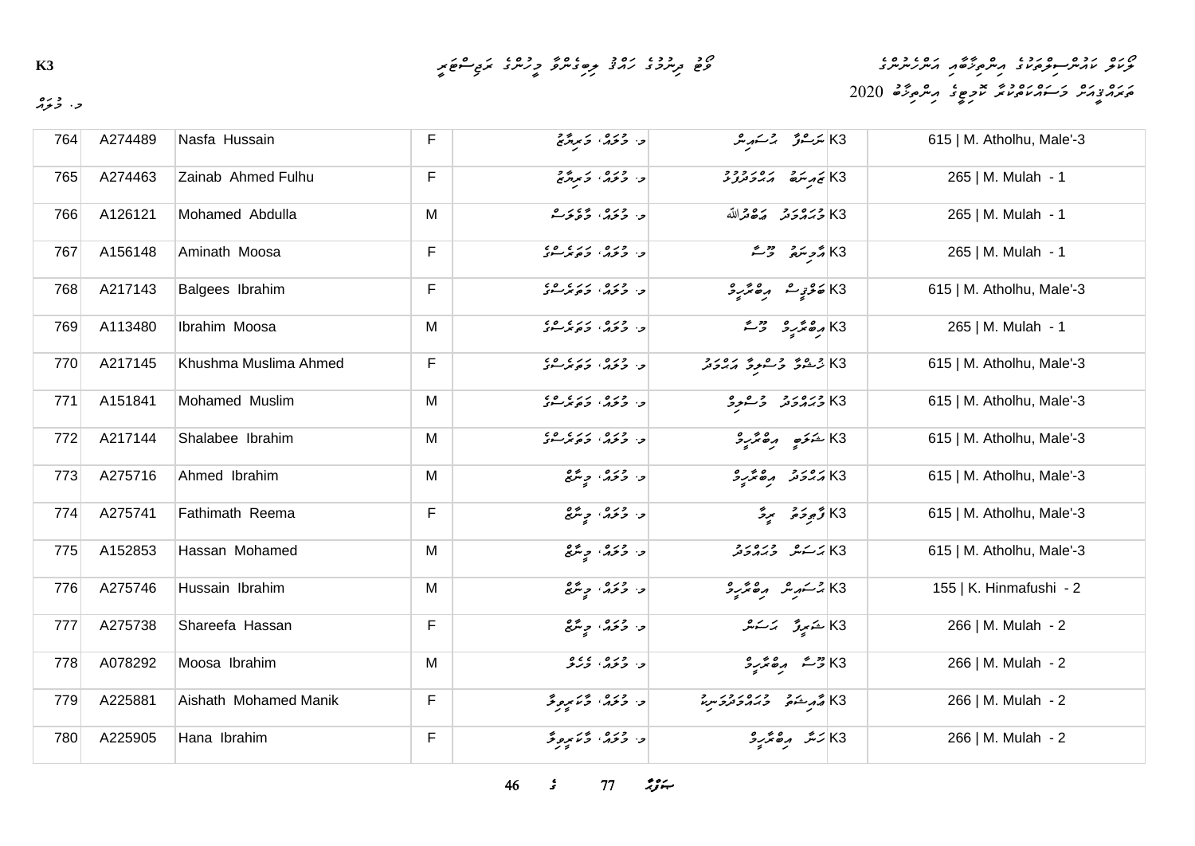| 764 | A274489 | Nasfa Hussain | F | و· دُوَهْ، دَسِرْتَجْ | K3 سَرَسْوٌ بُرْسَهرِ سْ | 615 \| M. Atholhu, Male'-3 |
|---|---|---|---|---|---|---|
| 765 | A274463 | Zainab Ahmed Fulhu | F | و· دُوَهْ، دَسِرْتَجْ | K3 يَمرِسَهْ مَرْدُودُو | 265 \| M. Mulah - 1 |
| 766 | A126121 | Mohamed Abdulla | M | و· دُوَهْ، دُوَوَ سْ | K3 دُبَرْدُدُ رَهْ قْرَاللّه | 265 \| M. Mulah - 1 |
| 767 | A156148 | Aminath Moosa | F | و· دُوَهْ، دَوَيْرَ سْوَ | K3 مُرْسِرَةْ دْ سْ | 265 \| M. Mulah - 1 |
| 768 | A217143 | Balgees Ibrahim | F | و· دُوَهْ، دَوَيْرَ سْوَ | K3 صَوُّتِي سْ مِرْصُ تُرْبِرْدُ | 615 \| M. Atholhu, Male'-3 |
| 769 | A113480 | Ibrahim Moosa | M | و· دُوَهْ، دَوَيْرَ سْوَ | K3 مِرْصُ تُرْبِرْدُ دْ سْ | 265 \| M. Mulah - 1 |
| 770 | A217145 | Khushma Muslima Ahmed | F | و· دُوَهْ، دَوَيْرَ سْوَ | K3 زُ شْوَ دْ سْوَّ مَرْدُوَدْ | 615 \| M. Atholhu, Male'-3 |
| 771 | A151841 | Mohamed Muslim | M | و· دُوَهْ، دَوَيْرَ سْوَ | K3 دُبَرْدُدُ دْ سْوِدْ | 615 \| M. Atholhu, Male'-3 |
| 772 | A217144 | Shalabee Ibrahim | M | و· دُوَهْ، دَوَيْرَ سْوَ | K3 شَوَصِ مِرْصُ تُرْبِرْدُ | 615 \| M. Atholhu, Male'-3 |
| 773 | A275716 | Ahmed Ibrahim | M | و· دُوَهْ، دِ سْرَجْ | K3 مَرْدُوَدْ مِرْصُ تُرْبِرْدُ | 615 \| M. Atholhu, Male'-3 |
| 774 | A275741 | Fathimath Reema | F | و· دُوَهْ، دِ سْرَجْ | K3 وَّجِوَدْ بِرِدَّ | 615 \| M. Atholhu, Male'-3 |
| 775 | A152853 | Hassan Mohamed | M | و· دُوَهْ، دِ سْرَجْ | K3 بَرَسَسْ دُبَرْدُدُ | 615 \| M. Atholhu, Male'-3 |
| 776 | A275746 | Hussain Ibrahim | M | و· دُوَهْ، دِ سْرَجْ | K3 بُرْسَهرِ سْ مِرْصُ تُرْبِرْدُ | 155 \| K. Hinmafushi - 2 |
| 777 | A275738 | Shareefa Hassan | F | و· دُوَهْ، دِ سْرَجْ | K3 شَمِرِوٌ بَرَسَسْ | 266 \| M. Mulah - 2 |
| 778 | A078292 | Moosa Ibrahim | M | و· دُوَهْ، دُرْدْ | K3 دْ سْ مِرْصُ تُرْبِرْدُ | 266 \| M. Mulah - 2 |
| 779 | A225881 | Aishath Mohamed Manik | F | و· دُوَهْ، دُ مَرِوِدْ | K3 مُرْشَوْ دُبَرْدُدُدْوَسِرْ | 266 \| M. Mulah - 2 |
| 780 | A225905 | Hana Ibrahim | F | و· دُوَهْ، دُ مَرِوِدْ | K3 رَسَّرْ مِرْصُ تُرْبِرْدُ | 266 \| M. Mulah - 2 |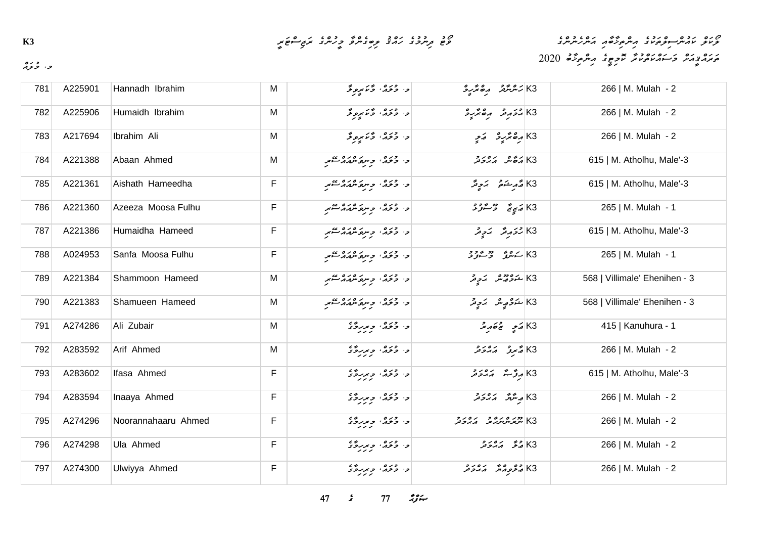| 781 | A225901 | Hannadh Ibrahim | M | د. ڃُڇَڌ، ڦَڏَبِرِوِڦ | K3 رَسْرَسْرَبْر رِڇُبْرِڃْ | 266 \| M. Mulah - 2 |
|---|---|---|---|---|---|---|
| 782 | A225906 | Humaidh Ibrahim | M | د. ڃُڇَڌ، ڦَڏَبِرِوِڦ | K3 رُڃَرِبْر رِڇُبْرِڃْ | 266 \| M. Mulah - 2 |
| 783 | A217694 | Ibrahim Ali | M | د. ڃُڇَڌ، ڦَڏَبِرِوِڦ | K3 رِڇُبْرِڃْ رَجِ | 266 \| M. Mulah - 2 |
| 784 | A221388 | Abaan Ahmed | M | د. ڃُڇَڌ، وِسِيَ سْرَرْسْقِبِر | K3 رَڇُسْر رَبْرڃَبْر | 615 \| M. Atholhu, Male'-3 |
| 785 | A221361 | Aishath Hameedha | F | د. ڃُڇَڌ، وِسِيَ سْرَرْسْقِبِر | K3 ڦَرِڇَڃْ بَڃِبْرَ | 615 \| M. Atholhu, Male'-3 |
| 786 | A221360 | Azeeza Moosa Fulhu | F | د. ڃُڇَڌ، وِسِيَ سْرَرْسْقِبِر | K3 رَبِيبَح ڃُسْقُوڌ | 265 \| M. Mulah - 1 |
| 787 | A221386 | Humaidha Hameed | F | د. ڃُڇَڌ، وِسِيَ سْرَرْسْقِبِر | K3 رُڃَرِبْرَ بَڃِبْر | 615 \| M. Atholhu, Male'-3 |
| 788 | A024953 | Sanfa Moosa Fulhu | F | د. ڃُڇَڌ، وِسِيَ سْرَرْسْقِبِر | K3 سَسْرَقَ ڃُسْقُوڌ | 265 \| M. Mulah - 1 |
| 789 | A221384 | Shammoon Hameed | M | د. ڃُڇَڌ، وِسِيَ سْرَرْسْقِبِر | K3 شَڃْڃُسْر بَڃِبْر | 568 \| Villimale' Ehenihen - 3 |
| 790 | A221383 | Shamueen Hameed | M | د. ڃُڇَڌ، وِسِيَ سْرَرْسْقِبِر | K3 شَڃُرِسْر بَڃِبْر | 568 \| Villimale' Ehenihen - 3 |
| 791 | A274286 | Ali Zubair | M | د. ڃُڇَڌ، وِبِرِرِڃَڌ | K3 رَجِ جُڇَرِبْر | 415 \| Kanuhura - 1 |
| 792 | A283592 | Arif Ahmed | M | د. ڃُڇَڌ، وِبِرِرِڃَڌ | K3 ڦَبِرِڦ رَبْرڃَبْر | 266 \| M. Mulah - 2 |
| 793 | A283602 | Ifasa Ahmed | F | د. ڃُڇَڌ، وِبِرِرِڃَڌ | K3 رِڦَسَ رَبْرڃَبْر | 615 \| M. Atholhu, Male'-3 |
| 794 | A283594 | Inaaya Ahmed | F | د. ڃُڇَڌ، وِبِرِرِڃَڌ | K3 رِسْرَرَ رَبْرڃَبْر | 266 \| M. Mulah - 2 |
| 795 | A274296 | Noorannahaaru Ahmed | F | د. ڃُڇَڌ، وِبِرِرِڃَڌ | K3 سْرُبَرْسْرَرُبْر رَبْرڃَبْر | 266 \| M. Mulah - 2 |
| 796 | A274298 | Ula Ahmed | F | د. ڃُڇَڌ، وِبِرِرِڃَڌ | K3 رُڃَ رَبْرڃَبْر | 266 \| M. Mulah - 2 |
| 797 | A274300 | Ulwiyya Ahmed | F | د. ڃُڇَڌ، وِبِرِرِڃَڌ | K3 رُڃْوِرْرَ رَبْرڃَبْر | 266 \| M. Mulah - 2 |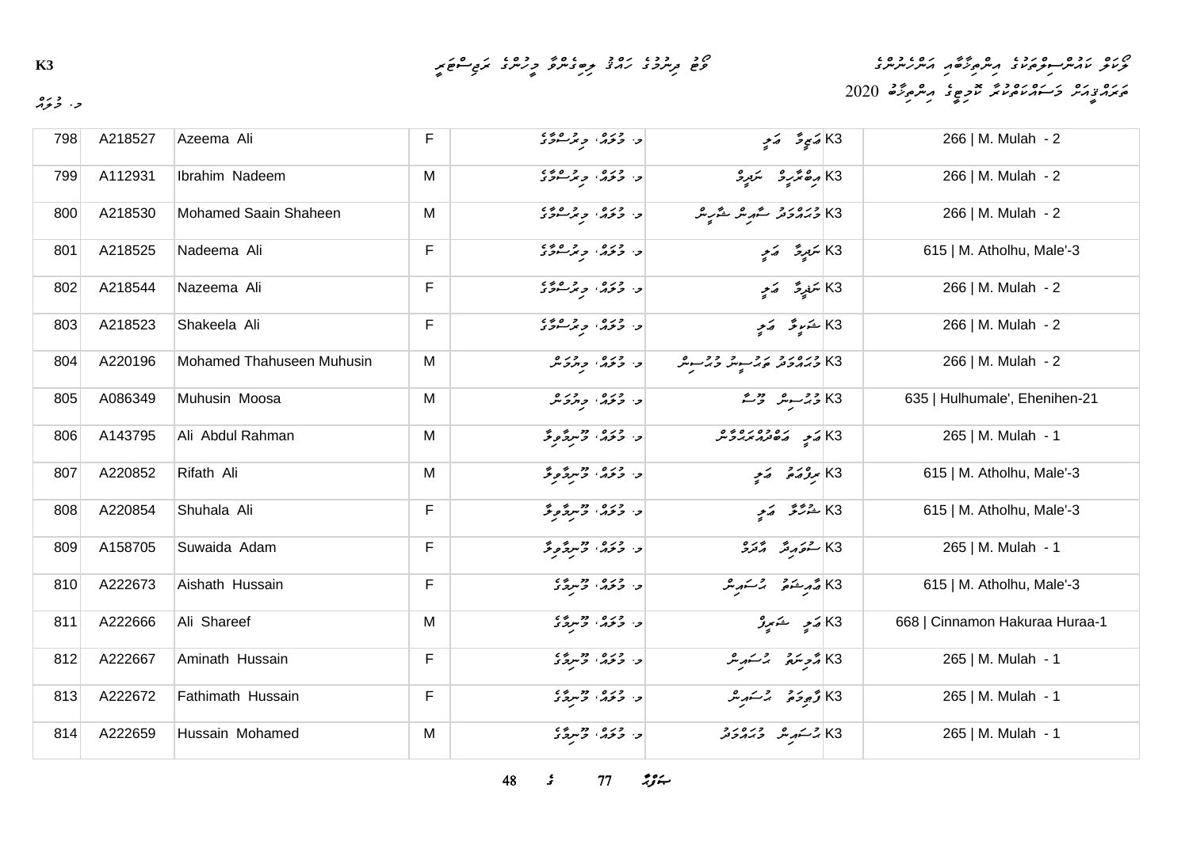| 798 | A218527 | Azeema Ali | F | د. دُوَرُ، وِيرْتْسُوَّىْ | K3 مَيِوَّ مَيِ | 266 \| M. Mulah - 2 |
|---|---|---|---|---|---|---|
| 799 | A112931 | Ibrahim Nadeem | M | د. دُوَرُ، وِيرْتْسُوَّىْ | K3 مِرْهُمَّرِدْ سَرِيرْ | 266 \| M. Mulah - 2 |
| 800 | A218530 | Mohamed Saain Shaheen | M | د. دُوَرُ، وِيرْتْسُوَّىْ | K3 دْبَرْمُرَوْدْ سُمَّرِسْ شَرِسْ | 266 \| M. Mulah - 2 |
| 801 | A218525 | Nadeema Ali | F | د. دُوَرُ، وِيرْتْسُوَّىْ | K3 سَرِيرَّ مَيِ | 615 \| M. Atholhu, Male'-3 |
| 802 | A218544 | Nazeema Ali | F | د. دُوَرُ، وِيرْتْسُوَّىْ | K3 سَرِيرَّ مَيِ | 266 \| M. Mulah - 2 |
| 803 | A218523 | Shakeela Ali | F | د. دُوَرُ، وِيرْتْسُوَّىْ | K3 شَرِيرَّ مَيِ | 266 \| M. Mulah - 2 |
| 804 | A220196 | Mohamed Thahuseen Muhusin | M | د. دُوَرُ، وِيرُوَسْ | K3 دْبَرْمُرَوْدْ مَرْسِيرْ دْبَرْسِيرْ | 266 \| M. Mulah - 2 |
| 805 | A086349 | Muhusin Moosa | M | د. دُوَرُ، وِيرُوَسْ | K3 دْبَرْسِيرْ دْيُّ | 635 \| Hulhumale', Ehenihen-21 |
| 806 | A143795 | Ali Abdul Rahman | M | د. دُوَرُ، دْسِرْدَّوِدَّ | K3 مَيِ مَرْهُمْرْمَرْرُدْسْ | 265 \| M. Mulah - 1 |
| 807 | A220852 | Rifath Ali | M | د. دُوَرُ، دْسِرْدَّوِدَّ | K3 بِرْدَّمَ مَيِ | 615 \| M. Atholhu, Male'-3 |
| 808 | A220854 | Shuhala Ali | F | د. دُوَرُ، دْسِرْدَّوِدَّ | K3 شُرْدَّ مَيِ | 615 \| M. Atholhu, Male'-3 |
| 809 | A158705 | Suwaida Adam | F | د. دُوَرُ، دْسِرْدَّوِدَّ | K3 سُوَمِرْدَّ مُرْدَرْ | 265 \| M. Mulah - 1 |
| 810 | A222673 | Aishath Hussain | F | د. دُوَرُ، دْسِرْدَّىْ | K3 مُرِمِشَمْ بْرْسَمِرْسْ | 615 \| M. Atholhu, Male'-3 |
| 811 | A222666 | Ali Shareef | M | د. دُوَرُ، دْسِرْدَّىْ | K3 مَيِ شَمِرْدْ | 668 \| Cinnamon Hakuraa Huraa-1 |
| 812 | A222667 | Aminath Hussain | F | د. دُوَرُ، دْسِرْدَّىْ | K3 مُرْدِسَرْ بْرْسَمِرْسْ | 265 \| M. Mulah - 1 |
| 813 | A222672 | Fathimath Hussain | F | د. دُوَرُ، دْسِرْدَّىْ | K3 وَّجِرْدَمْ بْرْسَمِرْسْ | 265 \| M. Mulah - 1 |
| 814 | A222659 | Hussain Mohamed | M | د. دُوَرُ، دْسِرْدَّىْ | K3 بْرْسَمِرْسْ دْبَرْمُرَوْدْ | 265 \| M. Mulah - 1 |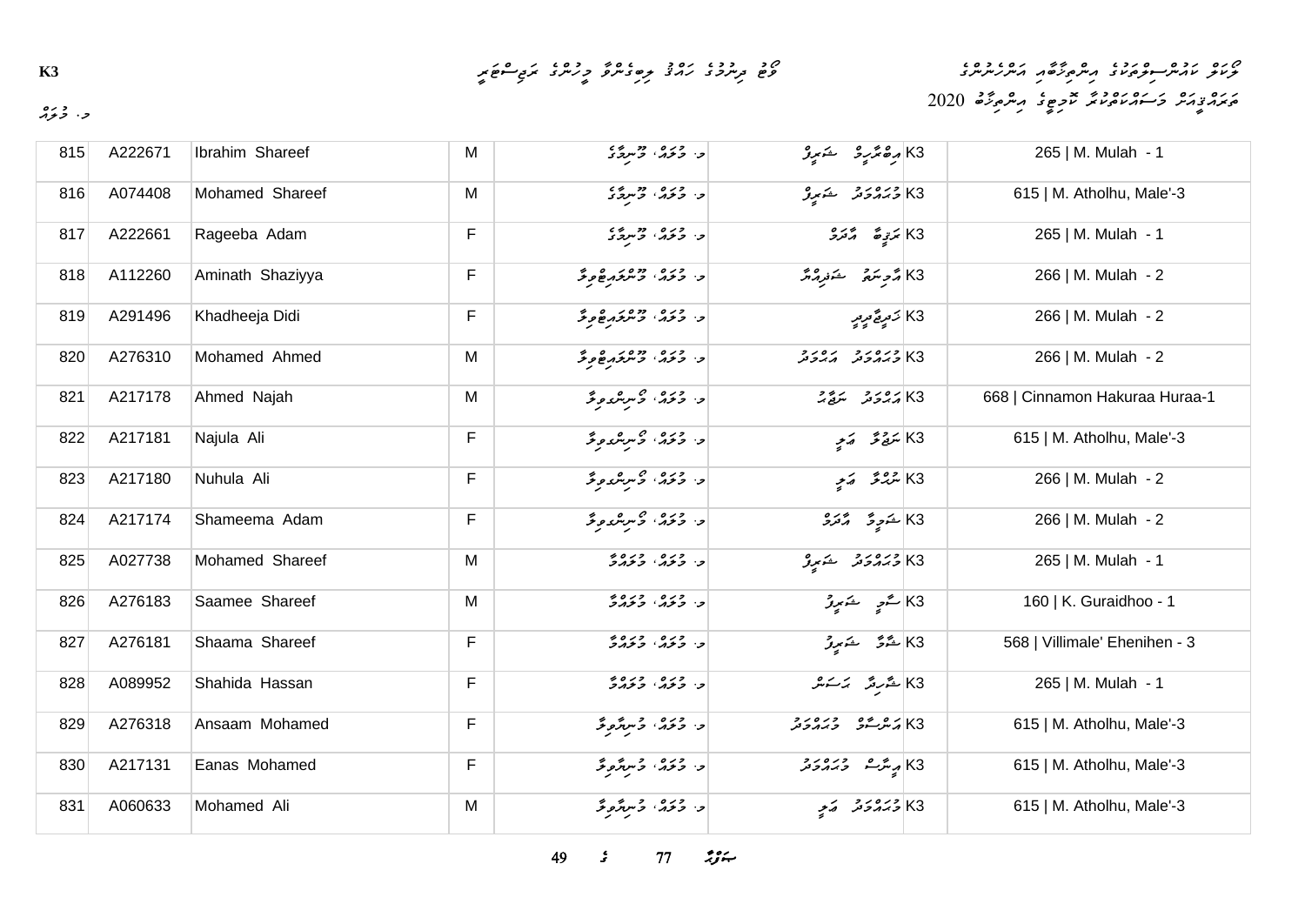| 815 | A222671 | Ibrahim Shareef | M | د. ވުޔަރު، ވުނިމާގެ | K3 ރިޝާރީ ޝަރީފް | 265 \| M. Mulah - 1 |
|---|---|---|---|---|---|---|
| 816 | A074408 | Mohamed Shareef | M | د. ވުޔަރު، ވުނިމާގެ | K3 މުހައްމަދު ޝަރީފް | 615 \| M. Atholhu, Male'-3 |
| 817 | A222661 | Rageeba Adam | F | د. ވުޔަރު، ވުނިމާގެ | K3 ރަޤީބާ އާދަމް | 265 \| M. Mulah - 1 |
| 818 | A112260 | Aminath Shaziyya | F | د. ވުޔަރު، ވުނޫމަޒުބާވިލާ | K3 އާމިނަތު ޝަޒިއްޔާ | 266 \| M. Mulah - 2 |
| 819 | A291496 | Khadheeja Didi | F | د. ވުޔަރު، ވުނޫމަޒުބާވިލާ | K3 ޚަދީޖާ ދީދީ | 266 \| M. Mulah - 2 |
| 820 | A276310 | Mohamed Ahmed | M | د. ވުޔަރު، ވުނޫމަޒުބާވިލާ | K3 މުހައްމަދު އަހްމަދު | 266 \| M. Mulah - 2 |
| 821 | A217178 | Ahmed Najah | M | د. ވުޔަރު، ވުނިސްތަވިލާ | K3 އަހްމަދު ނަޖާހު | 668 \| Cinnamon Hakuraa Huraa-1 |
| 822 | A217181 | Najula Ali | F | د. ވުޔަރު، ވުނިސްތަވިލާ | K3 ނަޖޫލާ އަލި | 615 \| M. Atholhu, Male'-3 |
| 823 | A217180 | Nuhula Ali | F | د. ވުޔަރު، ވުނިސްތަވިލާ | K3 ނުހުލާ އަލި | 266 \| M. Mulah - 2 |
| 824 | A217174 | Shameema Adam | F | د. ވުޔަރު، ވުނިސްތަވިލާ | K3 ޝަމީމާ އާދަމް | 266 \| M. Mulah - 2 |
| 825 | A027738 | Mohamed Shareef | M | د. ވުޔަރު، ވުޔަރުގެ | K3 މުހައްމަދު ޝަރީފް | 265 \| M. Mulah - 1 |
| 826 | A276183 | Saamee Shareef | M | د. ވުޔަރު، ވުޔަރުގެ | K3 ސާމީ ޝަރީފް | 160 \| K. Guraidhoo - 1 |
| 827 | A276181 | Shaama Shareef | F | د. ވުޔަރު، ވުޔަރުގެ | K3 ޝާމާ ޝަރީފް | 568 \| Villimale' Ehenihen - 3 |
| 828 | A089952 | Shahida Hassan | F | د. ވުޔަރު، ވުޔަރުގެ | K3 ޝާހިދާ ހަސަން | 265 \| M. Mulah - 1 |
| 829 | A276318 | Ansaam Mohamed | F | د. ވުޔަރު، ވުނިރޯވިލާ | K3 އަންސާމް މުހައްމަދު | 615 \| M. Atholhu, Male'-3 |
| 830 | A217131 | Eanas Mohamed | F | د. ވުޔަރު، ވުނިރޯވިލާ | K3 އީނާސް މުހައްމަދު | 615 \| M. Atholhu, Male'-3 |
| 831 | A060633 | Mohamed Ali | M | د. ވުޔަރު، ވުނިރޯވިލާ | K3 މުހައްމަދު އަލި | 615 \| M. Atholhu, Male'-3 |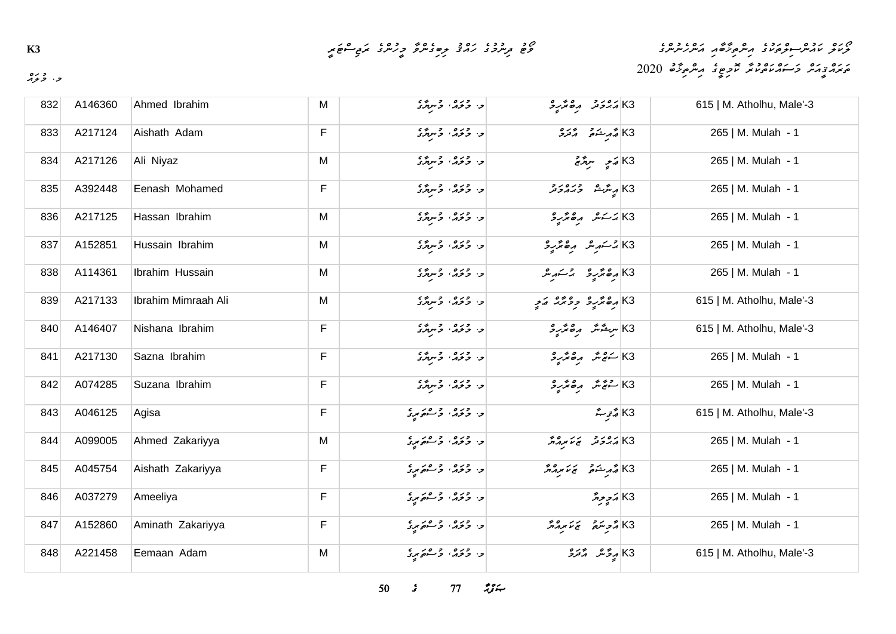| 832 | A146360 | Ahmed Ibrahim | M | ދ. މުލައް، މުނިފޯގެ | K3 އަހުމަދު އިބްރާހީމް | 615 \| M. Atholhu, Male'-3 |
|---|---|---|---|---|---|---|
| 833 | A217124 | Aishath Adam | F | ދ. މުލައް، މުނިފޯގެ | K3 އައިށަތު އާދަމް | 265 \| M. Mulah - 1 |
| 834 | A217126 | Ali Niyaz | M | ދ. މުލައް، މުނިފޯގެ | K3 އަލީ ނިޔާޒު | 265 \| M. Mulah - 1 |
| 835 | A392448 | Eenash Mohamed | F | ދ. މުލައް، މުނިފޯގެ | K3 އީނާޝް މުހައްމަދު | 265 \| M. Mulah - 1 |
| 836 | A217125 | Hassan Ibrahim | M | ދ. މުލައް، މުނިފޯގެ | K3 ހަސަން އިބްރާހީމް | 265 \| M. Mulah - 1 |
| 837 | A152851 | Hussain Ibrahim | M | ދ. މުލައް، މުނިފޯގެ | K3 ހުސައިން އިބްރާހީމް | 265 \| M. Mulah - 1 |
| 838 | A114361 | Ibrahim Hussain | M | ދ. މުލައް، މުނިފޯގެ | K3 އިބްރާހީމް ހުސައިން | 265 \| M. Mulah - 1 |
| 839 | A217133 | Ibrahim Mimraah Ali | M | ދ. މުލައް، މުނިފޯގެ | K3 އިބްރާހީމް މިމްރާހް އަލީ | 615 \| M. Atholhu, Male'-3 |
| 840 | A146407 | Nishana Ibrahim | F | ދ. މުލައް، މުނިފޯގެ | K3 ނިޝާނާ އިބްރާހީމް | 615 \| M. Atholhu, Male'-3 |
| 841 | A217130 | Sazna Ibrahim | F | ދ. މުލައް، މުނިފޯގެ | K3 ސަޒްނާ އިބްރާހީމް | 265 \| M. Mulah - 1 |
| 842 | A074285 | Suzana Ibrahim | F | ދ. މުލައް، މުނިފޯގެ | K3 ސުޒާނާ އިބްރާހީމް | 265 \| M. Mulah - 1 |
| 843 | A046125 | Agisa | F | ދ. މުލައް، މުސްތަޒީދު | K3 އާގިސާ | 615 \| M. Atholhu, Male'-3 |
| 844 | A099005 | Ahmed Zakariyya | M | ދ. މުލައް، މުސްތަޒީދު | K3 އަހުމަދު ޒަކަރިއްޔާ | 265 \| M. Mulah - 1 |
| 845 | A045754 | Aishath Zakariyya | F | ދ. މުލައް، މުސްތަޒީދު | K3 އައިށަތު ޒަކަރިއްޔާ | 265 \| M. Mulah - 1 |
| 846 | A037279 | Ameeliya | F | ދ. މުލައް، މުސްތަޒީދު | K3 އަމީލިޔާ | 265 \| M. Mulah - 1 |
| 847 | A152860 | Aminath Zakariyya | F | ދ. މުލައް، މުސްތަޒީދު | K3 އާމިނަތު ޒަކަރިއްޔާ | 265 \| M. Mulah - 1 |
| 848 | A221458 | Eemaan Adam | M | ދ. މުލައް، މުސްތަޒީދު | K3 އީމާން އާދަމް | 615 \| M. Atholhu, Male'-3 |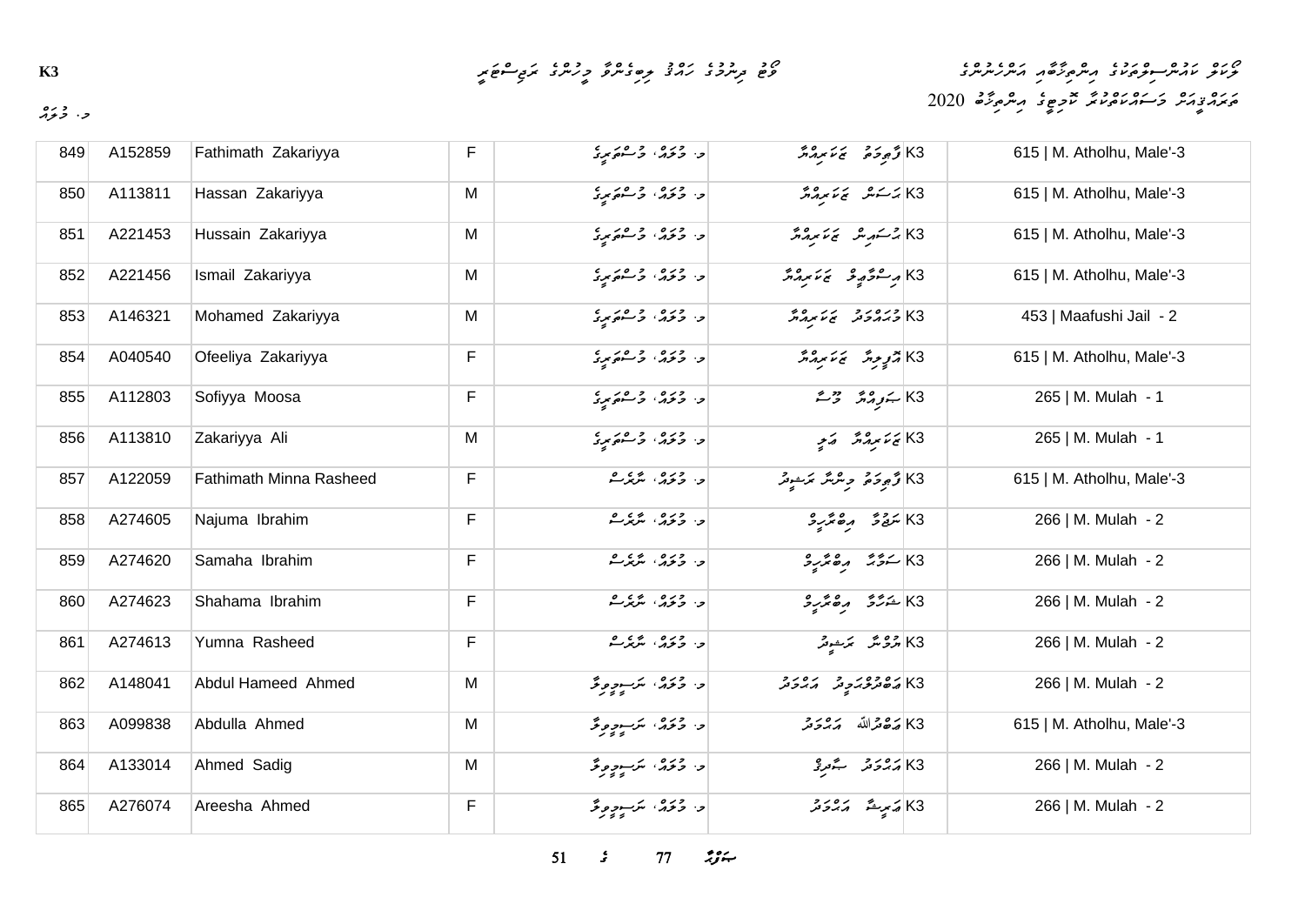| 849 | A152859 | Fathimath Zakariyya | F | د. د د ده، د ه عو مرد | K3 تُرجوحَمْ ىَمَ مِيمْ مَّ | 615 \| M. Atholhu, Male'-3 |
|---|---|---|---|---|---|---|
| 850 | A113811 | Hassan Zakariyya | M | د. د د ده، د ه عو مرد | K3 بَرَسَمْشْ ىَمَ مِيمْ مَّ | 615 \| M. Atholhu, Male'-3 |
| 851 | A221453 | Hussain Zakariyya | M | د. د د ده، د ه عو مرد | K3 بُرسَمْ مِيرْ ىَمَ مِيمْ مَّ | 615 \| M. Atholhu, Male'-3 |
| 852 | A221456 | Ismail Zakariyya | M | د. د د ده، د ه عو مرد | K3 مِرسْتَوَّمِيوْ ىَمَ مِيمْ مَّ | 615 \| M. Atholhu, Male'-3 |
| 853 | A146321 | Mohamed Zakariyya | M | د. د د ده، د ه عو مرد | K3 دِيرَمْ دَ تَرْ ىَمَ مِيمْ مَّ | 453 \| Maafushi Jail - 2 |
| 854 | A040540 | Ofeeliya Zakariyya | F | د. د د ده، د ه عو مرد | K3 مُوِ مِرَّ ىَمَ مِيمْ مَّ | 615 \| M. Atholhu, Male'-3 |
| 855 | A112803 | Sofiyya Moosa | F | د. د د ده، د ه عو مرد | K3 سَوِمْ مَّ دُّ سَّ | 265 \| M. Mulah - 1 |
| 856 | A113810 | Zakariyya Ali | M | د. د د ده، د ه عو مرد | K3 ىَمَ مِيمْ مَّ مَ مِ | 265 \| M. Mulah - 1 |
| 857 | A122059 | Fathimath Minna Rasheed | F | د. د د ده، مرَّ مَّر سْ | K3 تُرجوحَمْ دِ مْرْمَّ مَرَشِيمْرْ | 615 \| M. Atholhu, Male'-3 |
| 858 | A274605 | Najuma Ibrahim | F | د. د د ده، مرَّ مَّر سْ | K3 سَرَقْ دُّ مِ مِصْ مَّرِ دْ | 266 \| M. Mulah - 2 |
| 859 | A274620 | Samaha Ibrahim | F | د. د د ده، مرَّ مَّر سْ | K3 سَدَّ مَّ مِصْ مَّرِ دْ | 266 \| M. Mulah - 2 |
| 860 | A274623 | Shahama Ibrahim | F | د. د د ده، مرَّ مَّر سْ | K3 شَرَدَّ مِصْ مَّرِ دْ | 266 \| M. Mulah - 2 |
| 861 | A274613 | Yumna Rasheed | F | د. د د ده، مرَّ مَّر سْ | K3 مْرُدْ مَّرْ مَرَشِيمْرْ | 266 \| M. Mulah - 2 |
| 862 | A148041 | Abdul Hameed Ahmed | M | د. د د ده، مَرَسِوِ وِ تَّ | K3 مَصْ مْرْ دْ بَرِ مْرْ مَرْ دَ مْرْ | 266 \| M. Mulah - 2 |
| 863 | A099838 | Abdulla Ahmed | M | د. د د ده، مَرَسِوِ وِ تَّ | K3 مَصْ مْرْ اللّه مَرْ دَ مْرْ | 615 \| M. Atholhu, Male'-3 |
| 864 | A133014 | Ahmed Sadig | M | د. د د ده، مَرَسِوِ وِ تَّ | K3 مَرْ دَ مْرْ سَّ مْرِ تْ | 266 \| M. Mulah - 2 |
| 865 | A276074 | Areesha Ahmed | F | د. د د ده، مَرَسِوِ وِ تَّ | K3 مَ مِرِ شَّ مَرْ دَ مْرْ | 266 \| M. Mulah - 2 |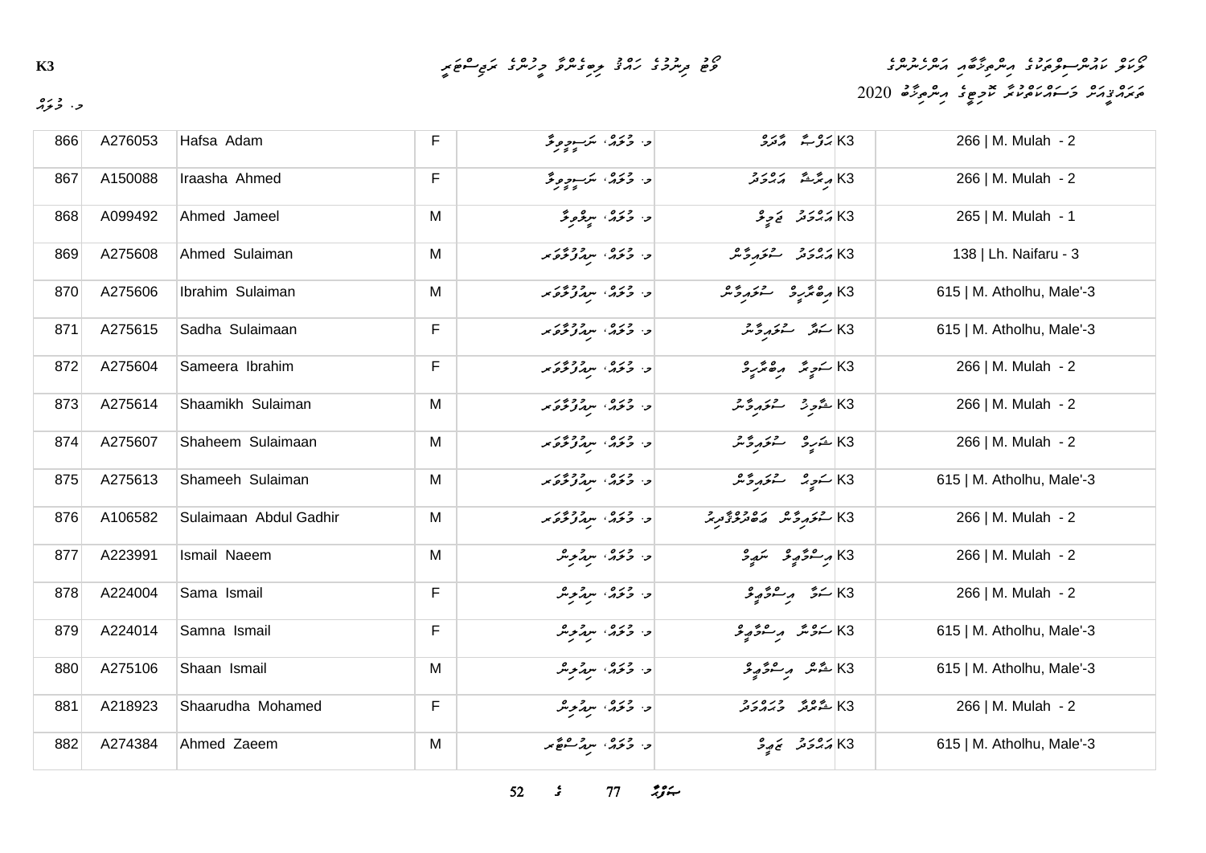| 866 | A276053 | Hafsa Adam | F | ދ. މުލައް، ނަސީމީވިލާ | K3 ހަފްޞާ އާދަމް | 266 \| M. Mulah - 2 |
|---|---|---|---|---|---|---|
| 867 | A150088 | Iraasha Ahmed | F | ދ. މުލައް، ނަސީމީވިލާ | K3 އިރާޝާ އަޙްމަދު | 266 \| M. Mulah - 2 |
| 868 | A099492 | Ahmed Jameel | M | ދ. މުލައް، ނިލްވިލާ | K3 އަޙްމަދު ޖަމީލް | 265 \| M. Mulah - 1 |
| 869 | A275608 | Ahmed Sulaiman | M | ދ. މުލައް، ނިއުފްލަވަރ | K3 އަޙްމަދު ސުލައިމާން | 138 \| Lh. Naifaru - 3 |
| 870 | A275606 | Ibrahim Sulaiman | M | ދ. މުލައް، ނިއުފްލަވަރ | K3 އިބްރާހީމް ސުލައިމާން | 615 \| M. Atholhu, Male'-3 |
| 871 | A275615 | Sadha Sulaimaan | F | ދ. މުލައް، ނިއުފްލަވަރ | K3 ސަދާ ސުލައިމާން | 615 \| M. Atholhu, Male'-3 |
| 872 | A275604 | Sameera Ibrahim | F | ދ. މުލައް، ނިއުފްލަވަރ | K3 ސަމީރާ އިބްރާހީމް | 266 \| M. Mulah - 2 |
| 873 | A275614 | Shaamikh Sulaiman | M | ދ. މުލައް، ނިއުފްލަވަރ | K3 ޝާމިހް ސުލައިމާން | 266 \| M. Mulah - 2 |
| 874 | A275607 | Shaheem Sulaimaan | M | ދ. މުލައް، ނިއުފްލަވަރ | K3 ޝަހީމް ސުލައިމާން | 266 \| M. Mulah - 2 |
| 875 | A275613 | Shameeh Sulaiman | M | ދ. މުލައް، ނިއުފްލަވަރ | K3 ސަމީހް ސުލައިމާން | 615 \| M. Atholhu, Male'-3 |
| 876 | A106582 | Sulaimaan Abdul Gadhir | M | ދ. މުލައް، ނިއުފްލަވަރ | K3 ސުލައިމާން އަބްދުލްޤާދިރު | 266 \| M. Mulah - 2 |
| 877 | A223991 | Ismail Naeem | M | ދ. މުލައް، ނިއުވިން | K3 އިސްމާޢީލް ނަޢީމް | 266 \| M. Mulah - 2 |
| 878 | A224004 | Sama Ismail | F | ދ. މުލައް، ނިއުވިން | K3 ސަމާ އިސްމާޢީލް | 266 \| M. Mulah - 2 |
| 879 | A224014 | Samna Ismail | F | ދ. މުލައް، ނިއުވިން | K3 ސަމްނާ އިސްމާޢީލް | 615 \| M. Atholhu, Male'-3 |
| 880 | A275106 | Shaan Ismail | M | ދ. މުލައް، ނިއުވިން | K3 ޝާން އިސްމާޢީލް | 615 \| M. Atholhu, Male'-3 |
| 881 | A218923 | Shaarudha Mohamed | F | ދ. މުލައް، ނިއުވިން | K3 ޝާރުދާ މުޙައްމަދު | 266 \| M. Mulah - 2 |
| 882 | A274384 | Ahmed Zaeem | M | ދ. މުލައް، ނިއުސްޓާރ | K3 އަޙްމަދު ޒަޢީމް | 615 \| M. Atholhu, Male'-3 |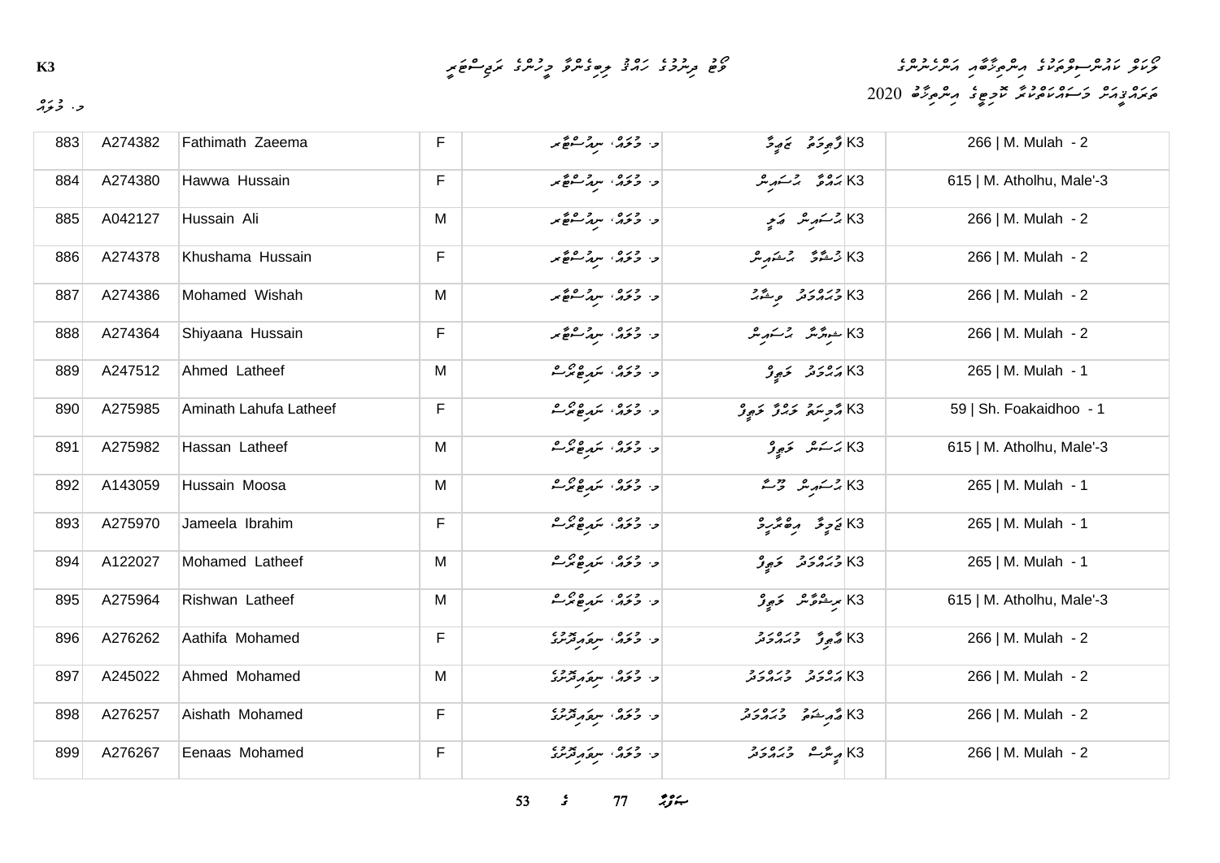| 883 | A274382 | Fathimath Zaeema | F | د· دُوَرُ، سِرْدُ شَوَّعْ | K3 زُّمِوَدَهُ يَجْمَدُ | 266 \| M. Mulah - 2 |
|---|---|---|---|---|---|---|
| 884 | A274380 | Hawwa Hussain | F | د· دُوَرُ، سِرْدُ شَوَّعْ | K3 بَرْدُوَّ بُرْسَمَرِسْ | 615 \| M. Atholhu, Male'-3 |
| 885 | A042127 | Hussain Ali | M | د· دُوَرُ، سِرْدُ شَوَّعْ | K3 بُرْسَمَرِسْ مَرْمِ | 266 \| M. Mulah - 2 |
| 886 | A274378 | Khushama Hussain | F | د· دُوَرُ، سِرْدُ شَوَّعْ | K3 زُشَرَّقَ بُرْسَمَرِسْ | 266 \| M. Mulah - 2 |
| 887 | A274386 | Mohamed Wishah | M | د· دُوَرُ، سِرْدُ شَوَّعْ | K3 وَبَرُدُوَتَرْ وِشَرُّ | 266 \| M. Mulah - 2 |
| 888 | A274364 | Shiyaana Hussain | F | د· دُوَرُ، سِرْدُ شَوَّعْ | K3 شِوَرَّسَّ بُرْسَمَرِسْ | 266 \| M. Mulah - 2 |
| 889 | A247512 | Ahmed Latheef | M | د· دُوَرُ، سَمَرِ هُ تَرْ ش | K3 مَرْدُوَتَرْ خَوِرْ | 265 \| M. Mulah - 1 |
| 890 | A275985 | Aminath Lahufa Latheef | F | د· دُوَرُ، سَمَرِ هُ تَرْ ش | K3 مُرْحِ سَرَمْ خَرْتَرْ خَوِرْ | 59 \| Sh. Foakaidhoo - 1 |
| 891 | A275982 | Hassan Latheef | M | د· دُوَرُ، سَمَرِ هُ تَرْ ش | K3 بَرَسَسْ خَوِرْ | 615 \| M. Atholhu, Male'-3 |
| 892 | A143059 | Hussain Moosa | M | د· دُوَرُ، سَمَرِ هُ تَرْ ش | K3 بُرْسَمَرِسْ دُرْسَّ | 265 \| M. Mulah - 1 |
| 893 | A275970 | Jameela Ibrahim | F | د· دُوَرُ، سَمَرِ هُ تَرْ ش | K3 يَحِرِ مَرْ مِرْهُ تَرْرِ دُ | 265 \| M. Mulah - 1 |
| 894 | A122027 | Mohamed Latheef | M | د· دُوَرُ، سَمَرِ هُ تَرْ ش | K3 وَبَرُدُوَتَرْ خَوِرْ | 265 \| M. Mulah - 1 |
| 895 | A275964 | Rishwan Latheef | M | د· دُوَرُ، سَمَرِ هُ تَرْ ش | K3 بِرِشْوَرَّسْ خَوِرْ | 615 \| M. Atholhu, Male'-3 |
| 896 | A276262 | Aathifa Mohamed | F | د· دُوَرُ، سِرْهَ مِرْ تَرْ تَرْ د | K3 مَّهُورَ وَبَرُدُوَتَرْ | 266 \| M. Mulah - 2 |
| 897 | A245022 | Ahmed Mohamed | M | د· دُوَرُ، سِرْهَ مِرْ تَرْ تَرْ د | K3 مَرْدُوَتَرْ وَبَرُدُوَتَرْ | 266 \| M. Mulah - 2 |
| 898 | A276257 | Aishath Mohamed | F | د· دُوَرُ، سِرْهَ مِرْ تَرْ تَرْ د | K3 مَّرِشَوَمْ وَبَرُدُوَتَرْ | 266 \| M. Mulah - 2 |
| 899 | A276267 | Eenaas Mohamed | F | د· دُوَرُ، سِرْهَ مِرْ تَرْ تَرْ د | K3 مِرِسَّرْ وَبَرُدُوَتَرْ | 266 \| M. Mulah - 2 |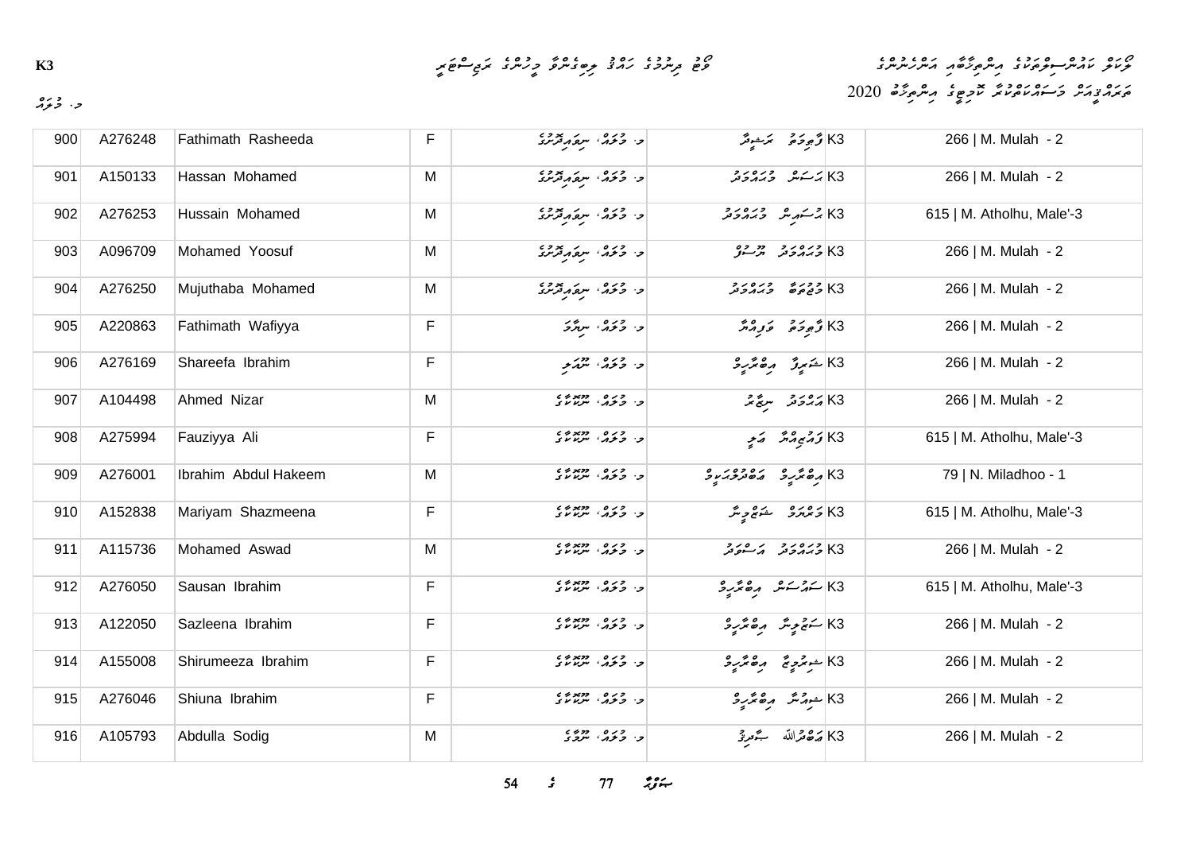| 900 | A276248 | Fathimath Rasheeda | F | ދ. މުލައް، ނިވައިދޫރު | ފާތިމަތު ރަޝީދާ K3 | 266 \| M. Mulah - 2 |
|---|---|---|---|---|---|---|
| 901 | A150133 | Hassan Mohamed | M | ދ. މުލައް، ނިވައިދޫރު | ހަސަން މުހައްމަދު K3 | 266 \| M. Mulah - 2 |
| 902 | A276253 | Hussain Mohamed | M | ދ. މުލައް، ނިވައިދޫރު | ހުސައިން މުހައްމަދު K3 | 615 \| M. Atholhu, Male'-3 |
| 903 | A096709 | Mohamed Yoosuf | M | ދ. މުލައް، ނިވައިދޫރު | މުހައްމަދު ޔޫސުފް K3 | 266 \| M. Mulah - 2 |
| 904 | A276250 | Mujuthaba Mohamed | M | ދ. މުލައް، ނިވައިދޫރު | މުޖުތަބާ މުހައްމަދު K3 | 266 \| M. Mulah - 2 |
| 905 | A220863 | Fathimath Wafiyya | F | ދ. މުލައް، ނިއާގާ | ފާތިމަތު ވަފިއްޔާ K3 | 266 \| M. Mulah - 2 |
| 906 | A276169 | Shareefa Ibrahim | F | ދ. މުލައް، ނޫރަނީ | ޝަރީފާ އިބްރާހީމް K3 | 266 \| M. Mulah - 2 |
| 907 | A104498 | Ahmed Nizar | M | ދ. މުލައް، ނޫރާނީގެ | އަހްމަދު ނިޒާރު K3 | 266 \| M. Mulah - 2 |
| 908 | A275994 | Fauziyya Ali | F | ދ. މުލައް، ނޫރާނީގެ | ފައުޒިއްޔާ އަލި K3 | 615 \| M. Atholhu, Male'-3 |
| 909 | A276001 | Ibrahim Abdul Hakeem | M | ދ. މުލައް، ނޫރާނީގެ | އިބްރާހީމް އަބްދުލްހަކީމް K3 | 79 \| N. Miladhoo - 1 |
| 910 | A152838 | Mariyam Shazmeena | F | ދ. މުލައް، ނޫރާނީގެ | މަރިޔަމް ޝަޒްމީނާ K3 | 615 \| M. Atholhu, Male'-3 |
| 911 | A115736 | Mohamed Aswad | M | ދ. މުލައް، ނޫރާނީގެ | މުހައްމަދު އަސްވަދު K3 | 266 \| M. Mulah - 2 |
| 912 | A276050 | Sausan Ibrahim | F | ދ. މުލައް، ނޫރާނީގެ | ސައުސަން އިބްރާހީމް K3 | 615 \| M. Atholhu, Male'-3 |
| 913 | A122050 | Sazleena Ibrahim | F | ދ. މުލައް، ނޫރާނީގެ | ސަޒްލީނާ އިބްރާހީމް K3 | 266 \| M. Mulah - 2 |
| 914 | A155008 | Shirumeeza Ibrahim | F | ދ. މުލައް، ނޫރާނީގެ | ޝިރުމީޒާ އިބްރާހީމް K3 | 266 \| M. Mulah - 2 |
| 915 | A276046 | Shiuna Ibrahim | F | ދ. މުލައް، ނޫރާނީގެ | ޝިއުނާ އިބްރާހީމް K3 | 266 \| M. Mulah - 2 |
| 916 | A105793 | Abdulla Sodig | M | ދ. މުލައް، ނޫރުގެ | އަބްދުﷲ ސާދިގު K3 | 266 \| M. Mulah - 2 |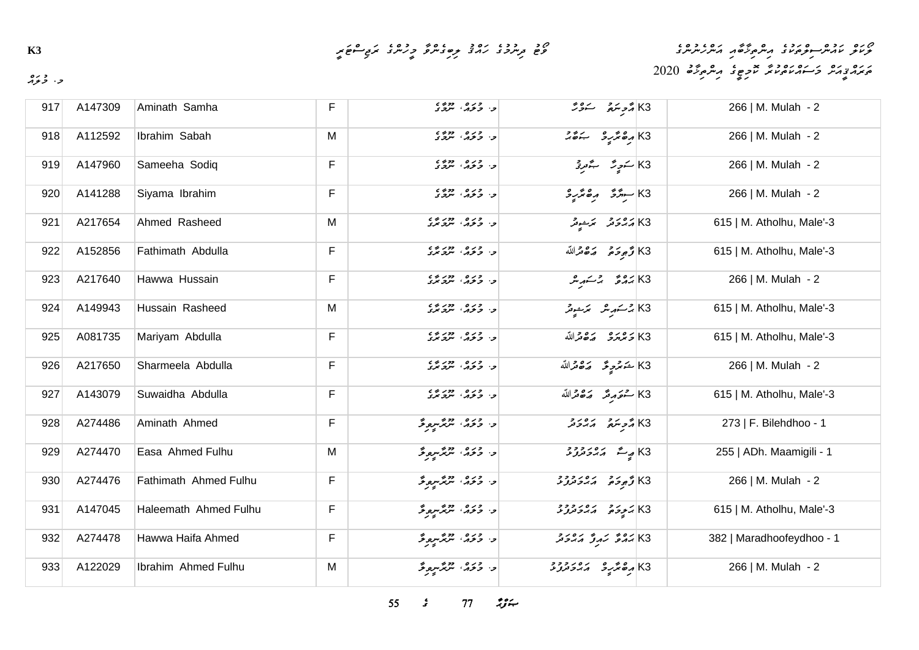| 917 | A147309 | Aminath Samha | F | و. وَوَمْ، سُرُدٌ | K3 مُّحِسَمُ سَوْرٌ | 266 \| M. Mulah - 2 |
|---|---|---|---|---|---|---|
| 918 | A112592 | Ibrahim Sabah | M | و. وَوَمْ، سُرُدٌ | K3 مِرْهُ تَرَبِرِ و سَوَدٌ | 266 \| M. Mulah - 2 |
| 919 | A147960 | Sameeha Sodiq | F | و. وَوَمْ، سُرُدٌ | K3 سَوِيٌّ سُمُورِيٌّ | 266 \| M. Mulah - 2 |
| 920 | A141288 | Siyama Ibrahim | F | و. وَوَمْ، سُرُدٌ | K3 سِمَرٌّ مِرْهُ تَرَبِرِ و | 266 \| M. Mulah - 2 |
| 921 | A217654 | Ahmed Rasheed | M | و. وَوَمْ، سُرُدَ مَرُدٌ | K3 مَرْدُوَتْرُ مَرَسْيِتْرُ | 615 \| M. Atholhu, Male'-3 |
| 922 | A152856 | Fathimath Abdulla | F | و. وَوَمْ، سُرُدَ مَرُدٌ | K3 وَّجِوَدُّ مَرْهُ تَرْاللّه | 615 \| M. Atholhu, Male'-3 |
| 923 | A217640 | Hawwa Hussain | F | و. وَوَمْ، سُرُدَ مَرُدٌ | K3 بَرْدُوٌّ بُرْسَمْرِ شْ | 266 \| M. Mulah - 2 |
| 924 | A149943 | Hussain Rasheed | M | و. وَوَمْ، سُرُدَ مَرُدٌ | K3 بُرْسَمْرِ شْ مَرَسْيِتْرُ | 615 \| M. Atholhu, Male'-3 |
| 925 | A081735 | Mariyam Abdulla | F | و. وَوَمْ، سُرُدَ مَرُدٌ | K3 وَيْرْبَرْدُ مَرْهُ تَرْاللّه | 615 \| M. Atholhu, Male'-3 |
| 926 | A217650 | Sharmeela Abdulla | F | و. وَوَمْ، سُرُدَ مَرُدٌ | K3 شَمَرْوِوٌّ مَرْهُ تَرْاللّه | 266 \| M. Mulah - 2 |
| 927 | A143079 | Suwaidha Abdulla | F | و. وَوَمْ، سُرُدَ مَرُدٌ | K3 سُوَمِرِتَرٌ مَرْهُ تَرْاللّه | 615 \| M. Atholhu, Male'-3 |
| 928 | A274486 | Aminath Ahmed | F | و. وَوَمْ، سُرُدٌ سِرِوٌّ | K3 مُّحِسَمُ مَرْدُوَتْرُ | 273 \| F. Bilehdhoo - 1 |
| 929 | A274470 | Easa Ahmed Fulhu | M | و. وَوَمْ، سُرُدٌ سِرِوٌّ | K3 مِرِسٌّ مَرْدُوَتْرُوُرُ | 255 \| ADh. Maamigili - 1 |
| 930 | A274476 | Fathimath Ahmed Fulhu | F | و. وَوَمْ، سُرُدٌ سِرِوٌّ | K3 وَّجِوَدُّ مَرْدُوَتْرُوُرُ | 266 \| M. Mulah - 2 |
| 931 | A147045 | Haleemath Ahmed Fulhu | F | و. وَوَمْ، سُرُدٌ سِرِوٌّ | K3 بَرِوِدُّ مَرْدُوَتْرُوُرُ | 615 \| M. Atholhu, Male'-3 |
| 932 | A274478 | Hawwa Haifa Ahmed | F | و. وَوَمْ، سُرُدٌ سِرِوٌّ | K3 بَرْدُوٌّ بَرِوٌّ مَرْدُوَتْرُ | 382 \| Maradhoofeydhoo - 1 |
| 933 | A122029 | Ibrahim Ahmed Fulhu | M | و. وَوَمْ، سُرُدٌ سِرِوٌّ | K3 مِرْهُ تَرَبِرِ و مَرْدُوَتْرُوُرُ | 266 \| M. Mulah - 2 |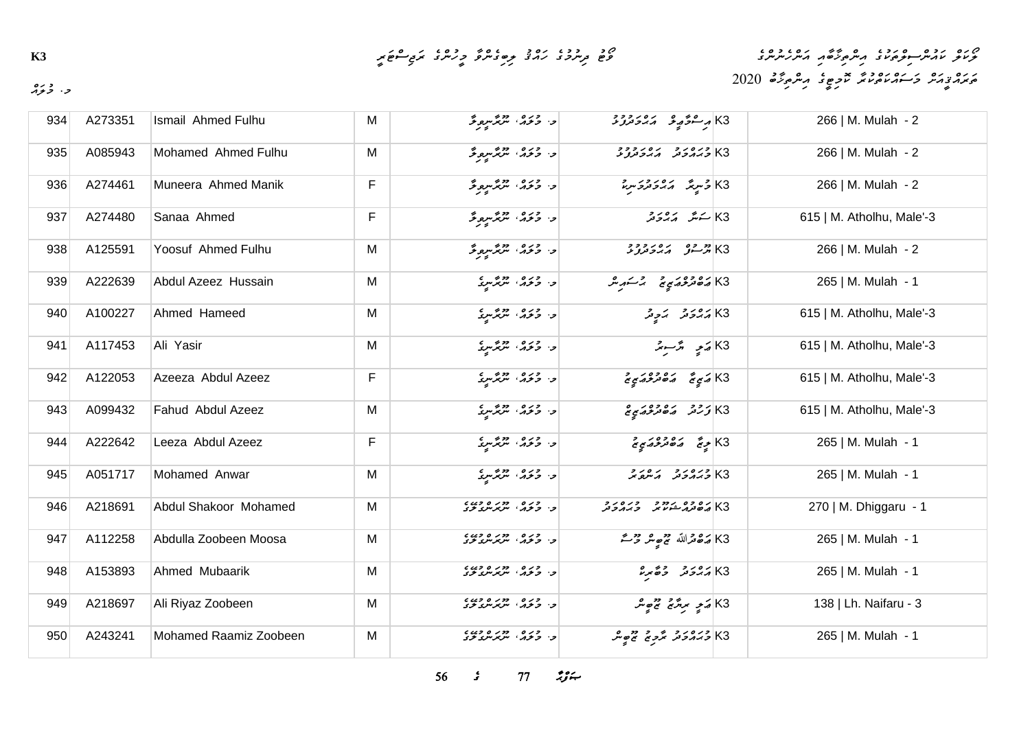| 934 | A273351 | Ismail Ahmed Fulhu | M | د. ورگرم، ترتر سره گ | K3 مرےڈیریں مرکزوزنزنز | 266 \| M. Mulah - 2 |
|---|---|---|---|---|---|---|
| 935 | A085943 | Mohamed Ahmed Fulhu | M | د. ورگرم، ترتر سره گ | K3 درورو مرورونرو | 266 \| M. Mulah - 2 |
| 936 | A274461 | Muneera Ahmed Manik | F | د. ورگرم، ترتر سره گ | K3 ڈسریڈ مرکزوترکرس | 266 \| M. Mulah - 2 |
| 937 | A274480 | Sanaa Ahmed | F | د. ورگرم، ترتر سره گ | K3 سکٹر مرکزوتر | 615 \| M. Atholhu, Male'-3 |
| 938 | A125591 | Yoosuf Ahmed Fulhu | M | د. ورگرم، ترتر سره گ | K3 ترسو مرکزوترتر | 266 \| M. Mulah - 2 |
| 939 | A222639 | Abdul Azeez Hussain | M | د. ورگرم، ترترسری | K3 مرەتروری ج برسکرمر | 265 \| M. Mulah - 1 |
| 940 | A100227 | Ahmed Hameed | M | د. ورگرم، ترترسری | K3 مرکزوتر برَجِتر | 615 \| M. Atholhu, Male'-3 |
| 941 | A117453 | Ali Yasir | M | د. ورگرم، ترترسری | K3 مَرِ مَرْسِبَرُ | 615 \| M. Atholhu, Male'-3 |
| 942 | A122053 | Azeeza Abdul Azeez | F | د. ورگرم، ترترسری | K3 مَیِّ مَەترورمَی ج | 615 \| M. Atholhu, Male'-3 |
| 943 | A099432 | Fahud Abdul Azeez | M | د. ورگرم، ترترسری | K3 وَرَتر مَەترورمَی ج | 615 \| M. Atholhu, Male'-3 |
| 944 | A222642 | Leeza Abdul Azeez | F | د. ورگرم، ترترسری | K3 مِیٗ مَەترورمَی ج | 265 \| M. Mulah - 1 |
| 945 | A051717 | Mohamed Anwar | M | د. ورگرم، ترترسری | K3 دبرورو مرسرور | 265 \| M. Mulah - 1 |
| 946 | A218691 | Abdul Shakoor Mohamed | M | د. ورگرم، ترترسروری | K3 مەترورشىتر دبرورو | 270 \| M. Dhiggaru - 1 |
| 947 | A112258 | Abdulla Zoobeen Moosa | M | د. ورگرم، ترترسروری | K3 مَەقراللە تج ھِ ش دیسے | 265 \| M. Mulah - 1 |
| 948 | A153893 | Ahmed Mubaarik | M | د. ورگرم، ترترسروری | K3 مرکزوتر دھابرن | 265 \| M. Mulah - 1 |
| 949 | A218697 | Ali Riyaz Zoobeen | M | د. ورگرم، ترترسروری | K3 مَرِ بِرْمَرٌ تج ھِ ش | 138 \| Lh. Naifaru - 3 |
| 950 | A243241 | Mohamed Raamiz Zoobeen | M | د. ورگرم، ترترسروری | K3 دبرورو بَرَدِج تج ھِ ش | 265 \| M. Mulah - 1 |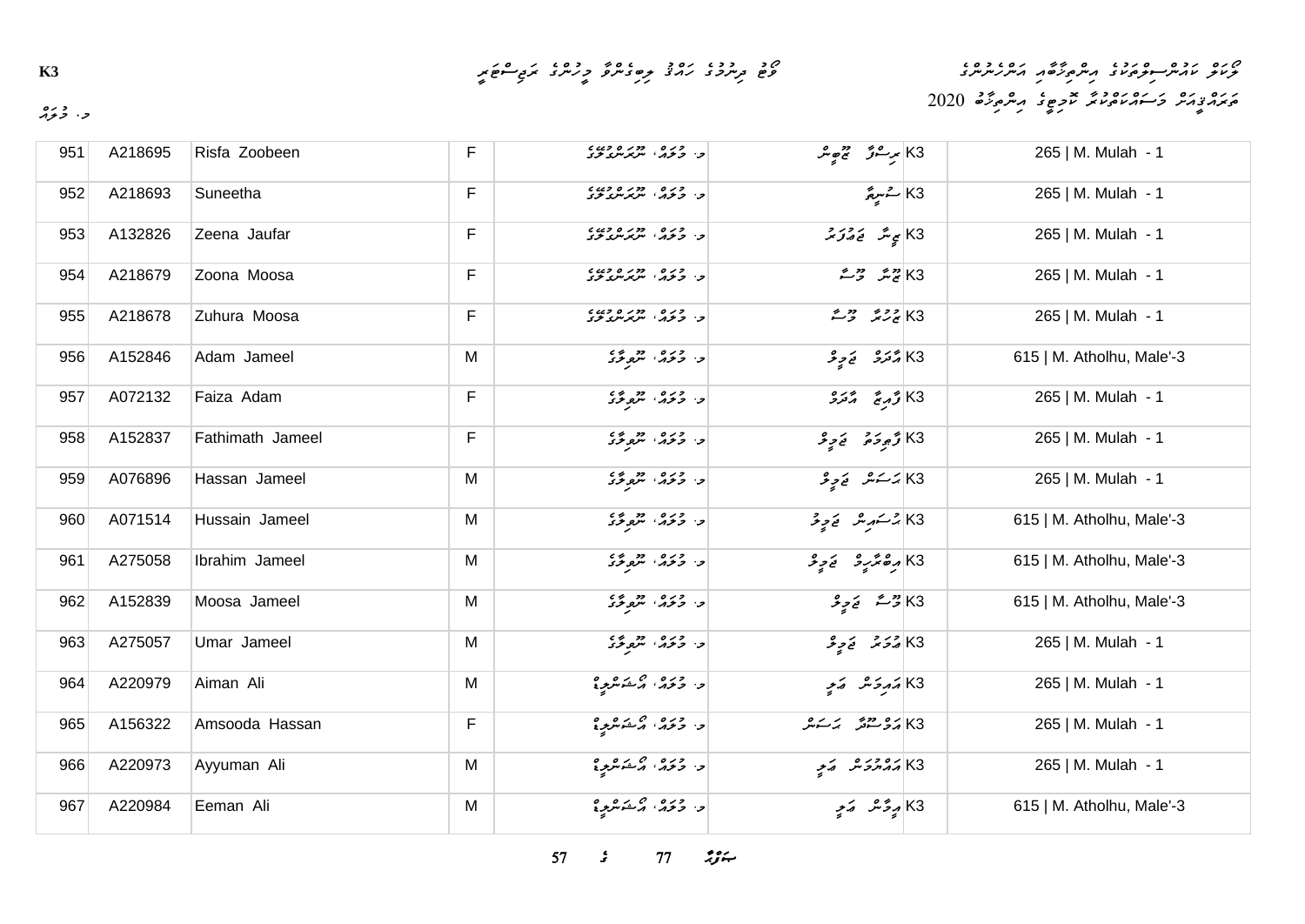| 951 | A218695 | Risfa Zoobeen | F | د. ژوگەر، ئىترىترىن ئ | K3 ىبرىشۇ تىھ ھىر | 265 \| M. Mulah - 1 |
|---|---|---|---|---|---|---|
| 952 | A218693 | Suneetha | F | د. ژوگەر، ئىترىترىن ئ | K3 سىسىيەتى | 265 \| M. Mulah - 1 |
| 953 | A132826 | Zeena Jaufar | F | د. ژوگەر، ئىترىترىن ئ | K3 يې ئىگە بەھەزىر | 265 \| M. Mulah - 1 |
| 954 | A218679 | Zoona Moosa | F | د. ژوگەر، ئىترىترىن ئ | K3 تچ ئىگە ئۇسىگە | 265 \| M. Mulah - 1 |
| 955 | A218678 | Zuhura Moosa | F | د. ژوگەر، ئىترىترىن ئ | K3 تج ژىگە ئۇسىگە | 265 \| M. Mulah - 1 |
| 956 | A152846 | Adam Jameel | M | د. ژوگەر، ئىتروگى | K3 ئەتەرى ئەجەنى | 615 \| M. Atholhu, Male'-3 |
| 957 | A072132 | Faiza Adam | F | د. ژوگەر، ئىتروگى | K3 ژۇپرىج ئەتەرى | 265 \| M. Mulah - 1 |
| 958 | A152837 | Fathimath Jameel | F | د. ژوگەر، ئىتروگى | K3 ژۇجوختۇ ئەجەنى | 265 \| M. Mulah - 1 |
| 959 | A076896 | Hassan Jameel | M | د. ژوگەر، ئىتروگى | K3 ئەسەنى ئەجەنى | 265 \| M. Mulah - 1 |
| 960 | A071514 | Hussain Jameel | M | د. ژوگەر، ئىتروگى | K3 ژەسەرىنى ئەجەنى | 615 \| M. Atholhu, Male'-3 |
| 961 | A275058 | Ibrahim Jameel | M | د. ژوگەر، ئىتروگى | K3 رەھەترىيەنى ئەجەنى | 615 \| M. Atholhu, Male'-3 |
| 962 | A152839 | Moosa Jameel | M | د. ژوگەر، ئىتروگى | K3 ئۇسىگە ئەجەنى | 615 \| M. Atholhu, Male'-3 |
| 963 | A275057 | Umar Jameel | M | د. ژوگەر، ئىتروگى | K3 رەنەتىر ئەجەنى | 265 \| M. Mulah - 1 |
| 964 | A220979 | Aiman Ali | M | د. ژوگەر، رەشەنىرى | K3 ئەرەنىر ئەچى | 265 \| M. Mulah - 1 |
| 965 | A156322 | Amsooda Hassan | F | د. ژوگەر، رەشەنىرى | K3 ئەۋسىقىر بەسەنى | 265 \| M. Mulah - 1 |
| 966 | A220973 | Ayyuman Ali | M | د. ژوگەر، رەشەنىرى | K3 ئەھەمەرى ئەچى | 265 \| M. Mulah - 1 |
| 967 | A220984 | Eeman Ali | M | د. ژوگەر، رەشەنىرى | K3 رېزگىر ئەچى | 615 \| M. Atholhu, Male'-3 |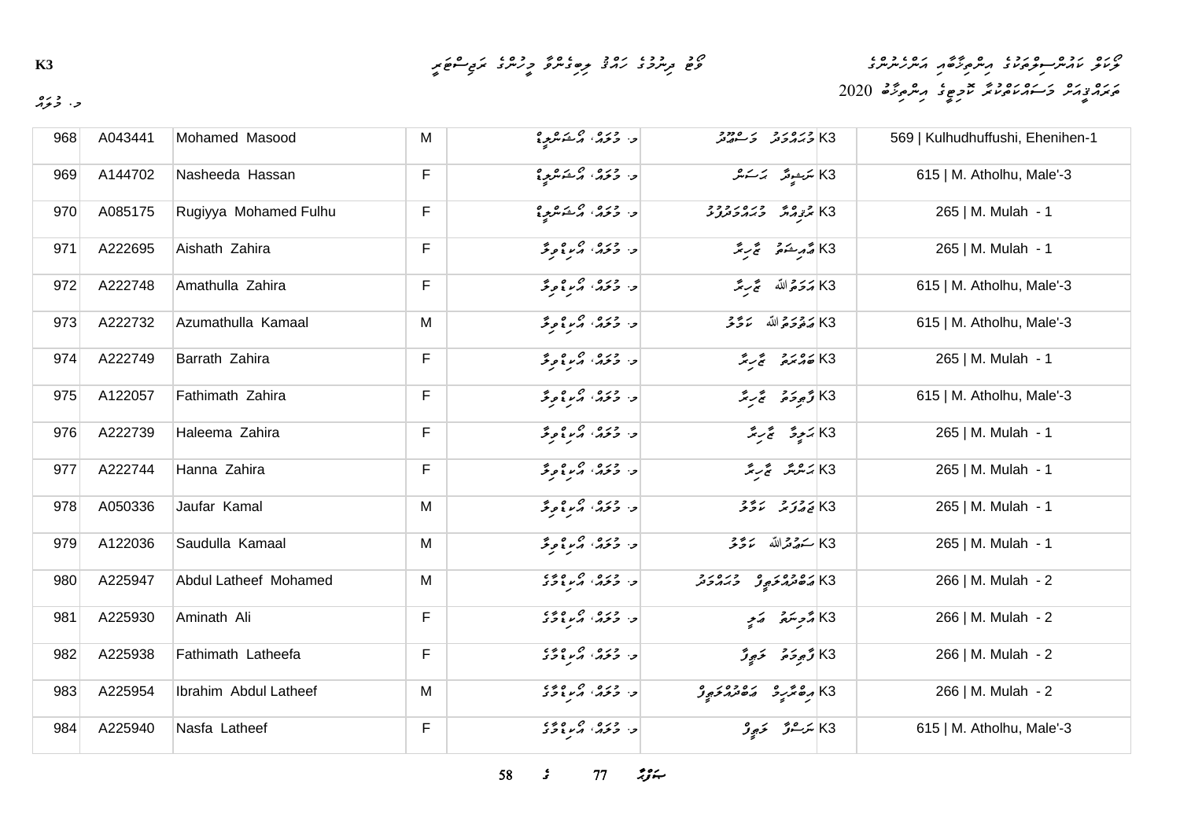| 968 | A043441 | Mohamed Masood | M | د. دُوَرُ، رُمُسُوَسْرُوِءُ | K3 دُبَرُرُوَتْرُ وَسْتُرُ | 569 \| Kulhudhuffushi, Ehenihen-1 |
|---|---|---|---|---|---|---|
| 969 | A144702 | Nasheeda Hassan | F | د. دُوَرُ، رُمُسُوَسْرُوِءُ | K3 سَرَشِيْدَرُ بَرَسَرْ | 615 \| M. Atholhu, Male'-3 |
| 970 | A085175 | Rugiyya Mohamed Fulhu | F | د. دُوَرُ، رُمُسُوَسْرُوِءُ | K3 بْرُوِرُرُ دُبَرُرُوَتْرُوُرُ | 265 \| M. Mulah - 1 |
| 971 | A222695 | Aishath Zahira | F | د. دُوَرُ، رُمُرُبْءُوِتُّ | K3 رُمُرِشَوَرُ تَجُرِبَرُ | 265 \| M. Mulah - 1 |
| 972 | A222748 | Amathulla Zahira | F | د. دُوَرُ، رُمُرُبْءُوِتُّ | K3 رُوَرُمُ اللهُ تَجُرِبَرُ | 615 \| M. Atholhu, Male'-3 |
| 973 | A222732 | Azumathulla Kamaal | M | د. دُوَرُ، رُمُرُبْءُوِتُّ | K3 رُمُوُدُوَرُ اللهُ بَرُتُرُ | 615 \| M. Atholhu, Male'-3 |
| 974 | A222749 | Barrath Zahira | F | د. دُوَرُ، رُمُرُبْءُوِتُّ | K3 صَرُبَرُوَرُ تَجُرِبَرُ | 265 \| M. Mulah - 1 |
| 975 | A122057 | Fathimath Zahira | F | د. دُوَرُ، رُمُرُبْءُوِتُّ | K3 تُوجِرُوَرُ تَجُرِبَرُ | 615 \| M. Atholhu, Male'-3 |
| 976 | A222739 | Haleema Zahira | F | د. دُوَرُ، رُمُرُبْءُوِتُّ | K3 بَرُوِرُّ تَجُرِبَرُ | 265 \| M. Mulah - 1 |
| 977 | A222744 | Hanna Zahira | F | د. دُوَرُ، رُمُرُبْءُوِتُّ | K3 بَرُسْرُتُّ تَجُرِبَرُ | 265 \| M. Mulah - 1 |
| 978 | A050336 | Jaufar Kamal | M | د. دُوَرُ، رُمُرُبْءُوِتُّ | K3 ئَرُرُوَتْرُ بَرُتُرُ | 265 \| M. Mulah - 1 |
| 979 | A122036 | Saudulla Kamaal | M | د. دُوَرُ، رُمُرُبْءُوِتُّ | K3 سَرُرُتُرُ اللهُ بَرُتُرُ | 265 \| M. Mulah - 1 |
| 980 | A225947 | Abdul Latheef Mohamed | M | د. دُوَرُ، رُمُرُبْءُوِتُّ | K3 رُصُتُرُرُ تَرُوِ دُبَرُرُوَتْرُ | 266 \| M. Mulah - 2 |
| 981 | A225930 | Aminath Ali | F | د. دُوَرُ، رُمُرُبْءُوِتُّ | K3 رُمُرِ سَرُوَرُ رُمُرِ | 266 \| M. Mulah - 2 |
| 982 | A225938 | Fathimath Latheefa | F | د. دُوَرُ، رُمُرُبْءُوِتُّ | K3 تُوجِرُوَرُ تَرُوِتُّ | 266 \| M. Mulah - 2 |
| 983 | A225954 | Ibrahim Abdul Latheef | M | د. دُوَرُ، رُمُرُبْءُوِتُّ | K3 رُصُتُرُرُوِ رُصُتُرُرُ تَرُوِ | 266 \| M. Mulah - 2 |
| 984 | A225940 | Nasfa Latheef | F | د. دُوَرُ، رُمُرُبْءُوِتُّ | K3 سَرُسْتُرُ تَرُوِ | 615 \| M. Atholhu, Male'-3 |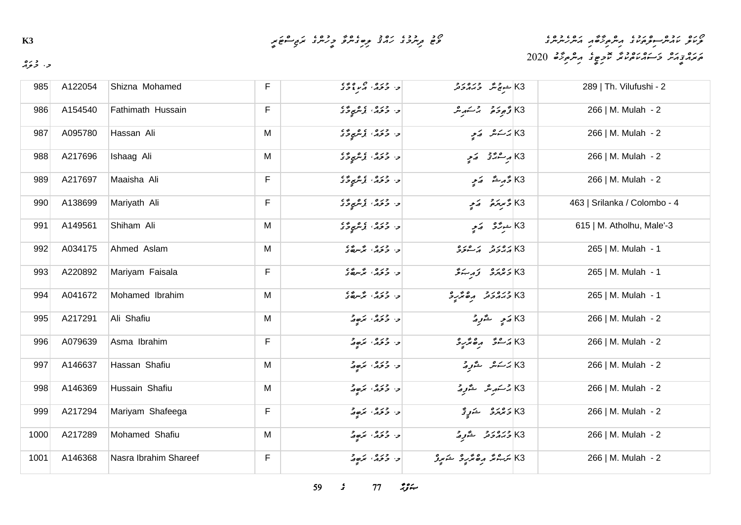| 985 | A122054 | Shizna Mohamed | F | د· وُدَهُ، مُرْءُوُدُ | K3 شِعْشُرْ وُبَرَمُوَتْرُ | 289 \| Th. Vilufushi - 2 |
|---|---|---|---|---|---|---|
| 986 | A154540 | Fathimath Hussain | F | د· وُدَهُ، وُشْرِيُّوْ | K3 وُّجِوَمُ بُرْسَمَرِشْ | 266 \| M. Mulah - 2 |
| 987 | A095780 | Hassan Ali | M | د· وُدَهُ، وُشْرِيُّوْ | K3 بَرَسَسْ مَرِ | 266 \| M. Mulah - 2 |
| 988 | A217696 | Ishaag Ali | M | د· وُدَهُ، وُشْرِيُّوْ | K3 مِرِسْتُرْتُو مَرِ | 266 \| M. Mulah - 2 |
| 989 | A217697 | Maaisha Ali | F | د· وُدَهُ، وُشْرِيُّوْ | K3 وُّمِرِشَهُ مَرِ | 266 \| M. Mulah - 2 |
| 990 | A138699 | Mariyath Ali | F | د· وُدَهُ، وُشْرِيُّوْ | K3 وُّمَرِمَرُ مَرِ | 463 \| Srilanka / Colombo - 4 |
| 991 | A149561 | Shiham Ali | M | د· وُدَهُ، وُشْرِيُّوْ | K3 شِرُوْ مَرِ | 615 \| M. Atholhu, Male'-3 |
| 992 | A034175 | Ahmed Aslam | M | د· وُدَهُ، مُرْسِعْتُ | K3 مَرْدَوْتْرُ مَرْسْوَوْ | 265 \| M. Mulah - 1 |
| 993 | A220892 | Mariyam Faisala | F | د· وُدَهُ، مُرْسِعْتُ | K3 وَمُرْمَرْوْ وَمِسَوَّ | 265 \| M. Mulah - 1 |
| 994 | A041672 | Mohamed Ibrahim | M | د· وُدَهُ، مُرْسِعْتُ | K3 وُبَرَمُوَتْرُ مِرْهْمُرِوْ | 265 \| M. Mulah - 1 |
| 995 | A217291 | Ali Shafiu | M | د· وُدَهُ، مَرْهِمُ | K3 مَرِ شَوُرِمُ | 266 \| M. Mulah - 2 |
| 996 | A079639 | Asma Ibrahim | F | د· وُدَهُ، مَرْهِمُ | K3 مَرْسْوَّ مِرْهْمُرِوْ | 266 \| M. Mulah - 2 |
| 997 | A146637 | Hassan Shafiu | M | د· وُدَهُ، مَرْهِمُ | K3 بَرَسَسْ شَوُرِمُ | 266 \| M. Mulah - 2 |
| 998 | A146369 | Hussain Shafiu | M | د· وُدَهُ، مَرْهِمُ | K3 بُرْسَمَرِشْ شَوُرِمُ | 266 \| M. Mulah - 2 |
| 999 | A217294 | Mariyam Shafeega | F | د· وُدَهُ، مَرْهِمُ | K3 وَمُرْمَرْوْ شَوِرِتُّ | 266 \| M. Mulah - 2 |
| 1000 | A217289 | Mohamed Shafiu | M | د· وُدَهُ، مَرْهِمُ | K3 وُبَرَمُوَتْرُ شَوُرِمُ | 266 \| M. Mulah - 2 |
| 1001 | A146368 | Nasra Ibrahim Shareef | F | د· وُدَهُ، مَرْهِمُ | K3 سَرَسْمُرَ مِرْهْمُرِوْ شَمَرِوْ | 266 \| M. Mulah - 2 |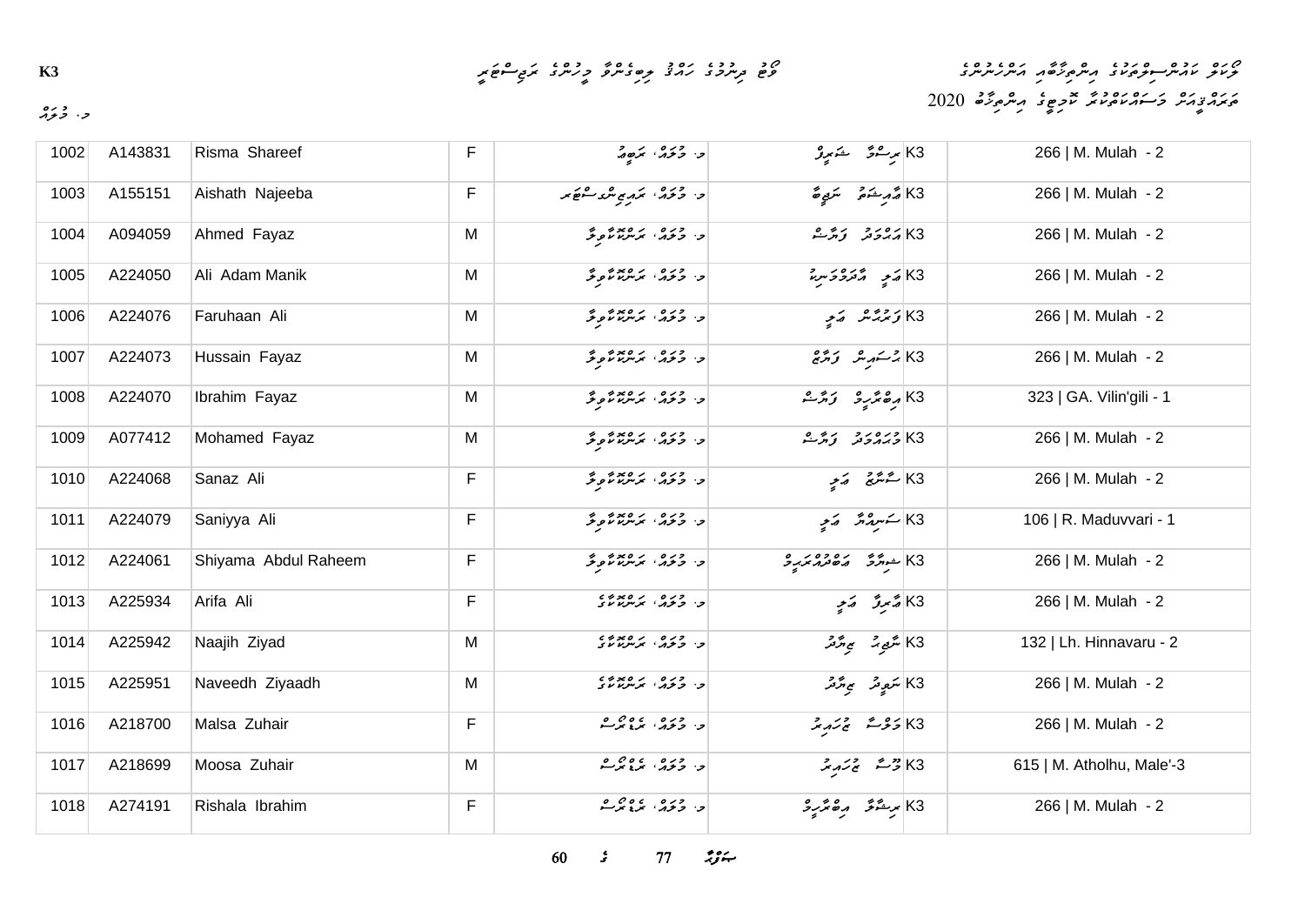| 1002 | A143831 | Risma Shareef | F | د. ورَمْ، بَرَهِيْرُ | K3 برِسْدَّرَ شَمَبِرُوْ | 266 \| M. Mulah - 2 |
|---|---|---|---|---|---|---|
| 1003 | A155151 | Aishath Najeeba | F | د. ورَمْ، بَرَمِ يِسْرَ سُوْهَ بَر | K3 مَّ مِرْ شَوَ سَرَ يِ صَّ | 266 \| M. Mulah - 2 |
| 1004 | A094059 | Ahmed Fayaz | M | د. ورَمْ، بَرْسْرَ تَرْ هِوَّ | K3 مَ بْرَ وَ تْرُ وَ مَرْ شْ | 266 \| M. Mulah - 2 |
| 1005 | A224050 | Ali Adam Manik | M | د. ورَمْ، بَرْسْرَ تَرْ هِوَّ | K3 مَرِ مُرَ تَرْ وَ وَ سِرْ | 266 \| M. Mulah - 2 |
| 1006 | A224076 | Faruhaan Ali | M | د. ورَمْ، بَرْسْرَ تَرْ هِوَّ | K3 وَ بَرْ رَّ شْ مَرِ | 266 \| M. Mulah - 2 |
| 1007 | A224073 | Hussain Fayaz | M | د. ورَمْ، بَرْسْرَ تَرْ هِوَّ | K3 بُرْ سَمَرِ سْ وَ مَرْ جْ | 266 \| M. Mulah - 2 |
| 1008 | A224070 | Ibrahim Fayaz | M | د. ورَمْ، بَرْسْرَ تَرْ هِوَّ | K3 مِرْ صُ مَّ بِرِ وْ وَ مَرْ شْ | 323 \| GA. Vilin'gili - 1 |
| 1009 | A077412 | Mohamed Fayaz | M | د. ورَمْ، بَرْسْرَ تَرْ هِوَّ | K3 وْ بَرْ مْ وَ تْرُ وَ مَرْ شْ | 266 \| M. Mulah - 2 |
| 1010 | A224068 | Sanaz Ali | F | د. ورَمْ، بَرْسْرَ تَرْ هِوَّ | K3 سَّ سَّرْ جْ مَرِ | 266 \| M. Mulah - 2 |
| 1011 | A224079 | Saniyya Ali | F | د. ورَمْ، بَرْسْرَ تَرْ هِوَّ | K3 سَ سِرِ مْ مَرْ مَرِ | 106 \| R. Maduvvari - 1 |
| 1012 | A224061 | Shiyama Abdul Raheem | F | د. ورَمْ، بَرْسْرَ تَرْ هِوَّ | K3 شِ مَرْ وَ مَ صْ تْرُ مْ بَرَ بِرْ وْ | 266 \| M. Mulah - 2 |
| 1013 | A225934 | Arifa Ali | F | د. ورَمْ، بَرْسْرَ تَرْ ءَ | K3 مَّ بِرِ وَّ مَرِ | 266 \| M. Mulah - 2 |
| 1014 | A225942 | Naajih Ziyad | M | د. ورَمْ، بَرْسْرَ تَرْ ءَ | K3 سَّرْ جِ رْ بِ مَرْ تْرُ | 132 \| Lh. Hinnavaru - 2 |
| 1015 | A225951 | Naveedh Ziyaadh | M | د. ورَمْ، بَرْسْرَ تَرْ ءَ | K3 سَرَ وِ تْرُ بِ مَرْ تْرُ | 266 \| M. Mulah - 2 |
| 1016 | A218700 | Malsa Zuhair | F | د. ورَمْ، بَرْءِ بَرْ شْ | K3 وَ وْ سَّ جْ رَ مِرْ بْرُ | 266 \| M. Mulah - 2 |
| 1017 | A218699 | Moosa Zuhair | M | د. ورَمْ، بَرْءِ بَرْ شْ | K3 وْ سَّ جْ رَ مِرْ بْرُ | 615 \| M. Atholhu, Male'-3 |
| 1018 | A274191 | Rishala Ibrahim | F | د. ورَمْ، بَرْءِ بَرْ شْ | K3 بِرِ شَّ وَّ مِرْ صُ مَّ بِرِ وْ | 266 \| M. Mulah - 2 |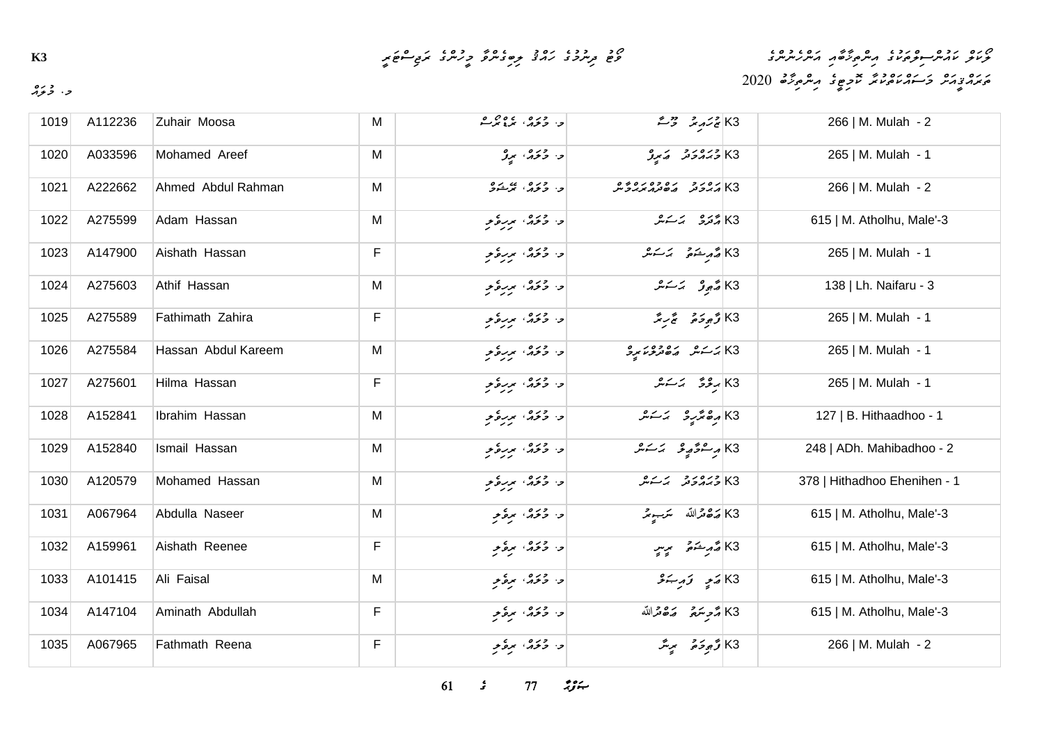ތޯދަކު ކައުންސިލްތަކުގެ އިންތިޚާބާއި އަންހެނުންގެ
ތަރައްޤީއަށް މަސައްކަތްކުރާ ކޮމިޓީގެ އިންތިޚާބު 2020

K3

ލޯކަލް ކައުންސިލް އިންތިޚާބު ވޯޓުލާ ފޮށި ލިސްޓު

މ. މުލައް

| 1019 | A112236 | Zuhair Moosa | M | މ. މުލައް، ރޯޒްރީން | K3 ޒުހައިރު މޫސާ | 266 \| M. Mulah - 2 |
|---|---|---|---|---|---|---|
| 1020 | A033596 | Mohamed Areef | M | މ. މުލައް، ރީފް | K3 މުޙައްމަދު އަރީފް | 265 \| M. Mulah - 1 |
| 1021 | A222662 | Ahmed Abdul Rahman | M | މ. މުލައް، ރޯޝަން | K3 އަޙްމަދު އަބްދުއްރަޙްމާން | 266 \| M. Mulah - 2 |
| 1022 | A275599 | Adam Hassan | M | މ. މުލައް، ހިރިމާލި | K3 އާދަމް ހަސަން | 615 \| M. Atholhu, Male'-3 |
| 1023 | A147900 | Aishath Hassan | F | މ. މުލައް، ހިރިމާލި | K3 އައިޝަތު ހަސަން | 265 \| M. Mulah - 1 |
| 1024 | A275603 | Athif Hassan | M | މ. މުލައް، ހިރިމާލި | K3 އާތިފް ހަސަން | 138 \| Lh. Naifaru - 3 |
| 1025 | A275589 | Fathimath Zahira | F | މ. މުލައް، ހިރިމާލި | K3 ފާތިމަތު ޒާހިރާ | 265 \| M. Mulah - 1 |
| 1026 | A275584 | Hassan Abdul Kareem | M | މ. މުލައް، ހިރިމާލި | K3 ހަސަން އަބްދުލްކަރީމް | 265 \| M. Mulah - 1 |
| 1027 | A275601 | Hilma Hassan | F | މ. މުލައް، ހިރިމާލި | K3 ހިލްމާ ހަސަން | 265 \| M. Mulah - 1 |
| 1028 | A152841 | Ibrahim Hassan | M | މ. މުލައް، ހިރިމާލި | K3 އިބްރާހީމް ހަސަން | 127 \| B. Hithaadhoo - 1 |
| 1029 | A152840 | Ismail Hassan | M | މ. މުލައް، ހިރިމާލި | K3 އިސްމާއީލް ހަސަން | 248 \| ADh. Mahibadhoo - 2 |
| 1030 | A120579 | Mohamed Hassan | M | މ. މުލައް، ހިރިމާލި | K3 މުޙައްމަދު ހަސަން | 378 \| Hithadhoo Ehenihen - 1 |
| 1031 | A067964 | Abdulla Naseer | M | މ. މުލައް، ރިވާލި | K3 އަބްދުﷲ ނަސީރު | 615 \| M. Atholhu, Male'-3 |
| 1032 | A159961 | Aishath Reenee | F | މ. މުލައް، ރިވާލި | K3 އައިޝަތު ރީނީ | 615 \| M. Atholhu, Male'-3 |
| 1033 | A101415 | Ali Faisal | M | މ. މުލައް، ރިވާލި | K3 އަލީ ފައިސަލް | 615 \| M. Atholhu, Male'-3 |
| 1034 | A147104 | Aminath Abdullah | F | މ. މުލައް، ރިވާލި | K3 އާމިނަތު އަބްދުﷲ | 615 \| M. Atholhu, Male'-3 |
| 1035 | A067965 | Fathmath Reena | F | މ. މުލައް، ރިވާލި | K3 ފާތިމަތު ރީނާ | 266 \| M. Mulah - 2 |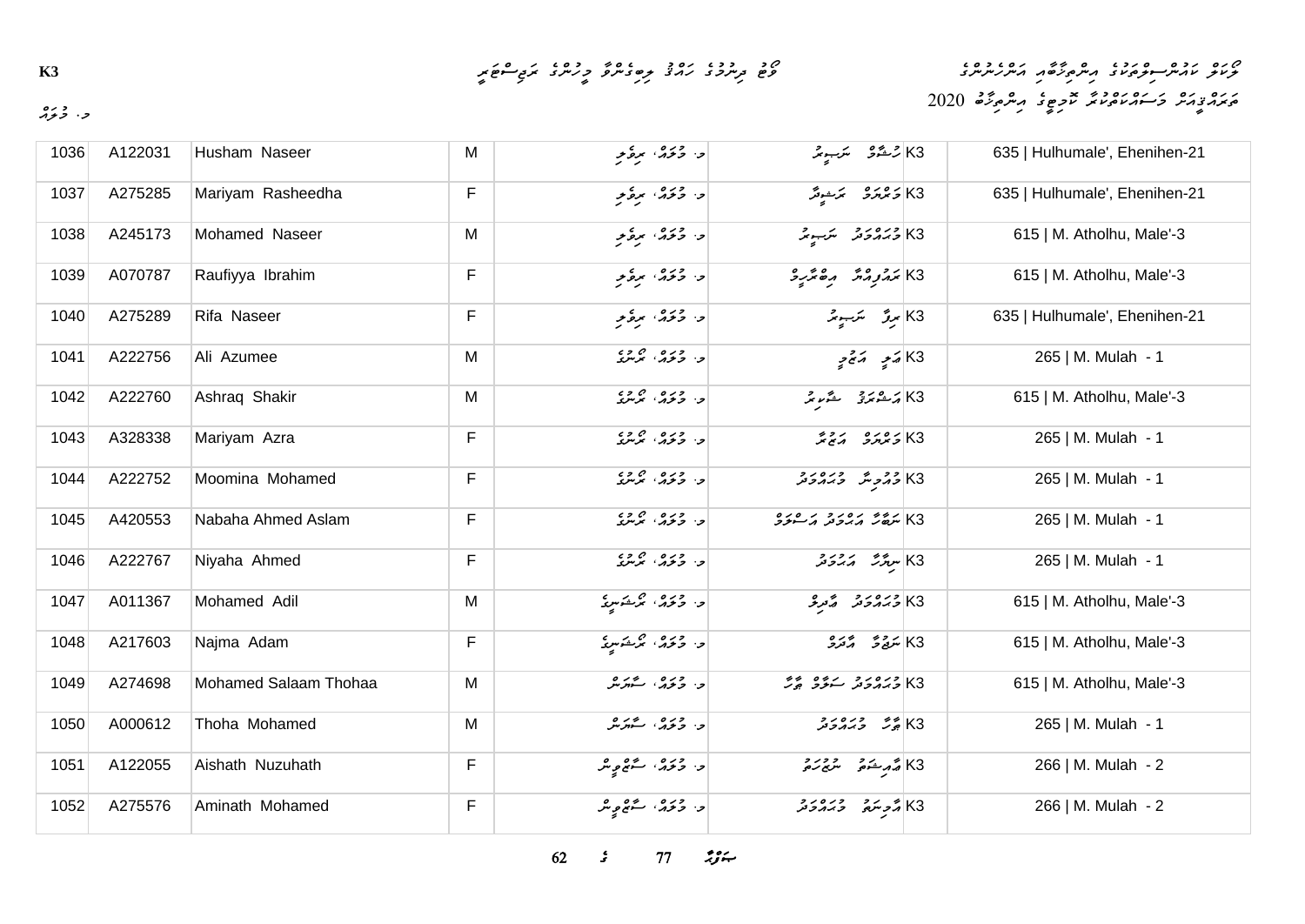| 1036 | A122031 | Husham Naseer | M | د. ؤتوه، برقوع | K3 رُحَدَّدٌ سَرَسِيِرٌ | 635 \| Hulhumale', Ehenihen-21 |
|---|---|---|---|---|---|---|
| 1037 | A275285 | Mariyam Rasheedha | F | د. ؤتوه، برقوع | K3 وَمُرْمَرُوْ مَرَشِيقَرٌ | 635 \| Hulhumale', Ehenihen-21 |
| 1038 | A245173 | Mohamed Naseer | M | د. ؤتوه، برقوع | K3 وَرُمُرُودَ مَرَسِيرٌ | 615 \| M. Atholhu, Male'-3 |
| 1039 | A070787 | Raufiyya Ibrahim | F | د. ؤتوه، برقوع | K3 بَرَوْمُرِمَرٌ رِهْغَرِيْرِ | 615 \| M. Atholhu, Male'-3 |
| 1040 | A275289 | Rifa Naseer | F | د. ؤتوه، برقوع | K3 بِرْقٌ سَرَسِيِرٌ | 635 \| Hulhumale', Ehenihen-21 |
| 1041 | A222756 | Ali Azumee | M | د. ؤتوه، تيرتنري | K3 رَمِرِ رَمَجِرِ | 265 \| M. Mulah - 1 |
| 1042 | A222760 | Ashraq Shakir | M | د. ؤتوه، تيرتنري | K3 رَشْمَرَرْ شَرَبِرْ | 615 \| M. Atholhu, Male'-3 |
| 1043 | A328338 | Mariyam Azra | F | د. ؤتوه، تيرتنري | K3 وَمُرْمَرُوْ رَجْمَرٌ | 265 \| M. Mulah - 1 |
| 1044 | A222752 | Moomina Mohamed | F | د. ؤتوه، تيرتنري | K3 وُرُمِرْسٌ وَرُمُرُودَ | 265 \| M. Mulah - 1 |
| 1045 | A420553 | Nabaha Ahmed Aslam | F | د. ؤتوه، تيرتنري | K3 سَرَهٌ رَرُوِرْ رَسْوَرُوْ | 265 \| M. Mulah - 1 |
| 1046 | A222767 | Niyaha Ahmed | F | د. ؤتوه، تيرتنري | K3 سِرَرٌ رَرُوِرْ | 265 \| M. Mulah - 1 |
| 1047 | A011367 | Mohamed Adil | M | د. ؤتوه، ترشوسري | K3 وَرُمُرُودَ رَمْرِوْ | 615 \| M. Atholhu, Male'-3 |
| 1048 | A217603 | Najma Adam | F | د. ؤتوه، ترشوسري | K3 سَرَجْرٌ رَمَرُوْ | 615 \| M. Atholhu, Male'-3 |
| 1049 | A274698 | Mohamed Salaam Thohaa | M | د. ؤتوه، سترتر | K3 وَرُمُرُودَ سَرَرُوْ رِرٌ | 615 \| M. Atholhu, Male'-3 |
| 1050 | A000612 | Thoha Mohamed | M | د. ؤتوه، سترتر | K3 رِرٌ وَرُمُرُودَ | 265 \| M. Mulah - 1 |
| 1051 | A122055 | Aishath Nuzuhath | F | د. ؤتوه، سترووسر | K3 رَمِرِشَرَرْ سَرُجَرَرْ | 266 \| M. Mulah - 2 |
| 1052 | A275576 | Aminath Mohamed | F | د. ؤتوه، سترووسر | K3 رَمِرِسَرَرْ وَرُمُرُودَ | 266 \| M. Mulah - 2 |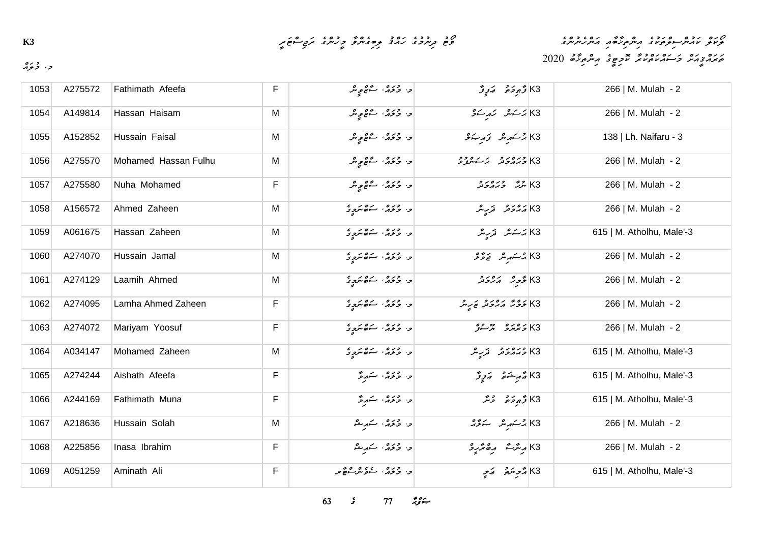| 1053 | A275572 | Fathimath Afeefa | F | د· ومحرم، سگھوِسْ | K3 ژُجِرِدَهُ رَبِرِرٌ | 266 \| M. Mulah - 2 |
|---|---|---|---|---|---|---|
| 1054 | A149814 | Hassan Haisam | M | د· ومحرم، سگھوِسْ | K3 بَرَسَسْ رَرِسَوْ | 266 \| M. Mulah - 2 |
| 1055 | A152852 | Hussain Faisal | M | د· ومحرم، سگھوِسْ | K3 بُرْسَهرِسْ وَرِسَوْ | 138 \| Lh. Naifaru - 3 |
| 1056 | A275570 | Mohamed Hassan Fulhu | M | د· ومحرم، سگھوِسْ | K3 وُبَرُورَوْ بَرَسَسْرُوْ | 266 \| M. Mulah - 2 |
| 1057 | A275580 | Nuha Mohamed | F | د· ومحرم، سگھوِسْ | K3 سُرُرٌ وُبَرُورَوْ | 266 \| M. Mulah - 2 |
| 1058 | A156572 | Ahmed Zaheen | M | د· ومحرم، سَوَسَرِيْ | K3 بَرُوْرَوْ فَرِسْ | 266 \| M. Mulah - 2 |
| 1059 | A061675 | Hassan Zaheen | M | د· ومحرم، سَوَسَرِيْ | K3 بَرَسَسْ فَرِسْ | 615 \| M. Atholhu, Male'-3 |
| 1060 | A274070 | Hussain Jamal | M | د· ومحرم، سَوَسَرِيْ | K3 بُرْسَهرِسْ يَحَوْ | 266 \| M. Mulah - 2 |
| 1061 | A274129 | Laamih Ahmed | M | د· ومحرم، سَوَسَرِيْ | K3 تَرِرْ بَرُوْرَوْ | 266 \| M. Mulah - 2 |
| 1062 | A274095 | Lamha Ahmed Zaheen | F | د· ومحرم، سَوَسَرِيْ | K3 تَوْرُ بَرُوْرَوْ يَرِسْ | 266 \| M. Mulah - 2 |
| 1063 | A274072 | Mariyam Yoosuf | F | د· ومحرم، سَوَسَرِيْ | K3 وَبْرُرْوْ رُسُوْ | 266 \| M. Mulah - 2 |
| 1064 | A034147 | Mohamed Zaheen | M | د· ومحرم، سَوَسَرِيْ | K3 وُبَرُورَوْ فَرِسْ | 615 \| M. Atholhu, Male'-3 |
| 1065 | A274244 | Aishath Afeefa | F | د· ومحرم، سَهرِرٌ | K3 مَرِشَوْ رَبِرِرٌ | 615 \| M. Atholhu, Male'-3 |
| 1066 | A244169 | Fathimath Muna | F | د· ومحرم، سَهرِرٌ | K3 ژُجِرِدَهُ وُسٌ | 615 \| M. Atholhu, Male'-3 |
| 1067 | A218636 | Hussain Solah | M | د· ومحرم، سَهرِشْ | K3 بُرْسَهرِسْ بِدَوْرُ | 266 \| M. Mulah - 2 |
| 1068 | A225856 | Inasa Ibrahim | F | د· ومحرم، سَهرِشْ | K3 مِسْرُسٌ مِرْهُبَرِرْ | 266 \| M. Mulah - 2 |
| 1069 | A051259 | Aminath Ali | F | د· ومحرم، سَوْسْرْسْهُبِر | K3 مُرِسَهُ مَرِ | 615 \| M. Atholhu, Male'-3 |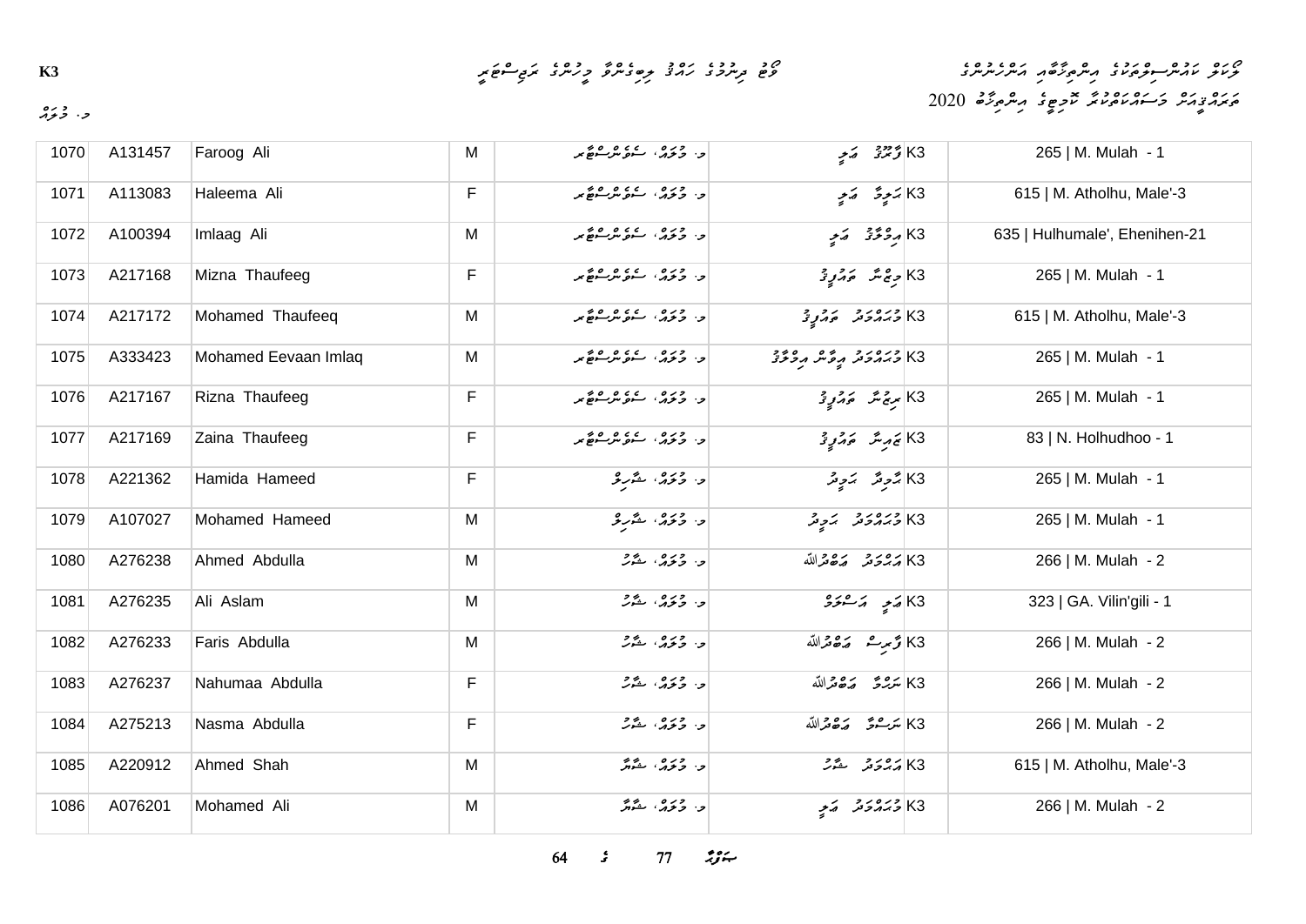| 1070 | A131457 | Faroog Ali | M | و· وُوَرُ، سەرشرسوگەر | K3 ژَیْرْتِّ رَمِ | 265 \| M. Mulah - 1 |
|---|---|---|---|---|---|---|
| 1071 | A113083 | Haleema Ali | F | و· وُوَرُ، سەرشرسوگەر | K3 بَرِوِدَّ رَمِ | 615 \| M. Atholhu, Male'-3 |
| 1072 | A100394 | Imlaag Ali | M | و· وُوَرُ، سەرشرسوگەر | K3 مِرْوَّتْرُ رَمِ | 635 \| Hulhumale', Ehenihen-21 |
| 1073 | A217168 | Mizna Thaufeeg | F | و· وُوَرُ، سەرشرسوگەر | K3 وِجْ سَّ جَهْرُوِرْ | 265 \| M. Mulah - 1 |
| 1074 | A217172 | Mohamed Thaufeeq | M | و· وُوَرُ، سەرشرسوگەر | K3 وَبَرُوْرَ جَهْرُوِرْ | 615 \| M. Atholhu, Male'-3 |
| 1075 | A333423 | Mohamed Eevaan Imlaq | M | و· وُوَرُ، سەرشرسوگەر | K3 وَبَرُوْرَ مِرِوَّسْ مِرْوَّرْ | 265 \| M. Mulah - 1 |
| 1076 | A217167 | Rizna Thaufeeg | F | و· وُوَرُ، سەرشرسوگەر | K3 بِرِجْ سَّ جَهْرُوِرْ | 265 \| M. Mulah - 1 |
| 1077 | A217169 | Zaina Thaufeeg | F | و· وُوَرُ، سەرشرسوگەر | K3 يَمِرِسَّ جَهْرُوِرْ | 83 \| N. Holhudhoo - 1 |
| 1078 | A221362 | Hamida Hameed | F | و· وُوَرُ، سُّرِ وْ | K3 بَرُّودَّ بَرِدْ | 265 \| M. Mulah - 1 |
| 1079 | A107027 | Mohamed Hameed | M | و· وُوَرُ، سُّرِ وْ | K3 وَبَرُوْرَ بَرِدْ | 265 \| M. Mulah - 1 |
| 1080 | A276238 | Ahmed Abdulla | M | و· وُوَرُ، سُّرْ | K3 مَرْوَرْ مَهْ قَرَاللّٰه | 266 \| M. Mulah - 2 |
| 1081 | A276235 | Ali Aslam | M | و· وُوَرُ، سُّرْ | K3 مَعِ مَسْوَرْ | 323 \| GA. Vilin'gili - 1 |
| 1082 | A276233 | Faris Abdulla | M | و· وُوَرُ، سُّرْ | K3 وَّمِرْسْ مَهْ قَرَاللّٰه | 266 \| M. Mulah - 2 |
| 1083 | A276237 | Nahumaa Abdulla | F | و· وُوَرُ، سُّرْ | K3 سَرْوَّ مَهْ قَرَاللّٰه | 266 \| M. Mulah - 2 |
| 1084 | A275213 | Nasma Abdulla | F | و· وُوَرُ، سُّرْ | K3 سَرْسْوَّ مَهْ قَرَاللّٰه | 266 \| M. Mulah - 2 |
| 1085 | A220912 | Ahmed Shah | M | و· وُوَرُ، سُّرْ | K3 مَرْوَرْ سُّرْ | 615 \| M. Atholhu, Male'-3 |
| 1086 | A076201 | Mohamed Ali | M | و· وُوَرُ، سُّرْ | K3 وَبَرُوْرَ مَعِ | 266 \| M. Mulah - 2 |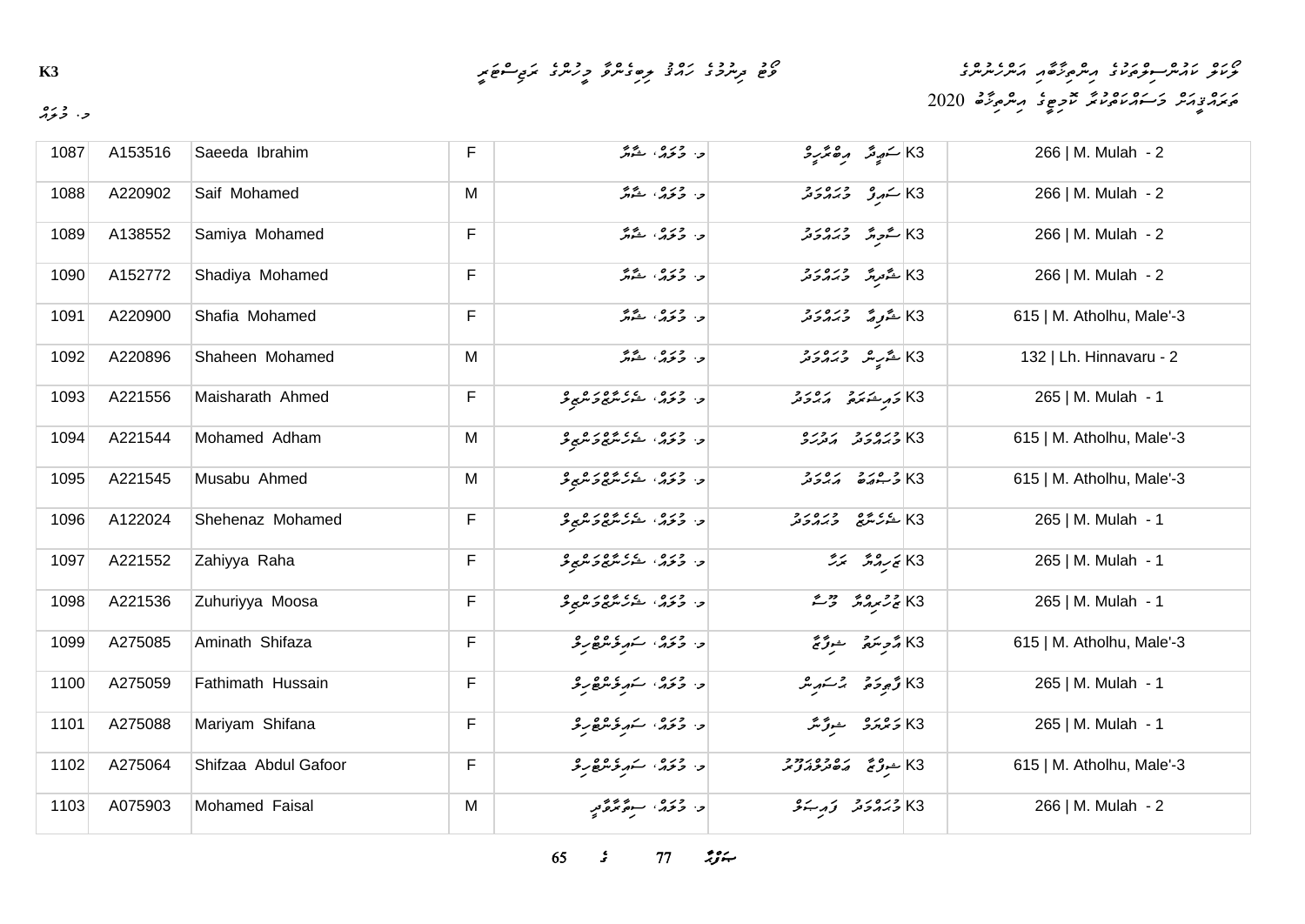| 1087 | A153516 | Saeeda Ibrahim | F | د. ڌڏڊ، شگاگ | K3 سَہِیڈَ ڔِھُگُرِدُ | 266 \| M. Mulah - 2 |
|---|---|---|---|---|---|---|
| 1088 | A220902 | Saif Mohamed | M | د. ڌڏڊ، شگاگ | K3 سَہِرُ دُبَہُدَتِر | 266 \| M. Mulah - 2 |
| 1089 | A138552 | Samiya Mohamed | F | د. ڌڏڊ، شگاگ | K3 سُڌِرُ دُبَہُدَتِر | 266 \| M. Mulah - 2 |
| 1090 | A152772 | Shadiya Mohamed | F | د. ڌڏڊ، شگاگ | K3 شُورِرُ دُبَہُدَتِر | 266 \| M. Mulah - 2 |
| 1091 | A220900 | Shafia Mohamed | F | د. ڌڏڊ، شگاگ | K3 شُورِہُ دُبَہُدَتِر | 615 \| M. Atholhu, Male'-3 |
| 1092 | A220896 | Shaheen Mohamed | M | د. ڌڏڊ، شگاگ | K3 شُرِسُ دُبَہُدَتِر | 132 \| Lh. Hinnavaru - 2 |
| 1093 | A221556 | Maisharath Ahmed | F | د. ڌڏڊ، شُرُسُوُدَسُیِوُ | K3 دَہِشَرُد ہُرُدَتِر | 265 \| M. Mulah - 1 |
| 1094 | A221544 | Mohamed Adham | M | د. ڌڏڊ، شُرُسُوُدَسُیِوُ | K3 دُبَہُدَتِر ہُتِرُدُ | 615 \| M. Atholhu, Male'-3 |
| 1095 | A221545 | Musabu Ahmed | M | د. ڌڏڊ، شُرُسُوُدَسُیِوُ | K3 دُسُہُرُ ہُرُدَتِر | 615 \| M. Atholhu, Male'-3 |
| 1096 | A122024 | Shehenaz Mohamed | F | د. ڌڏڊ، شُرُسُوُدَسُیِوُ | K3 شُرُسُرُ دُبَہُدَتِر | 265 \| M. Mulah - 1 |
| 1097 | A221552 | Zahiyya Raha | F | د. ڌڏڊ، شُرُسُوُدَسُیِوُ | K3 یَرِہُرُ بَرُ | 265 \| M. Mulah - 1 |
| 1098 | A221536 | Zuhuriyya Moosa | F | د. ڌڏڊ، شُرُسُوُدَسُیِوُ | K3 یُرُبِرُہُرُ دُسُ | 265 \| M. Mulah - 1 |
| 1099 | A275085 | Aminath Shifaza | F | د. ڌڏڊ، سَہِدَسُوِرِوُ | K3 ہُدِسَرُ شِوُرُ | 615 \| M. Atholhu, Male'-3 |
| 1100 | A275059 | Fathimath Hussain | F | د. ڌڏڊ، سَہِدَسُوِرِوُ | K3 وُہِدَرُ بُرُسَہِر | 265 \| M. Mulah - 1 |
| 1101 | A275088 | Mariyam Shifana | F | د. ڌڏڊ، سَہِدَسُوِرِوُ | K3 دَبُرَدُ شِوُسُ | 265 \| M. Mulah - 1 |
| 1102 | A275064 | Shifzaa Abdul Gafoor | F | د. ڌڏڊ، سَہِدَسُوِرِوُ | K3 شِوُرُ ہُھُتِرُدُرُدُ | 615 \| M. Atholhu, Male'-3 |
| 1103 | A075903 | Mohamed Faisal | M | د. ڌڏڊ، سِوُبُرُوِرِ | K3 دُبَہُدَتِر وَہِسَوُ | 266 \| M. Mulah - 2 |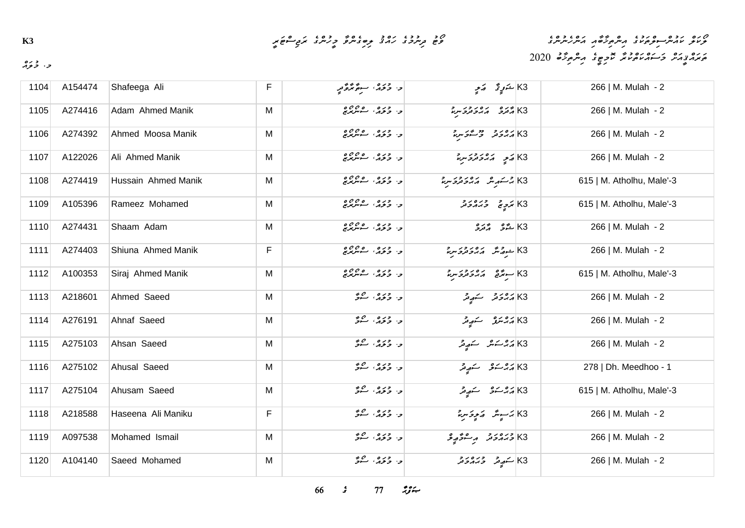| 1104 | A154474 | Shafeega Ali | F | د. وُخَرُ، سِوِعُرُوَّمِر | K3 ڪَمَوِرٍّ مَرِ | 266 \| M. Mulah - 2 |
|---|---|---|---|---|---|---|
| 1105 | A274416 | Adam Ahmed Manik | M | د. وُخَرُ، ڪُسْرُسُرْع | K3 مُحَمَّد مَدَوْمَرْوَسِدْ | 266 \| M. Mulah - 2 |
| 1106 | A274392 | Ahmed Moosa Manik | M | د. وُخَرُ، ڪُسْرُسُرْع | K3 مَدَوَمَرْ وُسَّوَسِدْ | 266 \| M. Mulah - 2 |
| 1107 | A122026 | Ali Ahmed Manik | M | د. وُخَرُ، ڪُسْرُسُرْع | K3 مَرِ مَدَوْمَرْوَسِدْ | 266 \| M. Mulah - 2 |
| 1108 | A274419 | Hussain Ahmed Manik | M | د. وُخَرُ، ڪُسْرُسُرْع | K3 بُرْسَمِرِسْ مَدَوْمَرْوَسِدْ | 615 \| M. Atholhu, Male'-3 |
| 1109 | A105396 | Rameez Mohamed | M | د. وُخَرُ، ڪُسْرُسُرْع | K3 بَرَجِ وَبَرَمْرَد | 615 \| M. Atholhu, Male'-3 |
| 1110 | A274431 | Shaam Adam | M | د. وُخَرُ، ڪُسْرُسُرْع | K3 شَدْ مُحَمَّد | 266 \| M. Mulah - 2 |
| 1111 | A274403 | Shiuna Ahmed Manik | F | د. وُخَرُ، ڪُسْرُسُرْع | K3 شِمْرُسَ مَدَوْمَرْوَسِدْ | 266 \| M. Mulah - 2 |
| 1112 | A100353 | Siraj Ahmed Manik | M | د. وُخَرُ، ڪُسْرُسُرْع | K3 سِمَرَّج مَدَوْمَرْوَسِدْ | 615 \| M. Atholhu, Male'-3 |
| 1113 | A218601 | Ahmed Saeed | M | د. وُخَرُ، ڪُسَّ | K3 مَدَوَمَرْ سَمِيدْ | 266 \| M. Mulah - 2 |
| 1114 | A276191 | Ahnaf Saeed | M | د. وُخَرُ، ڪُسَّ | K3 مَرْسَرْ سَمِيدْ | 266 \| M. Mulah - 2 |
| 1115 | A275103 | Ahsan Saeed | M | د. وُخَرُ، ڪُسَّ | K3 مَرْسَرْ سَمِيدْ | 266 \| M. Mulah - 2 |
| 1116 | A275102 | Ahusal Saeed | M | د. وُخَرُ، ڪُسَّ | K3 مَرْسَوْ سَمِيدْ | 278 \| Dh. Meedhoo - 1 |
| 1117 | A275104 | Ahusam Saeed | M | د. وُخَرُ، ڪُسَّ | K3 مَرْسَوْ سَمِيدْ | 615 \| M. Atholhu, Male'-3 |
| 1118 | A218588 | Haseena Ali Maniku | F | د. وُخَرُ، ڪُسَّ | K3 بَسِيسْ مَرِوَسِدْ | 266 \| M. Mulah - 2 |
| 1119 | A097538 | Mohamed Ismail | M | د. وُخَرُ، ڪُسَّ | K3 وَبَرَمْرَد مِسْوَّمِوْ | 266 \| M. Mulah - 2 |
| 1120 | A104140 | Saeed Mohamed | M | د. وُخَرُ، ڪُسَّ | K3 سَمِيدْ وَبَرَمْرَد | 266 \| M. Mulah - 2 |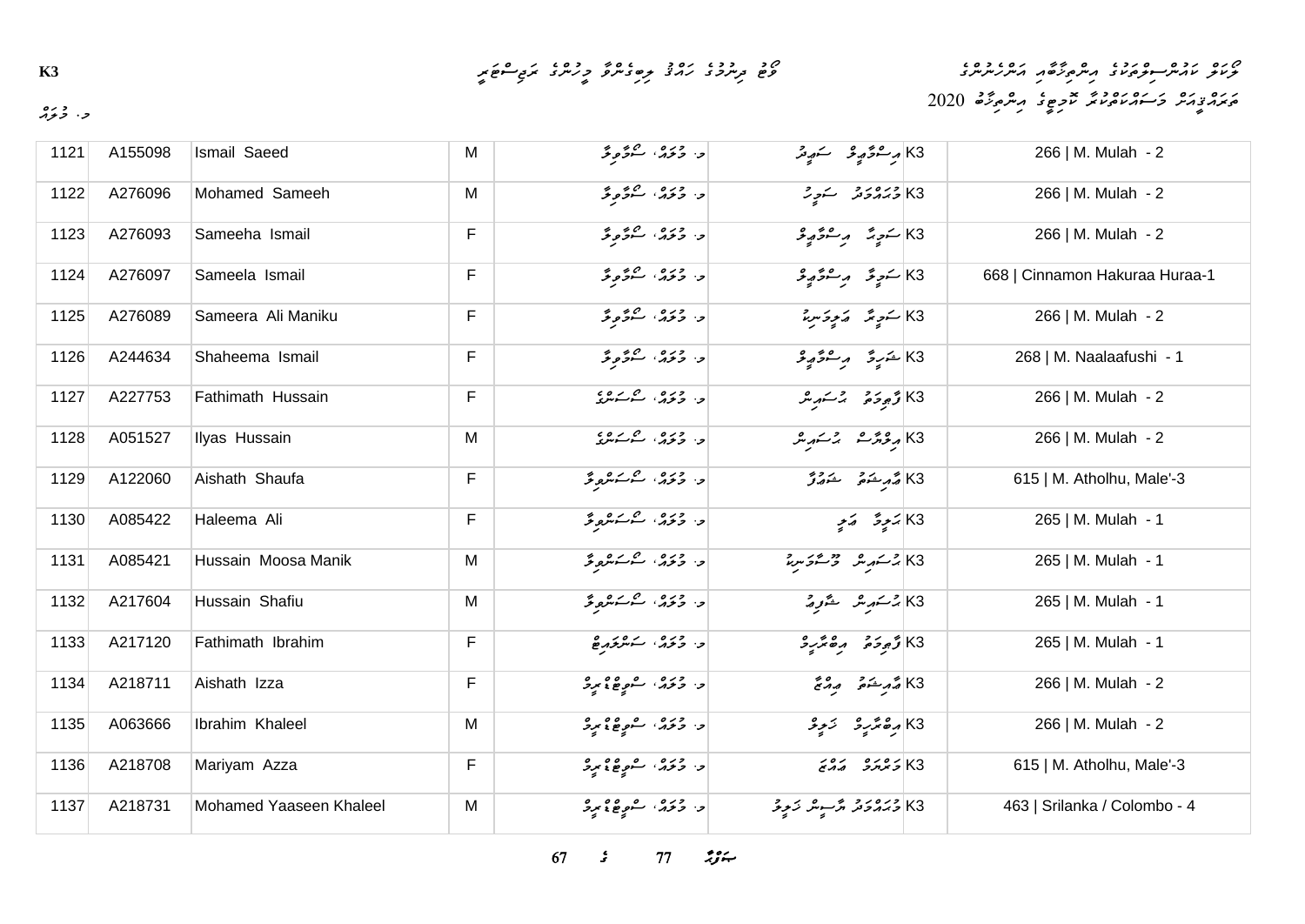| 1121 | A155098 | Ismail Saeed | M | د. ﺩﻭﻣﺎ، ﺳﻮﺟﻮﺩ | K3 ﺍﺳﻤﺎﻋﻴﻞ ﺳﻌﻴﺪ | 266 \| M. Mulah - 2 |
|---|---|---|---|---|---|---|
| 1122 | A276096 | Mohamed Sameeh | M | د. ﺩﻭﻣﺎ، ﺳﻮﺟﻮﺩ | K3 ﻣﺤﻤﺪ ﺳﻤﻴﺢ | 266 \| M. Mulah - 2 |
| 1123 | A276093 | Sameeha Ismail | F | د. ﺩﻭﻣﺎ، ﺳﻮﺟﻮﺩ | K3 ﺳﻤﻴﺤﺔ ﺍﺳﻤﺎﻋﻴﻞ | 266 \| M. Mulah - 2 |
| 1124 | A276097 | Sameela Ismail | F | د. ﺩﻭﻣﺎ، ﺳﻮﺟﻮﺩ | K3 ﺳﻤﻴﻠﺔ ﺍﺳﻤﺎﻋﻴﻞ | 668 \| Cinnamon Hakuraa Huraa-1 |
| 1125 | A276089 | Sameera Ali Maniku | F | د. ﺩﻭﻣﺎ، ﺳﻮﺟﻮﺩ | K3 ﺳﻤﻴﺮﺓ ﻋﻠﻲ ﻣﺎﻧﻴﻚ | 266 \| M. Mulah - 2 |
| 1126 | A244634 | Shaheema Ismail | F | د. ﺩﻭﻣﺎ، ﺳﻮﺟﻮﺩ | K3 ﺷﻬﻴﻤﺔ ﺍﺳﻤﺎﻋﻴﻞ | 268 \| M. Naalaafushi - 1 |
| 1127 | A227753 | Fathimath Hussain | F | د. ﺩﻭﻣﺎ، ﺳﻮﺳﻨﻲ | K3 ﻓﺎﻃﻤﺔ ﺣﺴﻴﻦ | 266 \| M. Mulah - 2 |
| 1128 | A051527 | Ilyas Hussain | M | د. ﺩﻭﻣﺎ، ﺳﻮﺳﻨﻲ | K3 ﺇﻟﻴﺎﺱ ﺣﺴﻴﻦ | 266 \| M. Mulah - 2 |
| 1129 | A122060 | Aishath Shaufa | F | د. ﺩﻭﻣﺎ، ﺳﻮﺳﻨﻮﺍ | K3 ﻋﺎﺋﺸﺔ ﺷﻌﻮﻓﺎ | 615 \| M. Atholhu, Male'-3 |
| 1130 | A085422 | Haleema Ali | F | د. ﺩﻭﻣﺎ، ﺳﻮﺳﻨﻮﺍ | K3 ﺣﻠﻴﻤﺔ ﻋﻠﻲ | 265 \| M. Mulah - 1 |
| 1131 | A085421 | Hussain Moosa Manik | M | د. ﺩﻭﻣﺎ، ﺳﻮﺳﻨﻮﺍ | K3 ﺣﺴﻴﻦ ﻣﻮﺳﻰ ﻣﺎﻧﻴﻚ | 265 \| M. Mulah - 1 |
| 1132 | A217604 | Hussain Shafiu | M | د. ﺩﻭﻣﺎ، ﺳﻮﺳﻨﻮﺍ | K3 ﺣﺴﻴﻦ ﺷﺎﻓﻊ | 265 \| M. Mulah - 1 |
| 1133 | A217120 | Fathimath Ibrahim | F | د. ﺩﻭﻣﺎ، ﺳﻨﻮﺭ | K3 ﻓﺎﻃﻤﺔ ﺇﺑﺮﺍﻫﻴﻢ | 265 \| M. Mulah - 1 |
| 1134 | A218711 | Aishath Izza | F | د. ﺩﻭﻣﺎ، ﺳﻮﺑﺮﻭ | K3 ﻋﺎﺋﺸﺔ ﻋﺰﺓ | 266 \| M. Mulah - 2 |
| 1135 | A063666 | Ibrahim Khaleel | M | د. ﺩﻭﻣﺎ، ﺳﻮﺑﺮﻭ | K3 ﺇﺑﺮﺍﻫﻴﻢ ﺧﻠﻴﻞ | 266 \| M. Mulah - 2 |
| 1136 | A218708 | Mariyam Azza | F | د. ﺩﻭﻣﺎ، ﺳﻮﺑﺮﻭ | K3 ﻣﺮﻳﻢ ﻋﺰﺓ | 615 \| M. Atholhu, Male'-3 |
| 1137 | A218731 | Mohamed Yaaseen Khaleel | M | د. ﺩﻭﻣﺎ، ﺳﻮﺑﺮﻭ | K3 ﻣﺤﻤﺪ ﻳﺎﺳﻴﻦ ﺧﻠﻴﻞ | 463 \| Srilanka / Colombo - 4 |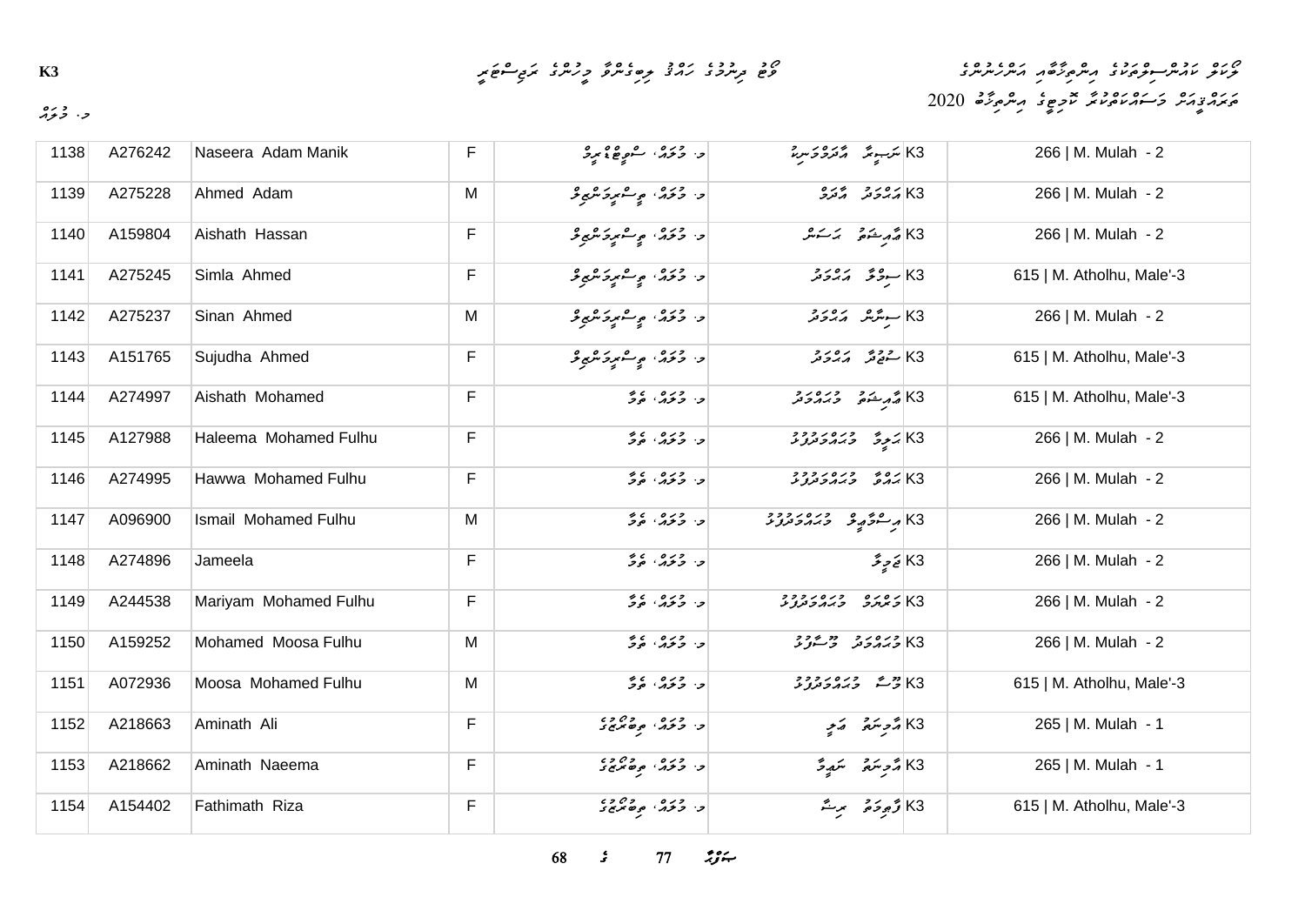| 1138 | A276242 | Naseera Adam Manik | F | و· وُوَهْ، ڪُوِڇُّ بِرِوْ | K3 سَرَبِیْرٌ أَرْتَرَدُوَ سِرِدُ | 266 \| M. Mulah - 2 |
|---|---|---|---|---|---|---|
| 1139 | A275228 | Ahmed Adam | M | و· وُوَهْ، مِرِسْمِرِوَسْرِوُ | K3 أَرْدَوَتْر أَرْتَرَدُ | 266 \| M. Mulah - 2 |
| 1140 | A159804 | Aishath Hassan | F | و· وُوَهْ، مِرِسْمِرِوَسْرِوُ | K3 أَرِ شَوَ بَرَسَسْرِ | 266 \| M. Mulah - 2 |
| 1141 | A275245 | Simla Ahmed | F | و· وُوَهْ، مِرِسْمِرِوَسْرِوُ | K3 سِودُعٌ أَرْدَوَتْر | 615 \| M. Atholhu, Male'-3 |
| 1142 | A275237 | Sinan Ahmed | M | و· وُوَهْ، مِرِسْمِرِوَسْرِوُ | K3 سِسَرَّسْر أَرْدَوَتْر | 266 \| M. Mulah - 2 |
| 1143 | A151765 | Sujudha Ahmed | F | و· وُوَهْ، مِرِسْمِرِوَسْرِوُ | K3 سُّقِيْرٌ أَرْدَوَتْر | 615 \| M. Atholhu, Male'-3 |
| 1144 | A274997 | Aishath Mohamed | F | و· وُوَهْ، عُوَّ | K3 أَرِ شَوَ وَبَرَدْوَتْر | 615 \| M. Atholhu, Male'-3 |
| 1145 | A127988 | Haleema Mohamed Fulhu | F | و· وُوَهْ، عُوَّ | K3 بَرِوِدٌ وَبَرَدْوَتْروُد | 266 \| M. Mulah - 2 |
| 1146 | A274995 | Hawwa Mohamed Fulhu | F | و· وُوَهْ، عُوَّ | K3 بَرْدَوٌ وَبَرَدْوَتْروُد | 266 \| M. Mulah - 2 |
| 1147 | A096900 | Ismail Mohamed Fulhu | M | و· وُوَهْ، عُوَّ | K3 مِرِ سُوَّمِرِوُ وَبَرَدْوَتْروُد | 266 \| M. Mulah - 2 |
| 1148 | A274896 | Jameela | F | و· وُوَهْ، عُوَّ | K3 يَوِدٌ | 266 \| M. Mulah - 2 |
| 1149 | A244538 | Mariyam Mohamed Fulhu | F | و· وُوَهْ، عُوَّ | K3 وَبَرْبَرْدُ وَبَرَدْوَتْروُد | 266 \| M. Mulah - 2 |
| 1150 | A159252 | Mohamed Moosa Fulhu | M | و· وُوَهْ، عُوَّ | K3 وَبَرَدْوَتْر دُّسَّوُد | 266 \| M. Mulah - 2 |
| 1151 | A072936 | Moosa Mohamed Fulhu | M | و· وُوَهْ، عُوَّ | K3 دُّسَّ وَبَرَدْوَتْروُد | 615 \| M. Atholhu, Male'-3 |
| 1152 | A218663 | Aminath Ali | F | و· وُوَهْ، مِرِصَرِسْرَجِ | K3 أَرُوِسَرِهُ أَرَمِ | 265 \| M. Mulah - 1 |
| 1153 | A218662 | Aminath Naeema | F | و· وُوَهْ، مِرِصَرِسْرَجِ | K3 أَرُوِسَرِهُ سَرَمِدٌ | 265 \| M. Mulah - 1 |
| 1154 | A154402 | Fathimath Riza | F | و· وُوَهْ، مِرِصَرِسْرَجِ | K3 وُّهِوَهُ بِرِسَّ | 615 \| M. Atholhu, Male'-3 |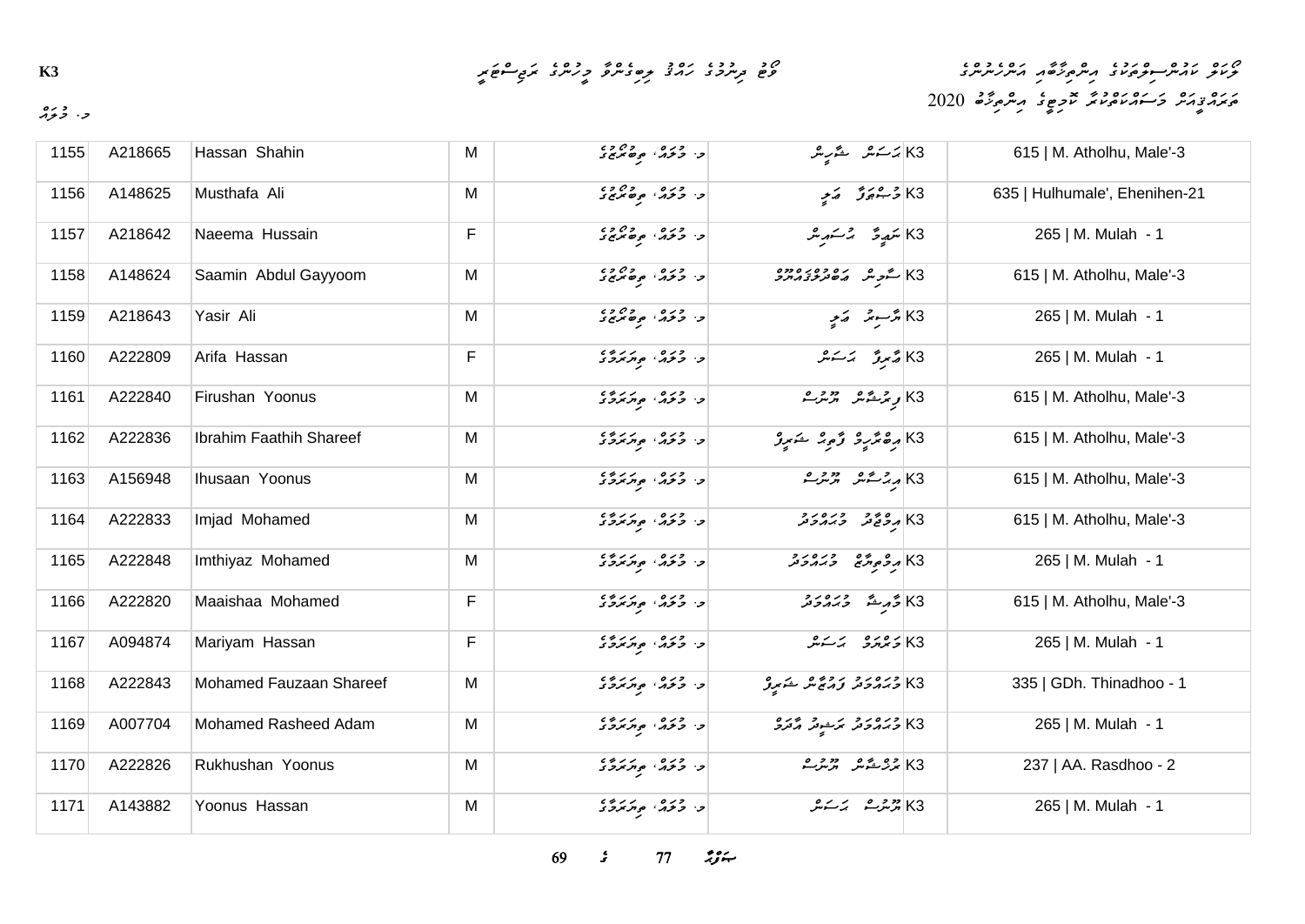| 1155 | A218665 | Hassan Shahin | M | د. دُوَرُ، مِرْھْعَرْجُ دُ | K3 بَرَسَرْ شَرِيْر | 615 \| M. Atholhu, Male'-3 |
|---|---|---|---|---|---|---|
| 1156 | A148625 | Musthafa Ali | M | د. دُوَرُ، مِرْھْعَرْجُ دُ | K3 وُسْبُوِرٌ ضَعٍ | 635 \| Hulhumale', Ehenihen-21 |
| 1157 | A218642 | Naeema Hussain | F | د. دُوَرُ، مِرْھْعَرْجُ دُ | K3 سَمِرٍ دٌ بِرْسَهرِسْر | 265 \| M. Mulah - 1 |
| 1158 | A148624 | Saamin Abdul Gayyoom | M | د. دُوَرُ، مِرْھْعَرْجُ دُ | K3 سَّرِ سْر مِّھْ مِرْحرِ ترَدَ مَر دّ | 615 \| M. Atholhu, Male'-3 |
| 1159 | A218643 | Yasir Ali | M | د. دُوَرُ، مِرْھْعَرْجُ دُ | K3 مِرْسِرْ ضَعٍ | 265 \| M. Mulah - 1 |
| 1160 | A222809 | Arifa Hassan | F | د. دُوَرُ، مِرْمَرَدُ دُ | K3 مِرْمِرُّ بَرَسَرْ | 265 \| M. Mulah - 1 |
| 1161 | A222840 | Firushan Yoonus | M | د. دُوَرُ، مِرْمَرَدُ دُ | K3 مِرِيْرُشَّرْ مِرْسْرٍ | 615 \| M. Atholhu, Male'-3 |
| 1162 | A222836 | Ibrahim Faathih Shareef | M | د. دُوَرُ، مِرْمَرَدُ دُ | K3 مِرْھْعَرْمِرِ دُ دُمِرْ شَمِرُ | 615 \| M. Atholhu, Male'-3 |
| 1163 | A156948 | Ihusaan Yoonus | M | د. دُوَرُ، مِرْمَرَدُ دُ | K3 مِرِرْسَّرْ مِرْسْرٍ | 615 \| M. Atholhu, Male'-3 |
| 1164 | A222833 | Imjad Mohamed | M | د. دُوَرُ، مِرْمَرَدُ دُ | K3 مِرْدُمٌ دُ دُبَرُدَ دُ | 615 \| M. Atholhu, Male'-3 |
| 1165 | A222848 | Imthiyaz Mohamed | M | د. دُوَرُ، مِرْمَرَدُ دُ | K3 مِرْدُمِرِ مَرْ دُبَرُدَ دُ | 265 \| M. Mulah - 1 |
| 1166 | A222820 | Maaishaa Mohamed | F | د. دُوَرُ، مِرْمَرَدُ دُ | K3 دُمِرْشَّ دُبَرُدَ دُ | 615 \| M. Atholhu, Male'-3 |
| 1167 | A094874 | Mariyam Hassan | F | د. دُوَرُ، مِرْمَرَدُ دُ | K3 دَ مِرْمَرْ دُ بَرَسَرْ | 265 \| M. Mulah - 1 |
| 1168 | A222843 | Mohamed Fauzaan Shareef | M | د. دُوَرُ، مِرْمَرَدُ دُ | K3 دُبَرُدَ دُ دُمِرْمَرْ شَمِرُ | 335 \| GDh. Thinadhoo - 1 |
| 1169 | A007704 | Mohamed Rasheed Adam | M | د. دُوَرُ، مِرْمَرَدُ دُ | K3 دُبَرُدَ دُ بَرَشِيْرُ مُرْدُ | 265 \| M. Mulah - 1 |
| 1170 | A222826 | Rukhushan Yoonus | M | د. دُوَرُ، مِرْمَرَدُ دُ | K3 بُرُشَّرْ مِرْسْرٍ | 237 \| AA. Rasdhoo - 2 |
| 1171 | A143882 | Yoonus Hassan | M | د. دُوَرُ، مِرْمَرَدُ دُ | K3 مِرْسْرٍ بَرَسَرْ | 265 \| M. Mulah - 1 |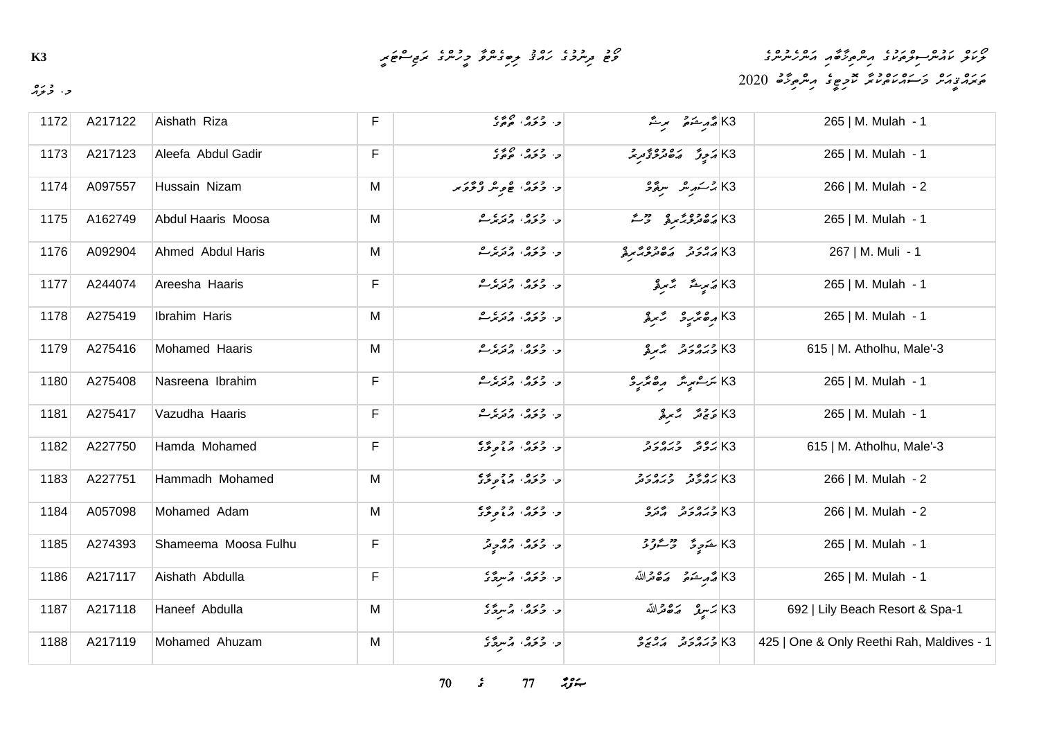| 1172 | A217122 | Aishath Riza | F | د· وُوَدُ، مُوْوِءُ | K3 مُەرِسْتَمَ مِرِسَّة | 265 \| M. Mulah - 1 |
|---|---|---|---|---|---|---|
| 1173 | A217123 | Aleefa Abdul Gadir | F | د· وُوَدُ، مُوْوِءُ | K3 مَحِرٍ مَەھەر وُ تَوِعَر | 265 \| M. Mulah - 1 |
| 1174 | A097557 | Hussain Nizam | M | د· وُوَدُ، ھُوِسْ وُ وُوَمَر | K3 رُستَہِر سِرِوُّ | 266 \| M. Mulah - 2 |
| 1175 | A162749 | Abdul Haaris Moosa | M | د· وُوَدُ، مُرْمَرَ ۓ | K3 مَەھەر وُ ءُ سِرِوِ وُ سُمَّ | 265 \| M. Mulah - 1 |
| 1176 | A092904 | Ahmed Abdul Haris | M | د· وُوَدُ، مُرْمَرَ ۓ | K3 مَەرە وَر مَەھەر وُ ءُ سِرِوِ | 267 \| M. Muli - 1 |
| 1177 | A244074 | Areesha Haaris | F | د· وُوَدُ، مُرْمَرَ ۓ | K3 مَبرِشَہ رُبِرِوِ | 265 \| M. Mulah - 1 |
| 1178 | A275419 | Ibrahim Haris | M | د· وُوَدُ، مُرْمَرَ ۓ | K3 مِرھَ مُرِرو رُبِرِوِ | 265 \| M. Mulah - 1 |
| 1179 | A275416 | Mohamed Haaris | M | د· وُوَدُ، مُرْمَرَ ۓ | K3 وُرَمُ وَد رُبِرِوِ | 615 \| M. Atholhu, Male'-3 |
| 1180 | A275408 | Nasreena Ibrahim | F | د· وُوَدُ، مُرْمَرَ ۓ | K3 سَرَسْمِرِسَر مِرھَ مُرِرو | 265 \| M. Mulah - 1 |
| 1181 | A275417 | Vazudha Haaris | F | د· وُوَدُ، مُرْمَرَ ۓ | K3 وَيَحْمَر رُبِرِوِ | 265 \| M. Mulah - 1 |
| 1182 | A227750 | Hamda Mohamed | F | د· وُوَدُ، مُرْءُ ووِرْ | K3 بَرُوُمَر وُرَمُ وَد | 615 \| M. Atholhu, Male'-3 |
| 1183 | A227751 | Hammadh Mohamed | M | د· وُوَدُ، مُرْءُ ووِرْ | K3 بَرُمُوُر وُرَمُ وَد | 266 \| M. Mulah - 2 |
| 1184 | A057098 | Mohamed Adam | M | د· وُوَدُ، مُرْءُ ووِرْ | K3 وُرَمُ وَد مُرَمَرُو | 266 \| M. Mulah - 2 |
| 1185 | A274393 | Shameema Moosa Fulhu | F | د· وُوَدُ، مُرْمُوِمَر | K3 شَوِوُ وُ سُمُرُو | 265 \| M. Mulah - 1 |
| 1186 | A217117 | Aishath Abdulla | F | د· وُوَدُ، مُرْسِرِوَّءُ | K3 مُەرِسْتَمَ مَەھەراللە | 265 \| M. Mulah - 1 |
| 1187 | A217118 | Haneef Abdulla | M | د· وُوَدُ، مُرْسِرِوَّءُ | K3 بَرسِرِوُ مَەھەراللە | 692 \| Lily Beach Resort & Spa-1 |
| 1188 | A217119 | Mohamed Ahuzam | M | د· وُوَدُ، مُرْسِرِوَّءُ | K3 وُرَمُ وَد مَرْحَوُ | 425 \| One & Only Reethi Rah, Maldives - 1 |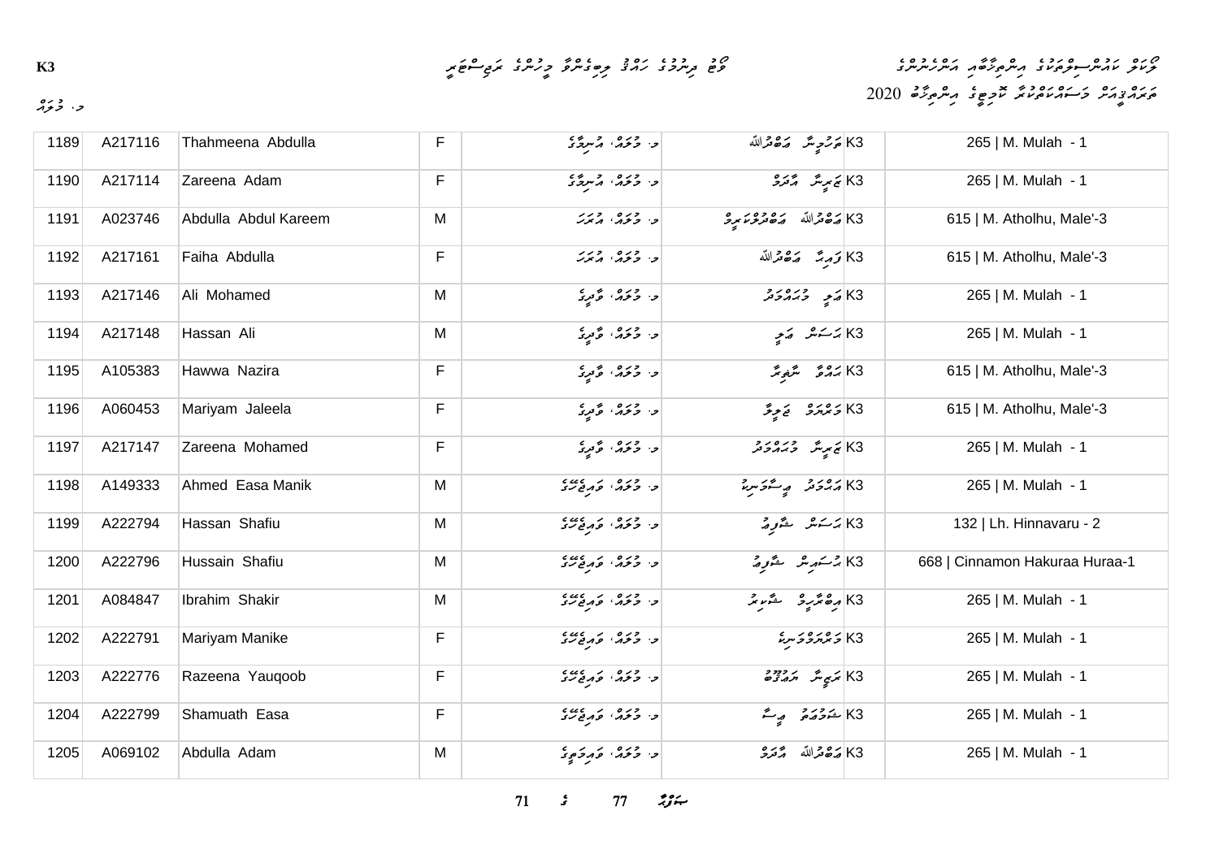| 1189 | A217116 | Thahmeena Abdulla | F | د· ڈڈڑ، ڑسرڈی | K3 ھُرڈِسٗ ڑھُڈاللّٰہ | 265 \| M. Mulah - 1 |
|---|---|---|---|---|---|---|
| 1190 | A217114 | Zareena Adam | F | د· ڈڈڑ، ڑسرڈی | K3 ئۈمپرىگر مەترى | 265 \| M. Mulah - 1 |
| 1191 | A023746 | Abdulla Abdul Kareem | M | د· ڈڈڑ، ڑبڑ | K3 ڑھُڈاللّٰہ ڑھُڈڑٹاٹبرڈ | 615 \| M. Atholhu, Male'-3 |
| 1192 | A217161 | Faiha Abdulla | F | د· ڈڈڑ، ڑبڑ | K3 وَمِرٌ ڑھُڈاللّٰہ | 615 \| M. Atholhu, Male'-3 |
| 1193 | A217146 | Ali Mohamed | M | د· ڈڈڑ، ڑٌمری | K3 ڑَمِ ڈبرڑڈڈ | 265 \| M. Mulah - 1 |
| 1194 | A217148 | Hassan Ali | M | د· ڈڈڑ، ڑٌمری | K3 بڑسٹر ڑَمِ | 265 \| M. Mulah - 1 |
| 1195 | A105383 | Hawwa Nazira | F | د· ڈڈڑ، ڑٌمری | K3 ڑڑڈ سٌنمِٹ | 615 \| M. Atholhu, Male'-3 |
| 1196 | A060453 | Mariyam Jaleela | F | د· ڈڈڑ، ڑٌمری | K3 ڈبُرڑڈ ٹَجِڈ | 615 \| M. Atholhu, Male'-3 |
| 1197 | A217147 | Zareena Mohamed | F | د· ڈڈڑ، ڑٌمری | K3 ئَمِرسٗ ڈبرڑڈڈ | 265 \| M. Mulah - 1 |
| 1198 | A149333 | Ahmed Easa Manik | M | د· ڈڈڑ، ڈمرڈی | K3 ڑبڑڈڈ مِسڈسرٗ | 265 \| M. Mulah - 1 |
| 1199 | A222794 | Hassan Shafiu | M | د· ڈڈڑ، ڈمرڈی | K3 بڑسٹر سٌوڑ | 132 \| Lh. Hinnavaru - 2 |
| 1200 | A222796 | Hussain Shafiu | M | د· ڈڈڑ، ڈمرڈی | K3 بڑسٹرمر سٌوڑ | 668 \| Cinnamon Hakuraa Huraa-1 |
| 1201 | A084847 | Ibrahim Shakir | M | د· ڈڈڑ، ڈمرڈی | K3 ڑھٌبرڈ سٌنمِبر | 265 \| M. Mulah - 1 |
| 1202 | A222791 | Mariyam Manike | F | د· ڈڈڑ، ڈمرڈی | K3 ڈبُرڑڈڈسرٗ | 265 \| M. Mulah - 1 |
| 1203 | A222776 | Razeena Yauqoob | F | د· ڈڈڑ، ڈمرڈی | K3 بڑبِمِسٗ ڑڑڈڈ | 265 \| M. Mulah - 1 |
| 1204 | A222799 | Shamuath Easa | F | د· ڈڈڑ، ڈمرڈی | K3 سٌڈڑڈ مِسٌ | 265 \| M. Mulah - 1 |
| 1205 | A069102 | Abdulla Adam | M | د· ڈڈڑ، ڈمرڈمِری | K3 ڑھُڈاللّٰہ ڑٌڈرڈ | 265 \| M. Mulah - 1 |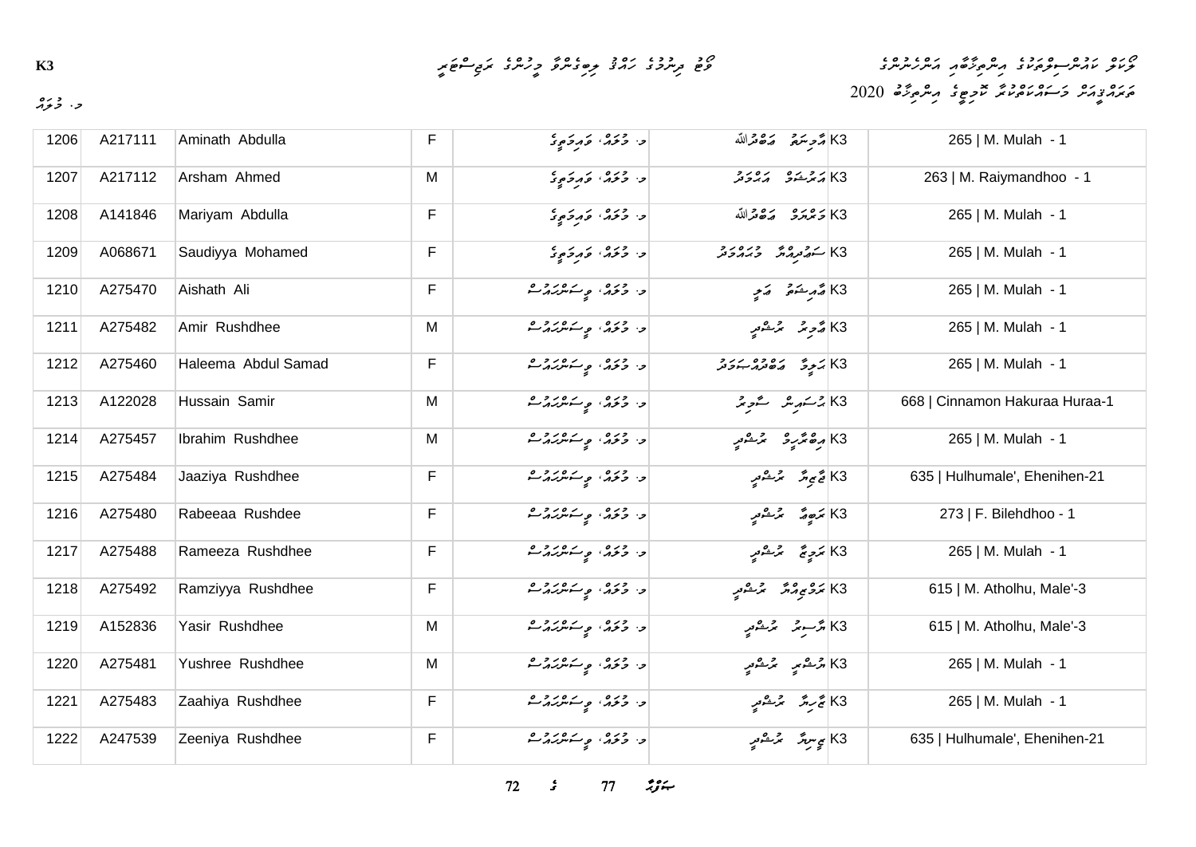| 1206 | A217111 | Aminath Abdulla | F | د· دُدَهْ، وَرِدَوِیْ | K3 مُرْسَعْ رَهْ قَرْاللّه | 265 \| M. Mulah - 1 |
|---|---|---|---|---|---|---|
| 1207 | A217112 | Arsham Ahmed | M | د· دُدَهْ، وَرِدَوِیْ | K3 مَرْسُوْ مَرْدَدْ | 263 \| M. Raiymandhoo - 1 |
| 1208 | A141846 | Mariyam Abdulla | F | د· دُدَهْ، وَرِدَوِیْ | K3 وَبْرُبْرُ رَهْ قَرْاللّه | 265 \| M. Mulah - 1 |
| 1209 | A068671 | Saudiyya Mohamed | F | د· دُدَهْ، وَرِدَوِیْ | K3 سَمْدِرْمُرْ وَرَهْ دَدْ | 265 \| M. Mulah - 1 |
| 1210 | A275470 | Aishath Ali | F | د· دُدَهْ، وِسَسْرَرْدْسْ | K3 مُرِسْعْ مَرِ | 265 \| M. Mulah - 1 |
| 1211 | A275482 | Amir Rushdhee | M | د· دُدَهْ، وِسَسْرَرْدْسْ | K3 مُرِمْ مُرْشْوِر | 265 \| M. Mulah - 1 |
| 1212 | A275460 | Haleema Abdul Samad | F | د· دُدَهْ، وِسَسْرَرْدْسْ | K3 بَرِوْ رَهْ قَرْ سَرَدْ | 265 \| M. Mulah - 1 |
| 1213 | A122028 | Hussain Samir | M | د· دُدَهْ، وِسَسْرَرْدْسْ | K3 بُرْسَمِرْ سُرِمْ | 668 \| Cinnamon Hakuraa Huraa-1 |
| 1214 | A275457 | Ibrahim Rushdhee | M | د· دُدَهْ، وِسَسْرَرْدْسْ | K3 رِهْ مُرِدْ مُرْشْوِر | 265 \| M. Mulah - 1 |
| 1215 | A275484 | Jaaziya Rushdhee | F | د· دُدَهْ، وِسَسْرَرْدْسْ | K3 قَيِمْ مُرْشْوِر | 635 \| Hulhumale', Ehenihen-21 |
| 1216 | A275480 | Rabeeaa Rushdee | F | د· دُدَهْ، وِسَسْرَرْدْسْ | K3 بَرِهْ مُرْشْوِر | 273 \| F. Bilehdhoo - 1 |
| 1217 | A275488 | Rameeza Rushdhee | F | د· دُدَهْ، وِسَسْرَرْدْسْ | K3 بَرِجْ مُرْشْوِر | 265 \| M. Mulah - 1 |
| 1218 | A275492 | Ramziyya Rushdhee | F | د· دُدَهْ، وِسَسْرَرْدْسْ | K3 بَرْوْبِرْمْ مُرْشْوِر | 615 \| M. Atholhu, Male'-3 |
| 1219 | A152836 | Yasir Rushdhee | M | د· دُدَهْ، وِسَسْرَرْدْسْ | K3 مُرْسِمْ مُرْشْوِر | 615 \| M. Atholhu, Male'-3 |
| 1220 | A275481 | Yushree Rushdhee | M | د· دُدَهْ، وِسَسْرَرْدْسْ | K3 مُرْشْبِر مُرْشْوِر | 265 \| M. Mulah - 1 |
| 1221 | A275483 | Zaahiya Rushdhee | F | د· دُدَهْ، وِسَسْرَرْدْسْ | K3 تُرِمْ مُرْشْوِر | 265 \| M. Mulah - 1 |
| 1222 | A247539 | Zeeniya Rushdhee | F | د· دُدَهْ، وِسَسْرَرْدْسْ | K3 بِسِرْ مُرْشْوِر | 635 \| Hulhumale', Ehenihen-21 |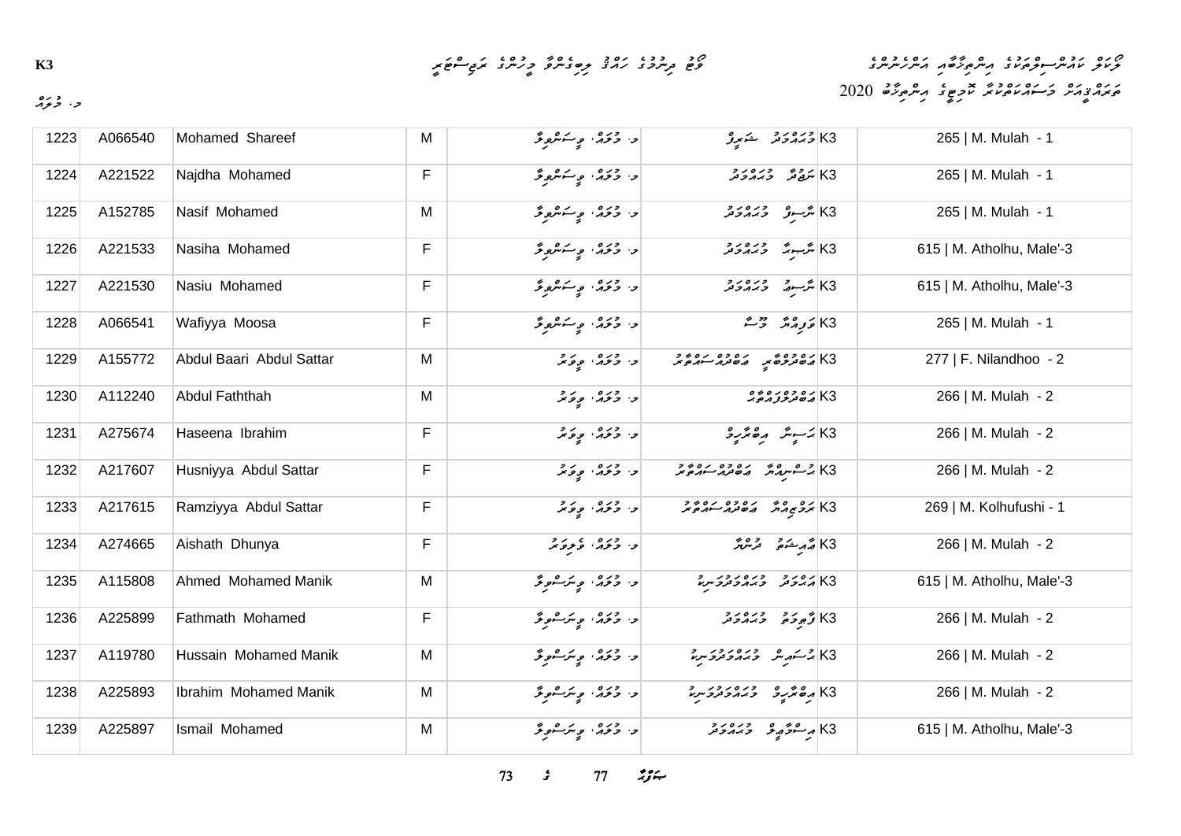| 1223 | A066540 | Mohamed Shareef | M | د· دُوَرُ، وِسَكَسُّوِ دَّ | K3 دُبَرُدُوَنْدُ سَنَدَمِيرُو | 265 \| M. Mulah - 1 |
|---|---|---|---|---|---|---|
| 1224 | A221522 | Najdha Mohamed | F | د· دُوَرُ، وِسَكَسُّوِ دَّ | K3 سَرَجْ دَرَ دُبَرُدُوَنْدُ | 265 \| M. Mulah - 1 |
| 1225 | A152785 | Nasif Mohamed | M | د· دُوَرُ، وِسَكَسُّوِ دَّ | K3 سَّرَسِوُ دُبَرُدُوَنْدُ | 265 \| M. Mulah - 1 |
| 1226 | A221533 | Nasiha Mohamed | F | د· دُوَرُ، وِسَكَسُّوِ دَّ | K3 سَّرَسِبَرُ دُبَرُدُوَنْدُ | 615 \| M. Atholhu, Male'-3 |
| 1227 | A221530 | Nasiu Mohamed | F | د· دُوَرُ، وِسَكَسُّوِ دَّ | K3 سَّرَسِمُ دُبَرُدُوَنْدُ | 615 \| M. Atholhu, Male'-3 |
| 1228 | A066541 | Wafiyya Moosa | F | د· دُوَرُ، وِسَكَسُّوِ دَّ | K3 وَوِرُدَّ دُرْسَّ | 265 \| M. Mulah - 1 |
| 1229 | A155772 | Abdul Baari Abdul Sattar | M | د· دُوَرُ، وِوَدَ | K3 رَصْعَرُ دُوصَّمِرِ رَصْعَرُرْ سَدَّرُّدَ | 277 \| F. Nilandhoo - 2 |
| 1230 | A112240 | Abdul Faththah | M | د· دُوَرُ، وِوَدَ | K3 رَصْعَرُ دُرُّرُ دُوَنَّ | 266 \| M. Mulah - 2 |
| 1231 | A275674 | Haseena Ibrahim | F | د· دُوَرُ، وِوَدَ | K3 بَرُسِيِسَّ رِصْعَرُدُ | 266 \| M. Mulah - 2 |
| 1232 | A217607 | Husniyya Abdul Sattar | F | د· دُوَرُ، وِوَدَ | K3 بُرْسُّسِرُ رُدَّ رَصْعَرُرْ سَدَّرُّدَ | 266 \| M. Mulah - 2 |
| 1233 | A217615 | Ramziyya Abdul Sattar | F | د· دُوَرُ، وِوَدَ | K3 بَرُدْ دِرُدَّ رَصْعَرُرْ سَدَّرُّدَ | 269 \| M. Kolhufushi - 1 |
| 1234 | A274665 | Aishath Dhunya | F | د· دُوَرُ، وُوِوَدَ | K3 رُّدِسَّمَ دُرْسُّرَّ | 266 \| M. Mulah - 2 |
| 1235 | A115808 | Ahmed Mohamed Manik | M | د· دُوَرُ، وِسَرَسُّوِدَّ | K3 رَبَرْدُوَنْدُ دُبَرُدُوَنْدُوَسِرِدَ | 615 \| M. Atholhu, Male'-3 |
| 1236 | A225899 | Fathmath Mohamed | F | د· دُوَرُ، وِسَرَسُّوِدَّ | K3 رُّجُوَدَ دُبَرُدُوَنْدُ | 266 \| M. Mulah - 2 |
| 1237 | A119780 | Hussain Mohamed Manik | M | د· دُوَرُ، وِسَرَسُّوِدَّ | K3 بُرْسَمِرِسْ دُبَرُدُوَنْدُوَسِرِدَ | 266 \| M. Mulah - 2 |
| 1238 | A225893 | Ibrahim Mohamed Manik | M | د· دُوَرُ، وِسَرَسُّوِدَّ | K3 رِصْعَرُدُ دُبَرُدُوَنْدُوَسِرِدَ | 266 \| M. Mulah - 2 |
| 1239 | A225897 | Ismail Mohamed | M | د· دُوَرُ، وِسَرَسُّوِدَّ | K3 رِسْدُّرُ دُبَرُدُوَنْدُ | 615 \| M. Atholhu, Male'-3 |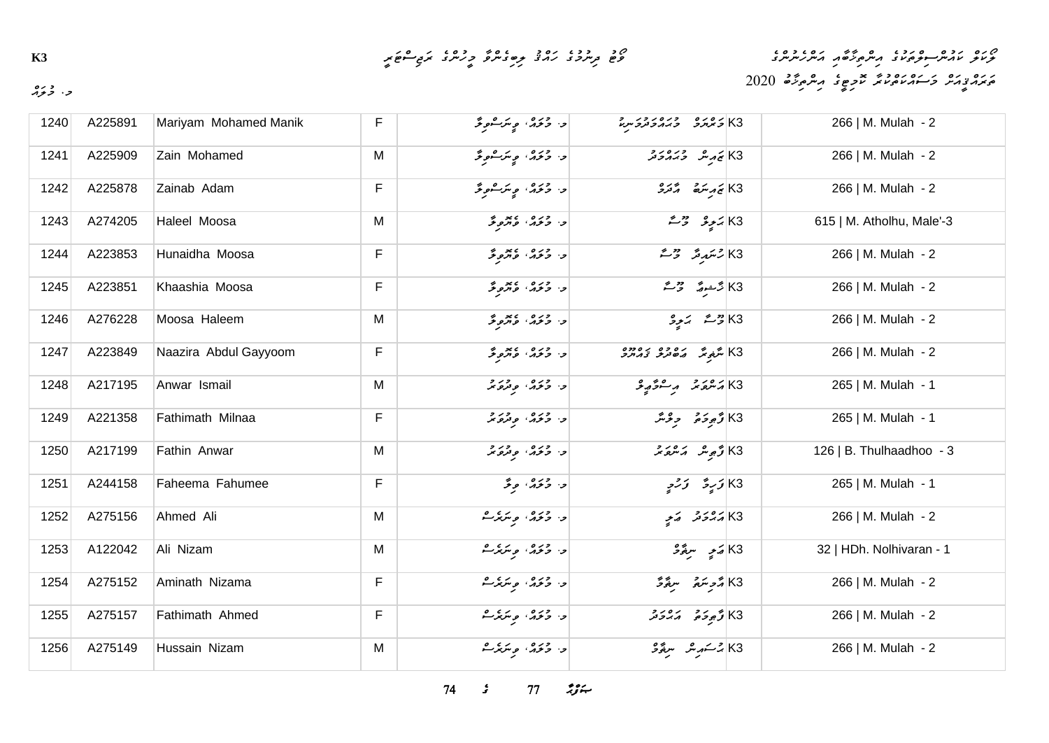| 1240 | A225891 | Mariyam Mohamed Manik | F | د. ۇقرۇ، ھېترىشھوتۇ | K3 وَجْهَرَدُ وَبَرَمْرَوْرِ وَسِرِ | 266 \| M. Mulah - 2 |
|---|---|---|---|---|---|---|
| 1241 | A225909 | Zain Mohamed | M | د. ۇقرۇ، ھېترىشھوتۇ | K3 تج پرسه و برمرو تر | 266 \| M. Mulah - 2 |
| 1242 | A225878 | Zainab Adam | F | د. ۇقرۇ، ھېترىشھوتۇ | K3 تج پرسرة ۂ ترو | 266 \| M. Mulah - 2 |
| 1243 | A274205 | Haleel Moosa | M | د. وترۇ، ۇقرموتۇ | K3 ترموتو ژشه | 615 \| M. Atholhu, Male'-3 |
| 1244 | A223853 | Hunaidha Moosa | F | د. وترۇ، ۇقرموتۇ | K3 رشمد تر وسه | 266 \| M. Mulah - 2 |
| 1245 | A223851 | Khaashia Moosa | F | د. وترۇ، ۇقرموتۇ | K3 ژشو تر وسه | 266 \| M. Mulah - 2 |
| 1246 | A276228 | Moosa Haleem | M | د. وترۇ، ۇقرموتۇ | K3 وسه تروو | 266 \| M. Mulah - 2 |
| 1247 | A223849 | Naazira Abdul Gayyoom | F | د. وترۇ، ۇقرموتۇ | K3 شوپر ره وه ره دده | 266 \| M. Mulah - 2 |
| 1248 | A217195 | Anwar Ismail | M | د. وترۇ، وقرۇتر | K3 ۂ شرح تر پرسگۂ پو | 265 \| M. Mulah - 1 |
| 1249 | A221358 | Fathimath Milnaa | F | د. وترۇ، وقرۇتر | K3 ژوتو وتو ووسر | 265 \| M. Mulah - 1 |
| 1250 | A217199 | Fathin Anwar | M | د. وترۇ، وقرۇتر | K3 ژوپر ۂ سرح تر | 126 \| B. Thulhaadhoo - 3 |
| 1251 | A244158 | Faheema Fahumee | F | د. وترۇ، ووتۇ | K3 تورو توژو | 265 \| M. Mulah - 1 |
| 1252 | A275156 | Ahmed Ali | M | د. وترۇ، وسرترشه | K3 ۂ برو تر ۂ مو | 266 \| M. Mulah - 2 |
| 1253 | A122042 | Ali Nizam | M | د. وترۇ، وسرترشه | K3 ۂ مو سرگو | 32 \| HDh. Nolhivaran - 1 |
| 1254 | A275152 | Aminath Nizama | F | د. وترۇ، وسرترشه | K3 ۂ ترسرو سرگو | 266 \| M. Mulah - 2 |
| 1255 | A275157 | Fathimath Ahmed | F | د. وترۇ، وسرترشه | K3 ژوتو ۂ برو تر | 266 \| M. Mulah - 2 |
| 1256 | A275149 | Hussain Nizam | M | د. وترۇ، وسرترشه | K3 برسكرپر سرگو | 266 \| M. Mulah - 2 |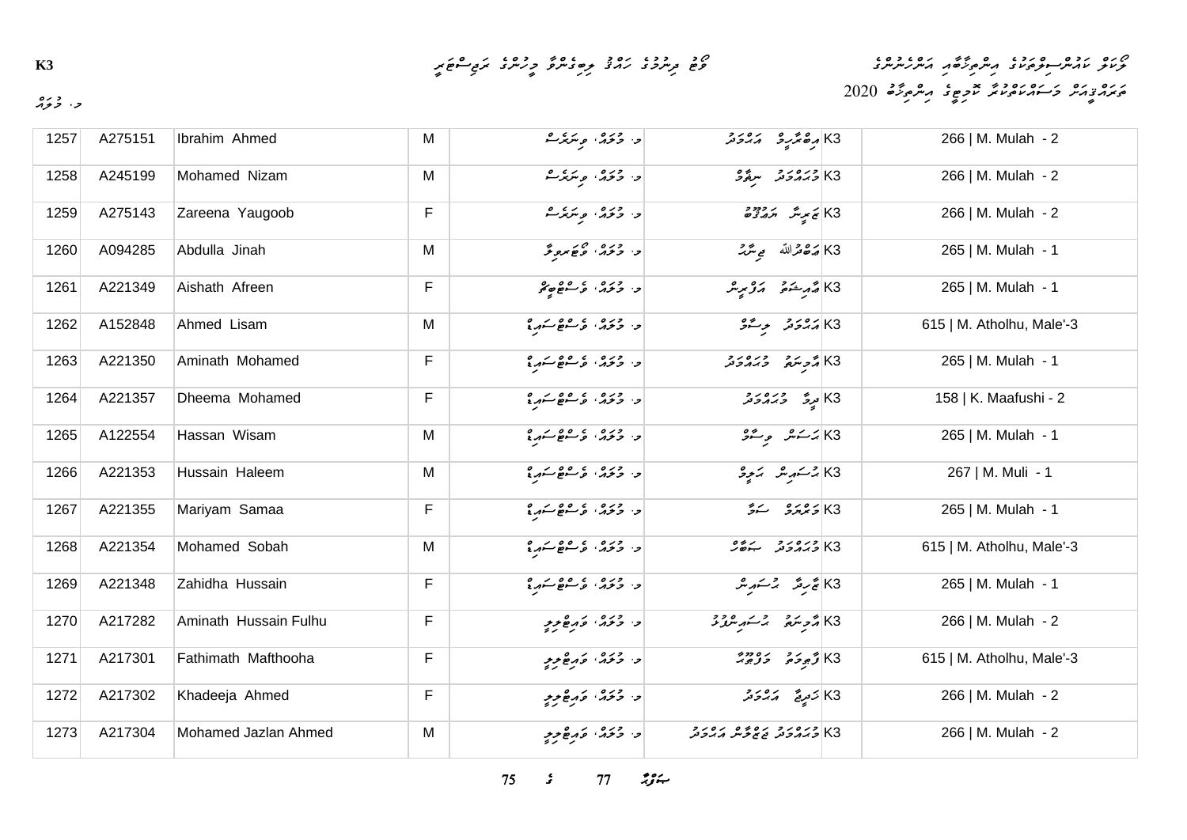| 1257 | A275151 | Ibrahim Ahmed | M | د. ڌڌمر، وِسَرَسْ | K3 ﺍﻳﺮﺍﻫﻴﻢ ﺍﺣﻤﺪ | 266 \| M. Mulah - 2 |
|---|---|---|---|---|---|---|
| 1258 | A245199 | Mohamed Nizam | M | د. ڌڌمر، وِسَرَسْ | K3 ﻣﺤﻤﺪ ﻧﻈﺎﻡ | 266 \| M. Mulah - 2 |
| 1259 | A275143 | Zareena Yaugoob | F | د. ڌڌمر، وِسَرَسْ | K3 ﺯﺭﻳﻨﺎ ﻳﻌﻘﻮﺏ | 266 \| M. Mulah - 2 |
| 1260 | A094285 | Abdulla Jinah | M | د. ڌڌمر، ڨهمرو ڨ | K3 ﻋﺒﺪﺍﻟﻠﻪ ﺟﻨﺎﺡ | 265 \| M. Mulah - 1 |
| 1261 | A221349 | Aishath Afreen | F | د. ڌڌمر، ڨسڨڨڨ | K3 ﻋﺎﺋﺸﺔ ﺃﻓﺮﻳﻦ | 265 \| M. Mulah - 1 |
| 1262 | A152848 | Ahmed Lisam | M | د. ڌڌمر، ڨسڨسڨڨ | K3 ﺍﺣﻤﺪ ﻟﺴﺎﻡ | 615 \| M. Atholhu, Male'-3 |
| 1263 | A221350 | Aminath Mohamed | F | د. ڌڌمر، ڨسڨسڨڨ | K3 ﺁﻣﻨﺔ ﻣﺤﻤﺪ | 265 \| M. Mulah - 1 |
| 1264 | A221357 | Dheema Mohamed | F | د. ڌڌمر، ڨسڨسڨڨ | K3 ﺩﻳﻤﺎ ﻣﺤﻤﺪ | 158 \| K. Maafushi - 2 |
| 1265 | A122554 | Hassan Wisam | M | د. ڌڌمر، ڨسڨسڨڨ | K3 ﺣﺴﻦ ﻭﺳﺎﻡ | 265 \| M. Mulah - 1 |
| 1266 | A221353 | Hussain Haleem | M | د. ڌڌمر، ڨسڨسڨڨ | K3 ﺣﺴﻴﻦ ﺣﻠﻴﻢ | 267 \| M. Muli - 1 |
| 1267 | A221355 | Mariyam Samaa | F | د. ڌڌمر، ڨسڨسڨڨ | K3 ﻣﺮﻳﻢ ﺳﻤﺎﺀ | 265 \| M. Mulah - 1 |
| 1268 | A221354 | Mohamed Sobah | M | د. ڌڌمر، ڨسڨسڨڨ | K3 ﻣﺤﻤﺪ ﺻﺒﺎﺡ | 615 \| M. Atholhu, Male'-3 |
| 1269 | A221348 | Zahidha Hussain | F | د. ڌڌمر، ڨسڨسڨڨ | K3 ﺯﺍﻫﺪﺓ ﺣﺴﻴﻦ | 265 \| M. Mulah - 1 |
| 1270 | A217282 | Aminath Hussain Fulhu | F | د. ڌڌمر، ڨمرڨوِو | K3 ﺁﻣﻨﺔ ﺣﺴﻴﻦ ﻓﻠﻮ | 266 \| M. Mulah - 2 |
| 1271 | A217301 | Fathimath Mafthooha | F | د. ڌڌمر، ڨمرڨوِو | K3 ﻓﺎﻃﻤﺔ ﻣﻔﺘﻮﺣﺔ | 615 \| M. Atholhu, Male'-3 |
| 1272 | A217302 | Khadeeja Ahmed | F | د. ڌڌمر، ڨمرڨوِو | K3 ﺧﺪﻳﺠﺔ ﺍﺣﻤﺪ | 266 \| M. Mulah - 2 |
| 1273 | A217304 | Mohamed Jazlan Ahmed | M | د. ڌڌمر، ڨمرڨوِو | K3 ﻣﺤﻤﺪ ﺟﺰﻻﻥ ﺍﺣﻤﺪ | 266 \| M. Mulah - 2 |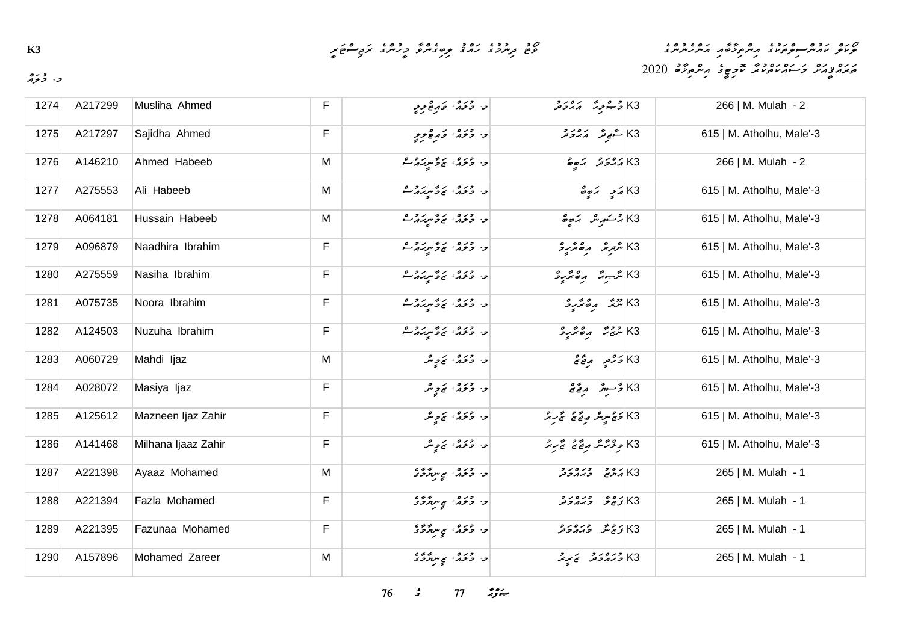| 1274 | A217299 | Musliha Ahmed | F | ދ. މުލައް، ވައިޓްލިލީ | މުސްލިޙާ އަޙުމަދު K3 | 266 \| M. Mulah - 2 |
|---|---|---|---|---|---|---|
| 1275 | A217297 | Sajidha Ahmed | F | ދ. މުލައް، ވައިޓްލިލީ | ސާޖިދާ އަޙުމަދު K3 | 615 \| M. Atholhu, Male'-3 |
| 1276 | A146210 | Ahmed Habeeb | M | ދ. މުލައް، ހަވާނީރައުސް | އަޙުމަދު ހަބީބު K3 | 266 \| M. Mulah - 2 |
| 1277 | A275553 | Ali Habeeb | M | ދ. މުލައް، ހަވާނީރައުސް | އަލި ހަބީބު K3 | 615 \| M. Atholhu, Male'-3 |
| 1278 | A064181 | Hussain Habeeb | M | ދ. މުލައް، ހަވާނީރައުސް | ހުސައިން ހަބީބު K3 | 615 \| M. Atholhu, Male'-3 |
| 1279 | A096879 | Naadhira Ibrahim | F | ދ. މުލައް، ހަވާނީރައުސް | ނާދިރާ އިބްރާހީމް K3 | 615 \| M. Atholhu, Male'-3 |
| 1280 | A275559 | Nasiha Ibrahim | F | ދ. މުލައް، ހަވާނީރައުސް | ނާސިހާ އިބްރާހީމް K3 | 615 \| M. Atholhu, Male'-3 |
| 1281 | A075735 | Noora Ibrahim | F | ދ. މުލައް، ހަވާނީރައުސް | ނޫރާ އިބްރާހީމް K3 | 615 \| M. Atholhu, Male'-3 |
| 1282 | A124503 | Nuzuha Ibrahim | F | ދ. މުލައް، ހަވާނީރައުސް | ނުޒުހާ އިބްރާހީމް K3 | 615 \| M. Atholhu, Male'-3 |
| 1283 | A060729 | Mahdi Ijaz | M | ދ. މުލައް، ހަލީން | މަހްދީ އިޢްޖާޒް K3 | 615 \| M. Atholhu, Male'-3 |
| 1284 | A028072 | Masiya Ijaz | F | ދ. މުލައް، ހަލީން | މާސިޔާ އިޢްޖާޒް K3 | 615 \| M. Atholhu, Male'-3 |
| 1285 | A125612 | Mazneen Ijaz Zahir | F | ދ. މުލައް، ހަލީން | މަޒްނީން އިޢްޖާޒް ޒާހިރު K3 | 615 \| M. Atholhu, Male'-3 |
| 1286 | A141468 | Milhana Ijaaz Zahir | F | ދ. މުލައް، ހަލީން | މިލްހާނާ އިޢްޖާޒް ޒާހިރު K3 | 615 \| M. Atholhu, Male'-3 |
| 1287 | A221398 | Ayaaz Mohamed | M | ދ. މުލައް، ހިނާފާގެ | އަޔާޒް މުހައްމަދު K3 | 265 \| M. Mulah - 1 |
| 1288 | A221394 | Fazla Mohamed | F | ދ. މުލައް، ހިނާފާގެ | ފަޟްލާ މުހައްމަދު K3 | 265 \| M. Mulah - 1 |
| 1289 | A221395 | Fazunaa Mohamed | F | ދ. މުލައް، ހިނާފާގެ | ފަޒުނާ މުހައްމަދު K3 | 265 \| M. Mulah - 1 |
| 1290 | A157896 | Mohamed Zareer | M | ދ. މުލައް، ހިނާފާގެ | މުހައްމަދު ޒަރީރު K3 | 265 \| M. Mulah - 1 |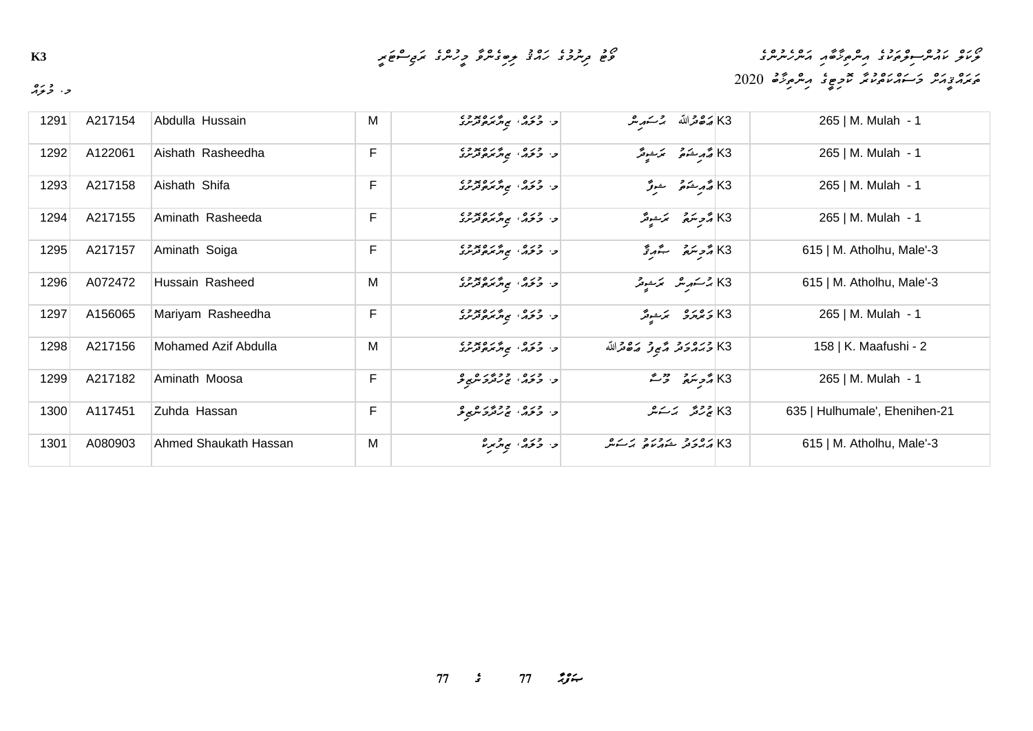| | | | | | | |
|---|---|---|---|---|---|---|
| 1291 | A217154 | Abdulla Hussain | M | د. ۈتەم، ىوترىزەتترىرى | K3 مَەھْتَراللە بُرْسَہرِسْ | 265 \| M. Mulah - 1 |
| 1292 | A122061 | Aishath Rasheedha | F | د. ۈتەم، ىوترىزەتترىرى | K3 مُەرِحْسَمَ بَرَحْسِبِرَّ | 265 \| M. Mulah - 1 |
| 1293 | A217158 | Aishath Shifa | F | د. ۈتەم، ىوترىزەتترىرى | K3 مُەرِحْسَمَ حْسِرَّ | 265 \| M. Mulah - 1 |
| 1294 | A217155 | Aminath Rasheeda | F | د. ۈتەم، ىوترىزەتترىرى | K3 مُرْحِسَمَ بَرَحْسِبِرَّ | 265 \| M. Mulah - 1 |
| 1295 | A217157 | Aminath Soiga | F | د. ۈتەم، ىوترىزەتترىرى | K3 مُرْحِسَمَ سُمْرِتَحْ | 615 \| M. Atholhu, Male'-3 |
| 1296 | A072472 | Hussain Rasheed | M | د. ۈتەم، ىوترىزەتترىرى | K3 بُرْسَہرِسْ بَرَحْسِبِرْ | 615 \| M. Atholhu, Male'-3 |
| 1297 | A156065 | Mariyam Rasheedha | F | د. ۈتەم، ىوترىزەتترىرى | K3 وَتْرْتَرْدَ بَرَحْسِبِرَّ | 265 \| M. Mulah - 1 |
| 1298 | A217156 | Mohamed Azif Abdulla | M | د. ۈتەم، ىوترىزەتترىرى | K3 وُبَرَمُرَوْتَرْ مُرَّبِوْ مَەھْتَراللە | 158 \| K. Maafushi - 2 |
| 1299 | A217182 | Aminath Moosa | F | د. ۈتەم، ىوترىزىرسرىبوتر | K3 مُرْحِسَمَ تُرْسَمُّ | 265 \| M. Mulah - 1 |
| 1300 | A117451 | Zuhda Hassan | F | د. ۈتەم، ىوترىزىرسرىبوتر | K3 ىُرْتَرَّ بَرَسَىرْ | 635 \| Hulhumale', Ehenihen-21 |
| 1301 | A080903 | Ahmed Shaukath Hassan | M | د. ۈتەم، ىوترىبرە | K3 مَرْدَوَتْرْ حْسَمَرْمَسَمْ بَرَسَىرْ | 615 \| M. Atholhu, Male'-3 |